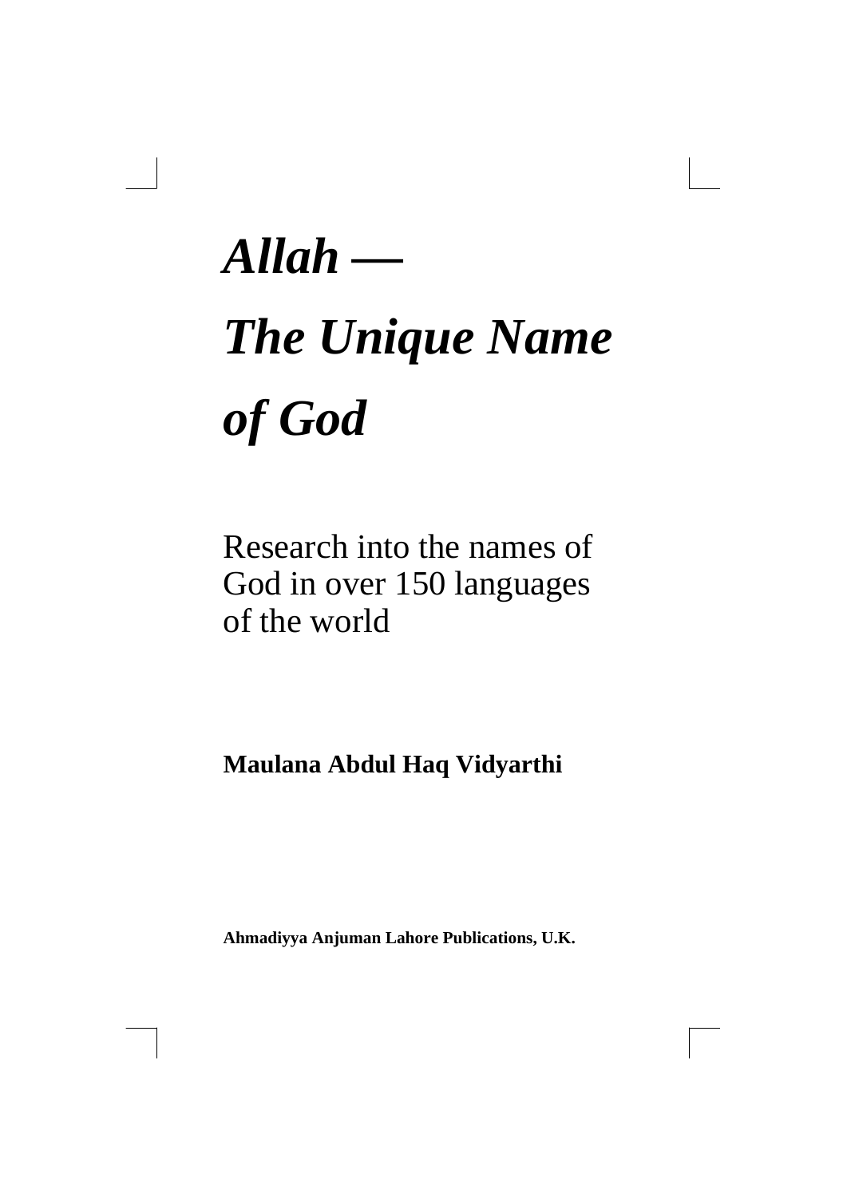# *Allah — The Unique Name of God*

Research into the names of God in over 150 languages of the world

**Maulana Abdul Haq Vidyarthi**

**Ahmadiyya Anjuman Lahore Publications, U.K.**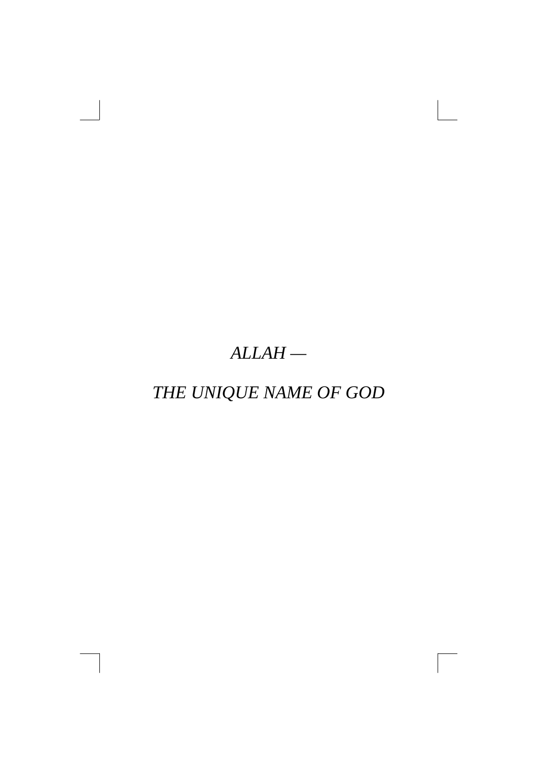*ALLAH —*

*THE UNIQUE NAME OF GOD*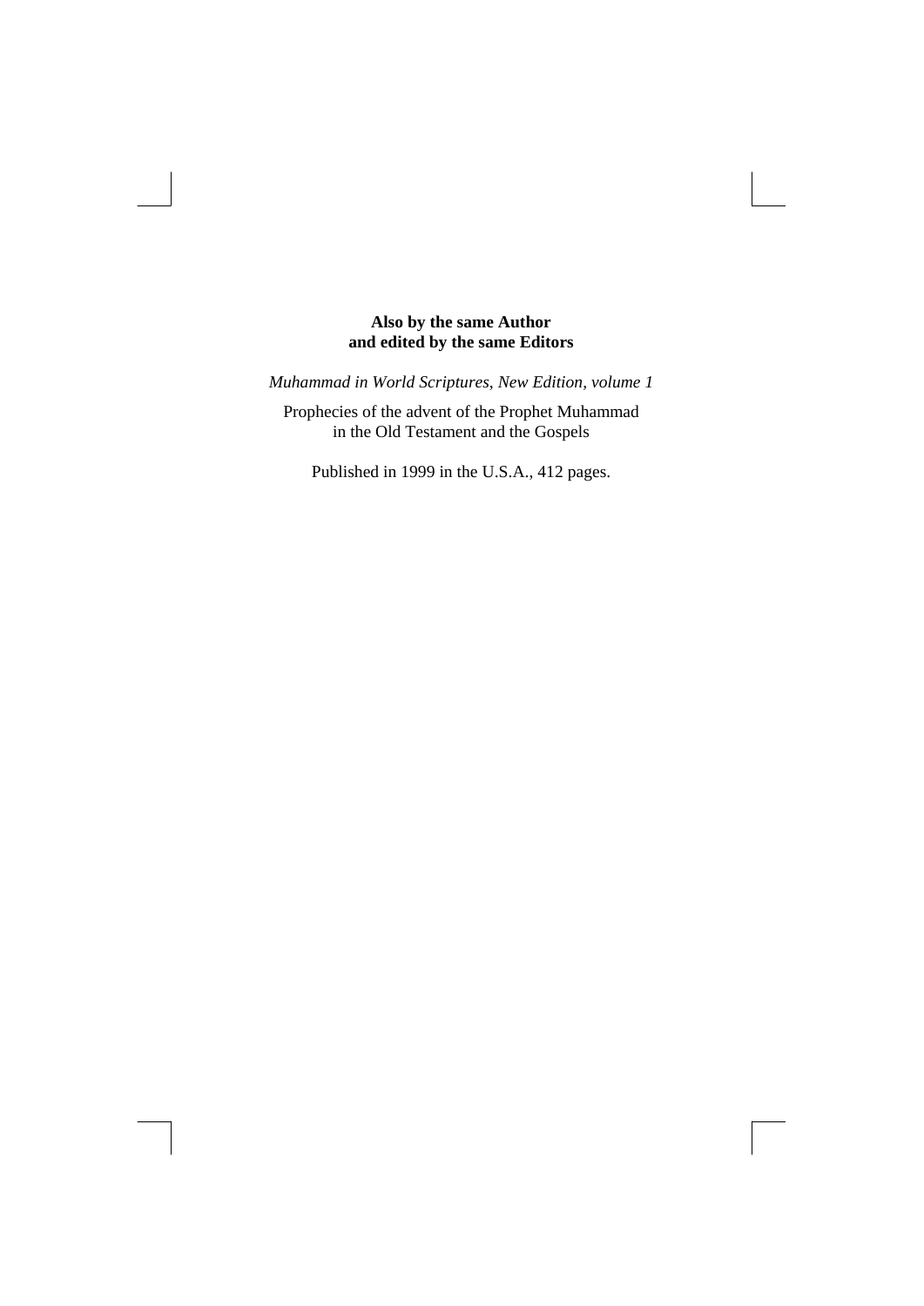**Also by the same Author**
**and edited by the same Editors**

*Muhammad in World Scriptures, New Edition, volume 1*

Prophecies of the advent of the Prophet Muhammad
in the Old Testament and the Gospels

Published in 1999 in the U.S.A., 412 pages.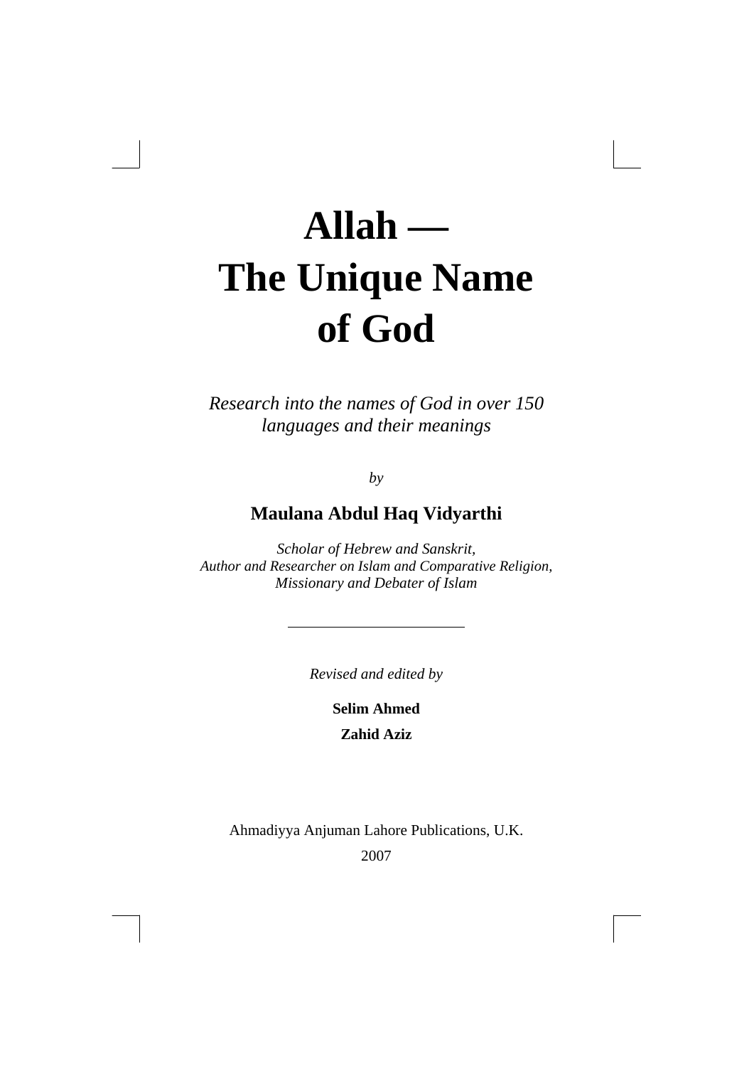# Allah —
# The Unique Name of God

*Research into the names of God in over 150 languages and their meanings*

*by*

**Maulana Abdul Haq Vidyarthi**

*Scholar of Hebrew and Sanskrit,*
*Author and Researcher on Islam and Comparative Religion,*
*Missionary and Debater of Islam*

---

*Revised and edited by*

**Selim Ahmed**

**Zahid Aziz**

Ahmadiyya Anjuman Lahore Publications, U.K.

2007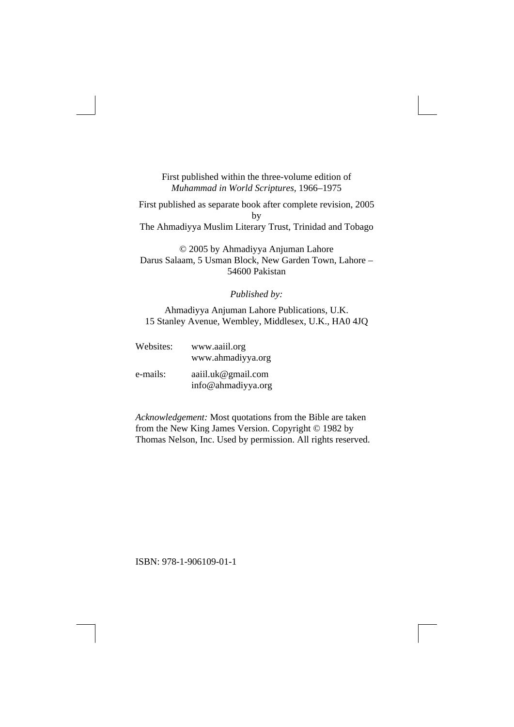First published within the three-volume edition of
*Muhammad in World Scriptures*, 1966–1975

First published as separate book after complete revision, 2005
by
The Ahmadiyya Muslim Literary Trust, Trinidad and Tobago

© 2005 by Ahmadiyya Anjuman Lahore
Darus Salaam, 5 Usman Block, New Garden Town, Lahore – 54600 Pakistan

*Published by:*

Ahmadiyya Anjuman Lahore Publications, U.K.
15 Stanley Avenue, Wembley, Middlesex, U.K., HA0 4JQ

Websites: www.aaiil.org
www.ahmadiyya.org

e-mails: aaiil.uk@gmail.com
info@ahmadiyya.org

*Acknowledgement:* Most quotations from the Bible are taken from the New King James Version. Copyright © 1982 by Thomas Nelson, Inc. Used by permission. All rights reserved.

ISBN: 978-1-906109-01-1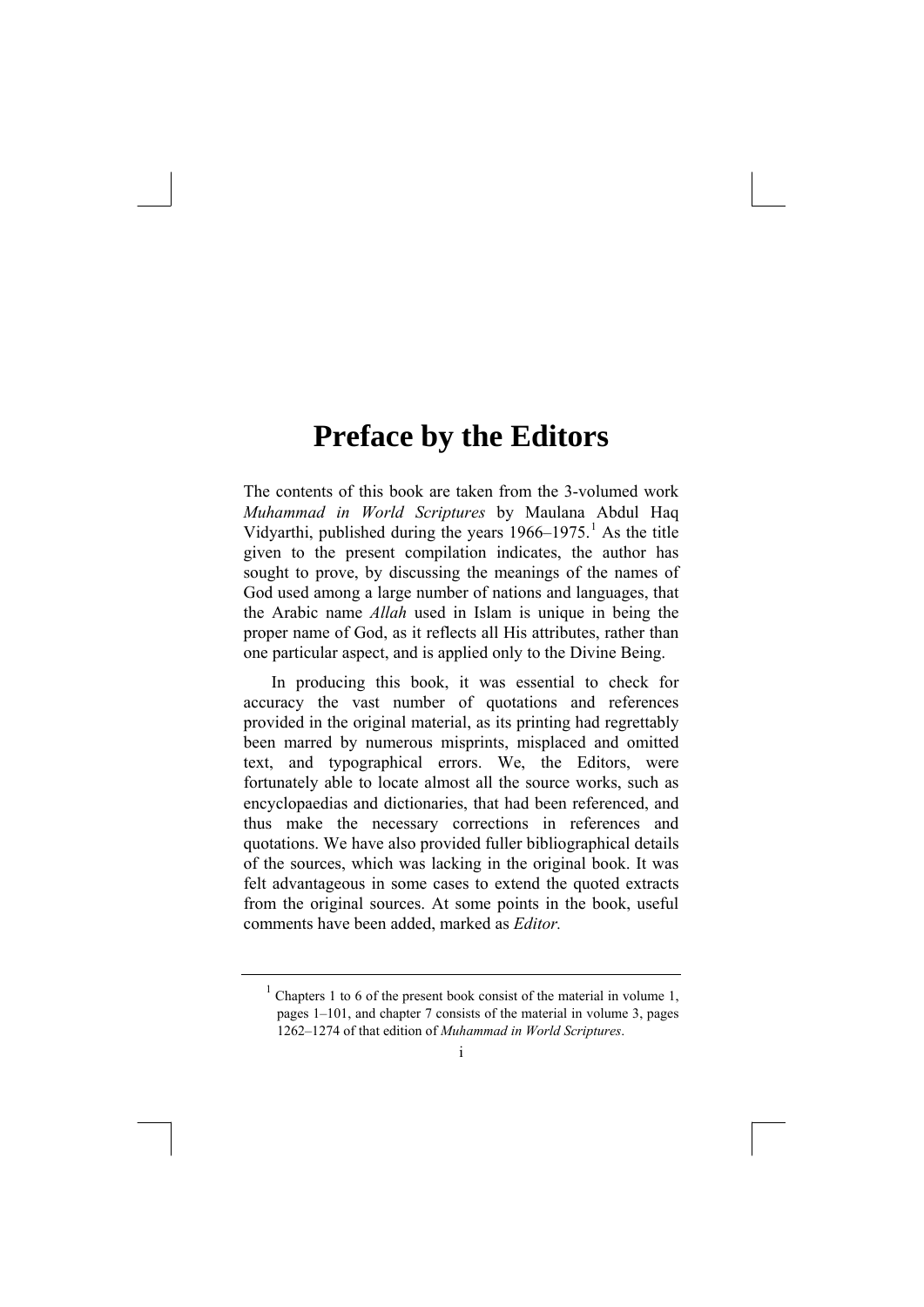# Preface by the Editors

The contents of this book are taken from the 3-volumed work *Muhammad in World Scriptures* by Maulana Abdul Haq Vidyarthi, published during the years 1966–1975.[1] As the title given to the present compilation indicates, the author has sought to prove, by discussing the meanings of the names of God used among a large number of nations and languages, that the Arabic name *Allah* used in Islam is unique in being the proper name of God, as it reflects all His attributes, rather than one particular aspect, and is applied only to the Divine Being.

In producing this book, it was essential to check for accuracy the vast number of quotations and references provided in the original material, as its printing had regrettably been marred by numerous misprints, misplaced and omitted text, and typographical errors. We, the Editors, were fortunately able to locate almost all the source works, such as encyclopaedias and dictionaries, that had been referenced, and thus make the necessary corrections in references and quotations. We have also provided fuller bibliographical details of the sources, which was lacking in the original book. It was felt advantageous in some cases to extend the quoted extracts from the original sources. At some points in the book, useful comments have been added, marked as *Editor.*

---

[1] Chapters 1 to 6 of the present book consist of the material in volume 1, pages 1–101, and chapter 7 consists of the material in volume 3, pages 1262–1274 of that edition of *Muhammad in World Scriptures*.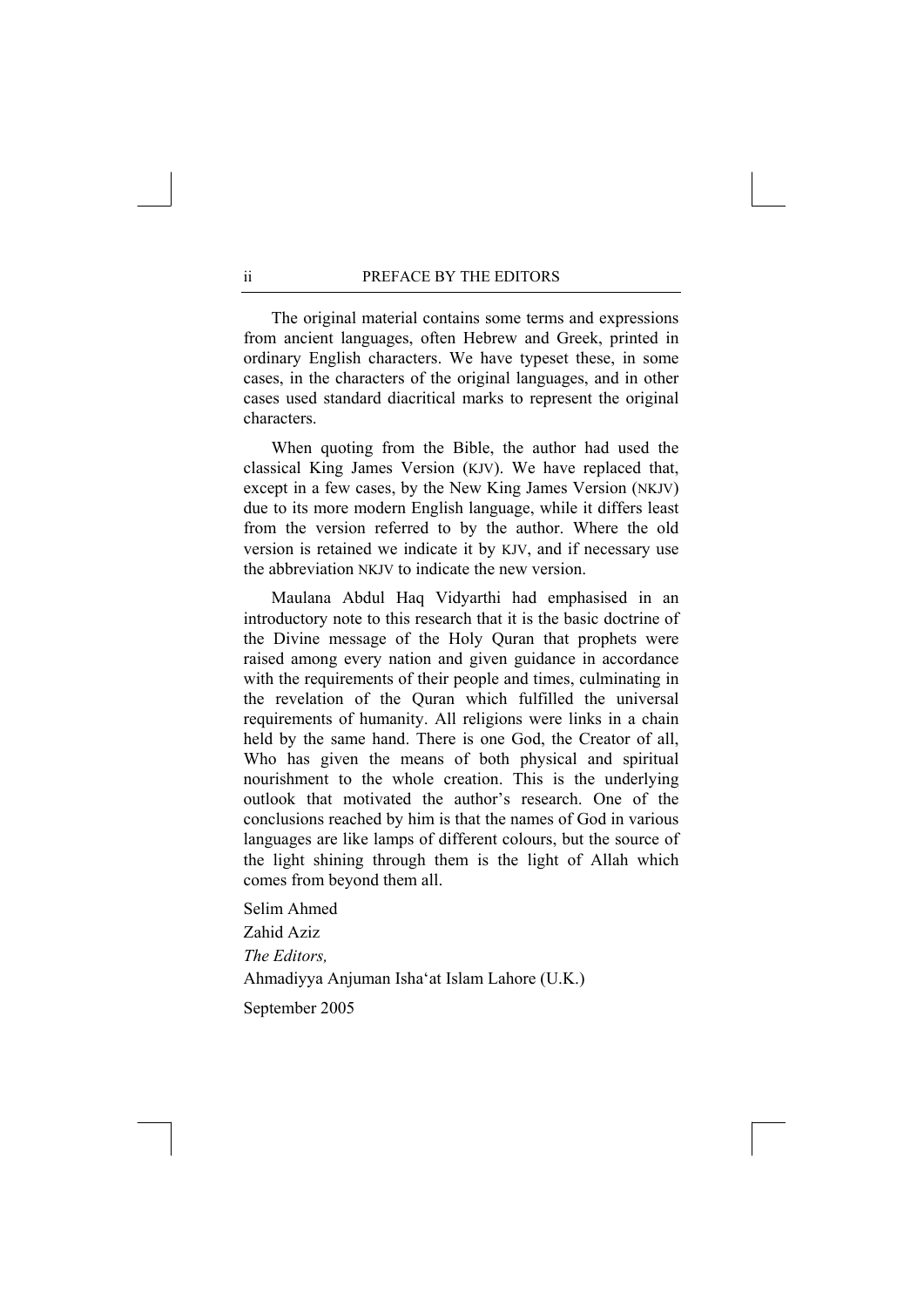The original material contains some terms and expressions from ancient languages, often Hebrew and Greek, printed in ordinary English characters. We have typeset these, in some cases, in the characters of the original languages, and in other cases used standard diacritical marks to represent the original characters.

When quoting from the Bible, the author had used the classical King James Version (KJV). We have replaced that, except in a few cases, by the New King James Version (NKJV) due to its more modern English language, while it differs least from the version referred to by the author. Where the old version is retained we indicate it by KJV, and if necessary use the abbreviation NKJV to indicate the new version.

Maulana Abdul Haq Vidyarthi had emphasised in an introductory note to this research that it is the basic doctrine of the Divine message of the Holy Quran that prophets were raised among every nation and given guidance in accordance with the requirements of their people and times, culminating in the revelation of the Quran which fulfilled the universal requirements of humanity. All religions were links in a chain held by the same hand. There is one God, the Creator of all, Who has given the means of both physical and spiritual nourishment to the whole creation. This is the underlying outlook that motivated the author's research. One of the conclusions reached by him is that the names of God in various languages are like lamps of different colours, but the source of the light shining through them is the light of Allah which comes from beyond them all.

Selim Ahmed  
Zahid Aziz  
*The Editors,*  
Ahmadiyya Anjuman Isha'at Islam Lahore (U.K.)

September 2005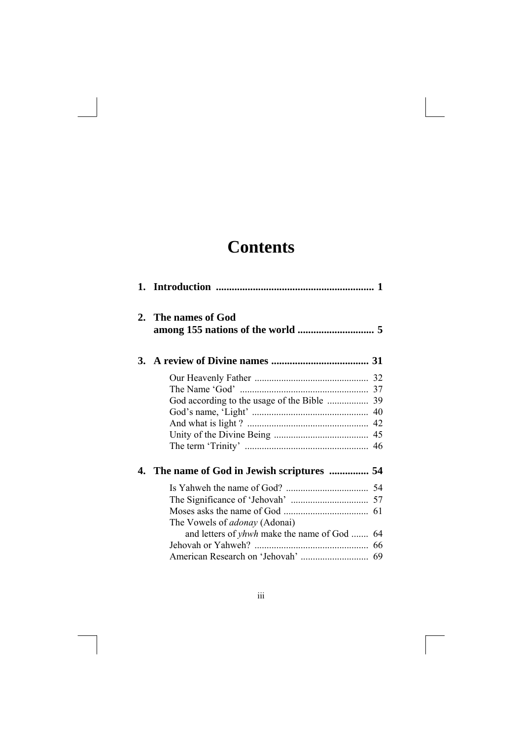# Contents

**1. Introduction ............................................................ 1**

**2. The names of God among 155 nations of the world ............................ 5**

**3. A review of Divine names ..................................... 31**

- Our Heavenly Father ............................................... 32
- The Name 'God' ..................................................... 37
- God according to the usage of the Bible ................. 39
- God's name, 'Light' ................................................ 40
- And what is light ? .................................................. 42
- Unity of the Divine Being ....................................... 45
- The term 'Trinity' ................................................... 46

**4. The name of God in Jewish scriptures ............... 54**

- Is Yahweh the name of God? .................................. 54
- The Significance of 'Jehovah' ................................ 57
- Moses asks the name of God .................................. 61
- The Vowels of *adonay* (Adonai) and letters of *yhwh* make the name of God ....... 64
- Jehovah or Yahweh? ............................................... 66
- American Research on 'Jehovah' ............................ 69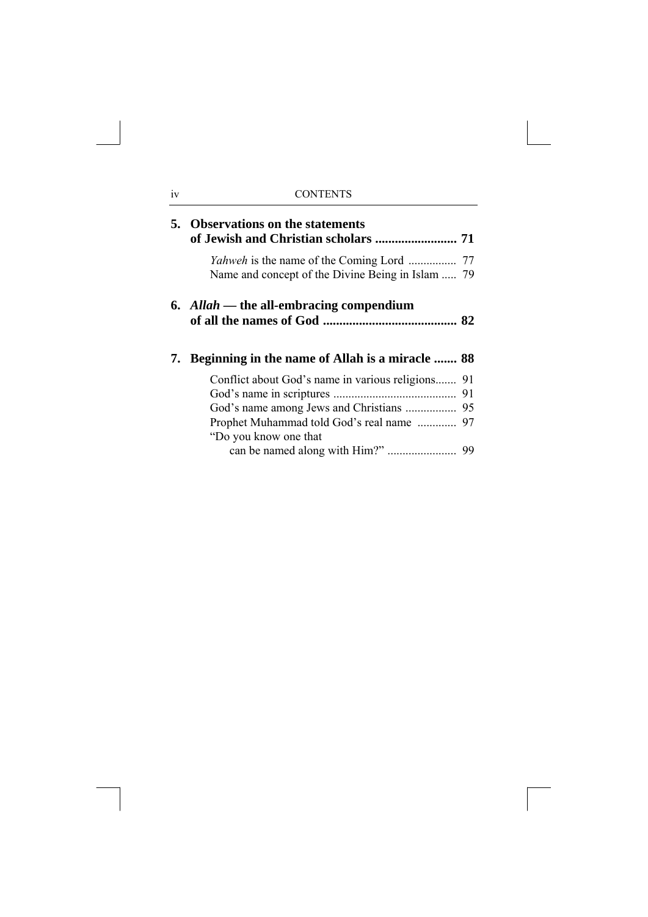**5. Observations on the statements of Jewish and Christian scholars ......................... 71**

*Yahweh* is the name of the Coming Lord ................ 77
Name and concept of the Divine Being in Islam ..... 79

**6. *Allah* — the all-embracing compendium of all the names of God ......................................... 82**

**7. Beginning in the name of Allah is a miracle ....... 88**

Conflict about God's name in various religions....... 91
God's name in scriptures ......................................... 91
God's name among Jews and Christians ................. 95
Prophet Muhammad told God's real name ............. 97
"Do you know one that can be named along with Him?" ....................... 99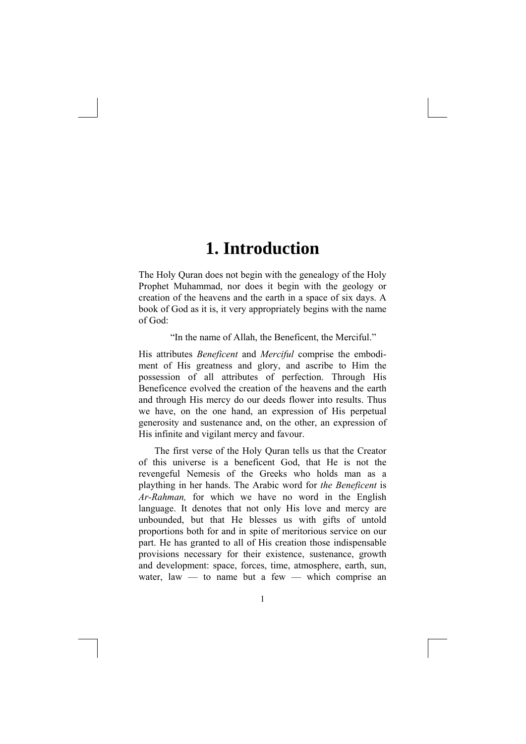# 1. Introduction

The Holy Quran does not begin with the genealogy of the Holy Prophet Muhammad, nor does it begin with the geology or creation of the heavens and the earth in a space of six days. A book of God as it is, it very appropriately begins with the name of God:

> "In the name of Allah, the Beneficent, the Merciful."

His attributes *Beneficent* and *Merciful* comprise the embodiment of His greatness and glory, and ascribe to Him the possession of all attributes of perfection. Through His Beneficence evolved the creation of the heavens and the earth and through His mercy do our deeds flower into results. Thus we have, on the one hand, an expression of His perpetual generosity and sustenance and, on the other, an expression of His infinite and vigilant mercy and favour.

The first verse of the Holy Quran tells us that the Creator of this universe is a beneficent God, that He is not the revengeful Nemesis of the Greeks who holds man as a plaything in her hands. The Arabic word for *the Beneficent* is *Ar-Rahman,* for which we have no word in the English language. It denotes that not only His love and mercy are unbounded, but that He blesses us with gifts of untold proportions both for and in spite of meritorious service on our part. He has granted to all of His creation those indispensable provisions necessary for their existence, sustenance, growth and development: space, forces, time, atmosphere, earth, sun, water, law — to name but a few — which comprise an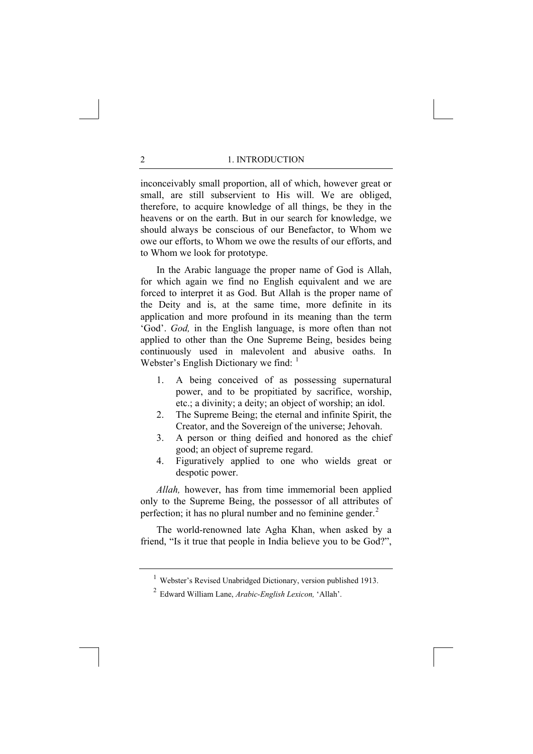inconceivably small proportion, all of which, however great or small, are still subservient to His will. We are obliged, therefore, to acquire knowledge of all things, be they in the heavens or on the earth. But in our search for knowledge, we should always be conscious of our Benefactor, to Whom we owe our efforts, to Whom we owe the results of our efforts, and to Whom we look for prototype.

In the Arabic language the proper name of God is Allah, for which again we find no English equivalent and we are forced to interpret it as God. But Allah is the proper name of the Deity and is, at the same time, more definite in its application and more profound in its meaning than the term 'God'. *God,* in the English language, is more often than not applied to other than the One Supreme Being, besides being continuously used in malevolent and abusive oaths. In Webster's English Dictionary we find: [1]

1. A being conceived of as possessing supernatural power, and to be propitiated by sacrifice, worship, etc.; a divinity; a deity; an object of worship; an idol.
2. The Supreme Being; the eternal and infinite Spirit, the Creator, and the Sovereign of the universe; Jehovah.
3. A person or thing deified and honored as the chief good; an object of supreme regard.
4. Figuratively applied to one who wields great or despotic power.

*Allah,* however, has from time immemorial been applied only to the Supreme Being, the possessor of all attributes of perfection; it has no plural number and no feminine gender.[2]

The world-renowned late Agha Khan, when asked by a friend, "Is it true that people in India believe you to be God?",

---

[1] Webster's Revised Unabridged Dictionary, version published 1913.

[2] Edward William Lane, *Arabic-English Lexicon,* 'Allah'.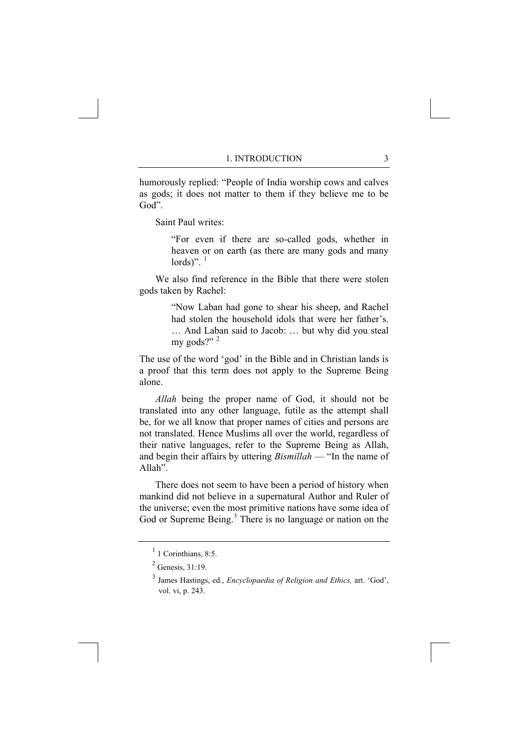humorously replied: "People of India worship cows and calves as gods; it does not matter to them if they believe me to be God".

Saint Paul writes:

> "For even if there are so-called gods, whether in heaven or on earth (as there are many gods and many lords)". [1]

We also find reference in the Bible that there were stolen gods taken by Rachel:

> "Now Laban had gone to shear his sheep, and Rachel had stolen the household idols that were her father's. … And Laban said to Jacob: … but why did you steal my gods?" [2]

The use of the word 'god' in the Bible and in Christian lands is a proof that this term does not apply to the Supreme Being alone.

*Allah* being the proper name of God, it should not be translated into any other language, futile as the attempt shall be, for we all know that proper names of cities and persons are not translated. Hence Muslims all over the world, regardless of their native languages, refer to the Supreme Being as Allah, and begin their affairs by uttering *Bismillah* — "In the name of Allah".

There does not seem to have been a period of history when mankind did not believe in a supernatural Author and Ruler of the universe; even the most primitive nations have some idea of God or Supreme Being.[3] There is no language or nation on the

---

[1] 1 Corinthians, 8:5.

[2] Genesis, 31:19.

[3] James Hastings, ed., *Encyclopaedia of Religion and Ethics,* art. 'God', vol. vi, p. 243.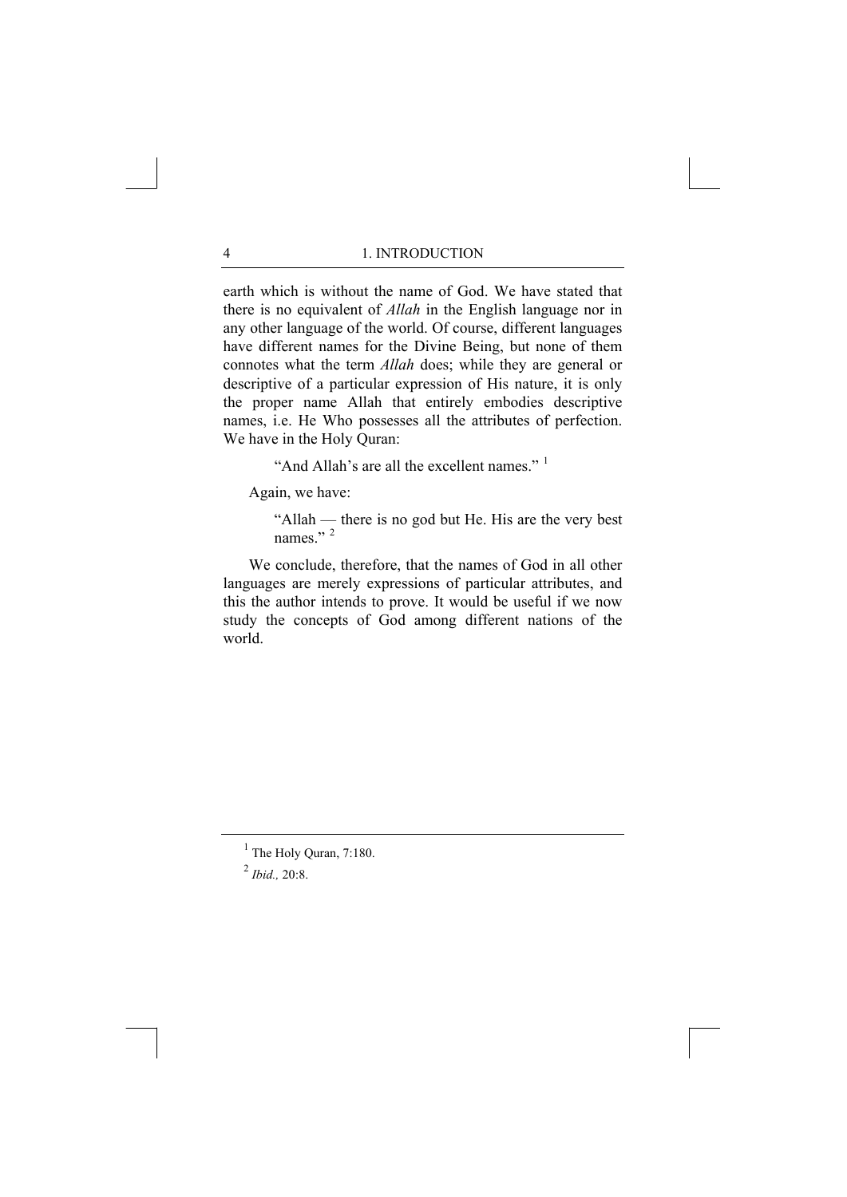earth which is without the name of God. We have stated that there is no equivalent of *Allah* in the English language nor in any other language of the world. Of course, different languages have different names for the Divine Being, but none of them connotes what the term *Allah* does; while they are general or descriptive of a particular expression of His nature, it is only the proper name Allah that entirely embodies descriptive names, i.e. He Who possesses all the attributes of perfection. We have in the Holy Quran:

> "And Allah's are all the excellent names." [1]

Again, we have:

> "Allah — there is no god but He. His are the very best names." [2]

We conclude, therefore, that the names of God in all other languages are merely expressions of particular attributes, and this the author intends to prove. It would be useful if we now study the concepts of God among different nations of the world.

---

[1] The Holy Quran, 7:180.

[2] *Ibid.,* 20:8.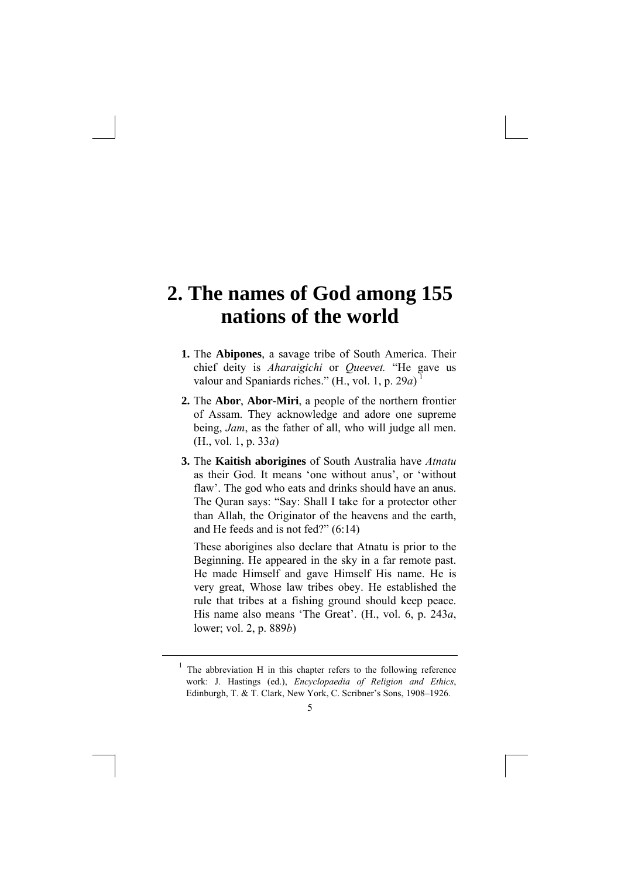# 2. The names of God among 155 nations of the world

1. The **Abipones**, a savage tribe of South America. Their chief deity is *Aharaigichi* or *Queevet.* "He gave us valour and Spaniards riches." (H., vol. 1, p. 29*a*) [1]

2. The **Abor**, **Abor-Miri**, a people of the northern frontier of Assam. They acknowledge and adore one supreme being, *Jam*, as the father of all, who will judge all men. (H., vol. 1, p. 33*a*)

3. The **Kaitish aborigines** of South Australia have *Atnatu* as their God. It means 'one without anus', or 'without flaw'. The god who eats and drinks should have an anus. The Quran says: "Say: Shall I take for a protector other than Allah, the Originator of the heavens and the earth, and He feeds and is not fed?" (6:14)

   These aborigines also declare that Atnatu is prior to the Beginning. He appeared in the sky in a far remote past. He made Himself and gave Himself His name. He is very great, Whose law tribes obey. He established the rule that tribes at a fishing ground should keep peace. His name also means 'The Great'. (H., vol. 6, p. 243*a*, lower; vol. 2, p. 889*b*)

---

[1] The abbreviation H in this chapter refers to the following reference work: J. Hastings (ed.), *Encyclopaedia of Religion and Ethics*, Edinburgh, T. & T. Clark, New York, C. Scribner's Sons, 1908–1926.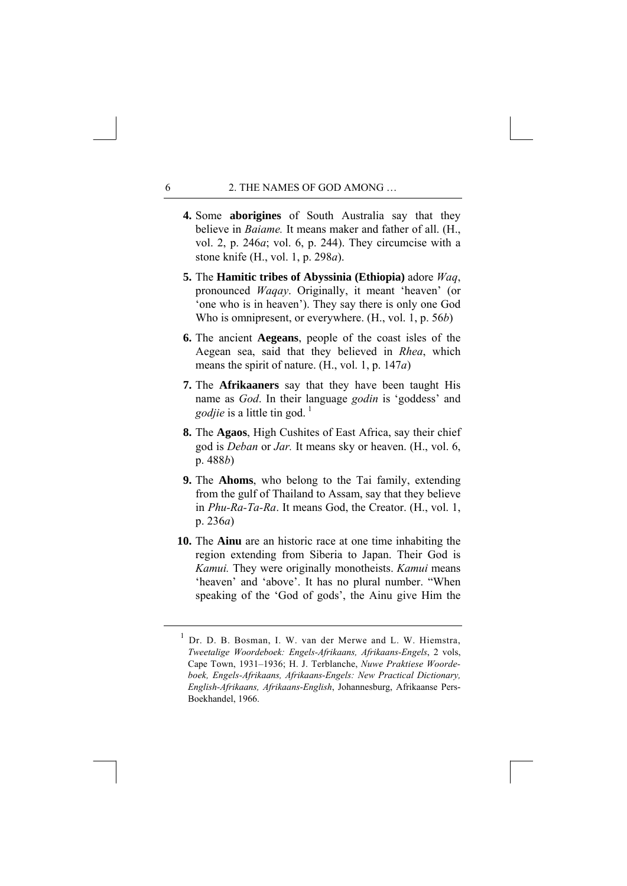**4.** Some **aborigines** of South Australia say that they believe in *Baiame.* It means maker and father of all. (H., vol. 2, p. 246*a*; vol. 6, p. 244). They circumcise with a stone knife (H., vol. 1, p. 298*a*).

**5.** The **Hamitic tribes of Abyssinia (Ethiopia)** adore *Waq*, pronounced *Waqay*. Originally, it meant 'heaven' (or 'one who is in heaven'). They say there is only one God Who is omnipresent, or everywhere. (H., vol. 1, p. 56*b*)

**6.** The ancient **Aegeans**, people of the coast isles of the Aegean sea, said that they believed in *Rhea*, which means the spirit of nature. (H., vol. 1, p. 147*a*)

**7.** The **Afrikaaners** say that they have been taught His name as *God*. In their language *godin* is 'goddess' and *godjie* is a little tin god. [1]

**8.** The **Agaos**, High Cushites of East Africa, say their chief god is *Deban* or *Jar.* It means sky or heaven. (H., vol. 6, p. 488*b*)

**9.** The **Ahoms**, who belong to the Tai family, extending from the gulf of Thailand to Assam, say that they believe in *Phu-Ra-Ta-Ra*. It means God, the Creator. (H., vol. 1, p. 236*a*)

**10.** The **Ainu** are an historic race at one time inhabiting the region extending from Siberia to Japan. Their God is *Kamui.* They were originally monotheists. *Kamui* means 'heaven' and 'above'. It has no plural number. "When speaking of the 'God of gods', the Ainu give Him the

---

[1] Dr. D. B. Bosman, I. W. van der Merwe and L. W. Hiemstra, *Tweetalige Woordeboek: Engels-Afrikaans, Afrikaans-Engels*, 2 vols, Cape Town, 1931–1936; H. J. Terblanche, *Nuwe Praktiese Woordeboek, Engels-Afrikaans, Afrikaans-Engels: New Practical Dictionary, English-Afrikaans, Afrikaans-English*, Johannesburg, Afrikaanse Pers-Boekhandel, 1966.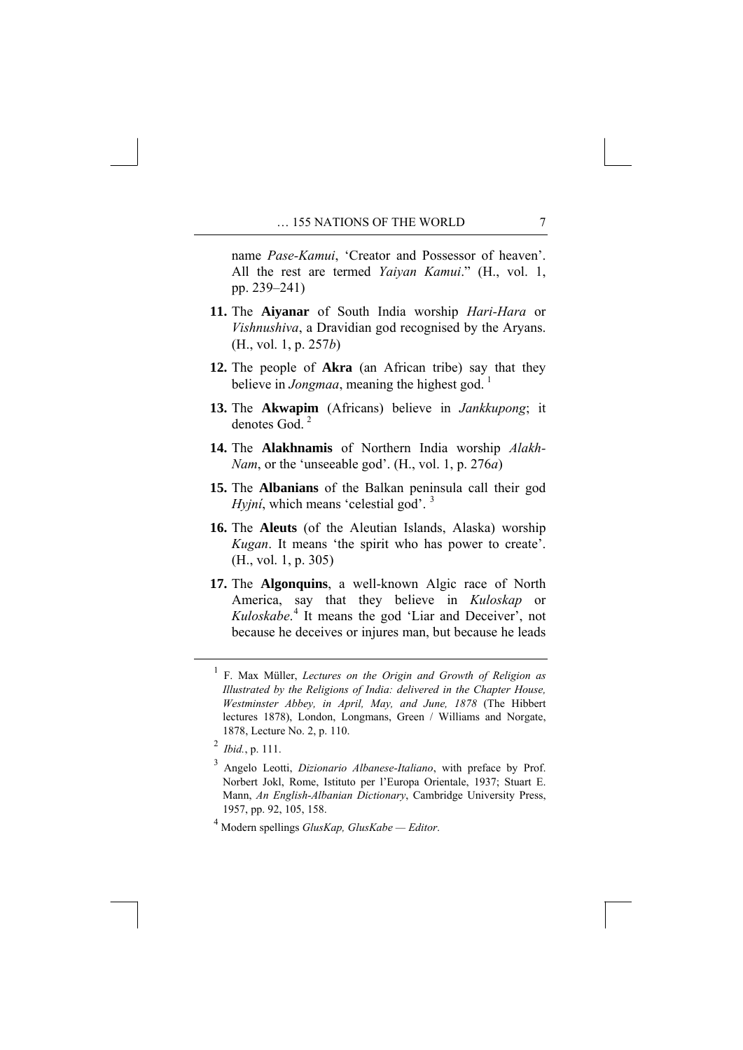name *Pase-Kamui*, 'Creator and Possessor of heaven'. All the rest are termed *Yaiyan Kamui*." (H., vol. 1, pp. 239–241)

**11.** The **Aiyanar** of South India worship *Hari-Hara* or *Vishnushiva*, a Dravidian god recognised by the Aryans. (H., vol. 1, p. 257*b*)

**12.** The people of **Akra** (an African tribe) say that they believe in *Jongmaa*, meaning the highest god. [1]

**13.** The **Akwapim** (Africans) believe in *Jankkupong*; it denotes God. [2]

**14.** The **Alakhnamis** of Northern India worship *Alakh-Nam*, or the 'unseeable god'. (H., vol. 1, p. 276*a*)

**15.** The **Albanians** of the Balkan peninsula call their god *Hyjní*, which means 'celestial god'. [3]

**16.** The **Aleuts** (of the Aleutian Islands, Alaska) worship *Kugan*. It means 'the spirit who has power to create'. (H., vol. 1, p. 305)

**17.** The **Algonquins**, a well-known Algic race of North America, say that they believe in *Kuloskap* or *Kuloskabe*.[4] It means the god 'Liar and Deceiver', not because he deceives or injures man, but because he leads

---

[1] F. Max Müller, *Lectures on the Origin and Growth of Religion as Illustrated by the Religions of India: delivered in the Chapter House, Westminster Abbey, in April, May, and June, 1878* (The Hibbert lectures 1878), London, Longmans, Green / Williams and Norgate, 1878, Lecture No. 2, p. 110.

[2] *Ibid.*, p. 111.

[3] Angelo Leotti, *Dizionario Albanese-Italiano*, with preface by Prof. Norbert Jokl, Rome, Istituto per l'Europa Orientale, 1937; Stuart E. Mann, *An English-Albanian Dictionary*, Cambridge University Press, 1957, pp. 92, 105, 158.

[4] Modern spellings *GlusKap, GlusKabe — Editor*.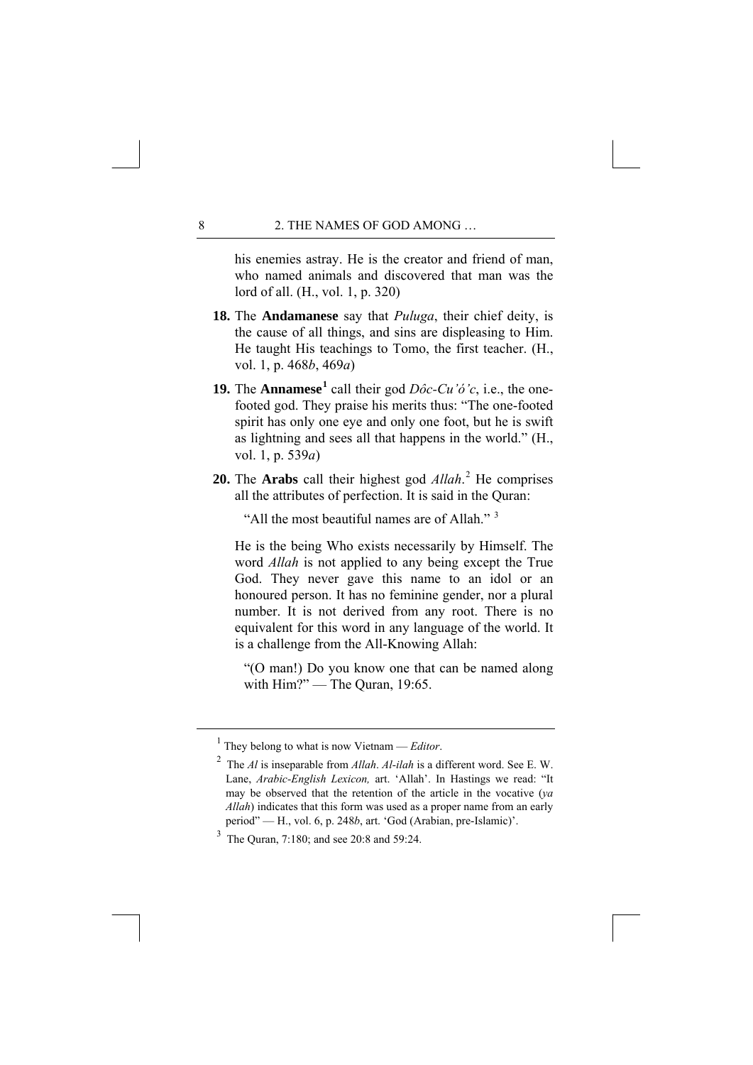his enemies astray. He is the creator and friend of man, who named animals and discovered that man was the lord of all. (H., vol. 1, p. 320)

**18.** The **Andamanese** say that *Puluga*, their chief deity, is the cause of all things, and sins are displeasing to Him. He taught His teachings to Tomo, the first teacher. (H., vol. 1, p. 468*b*, 469*a*)

**19.** The **Annamese**[1] call their god *Dôc-Cu'ó'c*, i.e., the one-footed god. They praise his merits thus: "The one-footed spirit has only one eye and only one foot, but he is swift as lightning and sees all that happens in the world." (H., vol. 1, p. 539*a*)

**20.** The **Arabs** call their highest god *Allah*.[2] He comprises all the attributes of perfection. It is said in the Quran:

> "All the most beautiful names are of Allah." [3]

He is the being Who exists necessarily by Himself. The word *Allah* is not applied to any being except the True God. They never gave this name to an idol or an honoured person. It has no feminine gender, nor a plural number. It is not derived from any root. There is no equivalent for this word in any language of the world. It is a challenge from the All-Knowing Allah:

> "(O man!) Do you know one that can be named along with Him?" — The Quran, 19:65.

---

[1] They belong to what is now Vietnam — *Editor*.

[2] The *Al* is inseparable from *Allah*. *Al-ilah* is a different word. See E. W. Lane, *Arabic-English Lexicon,* art. 'Allah'. In Hastings we read: "It may be observed that the retention of the article in the vocative (*ya Allah*) indicates that this form was used as a proper name from an early period" — H., vol. 6, p. 248*b*, art. 'God (Arabian, pre-Islamic)'.

[3] The Quran, 7:180; and see 20:8 and 59:24.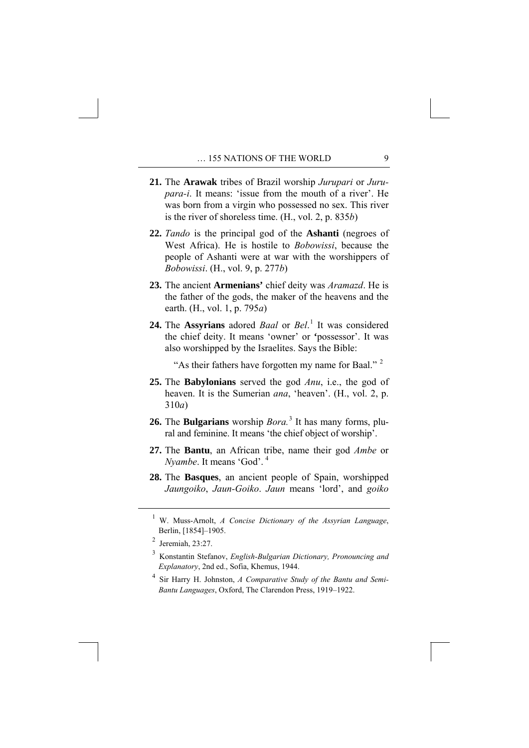**21.** The **Arawak** tribes of Brazil worship *Jurupari* or *Jurupara-i*. It means: 'issue from the mouth of a river'. He was born from a virgin who possessed no sex. This river is the river of shoreless time. (H., vol. 2, p. 835*b*)

**22.** *Tando* is the principal god of the **Ashanti** (negroes of West Africa). He is hostile to *Bobowissi*, because the people of Ashanti were at war with the worshippers of *Bobowissi*. (H., vol. 9, p. 277*b*)

**23.** The ancient **Armenians'** chief deity was *Aramazd*. He is the father of the gods, the maker of the heavens and the earth. (H., vol. 1, p. 795*a*)

**24.** The **Assyrians** adored *Baal* or *Bel*.[1] It was considered the chief deity. It means 'owner' or 'possessor'. It was also worshipped by the Israelites. Says the Bible:

> "As their fathers have forgotten my name for Baal." [2]

**25.** The **Babylonians** served the god *Anu*, i.e., the god of heaven. It is the Sumerian *ana*, 'heaven'. (H., vol. 2, p. 310*a*)

**26.** The **Bulgarians** worship *Bora.*[3] It has many forms, plural and feminine. It means 'the chief object of worship'.

**27.** The **Bantu**, an African tribe, name their god *Ambe* or *Nyambe*. It means 'God'. [4]

**28.** The **Basques**, an ancient people of Spain, worshipped *Jaungoiko*, *Jaun-Goiko*. *Jaun* means 'lord', and *goiko*

---

[1] W. Muss-Arnolt, *A Concise Dictionary of the Assyrian Language*, Berlin, [1854]–1905.

[2] Jeremiah, 23:27.

[3] Konstantin Stefanov, *English-Bulgarian Dictionary, Pronouncing and Explanatory*, 2nd ed., Sofia, Khemus, 1944.

[4] Sir Harry H. Johnston, *A Comparative Study of the Bantu and Semi-Bantu Languages*, Oxford, The Clarendon Press, 1919–1922.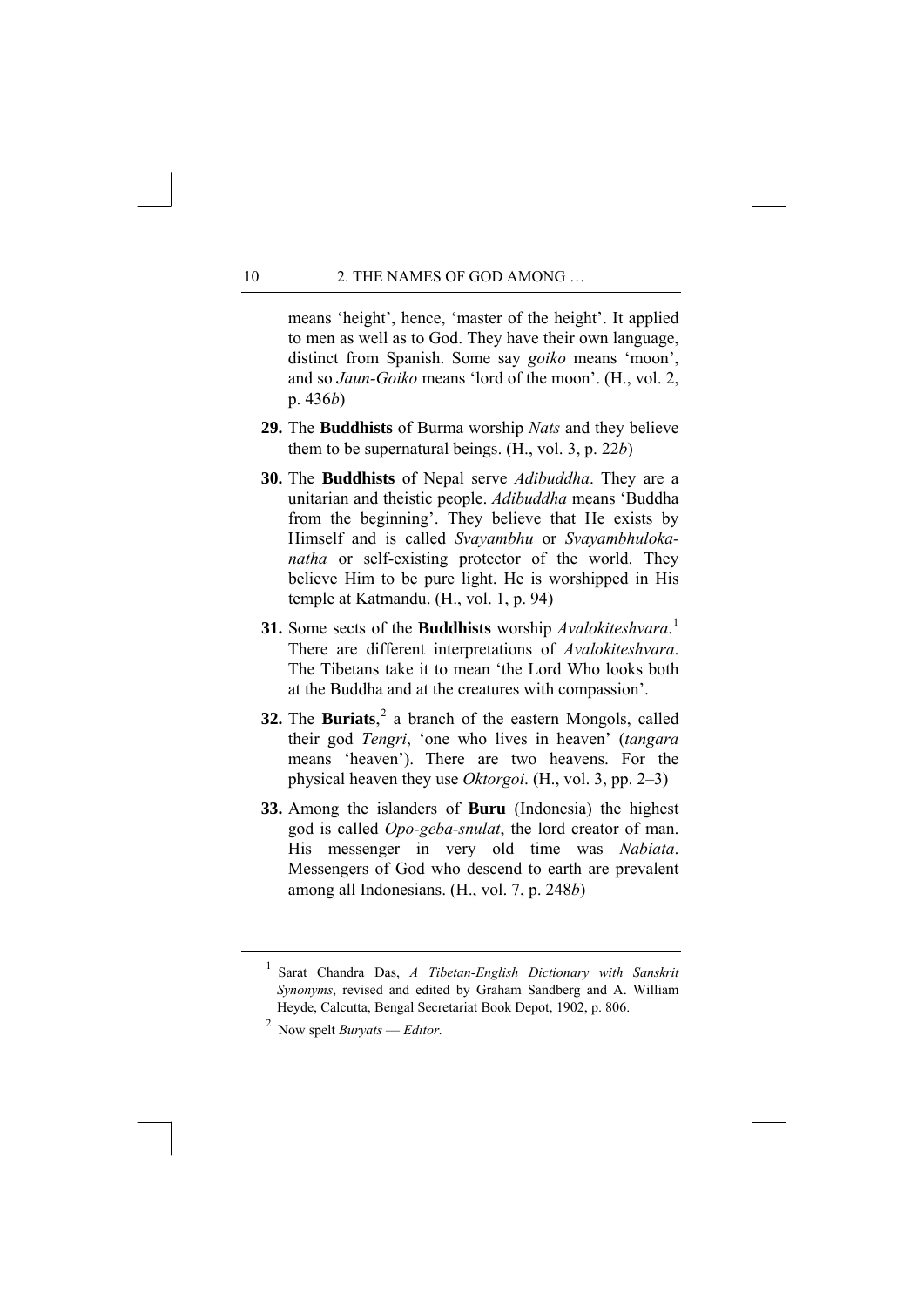means 'height', hence, 'master of the height'. It applied to men as well as to God. They have their own language, distinct from Spanish. Some say *goiko* means 'moon', and so *Jaun-Goiko* means 'lord of the moon'. (H., vol. 2, p. 436*b*)

29. The **Buddhists** of Burma worship *Nats* and they believe them to be supernatural beings. (H., vol. 3, p. 22*b*)

30. The **Buddhists** of Nepal serve *Adibuddha*. They are a unitarian and theistic people. *Adibuddha* means 'Buddha from the beginning'. They believe that He exists by Himself and is called *Svayambhu* or *Svayambhuloka-natha* or self-existing protector of the world. They believe Him to be pure light. He is worshipped in His temple at Katmandu. (H., vol. 1, p. 94)

31. Some sects of the **Buddhists** worship *Avalokiteshvara*.[1] There are different interpretations of *Avalokiteshvara*. The Tibetans take it to mean 'the Lord Who looks both at the Buddha and at the creatures with compassion'.

32. The **Buriats**,[2] a branch of the eastern Mongols, called their god *Tengri*, 'one who lives in heaven' (*tangara* means 'heaven'). There are two heavens. For the physical heaven they use *Oktorgoi*. (H., vol. 3, pp. 2–3)

33. Among the islanders of **Buru** (Indonesia) the highest god is called *Opo-geba-snulat*, the lord creator of man. His messenger in very old time was *Nabiata*. Messengers of God who descend to earth are prevalent among all Indonesians. (H., vol. 7, p. 248*b*)

---

[1] Sarat Chandra Das, *A Tibetan-English Dictionary with Sanskrit Synonyms*, revised and edited by Graham Sandberg and A. William Heyde, Calcutta, Bengal Secretariat Book Depot, 1902, p. 806.

[2] Now spelt *Buryats* — *Editor.*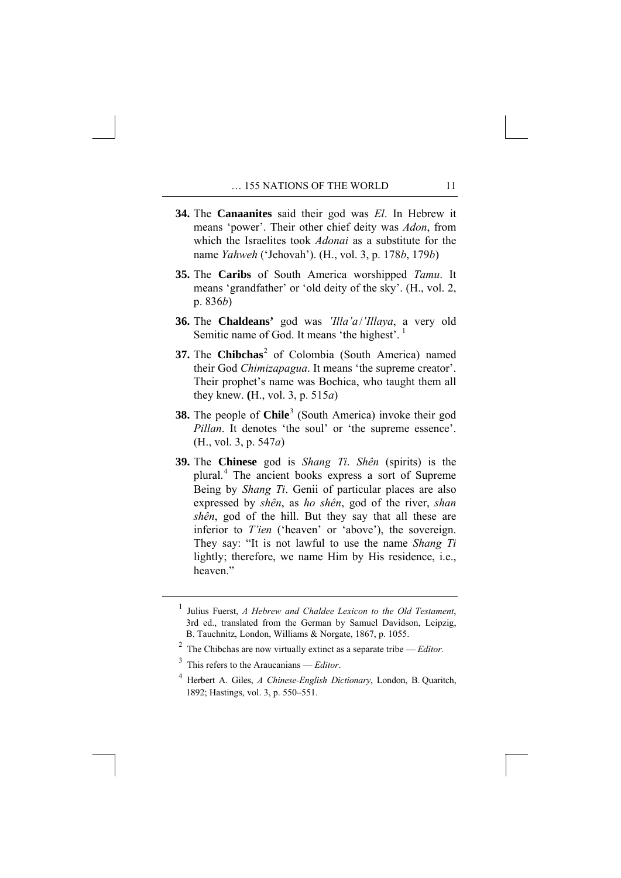**34.** The **Canaanites** said their god was *El*. In Hebrew it means 'power'. Their other chief deity was *Adon*, from which the Israelites took *Adonai* as a substitute for the name *Yahweh* ('Jehovah'). (H., vol. 3, p. 178*b*, 179*b*)

**35.** The **Caribs** of South America worshipped *Tamu*. It means 'grandfather' or 'old deity of the sky'. (H., vol. 2, p. 836*b*)

**36.** The **Chaldeans'** god was *'Illa'a*/*'Illaya*, a very old Semitic name of God. It means 'the highest'. [1]

**37.** The **Chibchas**[2] of Colombia (South America) named their God *Chimizapagua*. It means 'the supreme creator'. Their prophet's name was Bochica, who taught them all they knew. (H., vol. 3, p. 515*a*)

**38.** The people of **Chile**[3] (South America) invoke their god *Pillan*. It denotes 'the soul' or 'the supreme essence'. (H., vol. 3, p. 547*a*)

**39.** The **Chinese** god is *Shang Ti*. *Shên* (spirits) is the plural.[4] The ancient books express a sort of Supreme Being by *Shang Ti*. Genii of particular places are also expressed by *shên*, as *ho shên*, god of the river, *shan shên*, god of the hill. But they say that all these are inferior to *T'ien* ('heaven' or 'above'), the sovereign. They say: "It is not lawful to use the name *Shang Ti* lightly; therefore, we name Him by His residence, i.e., heaven."

---

[1] Julius Fuerst, *A Hebrew and Chaldee Lexicon to the Old Testament*, 3rd ed., translated from the German by Samuel Davidson, Leipzig, B. Tauchnitz, London, Williams & Norgate, 1867, p. 1055.

[2] The Chibchas are now virtually extinct as a separate tribe — *Editor.*

[3] This refers to the Araucanians — *Editor*.

[4] Herbert A. Giles, *A Chinese-English Dictionary*, London, B. Quaritch, 1892; Hastings, vol. 3, p. 550–551.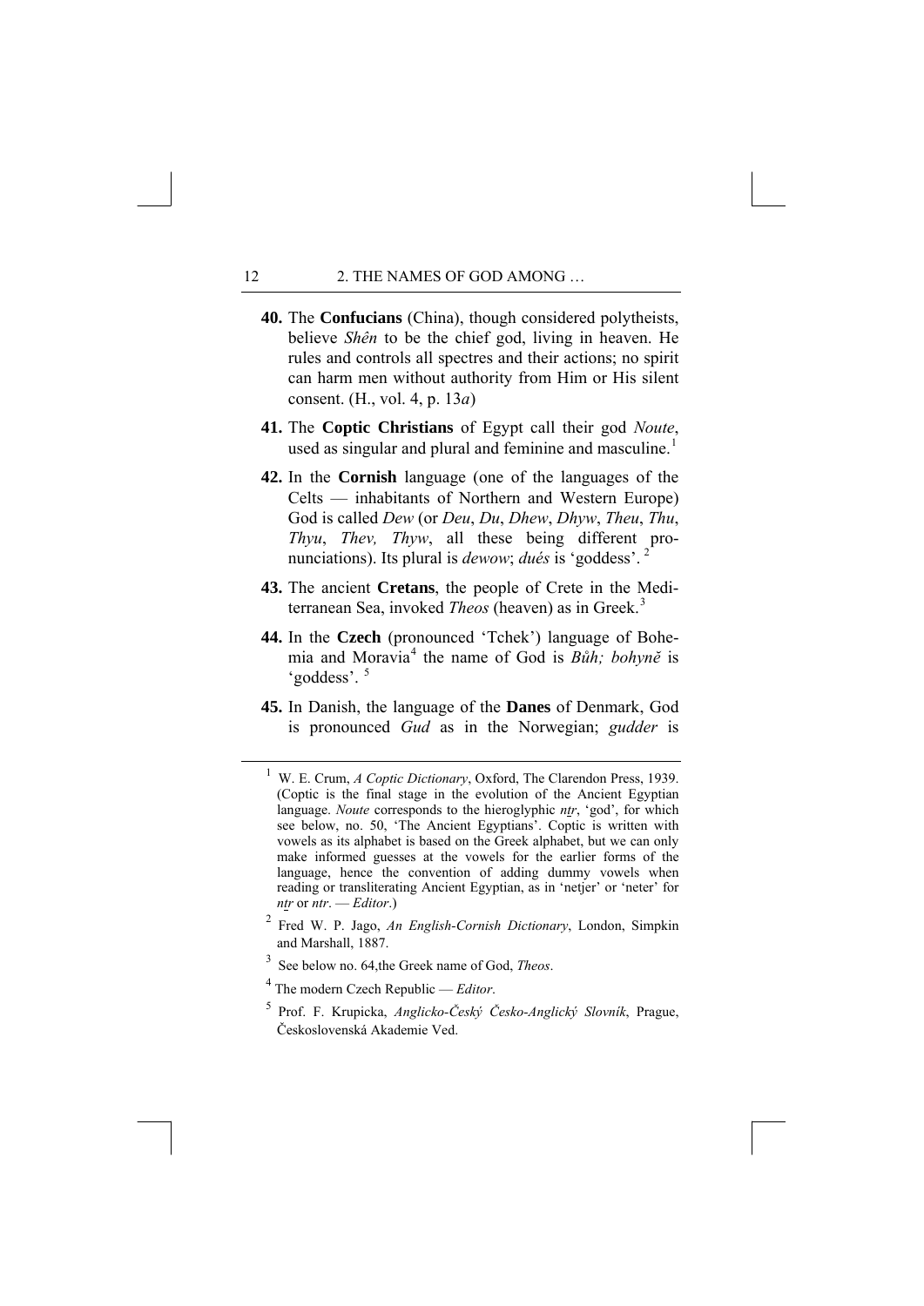**40.** The **Confucians** (China), though considered polytheists, believe *Shên* to be the chief god, living in heaven. He rules and controls all spectres and their actions; no spirit can harm men without authority from Him or His silent consent. (H., vol. 4, p. 13*a*)

**41.** The **Coptic Christians** of Egypt call their god *Noute*, used as singular and plural and feminine and masculine.[1]

**42.** In the **Cornish** language (one of the languages of the Celts — inhabitants of Northern and Western Europe) God is called *Dew* (or *Deu*, *Du*, *Dhew*, *Dhyw*, *Theu*, *Thu*, *Thyu*, *Thev, Thyw*, all these being different pronunciations). Its plural is *dewow*; *dués* is 'goddess'.[2]

**43.** The ancient **Cretans**, the people of Crete in the Mediterranean Sea, invoked *Theos* (heaven) as in Greek.[3]

**44.** In the **Czech** (pronounced 'Tchek') language of Bohemia and Moravia[4] the name of God is *Bůh; bohyně* is 'goddess'.[5]

**45.** In Danish, the language of the **Danes** of Denmark, God is pronounced *Gud* as in the Norwegian; *gudder* is

---

[1] W. E. Crum, *A Coptic Dictionary*, Oxford, The Clarendon Press, 1939. (Coptic is the final stage in the evolution of the Ancient Egyptian language. *Noute* corresponds to the hieroglyphic *nṯr*, 'god', for which see below, no. 50, 'The Ancient Egyptians'. Coptic is written with vowels as its alphabet is based on the Greek alphabet, but we can only make informed guesses at the vowels for the earlier forms of the language, hence the convention of adding dummy vowels when reading or transliterating Ancient Egyptian, as in 'netjer' or 'neter' for *nṯr* or *ntr*. — *Editor*.)

[2] Fred W. P. Jago, *An English-Cornish Dictionary*, London, Simpkin and Marshall, 1887.

[3] See below no. 64,the Greek name of God, *Theos*.

[4] The modern Czech Republic — *Editor*.

[5] Prof. F. Krupicka, *Anglicko-Český Česko-Anglický Slovník*, Prague, Československá Akademie Ved.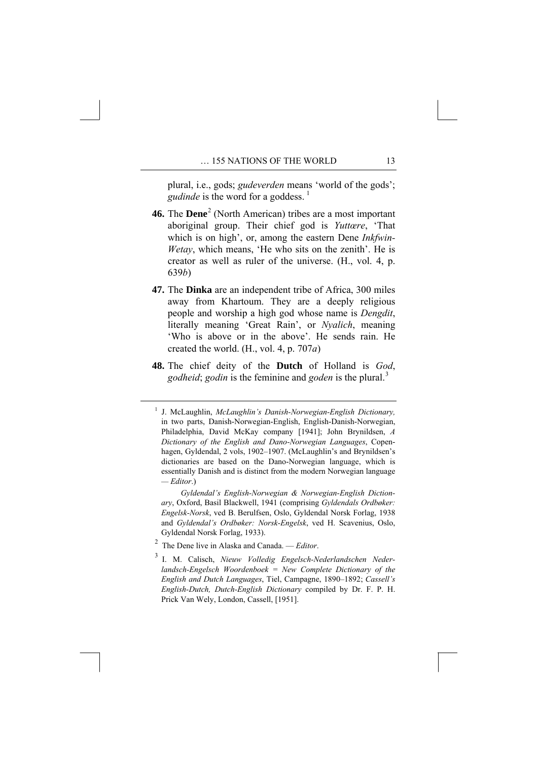plural, i.e., gods; *gudeverden* means 'world of the gods'; *gudinde* is the word for a goddess. [1]

**46.** The **Dene**[2] (North American) tribes are a most important aboriginal group. Their chief god is *Yuttære*, 'That which is on high', or, among the eastern Dene *Inkfwin-Wetay*, which means, 'He who sits on the zenith'. He is creator as well as ruler of the universe. (H., vol. 4, p. 639*b*)

**47.** The **Dinka** are an independent tribe of Africa, 300 miles away from Khartoum. They are a deeply religious people and worship a high god whose name is *Dengdit*, literally meaning 'Great Rain', or *Nyalich*, meaning 'Who is above or in the above'. He sends rain. He created the world. (H., vol. 4, p. 707*a*)

**48.** The chief deity of the **Dutch** of Holland is *God*, *godheid*; *godin* is the feminine and *goden* is the plural.[3]

---

[1] J. McLaughlin, *McLaughlin's Danish-Norwegian-English Dictionary,* in two parts, Danish-Norwegian-English, English-Danish-Norwegian, Philadelphia, David McKay company [1941]; John Brynildsen, *A Dictionary of the English and Dano-Norwegian Languages*, Copenhagen, Gyldendal, 2 vols, 1902–1907. (McLaughlin's and Brynildsen's dictionaries are based on the Dano-Norwegian language, which is essentially Danish and is distinct from the modern Norwegian language — *Editor*.)

*Gyldendal's English-Norwegian & Norwegian-English Dictionary*, Oxford, Basil Blackwell, 1941 (comprising *Gyldendals Ordbøker: Engelsk-Norsk*, ved B. Berulfsen, Oslo, Gyldendal Norsk Forlag, 1938 and *Gyldendal's Ordbøker: Norsk-Engelsk*, ved H. Scavenius, Oslo, Gyldendal Norsk Forlag, 1933).

[2] The Dene live in Alaska and Canada. — *Editor*.

[3] I. M. Calisch, *Nieuw Volledig Engelsch-Nederlandschen Nederlandsch-Engelsch Woordenboek = New Complete Dictionary of the English and Dutch Languages*, Tiel, Campagne, 1890–1892; *Cassell's English-Dutch, Dutch-English Dictionary* compiled by Dr. F. P. H. Prick Van Wely, London, Cassell, [1951].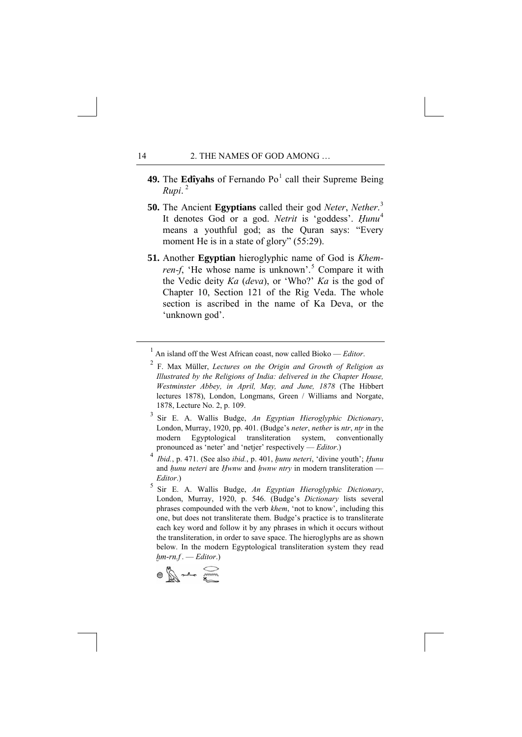**49.** The **Edîyahs** of Fernando Po[1] call their Supreme Being *Rupi*.[2]

**50.** The Ancient **Egyptians** called their god *Neter*, *Nether*.[3] It denotes God or a god. *Netrit* is 'goddess'. *Ḫunu*[4] means a youthful god; as the Quran says: "Every moment He is in a state of glory" (55:29).

**51.** Another **Egyptian** hieroglyphic name of God is *Khem-ren-f*, 'He whose name is unknown'.[5] Compare it with the Vedic deity *Ka* (*deva*), or 'Who?' *Ka* is the god of Chapter 10, Section 121 of the Rig Veda. The whole section is ascribed in the name of Ka Deva, or the 'unknown god'.

---

[1] An island off the West African coast, now called Bioko — *Editor*.

[2] F. Max Müller, *Lectures on the Origin and Growth of Religion as Illustrated by the Religions of India: delivered in the Chapter House, Westminster Abbey, in April, May, and June, 1878* (The Hibbert lectures 1878), London, Longmans, Green / Williams and Norgate, 1878, Lecture No. 2, p. 109.

[3] Sir E. A. Wallis Budge, *An Egyptian Hieroglyphic Dictionary*, London, Murray, 1920, pp. 401. (Budge's *neter*, *nether* is *ntr*, *nṯr* in the modern Egyptological transliteration system, conventionally pronounced as 'neter' and 'netjer' respectively — *Editor*.)

[4] *Ibid.*, p. 471. (See also *ibid.*, p. 401, *ḥunu neteri*, 'divine youth'; *Ḫunu* and *ḥunu neteri* are *Ḥwnw* and *ḥwnw ntry* in modern transliteration — *Editor*.)

[5] Sir E. A. Wallis Budge, *An Egyptian Hieroglyphic Dictionary*, London, Murray, 1920, p. 546. (Budge's *Dictionary* lists several phrases compounded with the verb *khem*, 'not to know', including this one, but does not transliterate them. Budge's practice is to transliterate each key word and follow it by any phrases in which it occurs without the transliteration, in order to save space. The hieroglyphs are as shown below. In the modern Egyptological transliteration system they read *ḫm-rn.f* . — *Editor*.)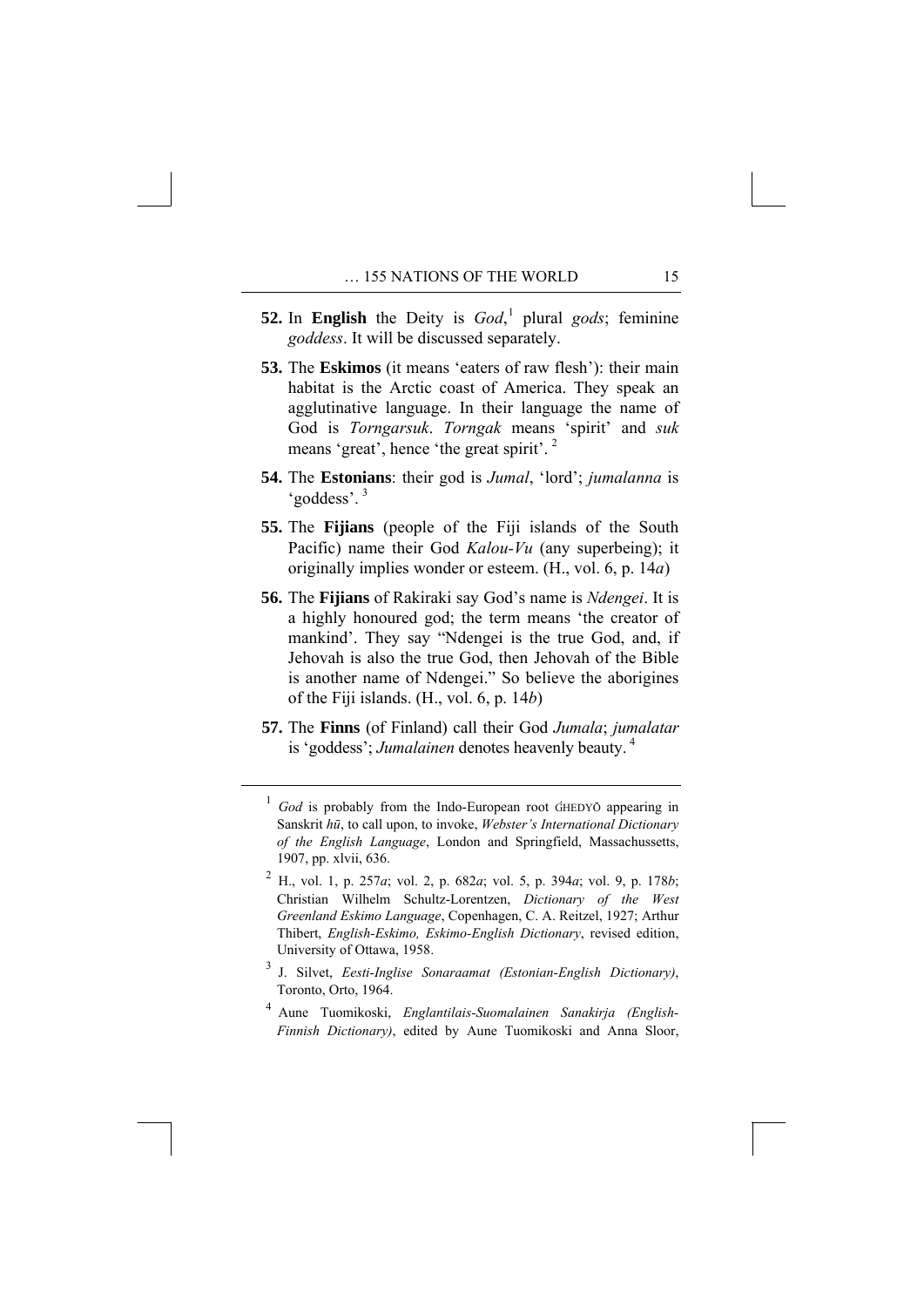**52.** In **English** the Deity is *God*,[1] plural *gods*; feminine *goddess*. It will be discussed separately.

**53.** The **Eskimos** (it means 'eaters of raw flesh'): their main habitat is the Arctic coast of America. They speak an agglutinative language. In their language the name of God is *Torngarsuk*. *Torngak* means 'spirit' and *suk* means 'great', hence 'the great spirit'.[2]

**54.** The **Estonians**: their god is *Jumal*, 'lord'; *jumalanna* is 'goddess'.[3]

**55.** The **Fijians** (people of the Fiji islands of the South Pacific) name their God *Kalou-Vu* (any superbeing); it originally implies wonder or esteem. (H., vol. 6, p. 14*a*)

**56.** The **Fijians** of Rakiraki say God's name is *Ndengei*. It is a highly honoured god; the term means 'the creator of mankind'. They say "Ndengei is the true God, and, if Jehovah is also the true God, then Jehovah of the Bible is another name of Ndengei." So believe the aborigines of the Fiji islands. (H., vol. 6, p. 14*b*)

**57.** The **Finns** (of Finland) call their God *Jumala*; *jumalatar* is 'goddess'; *Jumalainen* denotes heavenly beauty.[4]

---

[1] *God* is probably from the Indo-European root ǴHEDYŌ appearing in Sanskrit *hū*, to call upon, to invoke, *Webster's International Dictionary of the English Language*, London and Springfield, Massachussetts, 1907, pp. xlvii, 636.

[2] H., vol. 1, p. 257*a*; vol. 2, p. 682*a*; vol. 5, p. 394*a*; vol. 9, p. 178*b*; Christian Wilhelm Schultz-Lorentzen, *Dictionary of the West Greenland Eskimo Language*, Copenhagen, C. A. Reitzel, 1927; Arthur Thibert, *English-Eskimo, Eskimo-English Dictionary*, revised edition, University of Ottawa, 1958.

[3] J. Silvet, *Eesti-Inglise Sonaraamat (Estonian-English Dictionary)*, Toronto, Orto, 1964.

[4] Aune Tuomikoski, *Englantilais-Suomalainen Sanakirja (English-Finnish Dictionary)*, edited by Aune Tuomikoski and Anna Sloor,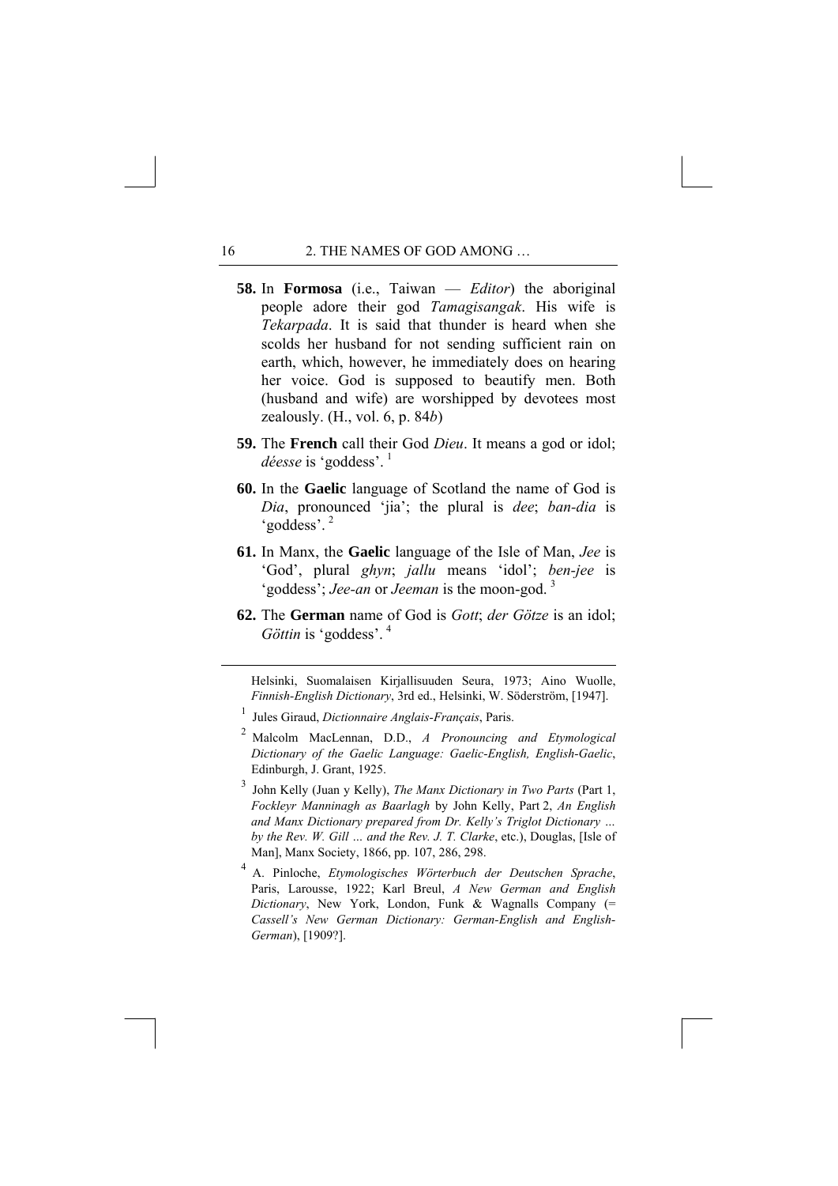**58.** In **Formosa** (i.e., Taiwan — *Editor*) the aboriginal people adore their god *Tamagisangak*. His wife is *Tekarpada*. It is said that thunder is heard when she scolds her husband for not sending sufficient rain on earth, which, however, he immediately does on hearing her voice. God is supposed to beautify men. Both (husband and wife) are worshipped by devotees most zealously. (H., vol. 6, p. 84*b*)

**59.** The **French** call their God *Dieu*. It means a god or idol; *déesse* is 'goddess'. [1]

**60.** In the **Gaelic** language of Scotland the name of God is *Dia*, pronounced 'jia'; the plural is *dee*; *ban-dia* is 'goddess'. [2]

**61.** In Manx, the **Gaelic** language of the Isle of Man, *Jee* is 'God', plural *ghyn*; *jallu* means 'idol'; *ben-jee* is 'goddess'; *Jee-an* or *Jeeman* is the moon-god. [3]

**62.** The **German** name of God is *Gott*; *der Götze* is an idol; *Göttin* is 'goddess'. [4]

---

Helsinki, Suomalaisen Kirjallisuuden Seura, 1973; Aino Wuolle, *Finnish-English Dictionary*, 3rd ed., Helsinki, W. Söderström, [1947].

[1] Jules Giraud, *Dictionnaire Anglais-Français*, Paris.

[2] Malcolm MacLennan, D.D., *A Pronouncing and Etymological Dictionary of the Gaelic Language: Gaelic-English, English-Gaelic*, Edinburgh, J. Grant, 1925.

[3] John Kelly (Juan y Kelly), *The Manx Dictionary in Two Parts* (Part 1, *Fockleyr Manninagh as Baarlagh* by John Kelly, Part 2, *An English and Manx Dictionary prepared from Dr. Kelly's Triglot Dictionary … by the Rev. W. Gill … and the Rev. J. T. Clarke*, etc.), Douglas, [Isle of Man], Manx Society, 1866, pp. 107, 286, 298.

[4] A. Pinloche, *Etymologisches Wörterbuch der Deutschen Sprache*, Paris, Larousse, 1922; Karl Breul, *A New German and English Dictionary*, New York, London, Funk & Wagnalls Company (= *Cassell's New German Dictionary: German-English and English-German*), [1909?].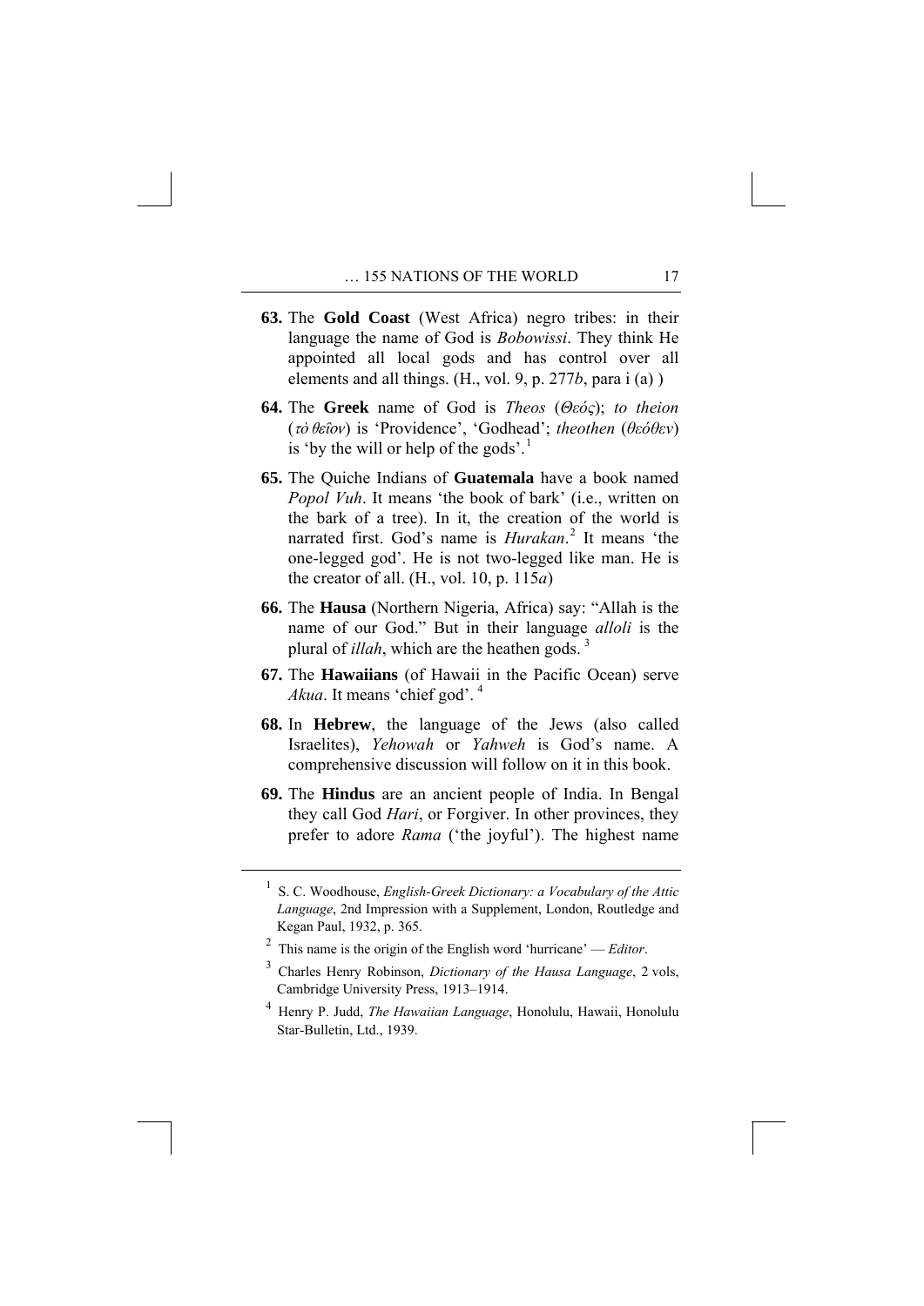**63.** The **Gold Coast** (West Africa) negro tribes: in their language the name of God is *Bobowissi*. They think He appointed all local gods and has control over all elements and all things. (H., vol. 9, p. 277*b*, para i (a) )

**64.** The **Greek** name of God is *Theos* (*Θεός*); *to theion* (*τὸ θεῖον*) is 'Providence', 'Godhead'; *theothen* (*θεόθεν*) is 'by the will or help of the gods'.[1]

**65.** The Quiche Indians of **Guatemala** have a book named *Popol Vuh*. It means 'the book of bark' (i.e., written on the bark of a tree). In it, the creation of the world is narrated first. God's name is *Hurakan*.[2] It means 'the one-legged god'. He is not two-legged like man. He is the creator of all. (H., vol. 10, p. 115*a*)

**66.** The **Hausa** (Northern Nigeria, Africa) say: "Allah is the name of our God." But in their language *alloli* is the plural of *illah*, which are the heathen gods.[3]

**67.** The **Hawaiians** (of Hawaii in the Pacific Ocean) serve *Akua*. It means 'chief god'.[4]

**68.** In **Hebrew**, the language of the Jews (also called Israelites), *Yehowah* or *Yahweh* is God's name. A comprehensive discussion will follow on it in this book.

**69.** The **Hindus** are an ancient people of India. In Bengal they call God *Hari*, or Forgiver. In other provinces, they prefer to adore *Rama* ('the joyful'). The highest name

---

[1] S. C. Woodhouse, *English-Greek Dictionary: a Vocabulary of the Attic Language*, 2nd Impression with a Supplement, London, Routledge and Kegan Paul, 1932, p. 365.

[2] This name is the origin of the English word 'hurricane' — *Editor*.

[3] Charles Henry Robinson, *Dictionary of the Hausa Language*, 2 vols, Cambridge University Press, 1913–1914.

[4] Henry P. Judd, *The Hawaiian Language*, Honolulu, Hawaii, Honolulu Star-Bulletin, Ltd., 1939.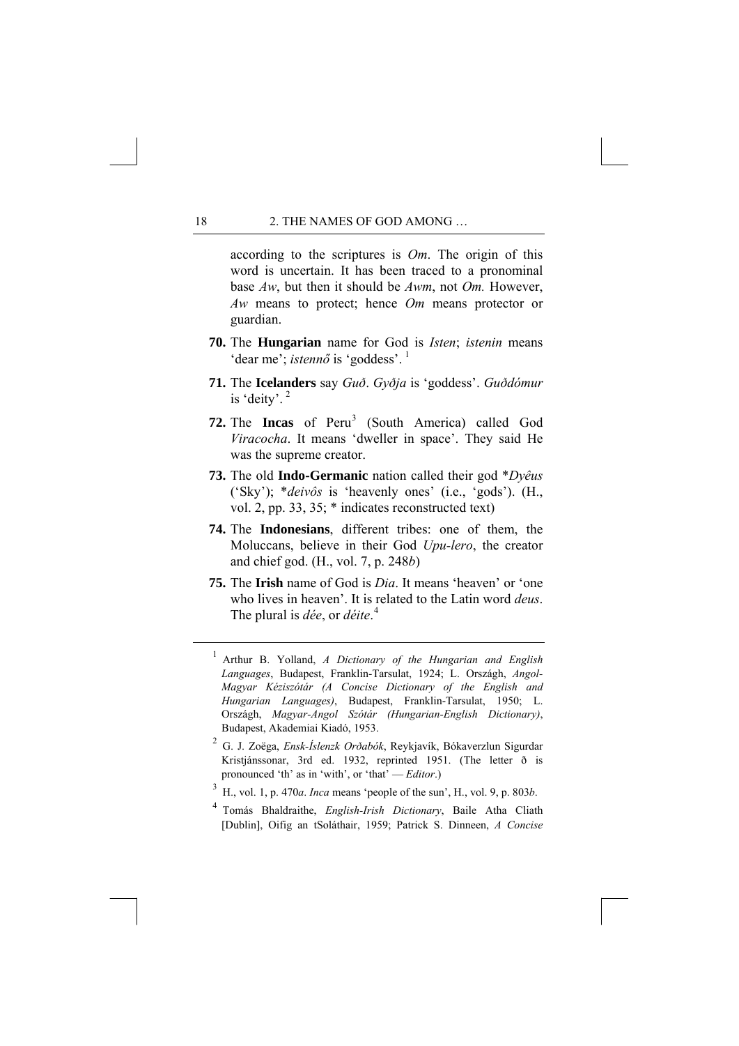according to the scriptures is *Om*. The origin of this word is uncertain. It has been traced to a pronominal base *Aw*, but then it should be *Awm*, not *Om.* However, *Aw* means to protect; hence *Om* means protector or guardian.

**70.** The **Hungarian** name for God is *Isten*; *istenin* means 'dear me'; *istennő* is 'goddess'. [1]

**71.** The **Icelanders** say *Guð*. *Gyðja* is 'goddess'. *Guðdómur* is 'deity'. [2]

**72.** The **Incas** of Peru[3] (South America) called God *Viracocha*. It means 'dweller in space'. They said He was the supreme creator.

**73.** The old **Indo-Germanic** nation called their god *\*Dyêus* ('Sky'); *\*deivôs* is 'heavenly ones' (i.e., 'gods'). (H., vol. 2, pp. 33, 35; * indicates reconstructed text)

**74.** The **Indonesians**, different tribes: one of them, the Moluccans, believe in their God *Upu-lero*, the creator and chief god. (H., vol. 7, p. 248*b*)

**75.** The **Irish** name of God is *Dia*. It means 'heaven' or 'one who lives in heaven'. It is related to the Latin word *deus*. The plural is *dée*, or *déite*.[4]

---

[1] Arthur B. Yolland, *A Dictionary of the Hungarian and English Languages*, Budapest, Franklin-Tarsulat, 1924; L. Országh, *Angol-Magyar Kéziszótár (A Concise Dictionary of the English and Hungarian Languages)*, Budapest, Franklin-Tarsulat, 1950; L. Országh, *Magyar-Angol Szótár (Hungarian-English Dictionary)*, Budapest, Akademiai Kiadó, 1953.

[2] G. J. Zoëga, *Ensk-Íslenzk Orðabók*, Reykjavík, Bókaverzlun Sigurdar Kristjánssonar, 3rd ed. 1932, reprinted 1951. (The letter ð is pronounced 'th' as in 'with', or 'that' — *Editor*.)

[3] H., vol. 1, p. 470*a*. *Inca* means 'people of the sun', H., vol. 9, p. 803*b*.

[4] Tomás Bhaldraithe, *English-Irish Dictionary*, Baile Atha Cliath [Dublin], Oifig an tSoláthair, 1959; Patrick S. Dinneen, *A Concise*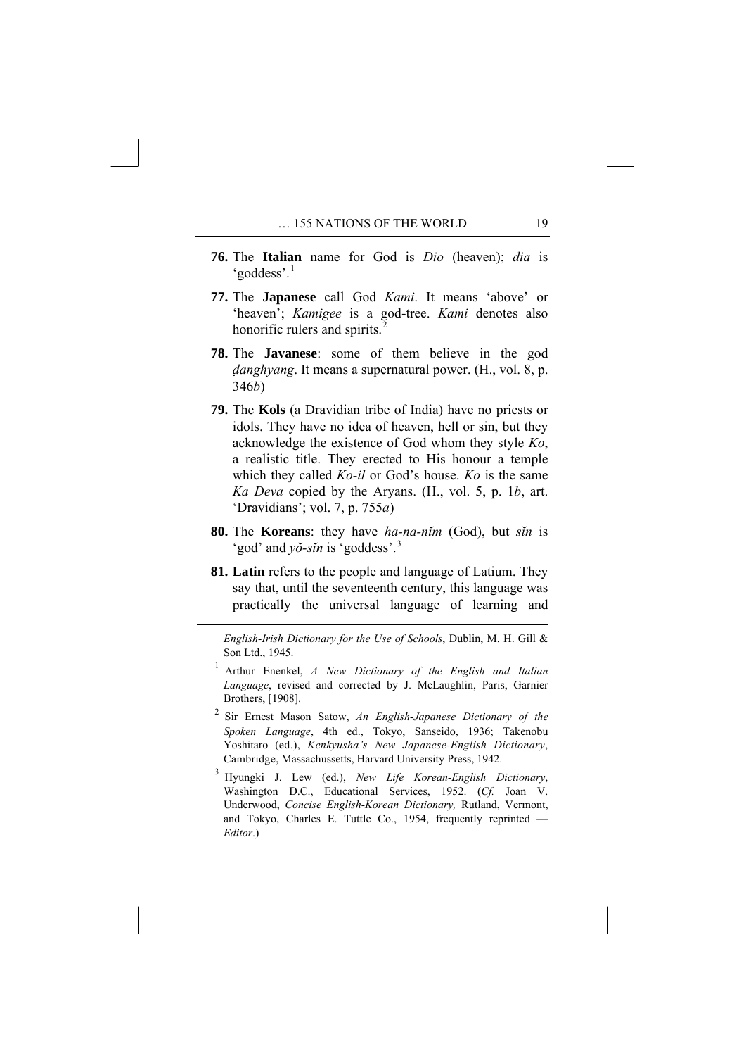**76.** The **Italian** name for God is *Dio* (heaven); *dia* is 'goddess'.[1]

**77.** The **Japanese** call God *Kami*. It means 'above' or 'heaven'; *Kamigee* is a god-tree. *Kami* denotes also honorific rulers and spirits.[2]

**78.** The **Javanese**: some of them believe in the god *ḍanghyang*. It means a supernatural power. (H., vol. 8, p. 346*b*)

**79.** The **Kols** (a Dravidian tribe of India) have no priests or idols. They have no idea of heaven, hell or sin, but they acknowledge the existence of God whom they style *Ko*, a realistic title. They erected to His honour a temple which they called *Ko-il* or God's house. *Ko* is the same *Ka Deva* copied by the Aryans. (H., vol. 5, p. 1*b*, art. 'Dravidians'; vol. 7, p. 755*a*)

**80.** The **Koreans**: they have *ha-na-nĭm* (God), but *sĭn* is 'god' and *yŏ-sĭn* is 'goddess'.[3]

**81. Latin** refers to the people and language of Latium. They say that, until the seventeenth century, this language was practically the universal language of learning and

---

*English-Irish Dictionary for the Use of Schools*, Dublin, M. H. Gill & Son Ltd., 1945.

[1] Arthur Enenkel, *A New Dictionary of the English and Italian Language*, revised and corrected by J. McLaughlin, Paris, Garnier Brothers, [1908].

[2] Sir Ernest Mason Satow, *An English-Japanese Dictionary of the Spoken Language*, 4th ed., Tokyo, Sanseido, 1936; Takenobu Yoshitaro (ed.), *Kenkyusha's New Japanese-English Dictionary*, Cambridge, Massachussetts, Harvard University Press, 1942.

[3] Hyungki J. Lew (ed.), *New Life Korean-English Dictionary*, Washington D.C., Educational Services, 1952. (*Cf.* Joan V. Underwood, *Concise English-Korean Dictionary,* Rutland, Vermont, and Tokyo, Charles E. Tuttle Co., 1954, frequently reprinted — *Editor*.)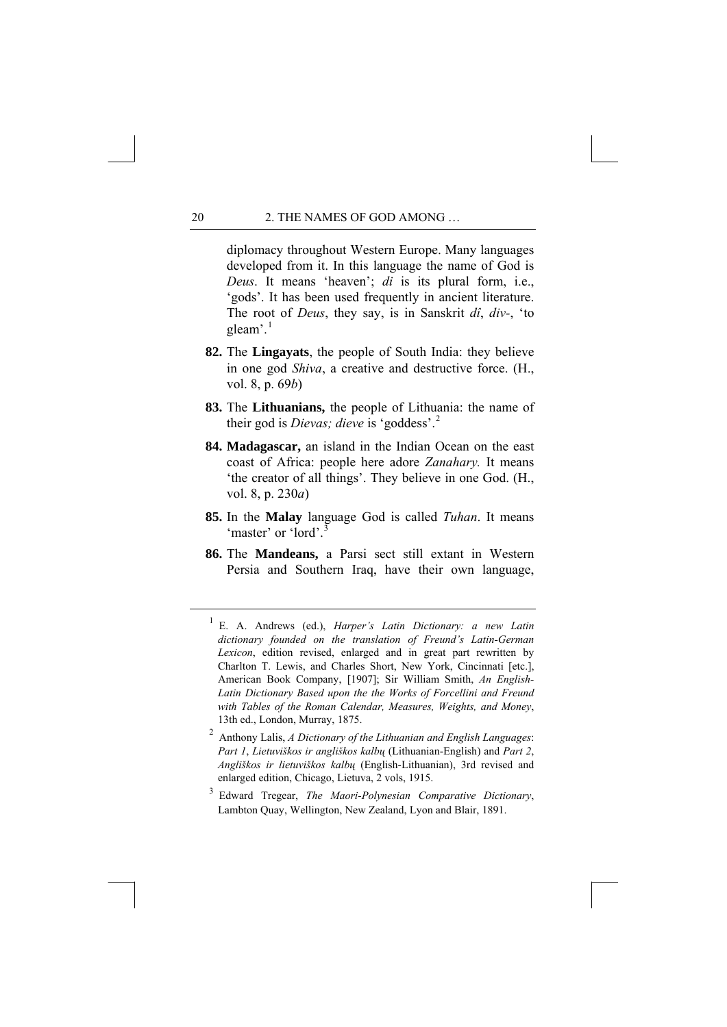diplomacy throughout Western Europe. Many languages developed from it. In this language the name of God is *Deus*. It means 'heaven'; *di* is its plural form, i.e., 'gods'. It has been used frequently in ancient literature. The root of *Deus*, they say, is in Sanskrit *dî*, *div*-, 'to gleam'.[1]

**82.** The **Lingayats**, the people of South India: they believe in one god *Shiva*, a creative and destructive force. (H., vol. 8, p. 69*b*)

**83.** The **Lithuanians,** the people of Lithuania: the name of their god is *Dievas; dieve* is 'goddess'.[2]

**84. Madagascar,** an island in the Indian Ocean on the east coast of Africa: people here adore *Zanahary.* It means 'the creator of all things'. They believe in one God. (H., vol. 8, p. 230*a*)

**85.** In the **Malay** language God is called *Tuhan*. It means 'master' or 'lord'.[3]

**86.** The **Mandeans,** a Parsi sect still extant in Western Persia and Southern Iraq, have their own language,

---

[1] E. A. Andrews (ed.), *Harper's Latin Dictionary: a new Latin dictionary founded on the translation of Freund's Latin-German Lexicon*, edition revised, enlarged and in great part rewritten by Charlton T. Lewis, and Charles Short, New York, Cincinnati [etc.], American Book Company, [1907]; Sir William Smith, *An English-Latin Dictionary Based upon the the Works of Forcellini and Freund with Tables of the Roman Calendar, Measures, Weights, and Money*, 13th ed., London, Murray, 1875.

[2] Anthony Lalis, *A Dictionary of the Lithuanian and English Languages*: *Part 1*, *Lietuviškos ir angliškos kalbų* (Lithuanian-English) and *Part 2*, *Angliškos ir lietuviškos kalbų* (English-Lithuanian), 3rd revised and enlarged edition, Chicago, Lietuva, 2 vols, 1915.

[3] Edward Tregear, *The Maori-Polynesian Comparative Dictionary*, Lambton Quay, Wellington, New Zealand, Lyon and Blair, 1891.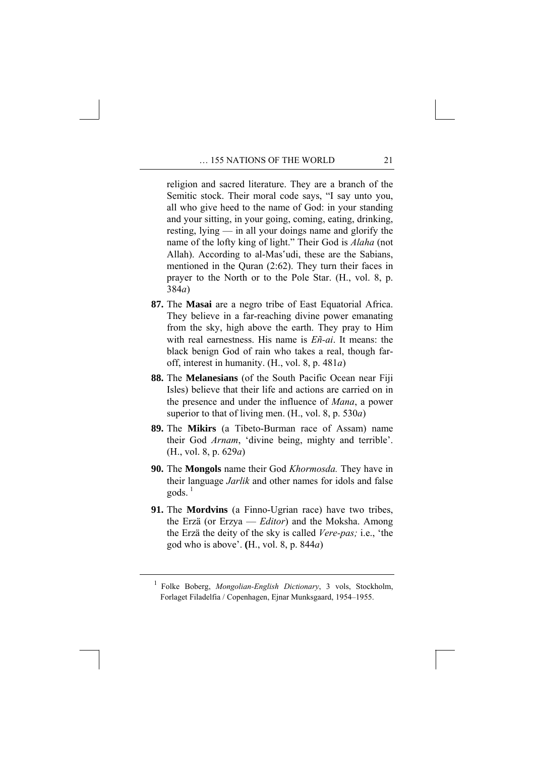religion and sacred literature. They are a branch of the Semitic stock. Their moral code says, "I say unto you, all who give heed to the name of God: in your standing and your sitting, in your going, coming, eating, drinking, resting, lying — in all your doings name and glorify the name of the lofty king of light." Their God is *Alaha* (not Allah). According to al-Masʽudi, these are the Sabians, mentioned in the Quran (2:62). They turn their faces in prayer to the North or to the Pole Star. (H., vol. 8, p. 384*a*)

**87.** The **Masai** are a negro tribe of East Equatorial Africa. They believe in a far-reaching divine power emanating from the sky, high above the earth. They pray to Him with real earnestness. His name is *Eñ-ai*. It means: the black benign God of rain who takes a real, though far-off, interest in humanity. (H., vol. 8, p. 481*a*)

**88.** The **Melanesians** (of the South Pacific Ocean near Fiji Isles) believe that their life and actions are carried on in the presence and under the influence of *Mana*, a power superior to that of living men. (H., vol. 8, p. 530*a*)

**89.** The **Mikirs** (a Tibeto-Burman race of Assam) name their God *Arnam*, 'divine being, mighty and terrible'. (H., vol. 8, p. 629*a*)

**90.** The **Mongols** name their God *Khormosda.* They have in their language *Jarlik* and other names for idols and false gods. [1]

**91.** The **Mordvins** (a Finno-Ugrian race) have two tribes, the Erzä (or Erzya — *Editor*) and the Moksha. Among the Erzä the deity of the sky is called *Vere-pas;* i.e., 'the god who is above'. **(**H., vol. 8, p. 844*a*)

---

[1] Folke Boberg, *Mongolian-English Dictionary*, 3 vols, Stockholm, Forlaget Filadelfia / Copenhagen, Ejnar Munksgaard, 1954–1955.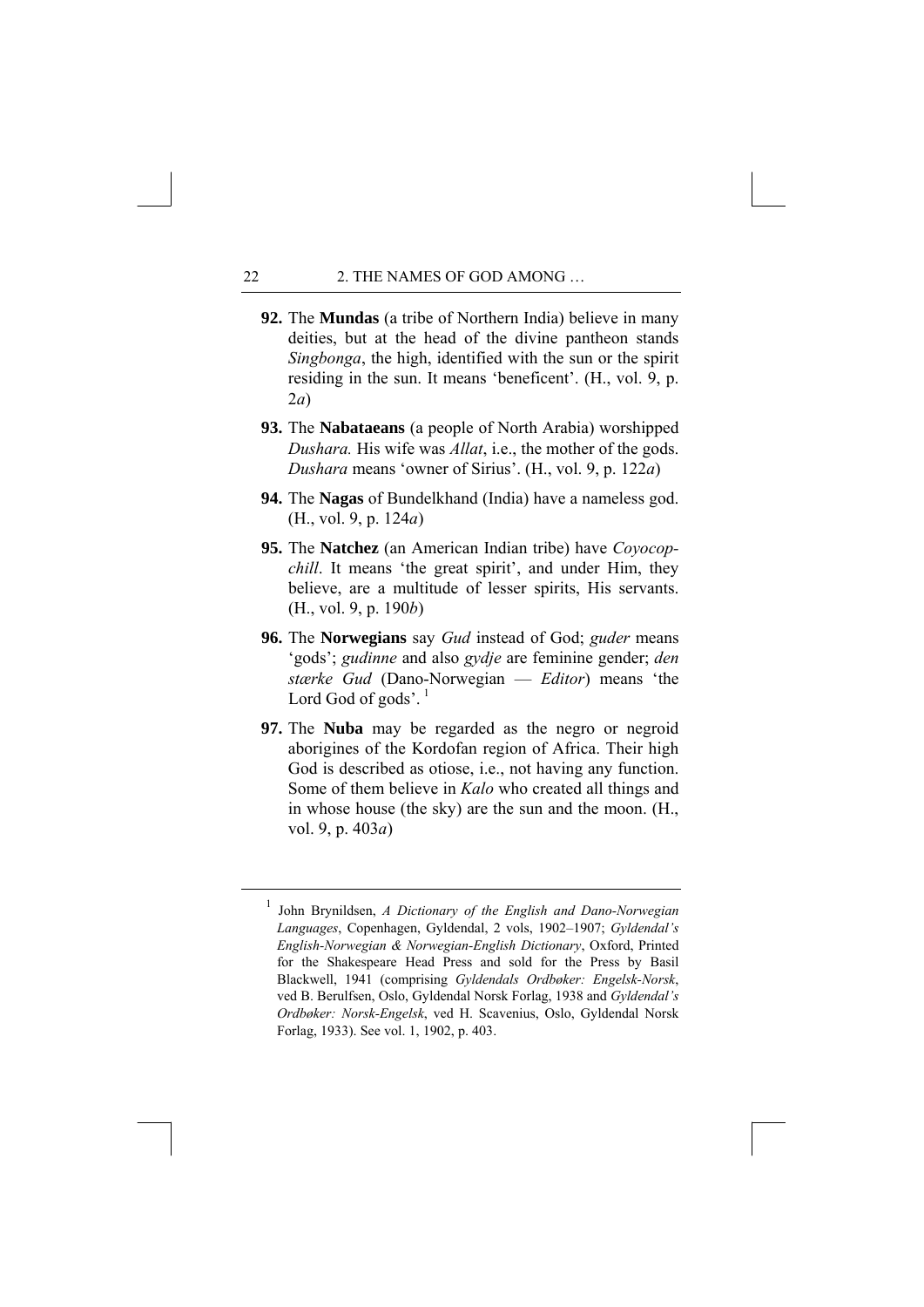**92.** The **Mundas** (a tribe of Northern India) believe in many deities, but at the head of the divine pantheon stands *Singbonga*, the high, identified with the sun or the spirit residing in the sun. It means 'beneficent'. (H., vol. 9, p. 2*a*)

**93.** The **Nabataeans** (a people of North Arabia) worshipped *Dushara.* His wife was *Allat*, i.e., the mother of the gods. *Dushara* means 'owner of Sirius'. (H., vol. 9, p. 122*a*)

**94.** The **Nagas** of Bundelkhand (India) have a nameless god. (H., vol. 9, p. 124*a*)

**95.** The **Natchez** (an American Indian tribe) have *Coyocop-chill*. It means 'the great spirit', and under Him, they believe, are a multitude of lesser spirits, His servants. (H., vol. 9, p. 190*b*)

**96.** The **Norwegians** say *Gud* instead of God; *guder* means 'gods'; *gudinne* and also *gydje* are feminine gender; *den stærke Gud* (Dano-Norwegian — *Editor*) means 'the Lord God of gods'. [1]

**97.** The **Nuba** may be regarded as the negro or negroid aborigines of the Kordofan region of Africa. Their high God is described as otiose, i.e., not having any function. Some of them believe in *Kalo* who created all things and in whose house (the sky) are the sun and the moon. (H., vol. 9, p. 403*a*)

---

[1] John Brynildsen, *A Dictionary of the English and Dano-Norwegian Languages*, Copenhagen, Gyldendal, 2 vols, 1902–1907; *Gyldendal's English-Norwegian & Norwegian-English Dictionary*, Oxford, Printed for the Shakespeare Head Press and sold for the Press by Basil Blackwell, 1941 (comprising *Gyldendals Ordbøker: Engelsk-Norsk*, ved B. Berulfsen, Oslo, Gyldendal Norsk Forlag, 1938 and *Gyldendal's Ordbøker: Norsk-Engelsk*, ved H. Scavenius, Oslo, Gyldendal Norsk Forlag, 1933). See vol. 1, 1902, p. 403.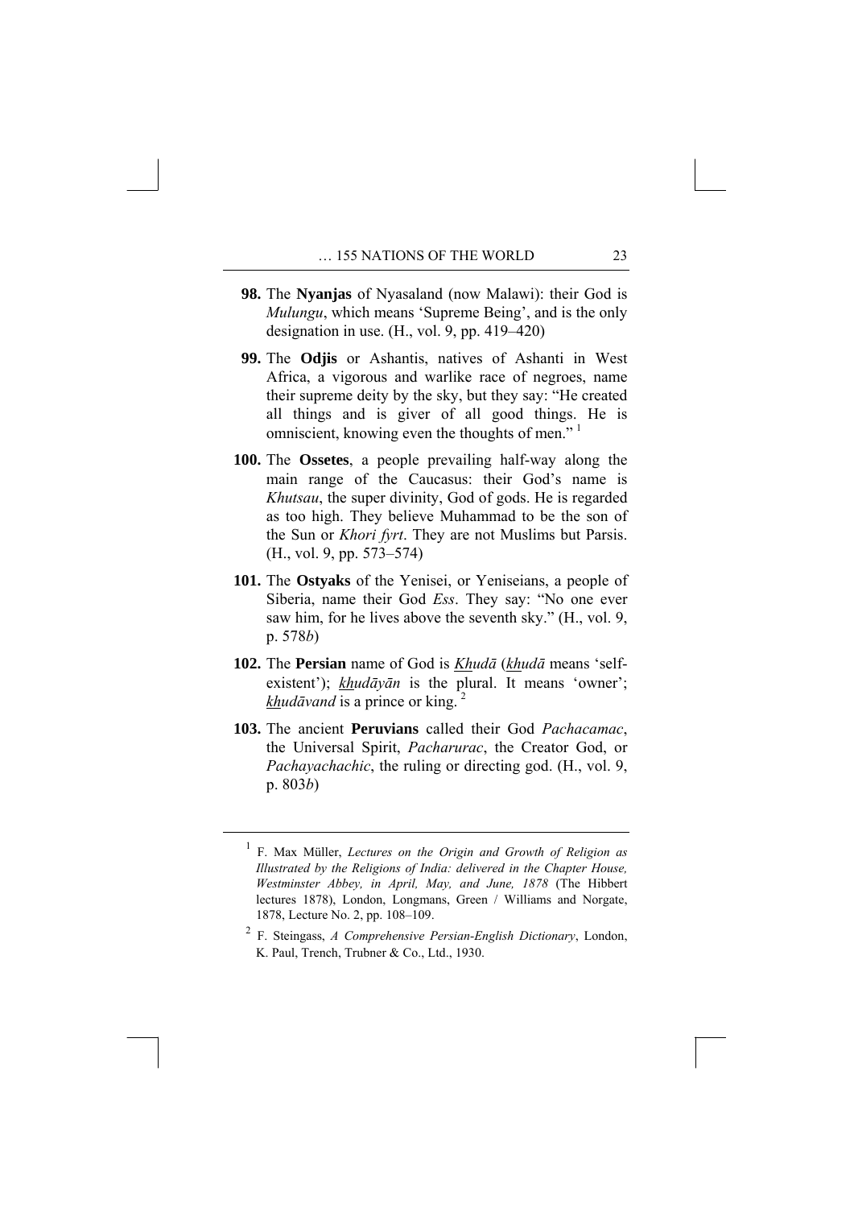**98.** The **Nyanjas** of Nyasaland (now Malawi): their God is *Mulungu*, which means 'Supreme Being', and is the only designation in use. (H., vol. 9, pp. 419–420)

**99.** The **Odjis** or Ashantis, natives of Ashanti in West Africa, a vigorous and warlike race of negroes, name their supreme deity by the sky, but they say: "He created all things and is giver of all good things. He is omniscient, knowing even the thoughts of men." [1]

**100.** The **Ossetes**, a people prevailing half-way along the main range of the Caucasus: their God's name is *Khutsau*, the super divinity, God of gods. He is regarded as too high. They believe Muhammad to be the son of the Sun or *Khori fyrt*. They are not Muslims but Parsis. (H., vol. 9, pp. 573–574)

**101.** The **Ostyaks** of the Yenisei, or Yeniseians, a people of Siberia, name their God *Ess*. They say: "No one ever saw him, for he lives above the seventh sky." (H., vol. 9, p. 578*b*)

**102.** The **Persian** name of God is *Khudā* (*khudā* means 'self-existent'); *khudāyān* is the plural. It means 'owner'; *khudāvand* is a prince or king. [2]

**103.** The ancient **Peruvians** called their God *Pachacamac*, the Universal Spirit, *Pacharurac*, the Creator God, or *Pachayachachic*, the ruling or directing god. (H., vol. 9, p. 803*b*)

---

[1] F. Max Müller, *Lectures on the Origin and Growth of Religion as Illustrated by the Religions of India: delivered in the Chapter House, Westminster Abbey, in April, May, and June, 1878* (The Hibbert lectures 1878), London, Longmans, Green / Williams and Norgate, 1878, Lecture No. 2, pp. 108–109.

[2] F. Steingass, *A Comprehensive Persian-English Dictionary*, London, K. Paul, Trench, Trubner & Co., Ltd., 1930.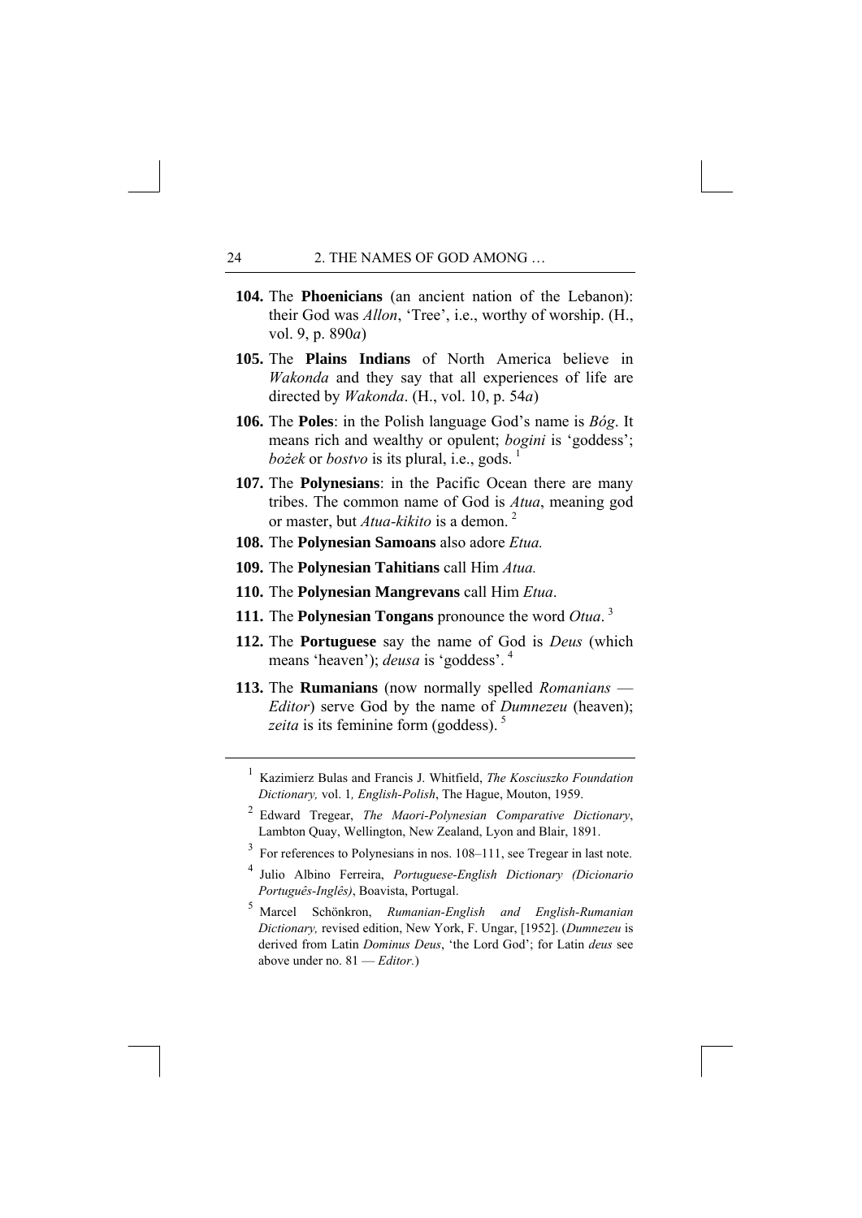**104.** The **Phoenicians** (an ancient nation of the Lebanon): their God was *Allon*, 'Tree', i.e., worthy of worship. (H., vol. 9, p. 890*a*)

**105.** The **Plains Indians** of North America believe in *Wakonda* and they say that all experiences of life are directed by *Wakonda*. (H., vol. 10, p. 54*a*)

**106.** The **Poles**: in the Polish language God's name is *Bóg*. It means rich and wealthy or opulent; *bogini* is 'goddess'; *bożek* or *bostvo* is its plural, i.e., gods. [1]

**107.** The **Polynesians**: in the Pacific Ocean there are many tribes. The common name of God is *Atua*, meaning god or master, but *Atua-kikito* is a demon. [2]

**108.** The **Polynesian Samoans** also adore *Etua.*

**109.** The **Polynesian Tahitians** call Him *Atua.*

**110.** The **Polynesian Mangrevans** call Him *Etua*.

**111.** The **Polynesian Tongans** pronounce the word *Otua*. [3]

**112.** The **Portuguese** say the name of God is *Deus* (which means 'heaven'); *deusa* is 'goddess'. [4]

**113.** The **Rumanians** (now normally spelled *Romanians* — *Editor*) serve God by the name of *Dumnezeu* (heaven); *zeita* is its feminine form (goddess). [5]

---

[1] Kazimierz Bulas and Francis J. Whitfield, *The Kosciuszko Foundation Dictionary,* vol. 1*, English-Polish*, The Hague, Mouton, 1959.

[2] Edward Tregear, *The Maori-Polynesian Comparative Dictionary*, Lambton Quay, Wellington, New Zealand, Lyon and Blair, 1891.

[3] For references to Polynesians in nos. 108–111, see Tregear in last note.

[4] Julio Albino Ferreira, *Portuguese-English Dictionary (Dicionario Português-Inglês)*, Boavista, Portugal.

[5] Marcel Schönkron, *Rumanian-English and English-Rumanian Dictionary,* revised edition, New York, F. Ungar, [1952]. (*Dumnezeu* is derived from Latin *Dominus Deus*, 'the Lord God'; for Latin *deus* see above under no. 81 — *Editor.*)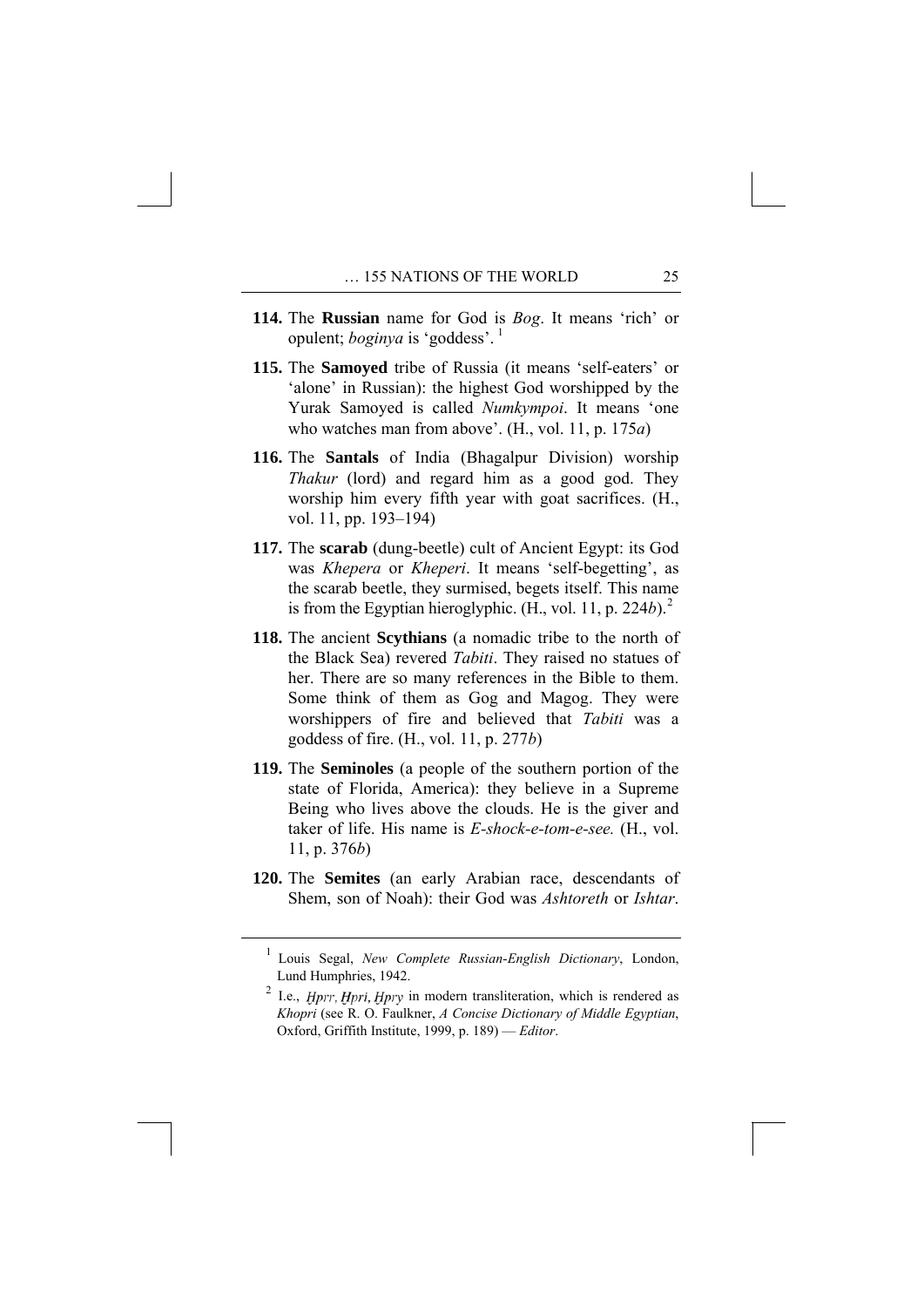**114.** The **Russian** name for God is *Bog*. It means 'rich' or opulent; *boginya* is 'goddess'. [1]

**115.** The **Samoyed** tribe of Russia (it means 'self-eaters' or 'alone' in Russian): the highest God worshipped by the Yurak Samoyed is called *Numkympoi*. It means 'one who watches man from above'. (H., vol. 11, p. 175*a*)

**116.** The **Santals** of India (Bhagalpur Division) worship *Thakur* (lord) and regard him as a good god. They worship him every fifth year with goat sacrifices. (H., vol. 11, pp. 193–194)

**117.** The **scarab** (dung-beetle) cult of Ancient Egypt: its God was *Khepera* or *Kheperi*. It means 'self-begetting', as the scarab beetle, they surmised, begets itself. This name is from the Egyptian hieroglyphic. (H., vol. 11, p. 224*b*).[2]

**118.** The ancient **Scythians** (a nomadic tribe to the north of the Black Sea) revered *Tabiti*. They raised no statues of her. There are so many references in the Bible to them. Some think of them as Gog and Magog. They were worshippers of fire and believed that *Tabiti* was a goddess of fire. (H., vol. 11, p. 277*b*)

**119.** The **Seminoles** (a people of the southern portion of the state of Florida, America): they believe in a Supreme Being who lives above the clouds. He is the giver and taker of life. His name is *E-shock-e-tom-e-see.* (H., vol. 11, p. 376*b*)

**120.** The **Semites** (an early Arabian race, descendants of Shem, son of Noah): their God was *Ashtoreth* or *Ishtar*.

---

[1] Louis Segal, *New Complete Russian-English Dictionary*, London, Lund Humphries, 1942.

[2] I.e., *Ḫprr, Ḫpri, Ḫpry* in modern transliteration, which is rendered as *Khopri* (see R. O. Faulkner, *A Concise Dictionary of Middle Egyptian*, Oxford, Griffith Institute, 1999, p. 189) — *Editor*.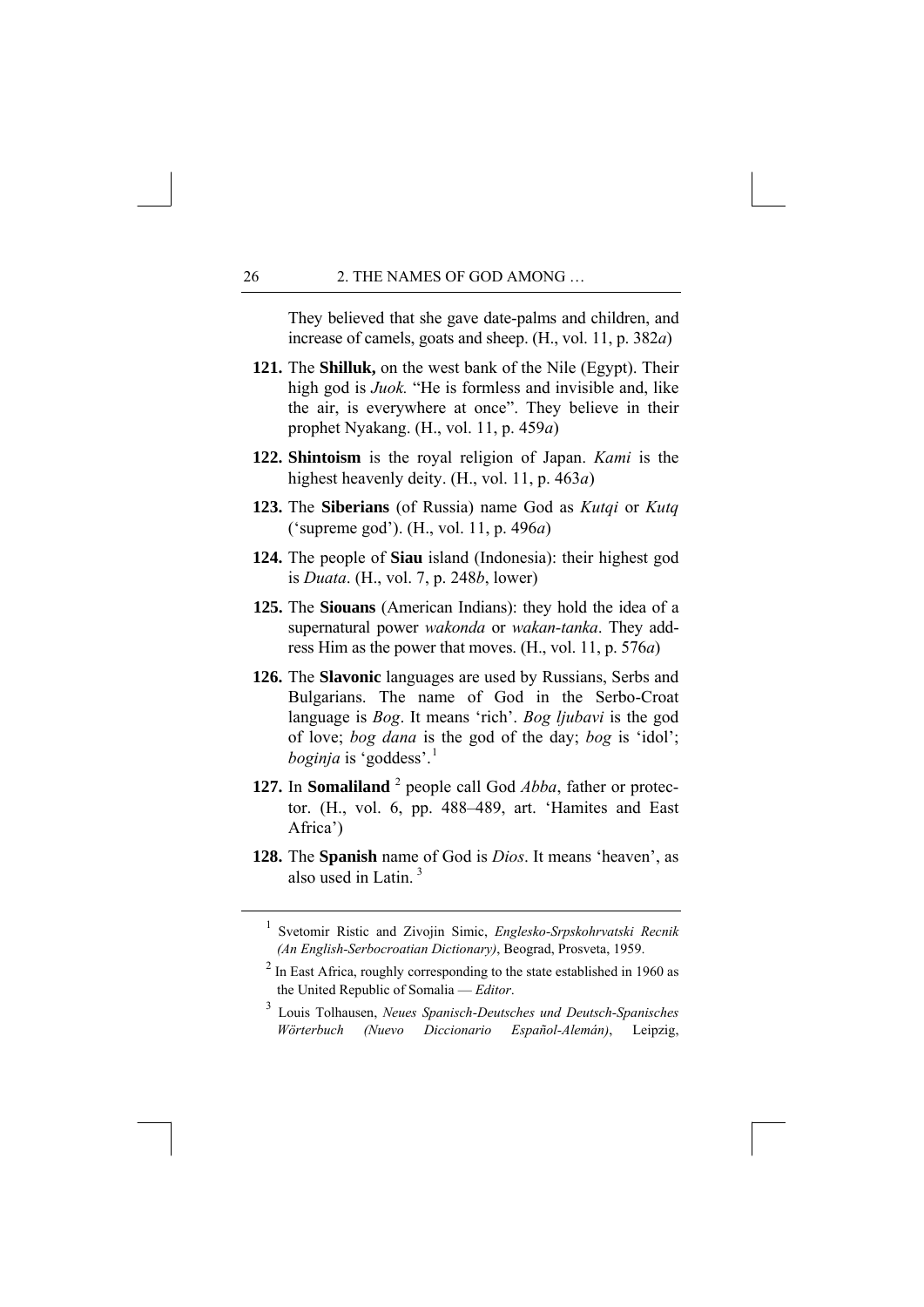They believed that she gave date-palms and children, and increase of camels, goats and sheep. (H., vol. 11, p. 382*a*)

**121.** The **Shilluk,** on the west bank of the Nile (Egypt). Their high god is *Juok.* "He is formless and invisible and, like the air, is everywhere at once". They believe in their prophet Nyakang. (H., vol. 11, p. 459*a*)

**122.** **Shintoism** is the royal religion of Japan. *Kami* is the highest heavenly deity. (H., vol. 11, p. 463*a*)

**123.** The **Siberians** (of Russia) name God as *Kutqi* or *Kutq* ('supreme god'). (H., vol. 11, p. 496*a*)

**124.** The people of **Siau** island (Indonesia): their highest god is *Duata*. (H., vol. 7, p. 248*b*, lower)

**125.** The **Siouans** (American Indians): they hold the idea of a supernatural power *wakonda* or *wakan-tanka*. They address Him as the power that moves. (H., vol. 11, p. 576*a*)

**126.** The **Slavonic** languages are used by Russians, Serbs and Bulgarians. The name of God in the Serbo-Croat language is *Bog*. It means 'rich'. *Bog ljubavi* is the god of love; *bog dana* is the god of the day; *bog* is 'idol'; *boginja* is 'goddess'.[1]

**127.** In **Somaliland** [2] people call God *Abba*, father or protector. (H., vol. 6, pp. 488–489, art. 'Hamites and East Africa')

**128.** The **Spanish** name of God is *Dios*. It means 'heaven', as also used in Latin. [3]

---

[1] Svetomir Ristic and Zivojin Simic, *Englesko-Srpskohrvatski Recnik (An English-Serbocroatian Dictionary)*, Beograd, Prosveta, 1959.

[2] In East Africa, roughly corresponding to the state established in 1960 as the United Republic of Somalia — *Editor*.

[3] Louis Tolhausen, *Neues Spanisch-Deutsches und Deutsch-Spanisches Wörterbuch (Nuevo Diccionario Español-Alemán)*, Leipzig,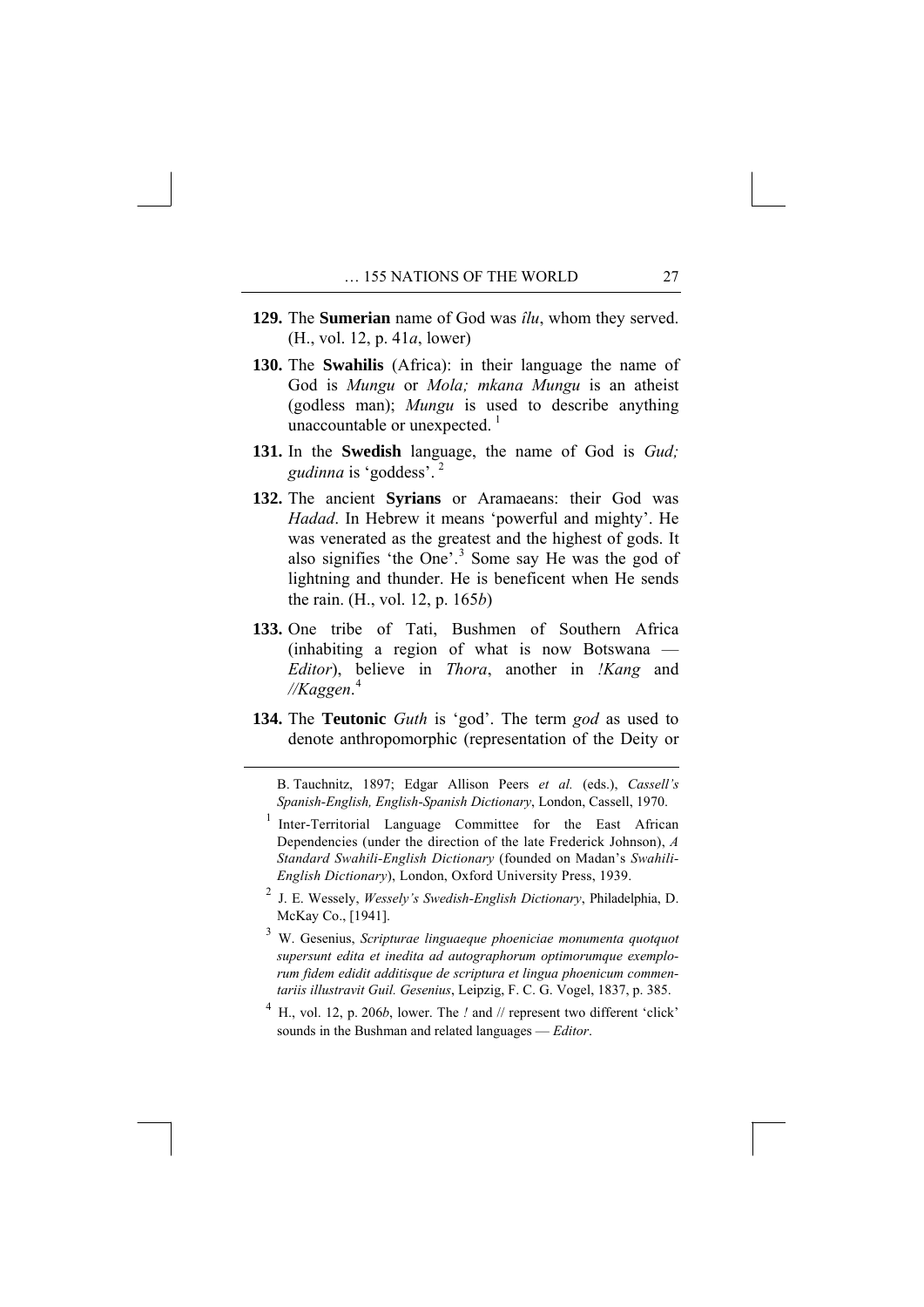**129.** The **Sumerian** name of God was *îlu*, whom they served. (H., vol. 12, p. 41*a*, lower)

**130.** The **Swahilis** (Africa): in their language the name of God is *Mungu* or *Mola; mkana Mungu* is an atheist (godless man); *Mungu* is used to describe anything unaccountable or unexpected. [1]

**131.** In the **Swedish** language, the name of God is *Gud; gudinna* is 'goddess'. [2]

**132.** The ancient **Syrians** or Aramaeans: their God was *Hadad*. In Hebrew it means 'powerful and mighty'. He was venerated as the greatest and the highest of gods. It also signifies 'the One'.[3] Some say He was the god of lightning and thunder. He is beneficent when He sends the rain. (H., vol. 12, p. 165*b*)

**133.** One tribe of Tati, Bushmen of Southern Africa (inhabiting a region of what is now Botswana — *Editor*), believe in *Thora*, another in *!Kang* and *//Kaggen*.[4]

**134.** The **Teutonic** *Guth* is 'god'. The term *god* as used to denote anthropomorphic (representation of the Deity or

---

B. Tauchnitz, 1897; Edgar Allison Peers *et al.* (eds.), *Cassell's Spanish-English, English-Spanish Dictionary*, London, Cassell, 1970.

[1] Inter-Territorial Language Committee for the East African Dependencies (under the direction of the late Frederick Johnson), *A Standard Swahili-English Dictionary* (founded on Madan's *Swahili-English Dictionary*), London, Oxford University Press, 1939.

[2] J. E. Wessely, *Wessely's Swedish-English Dictionary*, Philadelphia, D. McKay Co., [1941].

[3] W. Gesenius, *Scripturae linguaeque phoeniciae monumenta quotquot supersunt edita et inedita ad autographorum optimorumque exemplorum fidem edidit additisque de scriptura et lingua phoenicum commentariis illustravit Guil. Gesenius*, Leipzig, F. C. G. Vogel, 1837, p. 385.

[4] H., vol. 12, p. 206*b*, lower. The *!* and // represent two different 'click' sounds in the Bushman and related languages — *Editor*.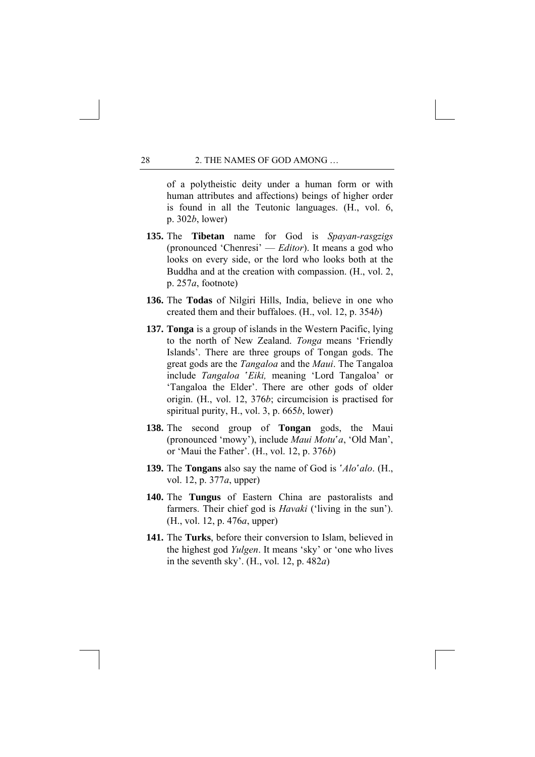of a polytheistic deity under a human form or with human attributes and affections) beings of higher order is found in all the Teutonic languages. (H., vol. 6, p. 302*b*, lower)

**135.** The **Tibetan** name for God is *Spayan-rasgzigs* (pronounced 'Chenresi' — *Editor*). It means a god who looks on every side, or the lord who looks both at the Buddha and at the creation with compassion. (H., vol. 2, p. 257*a*, footnote)

**136.** The **Todas** of Nilgiri Hills, India, believe in one who created them and their buffaloes. (H., vol. 12, p. 354*b*)

**137.** **Tonga** is a group of islands in the Western Pacific, lying to the north of New Zealand. *Tonga* means 'Friendly Islands'. There are three groups of Tongan gods. The great gods are the *Tangaloa* and the *Maui*. The Tangaloa include *Tangaloa ʽEiki,* meaning 'Lord Tangaloa' or 'Tangaloa the Elder'. There are other gods of older origin. (H., vol. 12, 376*b*; circumcision is practised for spiritual purity, H., vol. 3, p. 665*b*, lower)

**138.** The second group of **Tongan** gods, the Maui (pronounced 'mowy'), include *Maui Motuʽa*, 'Old Man', or 'Maui the Father'. (H., vol. 12, p. 376*b*)

**139.** The **Tongans** also say the name of God is *ʽAloʽalo*. (H., vol. 12, p. 377*a*, upper)

**140.** The **Tungus** of Eastern China are pastoralists and farmers. Their chief god is *Havaki* ('living in the sun'). (H., vol. 12, p. 476*a*, upper)

**141.** The **Turks**, before their conversion to Islam, believed in the highest god *Yulgen*. It means 'sky' or 'one who lives in the seventh sky'. (H., vol. 12, p. 482*a*)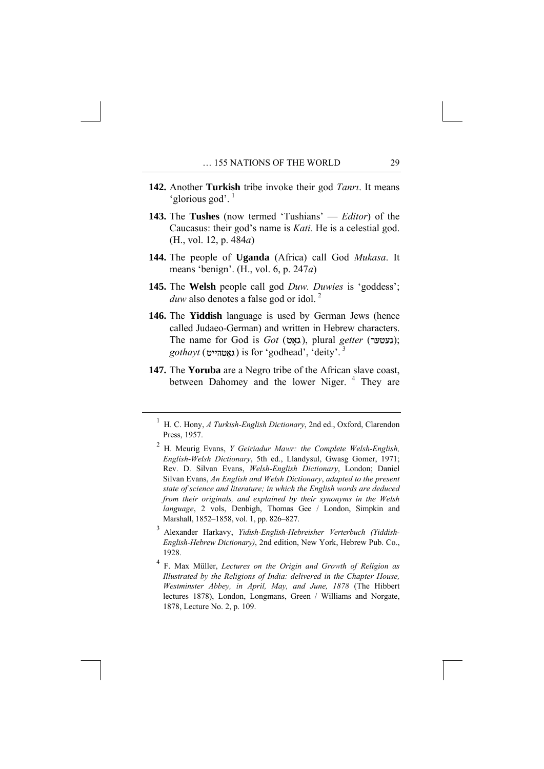**142.** Another **Turkish** tribe invoke their god *Tanrı*. It means 'glorious god'. [1]

**143.** The **Tushes** (now termed 'Tushians' — *Editor*) of the Caucasus: their god's name is *Kati.* He is a celestial god. (H., vol. 12, p. 484*a*)

**144.** The people of **Uganda** (Africa) call God *Mukasa*. It means 'benign'. (H., vol. 6, p. 247*a*)

**145.** The **Welsh** people call god *Duw. Duwies* is 'goddess'; *duw* also denotes a false god or idol. [2]

**146.** The **Yiddish** language is used by German Jews (hence called Judaeo-German) and written in Hebrew characters. The name for God is *Got* (גאָט), plural *getter* (געטער); *gothayt* (גאָטהייט) is for 'godhead', 'deity'. [3]

**147.** The **Yoruba** are a Negro tribe of the African slave coast, between Dahomey and the lower Niger. [4] They are

---

[1] H. C. Hony, *A Turkish-English Dictionary*, 2nd ed., Oxford, Clarendon Press, 1957.

[2] H. Meurig Evans, *Y Geiriadur Mawr: the Complete Welsh-English, English-Welsh Dictionary*, 5th ed., Llandysul, Gwasg Gomer, 1971; Rev. D. Silvan Evans, *Welsh-English Dictionary*, London; Daniel Silvan Evans, *An English and Welsh Dictionary, adapted to the present state of science and literature; in which the English words are deduced from their originals, and explained by their synonyms in the Welsh language*, 2 vols, Denbigh, Thomas Gee / London, Simpkin and Marshall, 1852–1858, vol. 1, pp. 826–827.

[3] Alexander Harkavy, *Yidish-English-Hebreisher Verterbuch (Yiddish-English-Hebrew Dictionary)*, 2nd edition, New York, Hebrew Pub. Co., 1928.

[4] F. Max Müller, *Lectures on the Origin and Growth of Religion as Illustrated by the Religions of India: delivered in the Chapter House, Westminster Abbey, in April, May, and June, 1878* (The Hibbert lectures 1878), London, Longmans, Green / Williams and Norgate, 1878, Lecture No. 2, p. 109.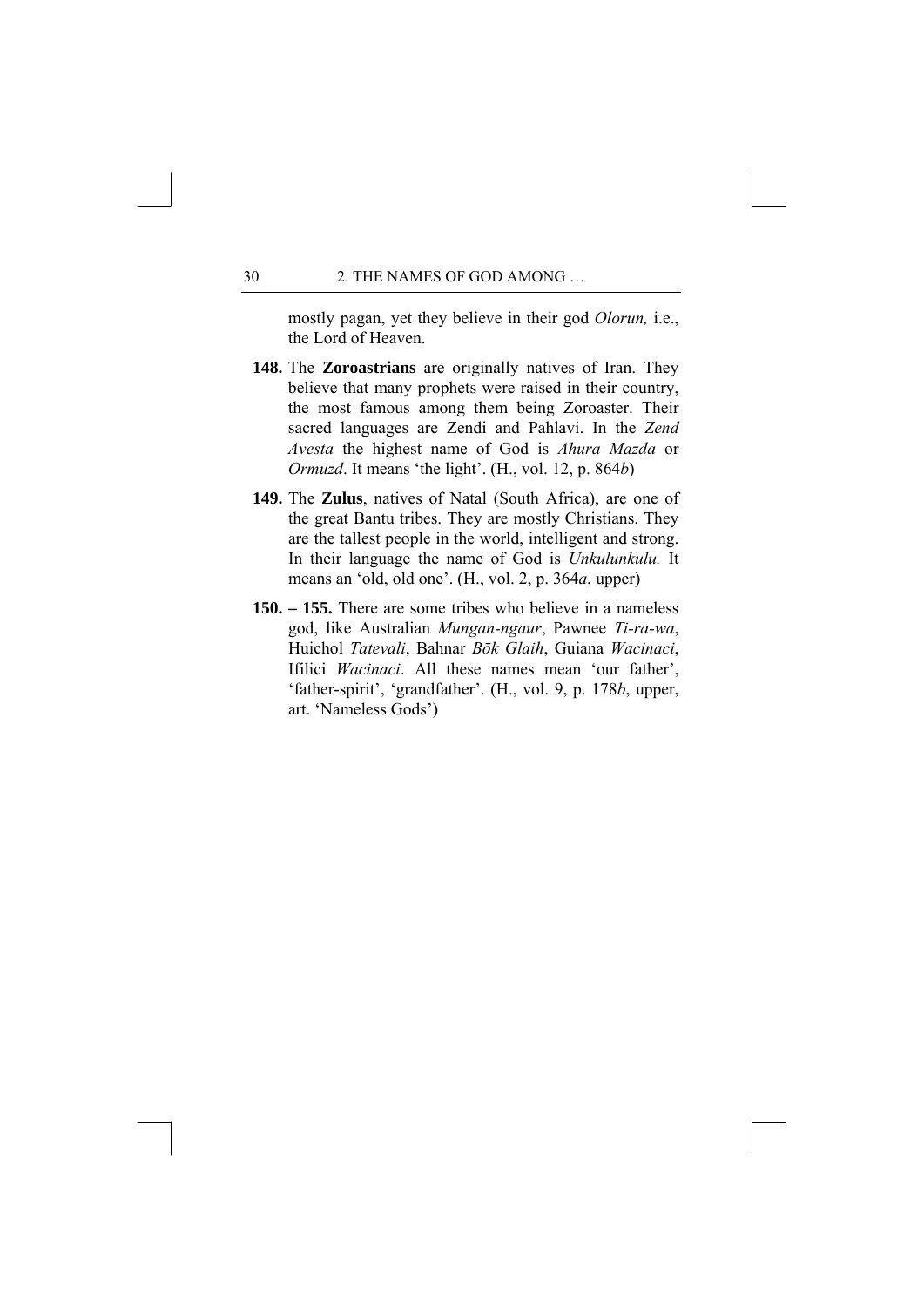mostly pagan, yet they believe in their god *Olorun,* i.e., the Lord of Heaven.

**148.** The **Zoroastrians** are originally natives of Iran. They believe that many prophets were raised in their country, the most famous among them being Zoroaster. Their sacred languages are Zendi and Pahlavi. In the *Zend Avesta* the highest name of God is *Ahura Mazda* or *Ormuzd*. It means 'the light'. (H., vol. 12, p. 864*b*)

**149.** The **Zulus**, natives of Natal (South Africa), are one of the great Bantu tribes. They are mostly Christians. They are the tallest people in the world, intelligent and strong. In their language the name of God is *Unkulunkulu.* It means an 'old, old one'. (H., vol. 2, p. 364*a*, upper)

**150. – 155.** There are some tribes who believe in a nameless god, like Australian *Mungan-ngaur*, Pawnee *Ti-ra-wa*, Huichol *Tatevali*, Bahnar *Bōk Glaih*, Guiana *Wacinaci*, Ifilici *Wacinaci*. All these names mean 'our father', 'father-spirit', 'grandfather'. (H., vol. 9, p. 178*b*, upper, art. 'Nameless Gods')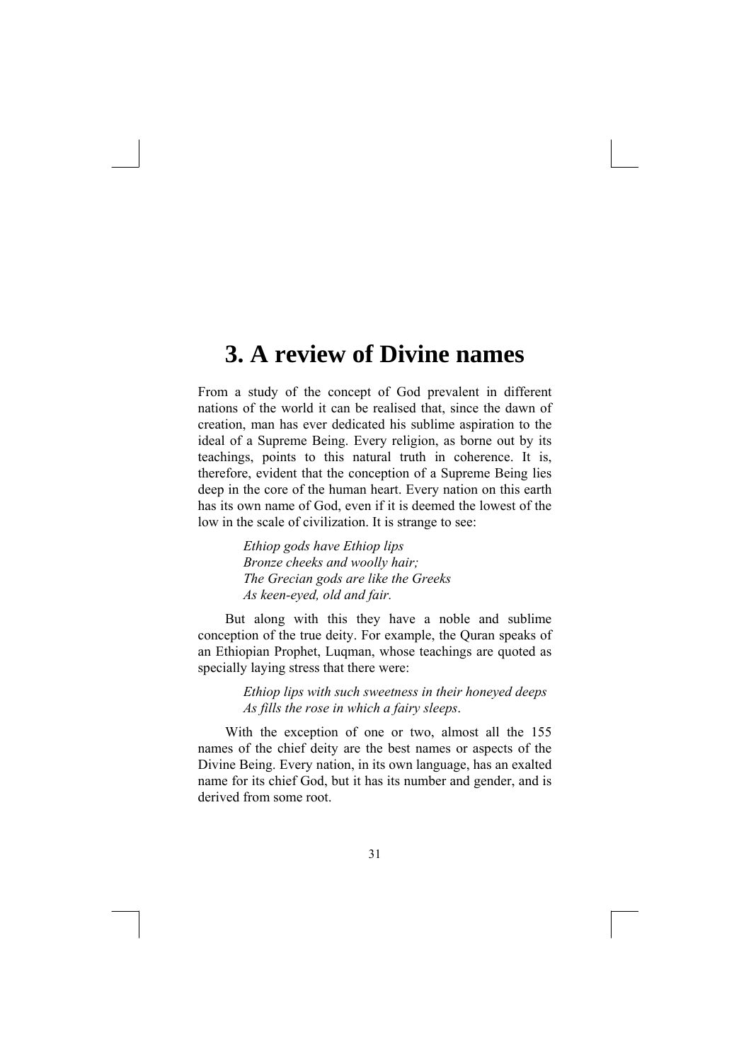# 3. A review of Divine names

From a study of the concept of God prevalent in different nations of the world it can be realised that, since the dawn of creation, man has ever dedicated his sublime aspiration to the ideal of a Supreme Being. Every religion, as borne out by its teachings, points to this natural truth in coherence. It is, therefore, evident that the conception of a Supreme Being lies deep in the core of the human heart. Every nation on this earth has its own name of God, even if it is deemed the lowest of the low in the scale of civilization. It is strange to see:

> *Ethiop gods have Ethiop lips*
> *Bronze cheeks and woolly hair;*
> *The Grecian gods are like the Greeks*
> *As keen-eyed, old and fair.*

But along with this they have a noble and sublime conception of the true deity. For example, the Quran speaks of an Ethiopian Prophet, Luqman, whose teachings are quoted as specially laying stress that there were:

> *Ethiop lips with such sweetness in their honeyed deeps*
> *As fills the rose in which a fairy sleeps*.

With the exception of one or two, almost all the 155 names of the chief deity are the best names or aspects of the Divine Being. Every nation, in its own language, has an exalted name for its chief God, but it has its number and gender, and is derived from some root.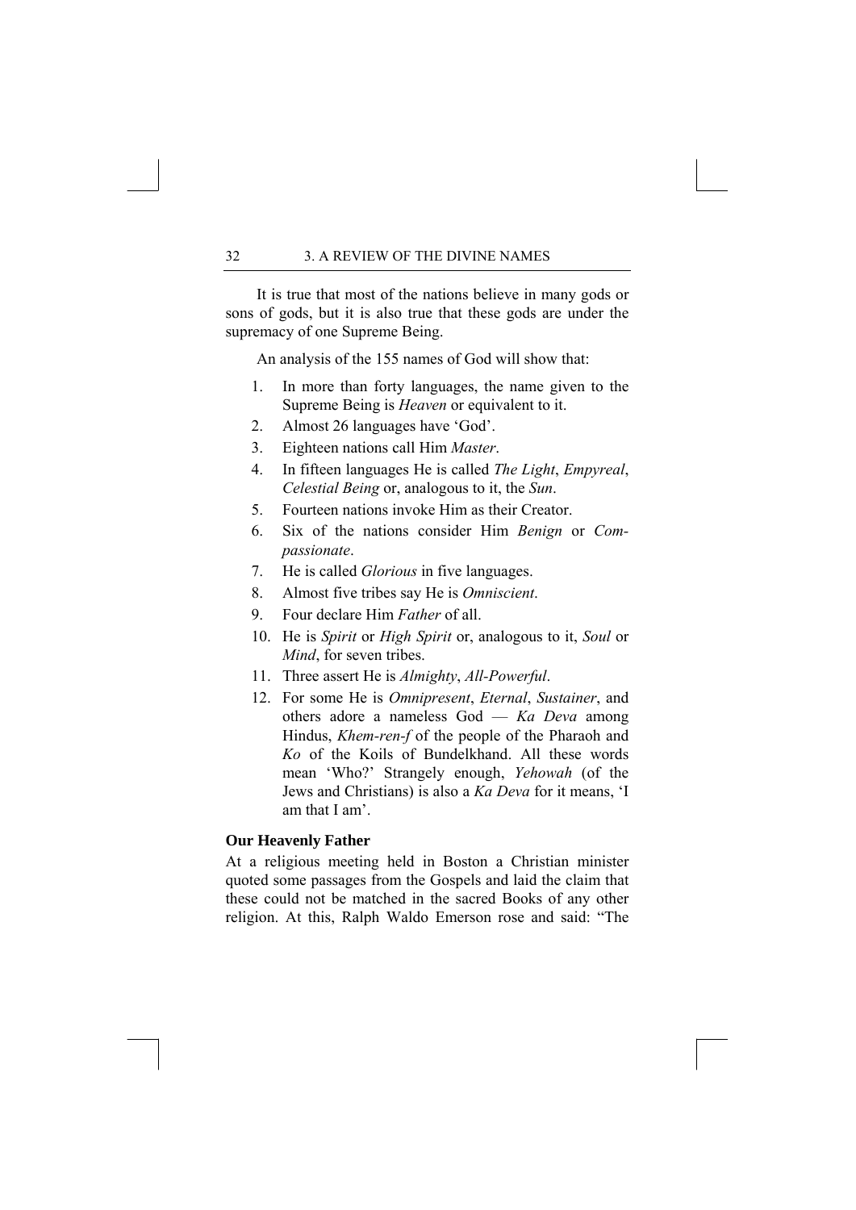It is true that most of the nations believe in many gods or sons of gods, but it is also true that these gods are under the supremacy of one Supreme Being.

An analysis of the 155 names of God will show that:

1. In more than forty languages, the name given to the Supreme Being is *Heaven* or equivalent to it.
2. Almost 26 languages have 'God'.
3. Eighteen nations call Him *Master*.
4. In fifteen languages He is called *The Light*, *Empyreal*, *Celestial Being* or, analogous to it, the *Sun*.
5. Fourteen nations invoke Him as their Creator.
6. Six of the nations consider Him *Benign* or *Compassionate*.
7. He is called *Glorious* in five languages.
8. Almost five tribes say He is *Omniscient*.
9. Four declare Him *Father* of all.
10. He is *Spirit* or *High Spirit* or, analogous to it, *Soul* or *Mind*, for seven tribes.
11. Three assert He is *Almighty*, *All-Powerful*.
12. For some He is *Omnipresent*, *Eternal*, *Sustainer*, and others adore a nameless God — *Ka Deva* among Hindus, *Khem-ren-f* of the people of the Pharaoh and *Ko* of the Koils of Bundelkhand. All these words mean 'Who?' Strangely enough, *Yehowah* (of the Jews and Christians) is also a *Ka Deva* for it means, 'I am that I am'.

**Our Heavenly Father**

At a religious meeting held in Boston a Christian minister quoted some passages from the Gospels and laid the claim that these could not be matched in the sacred Books of any other religion. At this, Ralph Waldo Emerson rose and said: "The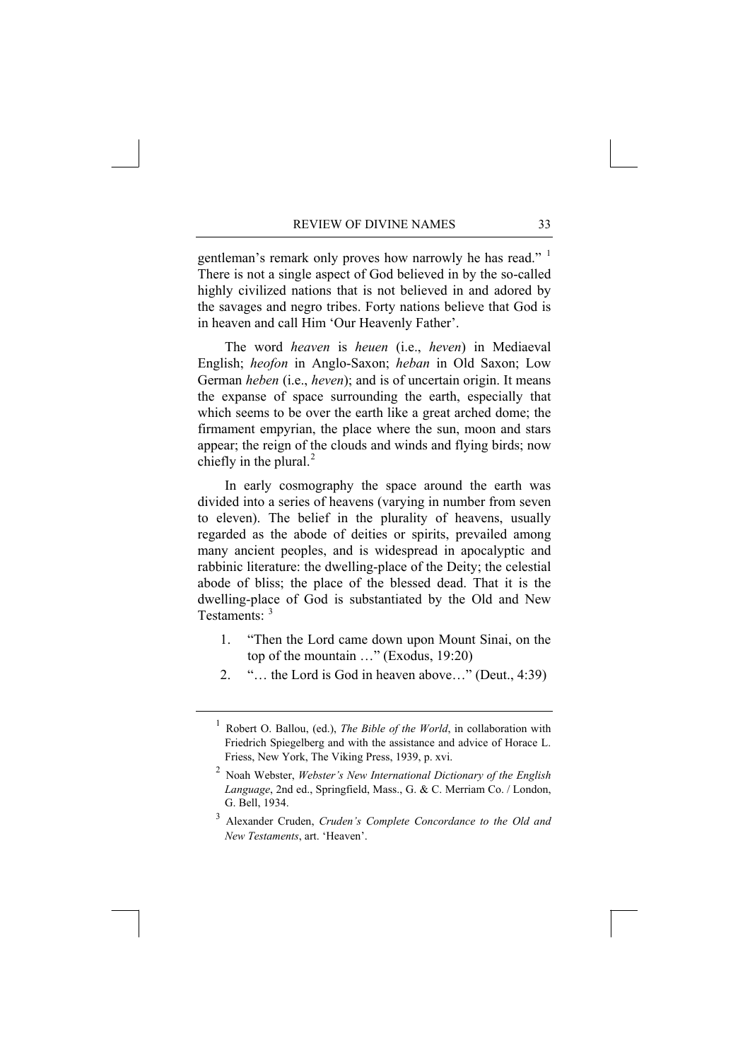gentleman's remark only proves how narrowly he has read." [1] There is not a single aspect of God believed in by the so-called highly civilized nations that is not believed in and adored by the savages and negro tribes. Forty nations believe that God is in heaven and call Him 'Our Heavenly Father'.

The word *heaven* is *heuen* (i.e., *heven*) in Mediaeval English; *heofon* in Anglo-Saxon; *heban* in Old Saxon; Low German *heben* (i.e., *heven*); and is of uncertain origin. It means the expanse of space surrounding the earth, especially that which seems to be over the earth like a great arched dome; the firmament empyrian, the place where the sun, moon and stars appear; the reign of the clouds and winds and flying birds; now chiefly in the plural.[2]

In early cosmography the space around the earth was divided into a series of heavens (varying in number from seven to eleven). The belief in the plurality of heavens, usually regarded as the abode of deities or spirits, prevailed among many ancient peoples, and is widespread in apocalyptic and rabbinic literature: the dwelling-place of the Deity; the celestial abode of bliss; the place of the blessed dead. That it is the dwelling-place of God is substantiated by the Old and New Testaments: [3]

1. "Then the Lord came down upon Mount Sinai, on the top of the mountain …" (Exodus, 19:20)
2. "… the Lord is God in heaven above…" (Deut., 4:39)

---

[1] Robert O. Ballou, (ed.), *The Bible of the World*, in collaboration with Friedrich Spiegelberg and with the assistance and advice of Horace L. Friess, New York, The Viking Press, 1939, p. xvi.

[2] Noah Webster, *Webster's New International Dictionary of the English Language*, 2nd ed., Springfield, Mass., G. & C. Merriam Co. / London, G. Bell, 1934.

[3] Alexander Cruden, *Cruden's Complete Concordance to the Old and New Testaments*, art. 'Heaven'.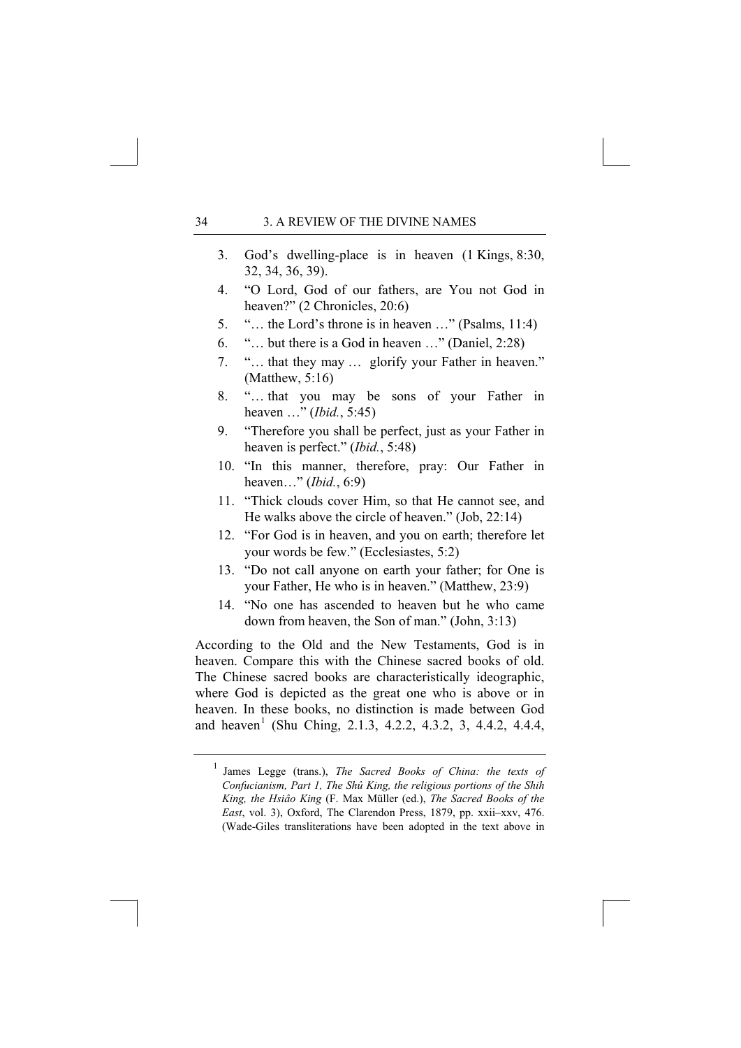3. God's dwelling-place is in heaven (1 Kings, 8:30, 32, 34, 36, 39).
4. "O Lord, God of our fathers, are You not God in heaven?" (2 Chronicles, 20:6)
5. "… the Lord's throne is in heaven …" (Psalms, 11:4)
6. "… but there is a God in heaven …" (Daniel, 2:28)
7. "… that they may … glorify your Father in heaven." (Matthew, 5:16)
8. "… that you may be sons of your Father in heaven …" (*Ibid.*, 5:45)
9. "Therefore you shall be perfect, just as your Father in heaven is perfect." (*Ibid.*, 5:48)
10. "In this manner, therefore, pray: Our Father in heaven…" (*Ibid.*, 6:9)
11. "Thick clouds cover Him, so that He cannot see, and He walks above the circle of heaven." (Job, 22:14)
12. "For God is in heaven, and you on earth; therefore let your words be few." (Ecclesiastes, 5:2)
13. "Do not call anyone on earth your father; for One is your Father, He who is in heaven." (Matthew, 23:9)
14. "No one has ascended to heaven but he who came down from heaven, the Son of man." (John, 3:13)

According to the Old and the New Testaments, God is in heaven. Compare this with the Chinese sacred books of old. The Chinese sacred books are characteristically ideographic, where God is depicted as the great one who is above or in heaven. In these books, no distinction is made between God and heaven[1] (Shu Ching, 2.1.3, 4.2.2, 4.3.2, 3, 4.4.2, 4.4.4,

---

[1] James Legge (trans.), *The Sacred Books of China: the texts of Confucianism, Part 1, The Shû King, the religious portions of the Shih King, the Hsiâo King* (F. Max Müller (ed.), *The Sacred Books of the East*, vol. 3), Oxford, The Clarendon Press, 1879, pp. xxii–xxv, 476. (Wade-Giles transliterations have been adopted in the text above in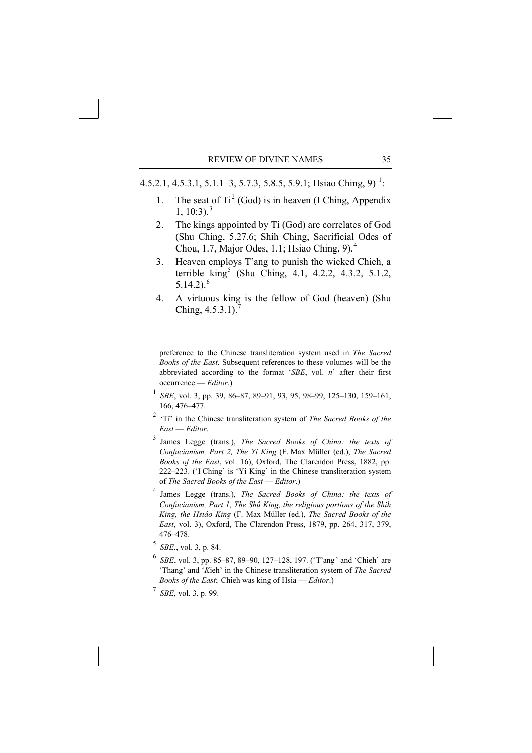4.5.2.1, 4.5.3.1, 5.1.1–3, 5.7.3, 5.8.5, 5.9.1; Hsiao Ching, 9) [1]:

1. The seat of Ti[2] (God) is in heaven (I Ching, Appendix 1, 10:3).[3]
2. The kings appointed by Ti (God) are correlates of God (Shu Ching, 5.27.6; Shih Ching, Sacrificial Odes of Chou, 1.7, Major Odes, 1.1; Hsiao Ching, 9).[4]
3. Heaven employs T'ang to punish the wicked Chieh, a terrible king[5] (Shu Ching, 4.1, 4.2.2, 4.3.2, 5.1.2, 5.14.2).[6]
4. A virtuous king is the fellow of God (heaven) (Shu Ching, 4.5.3.1).[7]

---

preference to the Chinese transliteration system used in *The Sacred Books of the East*. Subsequent references to these volumes will be the abbreviated according to the format '*SBE*, vol. *n*' after their first occurrence — *Editor*.)

[1] *SBE*, vol. 3, pp. 39, 86–87, 89–91, 93, 95, 98–99, 125–130, 159–161, 166, 476–477.

[2] 'Tî' in the Chinese transliteration system of *The Sacred Books of the East* — *Editor*.

[3] James Legge (trans.), *The Sacred Books of China: the texts of Confucianism, Part 2, The Yi King* (F. Max Müller (ed.), *The Sacred Books of the East*, vol. 16), Oxford, The Clarendon Press, 1882, pp. 222–223. ('I Ching' is 'Yi King' in the Chinese transliteration system of *The Sacred Books of the East* — *Editor*.)

[4] James Legge (trans.), *The Sacred Books of China: the texts of Confucianism, Part 1, The Shû King, the religious portions of the Shih King, the Hsiâo King* (F. Max Müller (ed.), *The Sacred Books of the East*, vol. 3), Oxford, The Clarendon Press, 1879, pp. 264, 317, 379, 476–478.

[5] *SBE.*, vol. 3, p. 84.

[6] *SBE*, vol. 3, pp. 85–87, 89–90, 127–128, 197. ('T'ang' and 'Chieh' are 'Thang' and 'Kieh' in the Chinese transliteration system of *The Sacred Books of the East*; Chieh was king of Hsia — *Editor*.)

[7] *SBE,* vol. 3, p. 99.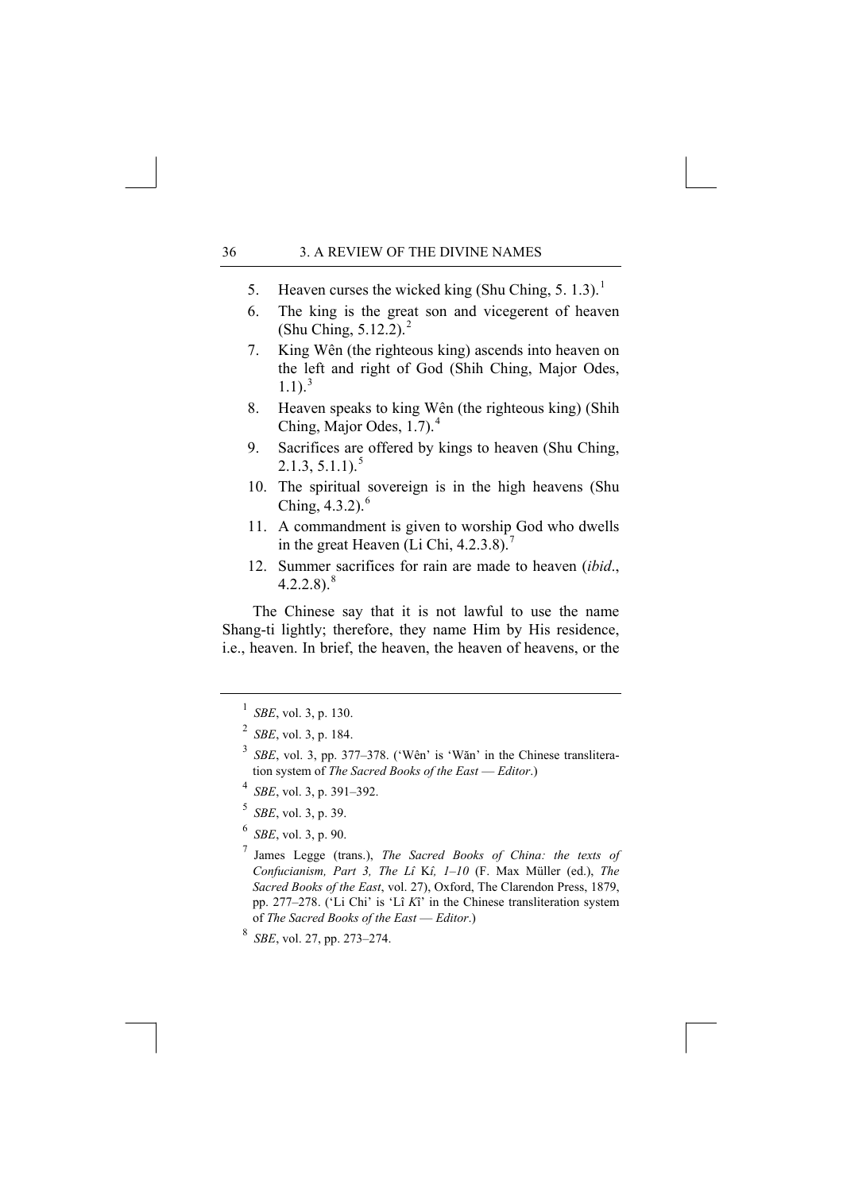5. Heaven curses the wicked king (Shu Ching, 5. 1.3).[1]
6. The king is the great son and vicegerent of heaven (Shu Ching, 5.12.2).[2]
7. King Wên (the righteous king) ascends into heaven on the left and right of God (Shih Ching, Major Odes, 1.1).[3]
8. Heaven speaks to king Wên (the righteous king) (Shih Ching, Major Odes, 1.7).[4]
9. Sacrifices are offered by kings to heaven (Shu Ching, 2.1.3, 5.1.1).[5]
10. The spiritual sovereign is in the high heavens (Shu Ching, 4.3.2).[6]
11. A commandment is given to worship God who dwells in the great Heaven (Li Chi, 4.2.3.8).[7]
12. Summer sacrifices for rain are made to heaven (*ibid*., 4.2.2.8).[8]

The Chinese say that it is not lawful to use the name Shang-ti lightly; therefore, they name Him by His residence, i.e., heaven. In brief, the heaven, the heaven of heavens, or the

---

[1] *SBE*, vol. 3, p. 130.

[2] *SBE*, vol. 3, p. 184.

[3] *SBE*, vol. 3, pp. 377–378. ('Wên' is 'Wăn' in the Chinese transliteration system of *The Sacred Books of the East* — *Editor*.)

[4] *SBE*, vol. 3, p. 391–392.

[5] *SBE*, vol. 3, p. 39.

[6] *SBE*, vol. 3, p. 90.

[7] James Legge (trans.), *The Sacred Books of China: the texts of Confucianism, Part 3, The Lî Kî, 1–10* (F. Max Müller (ed.), *The Sacred Books of the East*, vol. 27), Oxford, The Clarendon Press, 1879, pp. 277–278. ('Li Chi' is 'Lî *K*î' in the Chinese transliteration system of *The Sacred Books of the East* — *Editor*.)

[8] *SBE*, vol. 27, pp. 273–274.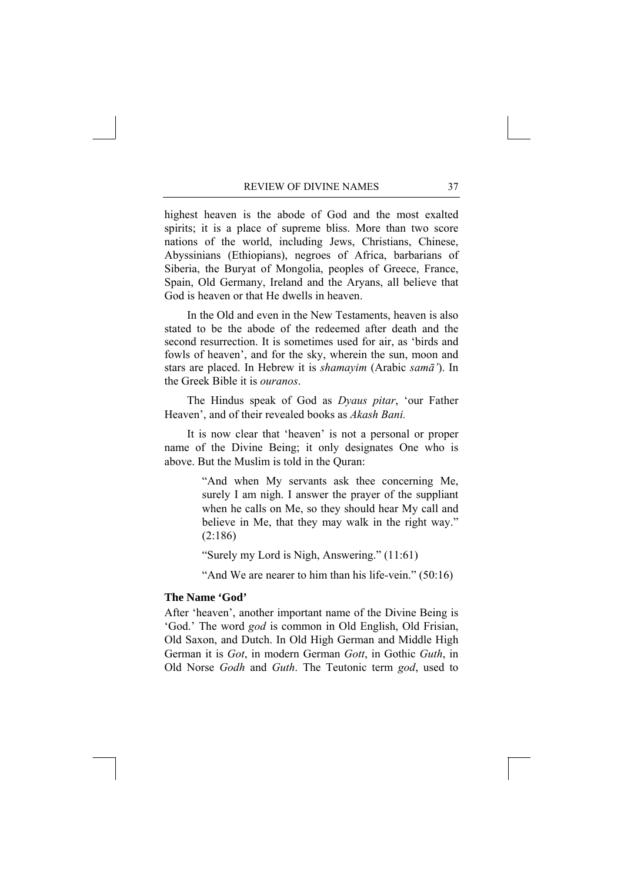highest heaven is the abode of God and the most exalted spirits; it is a place of supreme bliss. More than two score nations of the world, including Jews, Christians, Chinese, Abyssinians (Ethiopians), negroes of Africa, barbarians of Siberia, the Buryat of Mongolia, peoples of Greece, France, Spain, Old Germany, Ireland and the Aryans, all believe that God is heaven or that He dwells in heaven.

In the Old and even in the New Testaments, heaven is also stated to be the abode of the redeemed after death and the second resurrection. It is sometimes used for air, as 'birds and fowls of heaven', and for the sky, wherein the sun, moon and stars are placed. In Hebrew it is *shamayim* (Arabic *samā'*). In the Greek Bible it is *ouranos*.

The Hindus speak of God as *Dyaus pitar*, 'our Father Heaven', and of their revealed books as *Akash Bani.*

It is now clear that 'heaven' is not a personal or proper name of the Divine Being; it only designates One who is above. But the Muslim is told in the Quran:

> "And when My servants ask thee concerning Me, surely I am nigh. I answer the prayer of the suppliant when he calls on Me, so they should hear My call and believe in Me, that they may walk in the right way." (2:186)
>
> "Surely my Lord is Nigh, Answering." (11:61)
>
> "And We are nearer to him than his life-vein." (50:16)

### The Name 'God'

After 'heaven', another important name of the Divine Being is 'God.' The word *god* is common in Old English, Old Frisian, Old Saxon, and Dutch. In Old High German and Middle High German it is *Got*, in modern German *Gott*, in Gothic *Guth*, in Old Norse *Godh* and *Guth*. The Teutonic term *god*, used to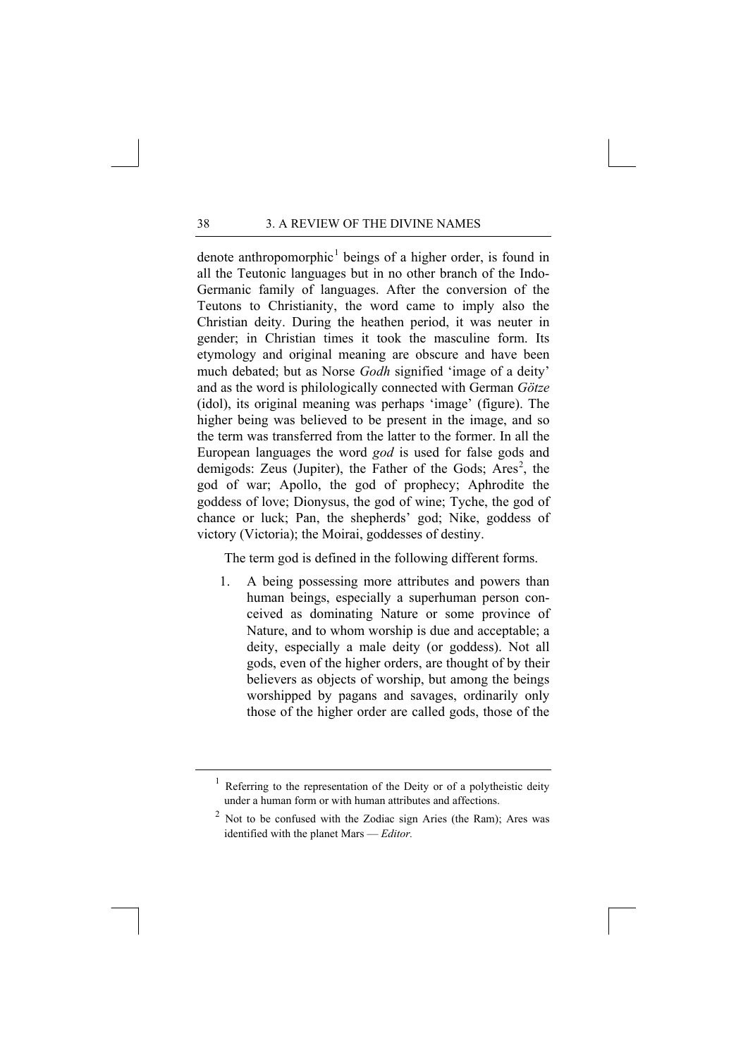denote anthropomorphic[1] beings of a higher order, is found in all the Teutonic languages but in no other branch of the Indo-Germanic family of languages. After the conversion of the Teutons to Christianity, the word came to imply also the Christian deity. During the heathen period, it was neuter in gender; in Christian times it took the masculine form. Its etymology and original meaning are obscure and have been much debated; but as Norse *Godh* signified 'image of a deity' and as the word is philologically connected with German *Götze* (idol), its original meaning was perhaps 'image' (figure). The higher being was believed to be present in the image, and so the term was transferred from the latter to the former. In all the European languages the word *god* is used for false gods and demigods: Zeus (Jupiter), the Father of the Gods; Ares[2], the god of war; Apollo, the god of prophecy; Aphrodite the goddess of love; Dionysus, the god of wine; Tyche, the god of chance or luck; Pan, the shepherds' god; Nike, goddess of victory (Victoria); the Moirai, goddesses of destiny.

The term god is defined in the following different forms.

1. A being possessing more attributes and powers than human beings, especially a superhuman person conceived as dominating Nature or some province of Nature, and to whom worship is due and acceptable; a deity, especially a male deity (or goddess). Not all gods, even of the higher orders, are thought of by their believers as objects of worship, but among the beings worshipped by pagans and savages, ordinarily only those of the higher order are called gods, those of the

---

[1] Referring to the representation of the Deity or of a polytheistic deity under a human form or with human attributes and affections.

[2] Not to be confused with the Zodiac sign Aries (the Ram); Ares was identified with the planet Mars — *Editor.*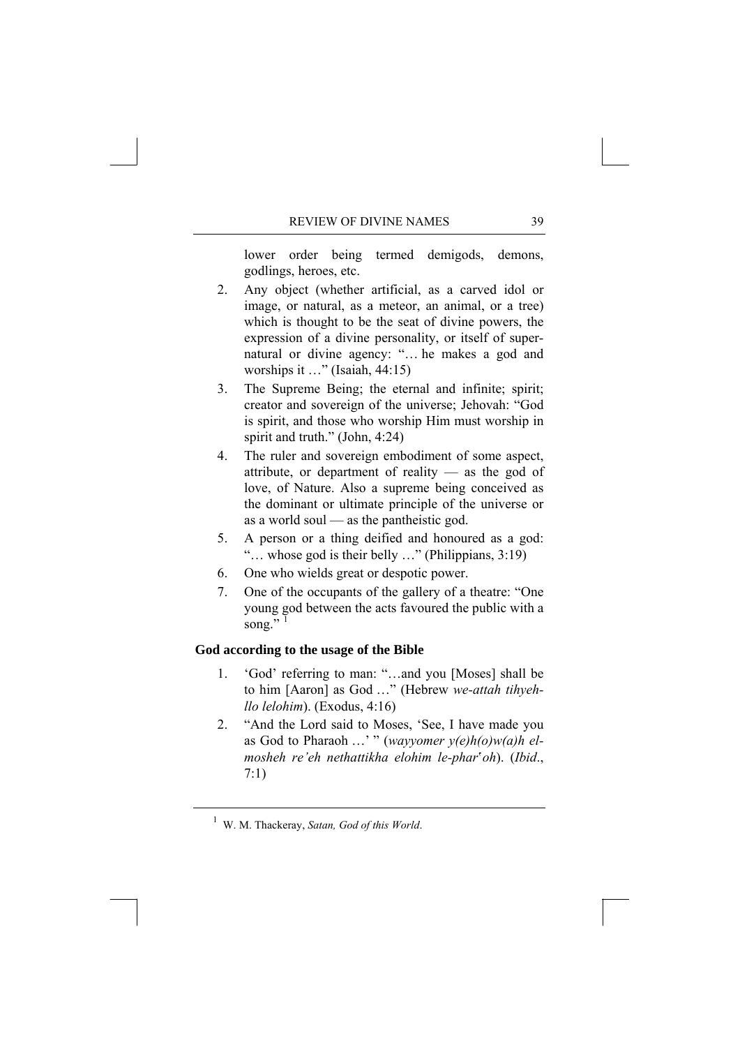lower order being termed demigods, demons, godlings, heroes, etc.

2. Any object (whether artificial, as a carved idol or image, or natural, as a meteor, an animal, or a tree) which is thought to be the seat of divine powers, the expression of a divine personality, or itself of supernatural or divine agency: "… he makes a god and worships it …" (Isaiah, 44:15)
3. The Supreme Being; the eternal and infinite; spirit; creator and sovereign of the universe; Jehovah: "God is spirit, and those who worship Him must worship in spirit and truth." (John, 4:24)
4. The ruler and sovereign embodiment of some aspect, attribute, or department of reality — as the god of love, of Nature. Also a supreme being conceived as the dominant or ultimate principle of the universe or as a world soul — as the pantheistic god.
5. A person or a thing deified and honoured as a god: "… whose god is their belly …" (Philippians, 3:19)
6. One who wields great or despotic power.
7. One of the occupants of the gallery of a theatre: "One young god between the acts favoured the public with a song." [1]

**God according to the usage of the Bible**

1. 'God' referring to man: "…and you [Moses] shall be to him [Aaron] as God …" (Hebrew *we-attah tihyeh-llo lelohim*). (Exodus, 4:16)
2. "And the Lord said to Moses, 'See, I have made you as God to Pharaoh …' " (*wayyomer y(e)h(o)w(a)h el-mosheh re'eh nethattikha elohim le-phar'oh*). (*Ibid*., 7:1)

---

[1] W. M. Thackeray, *Satan, God of this World*.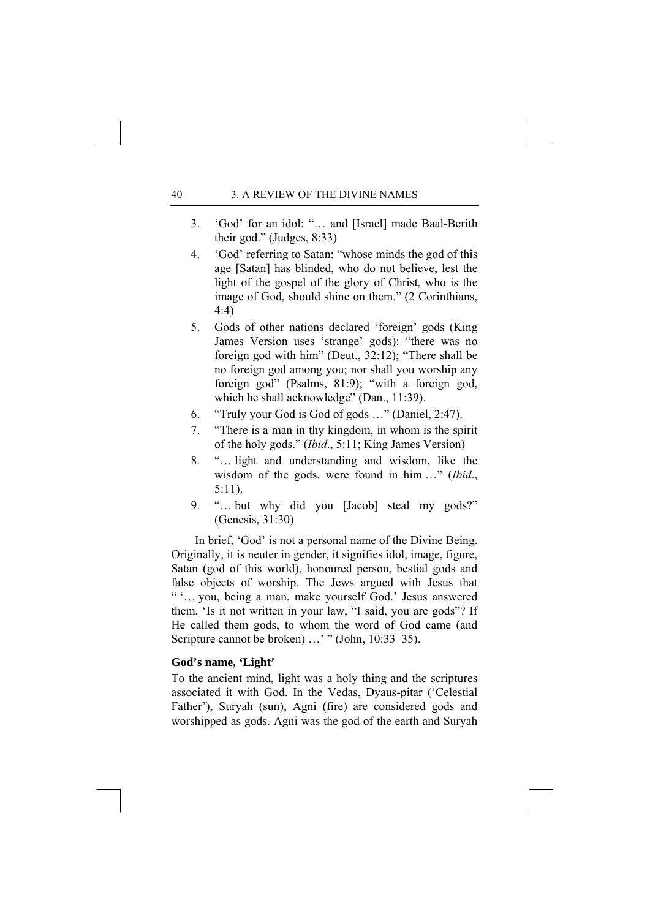3. 'God' for an idol: "… and [Israel] made Baal-Berith their god." (Judges, 8:33)
4. 'God' referring to Satan: "whose minds the god of this age [Satan] has blinded, who do not believe, lest the light of the gospel of the glory of Christ, who is the image of God, should shine on them." (2 Corinthians, 4:4)
5. Gods of other nations declared 'foreign' gods (King James Version uses 'strange' gods): "there was no foreign god with him" (Deut., 32:12); "There shall be no foreign god among you; nor shall you worship any foreign god" (Psalms, 81:9); "with a foreign god, which he shall acknowledge" (Dan., 11:39).
6. "Truly your God is God of gods …" (Daniel, 2:47).
7. "There is a man in thy kingdom, in whom is the spirit of the holy gods." (*Ibid*., 5:11; King James Version)
8. "… light and understanding and wisdom, like the wisdom of the gods, were found in him …" (*Ibid*., 5:11).
9. "… but why did you [Jacob] steal my gods?" (Genesis, 31:30)

In brief, 'God' is not a personal name of the Divine Being. Originally, it is neuter in gender, it signifies idol, image, figure, Satan (god of this world), honoured person, bestial gods and false objects of worship. The Jews argued with Jesus that " '… you, being a man, make yourself God.' Jesus answered them, 'Is it not written in your law, "I said, you are gods"? If He called them gods, to whom the word of God came (and Scripture cannot be broken) …' " (John, 10:33–35).

**God's name, 'Light'**

To the ancient mind, light was a holy thing and the scriptures associated it with God. In the Vedas, Dyaus-pitar ('Celestial Father'), Suryah (sun), Agni (fire) are considered gods and worshipped as gods. Agni was the god of the earth and Suryah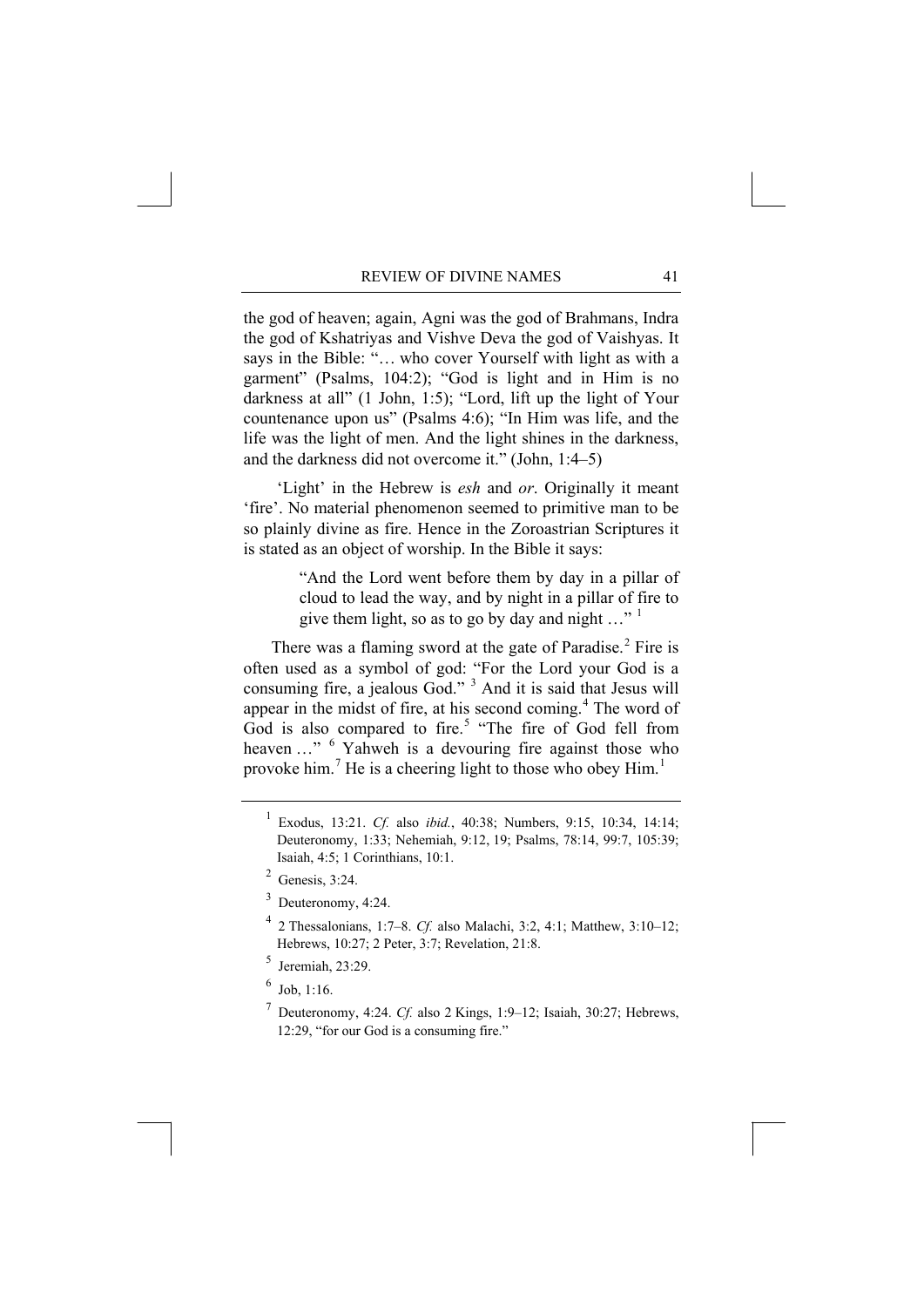the god of heaven; again, Agni was the god of Brahmans, Indra the god of Kshatriyas and Vishve Deva the god of Vaishyas. It says in the Bible: "… who cover Yourself with light as with a garment" (Psalms, 104:2); "God is light and in Him is no darkness at all" (1 John, 1:5); "Lord, lift up the light of Your countenance upon us" (Psalms 4:6); "In Him was life, and the life was the light of men. And the light shines in the darkness, and the darkness did not overcome it." (John, 1:4–5)

'Light' in the Hebrew is *esh* and *or*. Originally it meant 'fire'. No material phenomenon seemed to primitive man to be so plainly divine as fire. Hence in the Zoroastrian Scriptures it is stated as an object of worship. In the Bible it says:

> "And the Lord went before them by day in a pillar of cloud to lead the way, and by night in a pillar of fire to give them light, so as to go by day and night …" [1]

There was a flaming sword at the gate of Paradise.[2] Fire is often used as a symbol of god: "For the Lord your God is a consuming fire, a jealous God." [3] And it is said that Jesus will appear in the midst of fire, at his second coming.[4] The word of God is also compared to fire.[5] "The fire of God fell from heaven …" [6] Yahweh is a devouring fire against those who provoke him.[7] He is a cheering light to those who obey Him.[1]

---

[1] Exodus, 13:21. *Cf.* also *ibid.*, 40:38; Numbers, 9:15, 10:34, 14:14; Deuteronomy, 1:33; Nehemiah, 9:12, 19; Psalms, 78:14, 99:7, 105:39; Isaiah, 4:5; 1 Corinthians, 10:1.

[2] Genesis, 3:24.

[3] Deuteronomy, 4:24.

[4] 2 Thessalonians, 1:7–8. *Cf.* also Malachi, 3:2, 4:1; Matthew, 3:10–12; Hebrews, 10:27; 2 Peter, 3:7; Revelation, 21:8.

[5] Jeremiah, 23:29.

[6] Job, 1:16.

[7] Deuteronomy, 4:24. *Cf.* also 2 Kings, 1:9–12; Isaiah, 30:27; Hebrews, 12:29, "for our God is a consuming fire."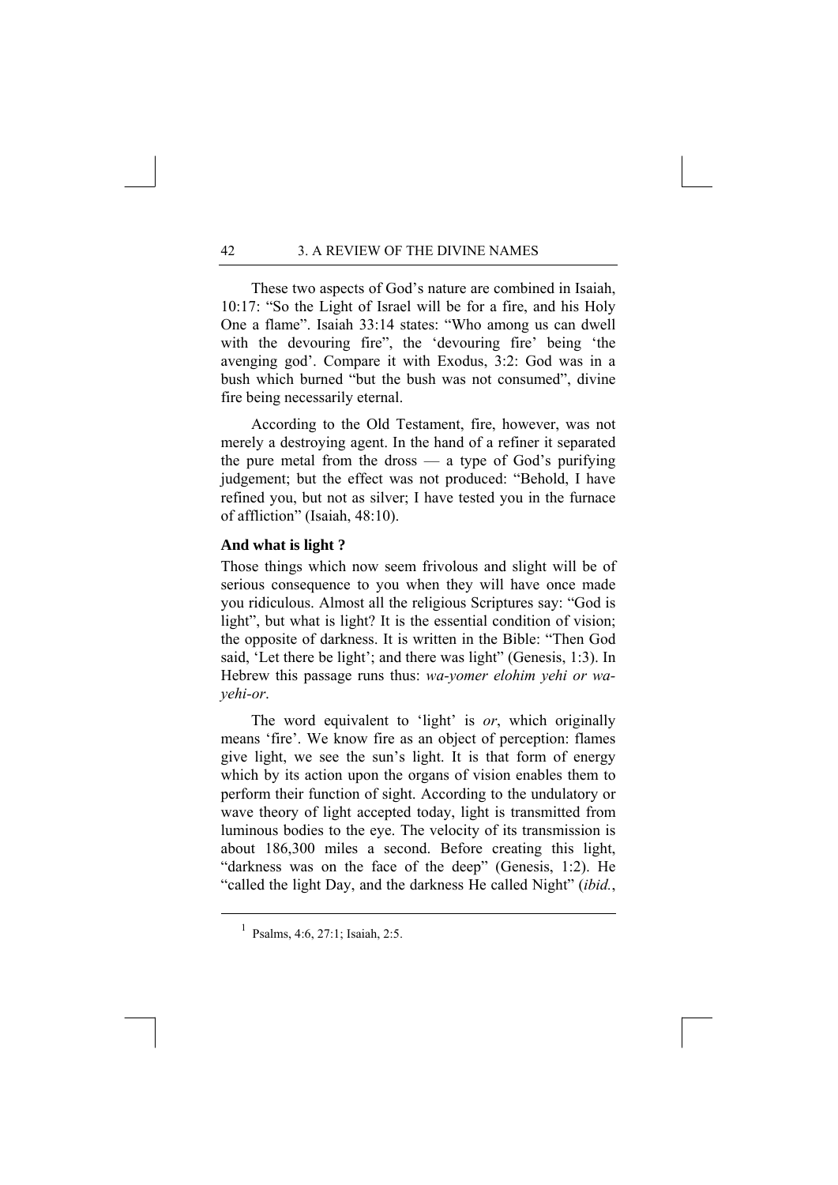These two aspects of God's nature are combined in Isaiah, 10:17: "So the Light of Israel will be for a fire, and his Holy One a flame". Isaiah 33:14 states: "Who among us can dwell with the devouring fire", the 'devouring fire' being 'the avenging god'. Compare it with Exodus, 3:2: God was in a bush which burned "but the bush was not consumed", divine fire being necessarily eternal.

According to the Old Testament, fire, however, was not merely a destroying agent. In the hand of a refiner it separated the pure metal from the dross — a type of God's purifying judgement; but the effect was not produced: "Behold, I have refined you, but not as silver; I have tested you in the furnace of affliction" (Isaiah, 48:10).

### And what is light ?

Those things which now seem frivolous and slight will be of serious consequence to you when they will have once made you ridiculous. Almost all the religious Scriptures say: "God is light", but what is light? It is the essential condition of vision; the opposite of darkness. It is written in the Bible: "Then God said, 'Let there be light'; and there was light" (Genesis, 1:3). In Hebrew this passage runs thus: *wa-yomer elohim yehi or wa-yehi-or*.

The word equivalent to 'light' is *or*, which originally means 'fire'. We know fire as an object of perception: flames give light, we see the sun's light. It is that form of energy which by its action upon the organs of vision enables them to perform their function of sight. According to the undulatory or wave theory of light accepted today, light is transmitted from luminous bodies to the eye. The velocity of its transmission is about 186,300 miles a second. Before creating this light, "darkness was on the face of the deep" (Genesis, 1:2). He "called the light Day, and the darkness He called Night" (*ibid.*,

[1] Psalms, 4:6, 27:1; Isaiah, 2:5.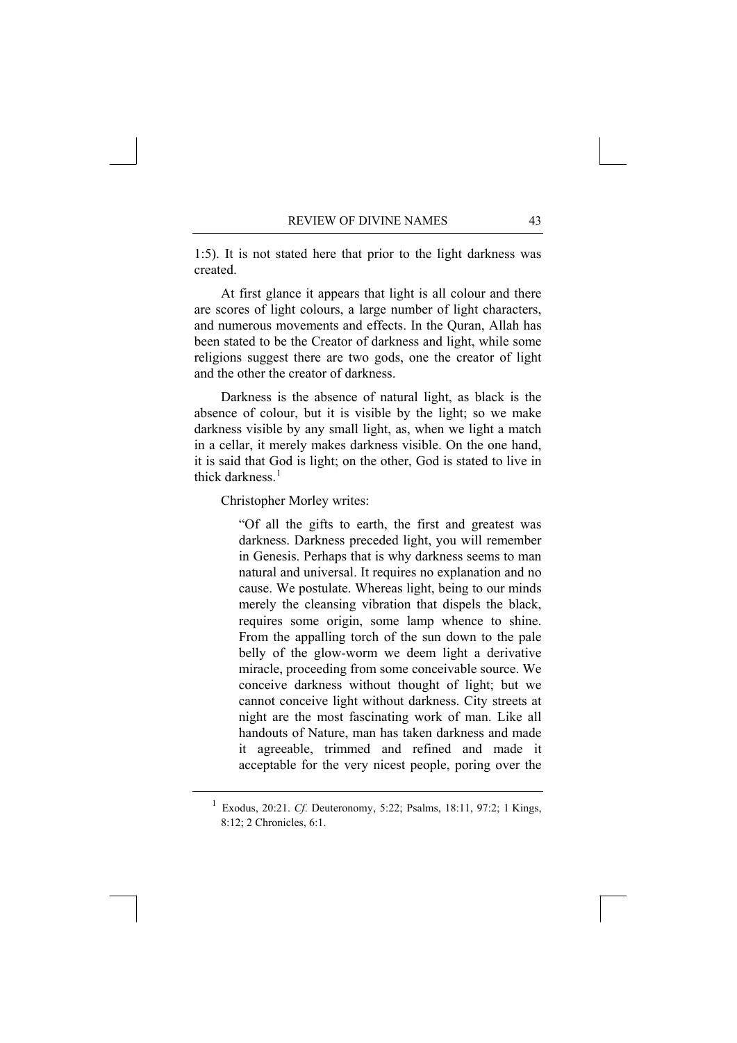1:5). It is not stated here that prior to the light darkness was created.

At first glance it appears that light is all colour and there are scores of light colours, a large number of light characters, and numerous movements and effects. In the Quran, Allah has been stated to be the Creator of darkness and light, while some religions suggest there are two gods, one the creator of light and the other the creator of darkness.

Darkness is the absence of natural light, as black is the absence of colour, but it is visible by the light; so we make darkness visible by any small light, as, when we light a match in a cellar, it merely makes darkness visible. On the one hand, it is said that God is light; on the other, God is stated to live in thick darkness.[1]

Christopher Morley writes:

> "Of all the gifts to earth, the first and greatest was darkness. Darkness preceded light, you will remember in Genesis. Perhaps that is why darkness seems to man natural and universal. It requires no explanation and no cause. We postulate. Whereas light, being to our minds merely the cleansing vibration that dispels the black, requires some origin, some lamp whence to shine. From the appalling torch of the sun down to the pale belly of the glow-worm we deem light a derivative miracle, proceeding from some conceivable source. We conceive darkness without thought of light; but we cannot conceive light without darkness. City streets at night are the most fascinating work of man. Like all handouts of Nature, man has taken darkness and made it agreeable, trimmed and refined and made it acceptable for the very nicest people, poring over the

---

[1] Exodus, 20:21. *Cf.* Deuteronomy, 5:22; Psalms, 18:11, 97:2; 1 Kings, 8:12; 2 Chronicles, 6:1.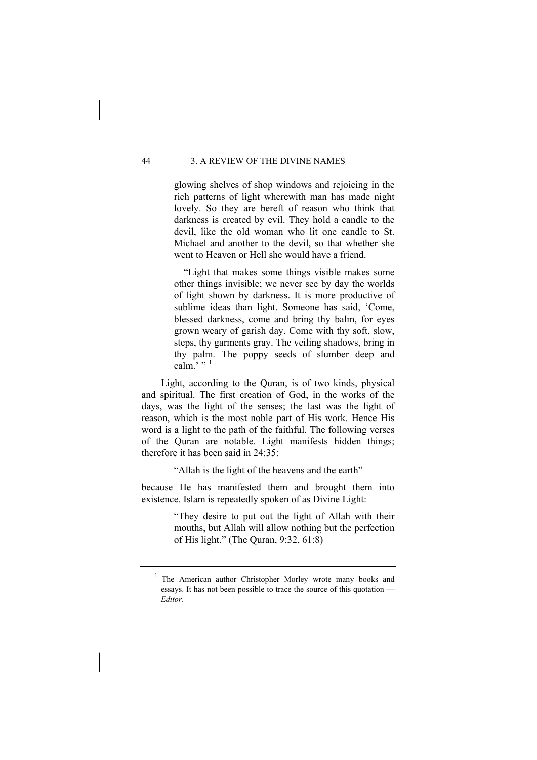> glowing shelves of shop windows and rejoicing in the rich patterns of light wherewith man has made night lovely. So they are bereft of reason who think that darkness is created by evil. They hold a candle to the devil, like the old woman who lit one candle to St. Michael and another to the devil, so that whether she went to Heaven or Hell she would have a friend.
>
> "Light that makes some things visible makes some other things invisible; we never see by day the worlds of light shown by darkness. It is more productive of sublime ideas than light. Someone has said, 'Come, blessed darkness, come and bring thy balm, for eyes grown weary of garish day. Come with thy soft, slow, steps, thy garments gray. The veiling shadows, bring in thy palm. The poppy seeds of slumber deep and calm.' "[1]

Light, according to the Quran, is of two kinds, physical and spiritual. The first creation of God, in the works of the days, was the light of the senses; the last was the light of reason, which is the most noble part of His work. Hence His word is a light to the path of the faithful. The following verses of the Quran are notable. Light manifests hidden things; therefore it has been said in 24:35:

> "Allah is the light of the heavens and the earth"

because He has manifested them and brought them into existence. Islam is repeatedly spoken of as Divine Light:

> "They desire to put out the light of Allah with their mouths, but Allah will allow nothing but the perfection of His light." (The Quran, 9:32, 61:8)

---

[1] The American author Christopher Morley wrote many books and essays. It has not been possible to trace the source of this quotation — *Editor*.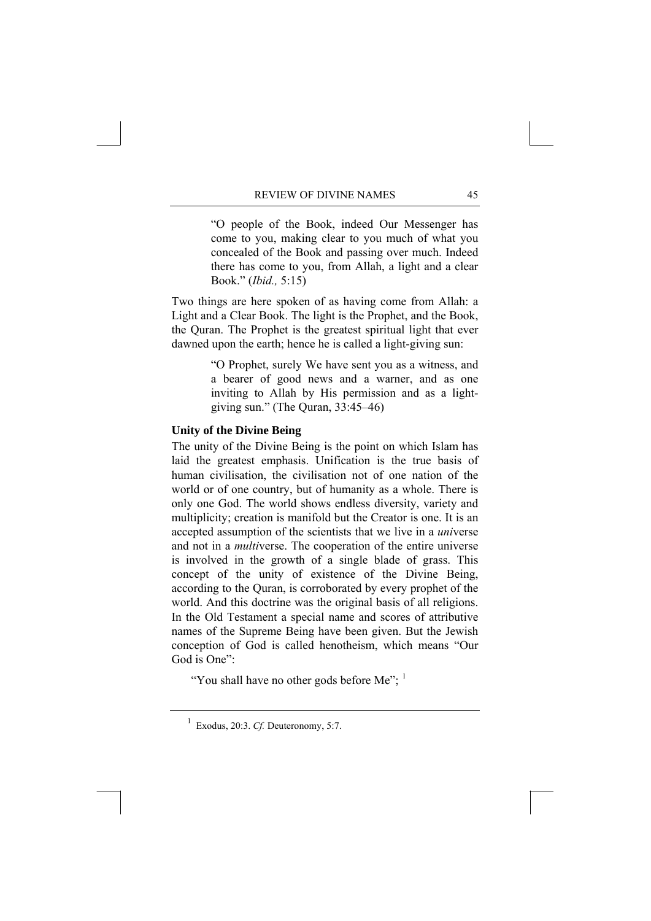> "O people of the Book, indeed Our Messenger has come to you, making clear to you much of what you concealed of the Book and passing over much. Indeed there has come to you, from Allah, a light and a clear Book." (*Ibid.,* 5:15)

Two things are here spoken of as having come from Allah: a Light and a Clear Book. The light is the Prophet, and the Book, the Quran. The Prophet is the greatest spiritual light that ever dawned upon the earth; hence he is called a light-giving sun:

> "O Prophet, surely We have sent you as a witness, and a bearer of good news and a warner, and as one inviting to Allah by His permission and as a light-giving sun." (The Quran, 33:45–46)

### Unity of the Divine Being

The unity of the Divine Being is the point on which Islam has laid the greatest emphasis. Unification is the true basis of human civilisation, the civilisation not of one nation of the world or of one country, but of humanity as a whole. There is only one God. The world shows endless diversity, variety and multiplicity; creation is manifold but the Creator is one. It is an accepted assumption of the scientists that we live in a *uni*verse and not in a *multi*verse. The cooperation of the entire universe is involved in the growth of a single blade of grass. This concept of the unity of existence of the Divine Being, according to the Quran, is corroborated by every prophet of the world. And this doctrine was the original basis of all religions. In the Old Testament a special name and scores of attributive names of the Supreme Being have been given. But the Jewish conception of God is called henotheism, which means "Our God is One":

"You shall have no other gods before Me"; [1]

---

[1] Exodus, 20:3. *Cf.* Deuteronomy, 5:7.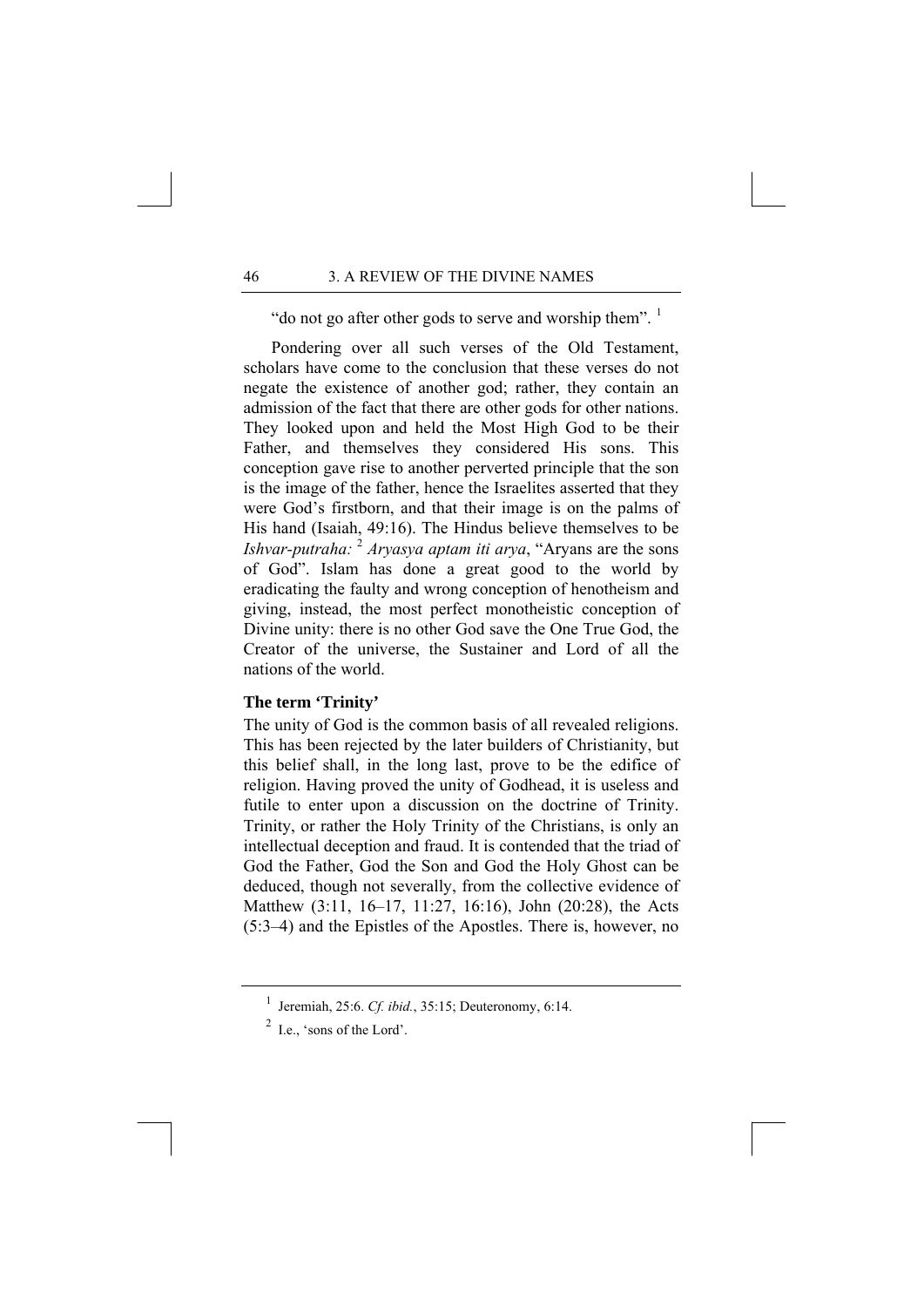"do not go after other gods to serve and worship them". [1]

Pondering over all such verses of the Old Testament, scholars have come to the conclusion that these verses do not negate the existence of another god; rather, they contain an admission of the fact that there are other gods for other nations. They looked upon and held the Most High God to be their Father, and themselves they considered His sons. This conception gave rise to another perverted principle that the son is the image of the father, hence the Israelites asserted that they were God's firstborn, and that their image is on the palms of His hand (Isaiah, 49:16). The Hindus believe themselves to be *Ishvar-putraha:* [2] *Aryasya aptam iti arya*, "Aryans are the sons of God". Islam has done a great good to the world by eradicating the faulty and wrong conception of henotheism and giving, instead, the most perfect monotheistic conception of Divine unity: there is no other God save the One True God, the Creator of the universe, the Sustainer and Lord of all the nations of the world.

### The term 'Trinity'

The unity of God is the common basis of all revealed religions. This has been rejected by the later builders of Christianity, but this belief shall, in the long last, prove to be the edifice of religion. Having proved the unity of Godhead, it is useless and futile to enter upon a discussion on the doctrine of Trinity. Trinity, or rather the Holy Trinity of the Christians, is only an intellectual deception and fraud. It is contended that the triad of God the Father, God the Son and God the Holy Ghost can be deduced, though not severally, from the collective evidence of Matthew (3:11, 16–17, 11:27, 16:16), John (20:28), the Acts (5:3–4) and the Epistles of the Apostles. There is, however, no

---

[1] Jeremiah, 25:6. *Cf. ibid.*, 35:15; Deuteronomy, 6:14.

[2] I.e., 'sons of the Lord'.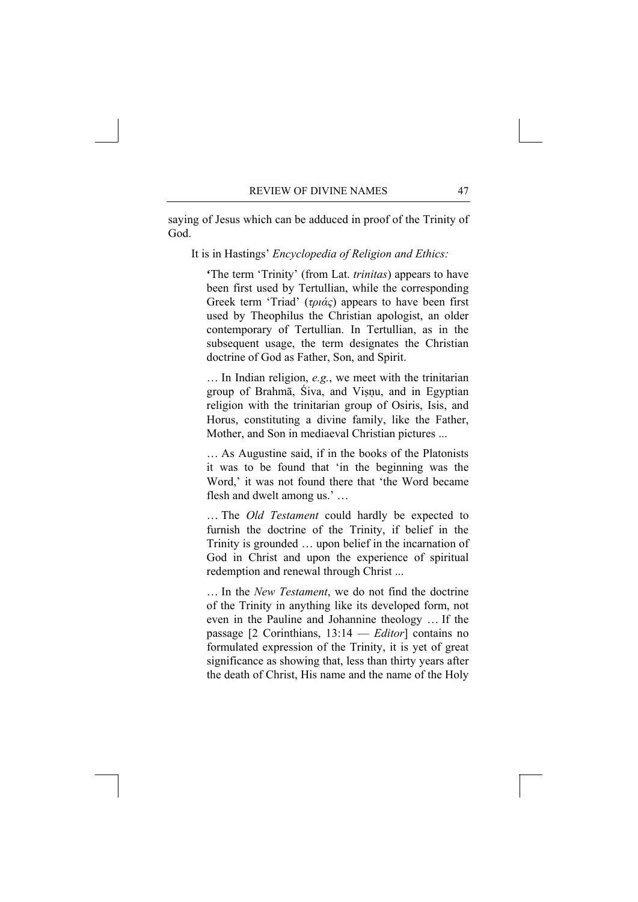saying of Jesus which can be adduced in proof of the Trinity of God.

It is in Hastings' *Encyclopedia of Religion and Ethics:*

> 'The term 'Trinity' (from Lat. *trinitas*) appears to have been first used by Tertullian, while the corresponding Greek term 'Triad' (*τριάς*) appears to have been first used by Theophilus the Christian apologist, an older contemporary of Tertullian. In Tertullian, as in the subsequent usage, the term designates the Christian doctrine of God as Father, Son, and Spirit.
>
> … In Indian religion, *e.g.*, we meet with the trinitarian group of Brahmā, Śiva, and Viṣṇu, and in Egyptian religion with the trinitarian group of Osiris, Isis, and Horus, constituting a divine family, like the Father, Mother, and Son in mediaeval Christian pictures ...
>
> … As Augustine said, if in the books of the Platonists it was to be found that 'in the beginning was the Word,' it was not found there that 'the Word became flesh and dwelt among us.' …
>
> … The *Old Testament* could hardly be expected to furnish the doctrine of the Trinity, if belief in the Trinity is grounded … upon belief in the incarnation of God in Christ and upon the experience of spiritual redemption and renewal through Christ ...
>
> … In the *New Testament*, we do not find the doctrine of the Trinity in anything like its developed form, not even in the Pauline and Johannine theology … If the passage [2 Corinthians, 13:14 — *Editor*] contains no formulated expression of the Trinity, it is yet of great significance as showing that, less than thirty years after the death of Christ, His name and the name of the Holy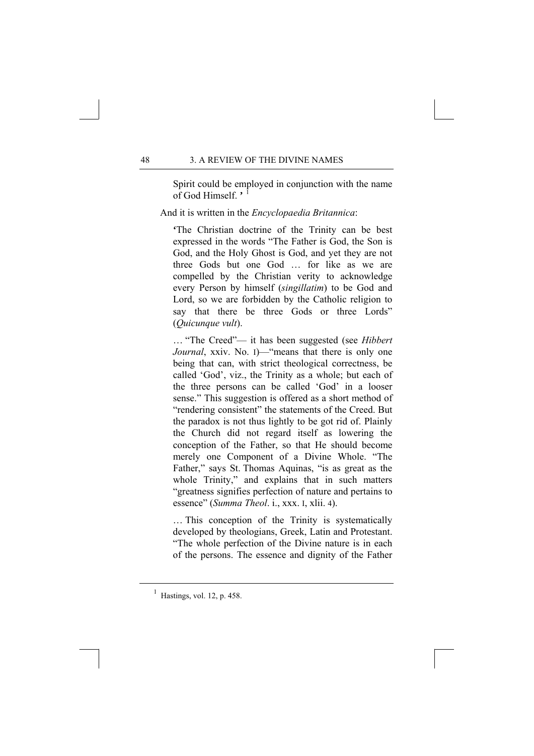> Spirit could be employed in conjunction with the name of God Himself. ' [1]

And it is written in the *Encyclopaedia Britannica*:

> 'The Christian doctrine of the Trinity can be best expressed in the words "The Father is God, the Son is God, and the Holy Ghost is God, and yet they are not three Gods but one God … for like as we are compelled by the Christian verity to acknowledge every Person by himself (*singillatim*) to be God and Lord, so we are forbidden by the Catholic religion to say that there be three Gods or three Lords" (*Quicunque vult*).
>
> … "The Creed"— it has been suggested (see *Hibbert Journal*, xxiv. No. I)—"means that there is only one being that can, with strict theological correctness, be called 'God', viz., the Trinity as a whole; but each of the three persons can be called 'God' in a looser sense." This suggestion is offered as a short method of "rendering consistent" the statements of the Creed. But the paradox is not thus lightly to be got rid of. Plainly the Church did not regard itself as lowering the conception of the Father, so that He should become merely one Component of a Divine Whole. "The Father," says St. Thomas Aquinas, "is as great as the whole Trinity," and explains that in such matters "greatness signifies perfection of nature and pertains to essence" (*Summa Theol*. i., xxx. I, xlii. 4).
>
> … This conception of the Trinity is systematically developed by theologians, Greek, Latin and Protestant. "The whole perfection of the Divine nature is in each of the persons. The essence and dignity of the Father

---

[1] Hastings, vol. 12, p. 458.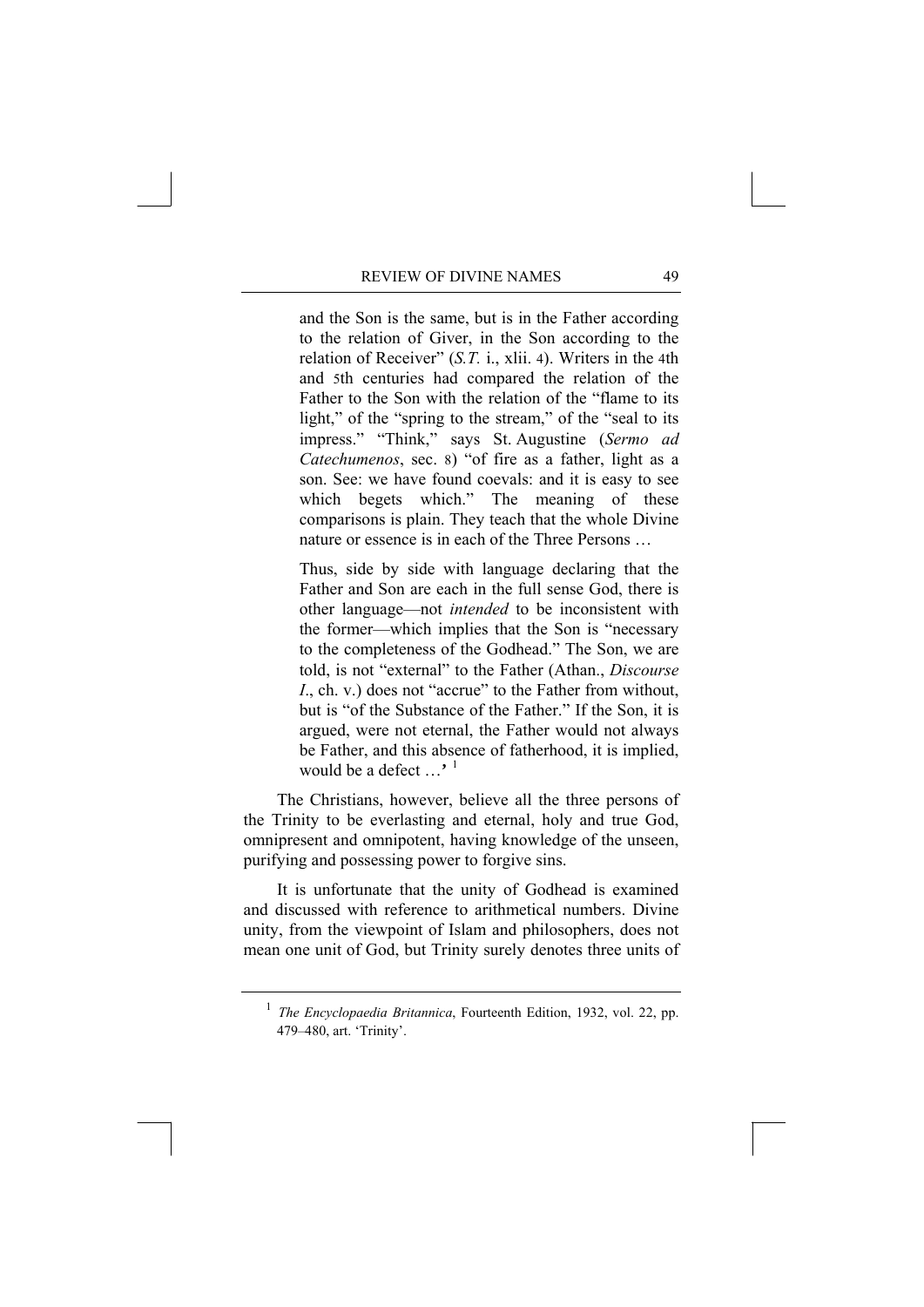> and the Son is the same, but is in the Father according to the relation of Giver, in the Son according to the relation of Receiver" (*S.T.* i., xlii. 4). Writers in the 4th and 5th centuries had compared the relation of the Father to the Son with the relation of the "flame to its light," of the "spring to the stream," of the "seal to its impress." "Think," says St. Augustine (*Sermo ad Catechumenos*, sec. 8) "of fire as a father, light as a son. See: we have found coevals: and it is easy to see which begets which." The meaning of these comparisons is plain. They teach that the whole Divine nature or essence is in each of the Three Persons …
>
> Thus, side by side with language declaring that the Father and Son are each in the full sense God, there is other language—not *intended* to be inconsistent with the former—which implies that the Son is "necessary to the completeness of the Godhead." The Son, we are told, is not "external" to the Father (Athan., *Discourse I*., ch. v.) does not "accrue" to the Father from without, but is "of the Substance of the Father." If the Son, it is argued, were not eternal, the Father would not always be Father, and this absence of fatherhood, it is implied, would be a defect …'[1]

The Christians, however, believe all the three persons of the Trinity to be everlasting and eternal, holy and true God, omnipresent and omnipotent, having knowledge of the unseen, purifying and possessing power to forgive sins.

It is unfortunate that the unity of Godhead is examined and discussed with reference to arithmetical numbers. Divine unity, from the viewpoint of Islam and philosophers, does not mean one unit of God, but Trinity surely denotes three units of

---

[1] *The Encyclopaedia Britannica*, Fourteenth Edition, 1932, vol. 22, pp. 479–480, art. 'Trinity'.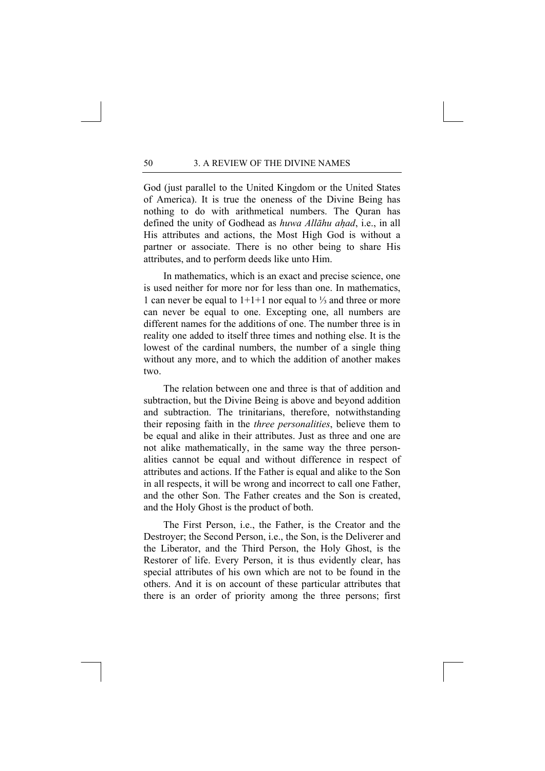God (just parallel to the United Kingdom or the United States of America). It is true the oneness of the Divine Being has nothing to do with arithmetical numbers. The Quran has defined the unity of Godhead as *huwa Allāhu aḥad*, i.e., in all His attributes and actions, the Most High God is without a partner or associate. There is no other being to share His attributes, and to perform deeds like unto Him.

In mathematics, which is an exact and precise science, one is used neither for more nor for less than one. In mathematics, 1 can never be equal to 1+1+1 nor equal to ⅓ and three or more can never be equal to one. Excepting one, all numbers are different names for the additions of one. The number three is in reality one added to itself three times and nothing else. It is the lowest of the cardinal numbers, the number of a single thing without any more, and to which the addition of another makes two.

The relation between one and three is that of addition and subtraction, but the Divine Being is above and beyond addition and subtraction. The trinitarians, therefore, notwithstanding their reposing faith in the *three personalities*, believe them to be equal and alike in their attributes. Just as three and one are not alike mathematically, in the same way the three personalities cannot be equal and without difference in respect of attributes and actions. If the Father is equal and alike to the Son in all respects, it will be wrong and incorrect to call one Father, and the other Son. The Father creates and the Son is created, and the Holy Ghost is the product of both.

The First Person, i.e., the Father, is the Creator and the Destroyer; the Second Person, i.e., the Son, is the Deliverer and the Liberator, and the Third Person, the Holy Ghost, is the Restorer of life. Every Person, it is thus evidently clear, has special attributes of his own which are not to be found in the others. And it is on account of these particular attributes that there is an order of priority among the three persons; first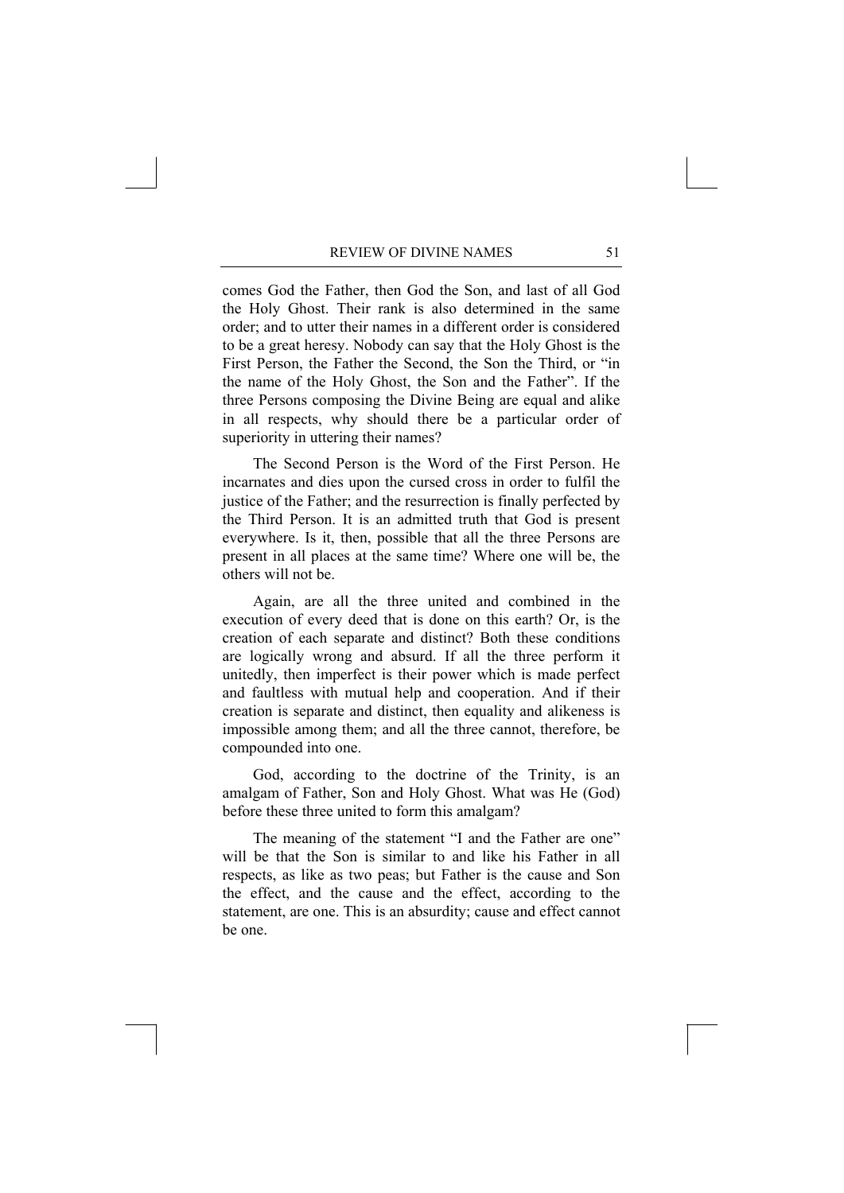comes God the Father, then God the Son, and last of all God the Holy Ghost. Their rank is also determined in the same order; and to utter their names in a different order is considered to be a great heresy. Nobody can say that the Holy Ghost is the First Person, the Father the Second, the Son the Third, or "in the name of the Holy Ghost, the Son and the Father". If the three Persons composing the Divine Being are equal and alike in all respects, why should there be a particular order of superiority in uttering their names?

The Second Person is the Word of the First Person. He incarnates and dies upon the cursed cross in order to fulfil the justice of the Father; and the resurrection is finally perfected by the Third Person. It is an admitted truth that God is present everywhere. Is it, then, possible that all the three Persons are present in all places at the same time? Where one will be, the others will not be.

Again, are all the three united and combined in the execution of every deed that is done on this earth? Or, is the creation of each separate and distinct? Both these conditions are logically wrong and absurd. If all the three perform it unitedly, then imperfect is their power which is made perfect and faultless with mutual help and cooperation. And if their creation is separate and distinct, then equality and alikeness is impossible among them; and all the three cannot, therefore, be compounded into one.

God, according to the doctrine of the Trinity, is an amalgam of Father, Son and Holy Ghost. What was He (God) before these three united to form this amalgam?

The meaning of the statement "I and the Father are one" will be that the Son is similar to and like his Father in all respects, as like as two peas; but Father is the cause and Son the effect, and the cause and the effect, according to the statement, are one. This is an absurdity; cause and effect cannot be one.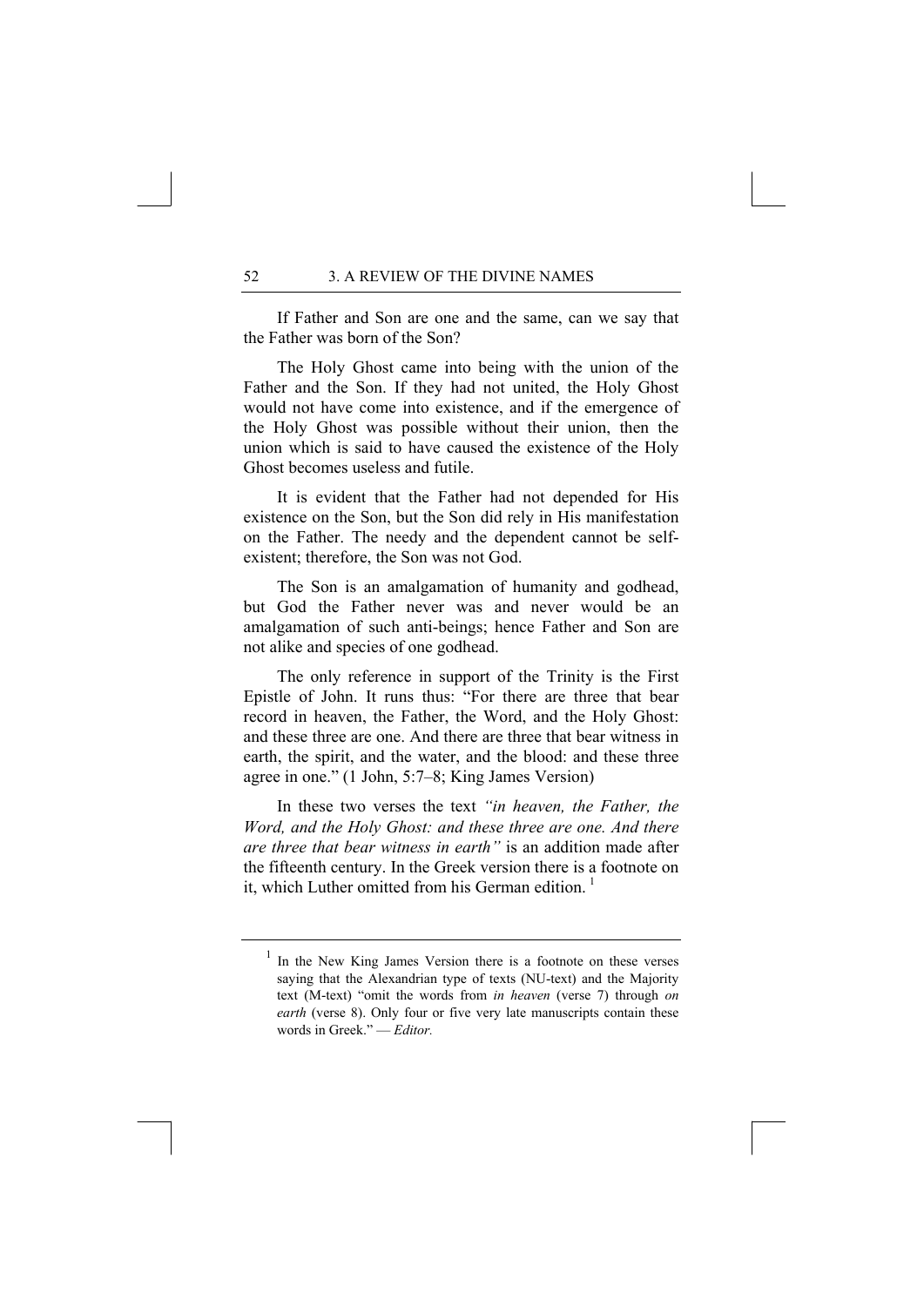If Father and Son are one and the same, can we say that the Father was born of the Son?

The Holy Ghost came into being with the union of the Father and the Son. If they had not united, the Holy Ghost would not have come into existence, and if the emergence of the Holy Ghost was possible without their union, then the union which is said to have caused the existence of the Holy Ghost becomes useless and futile.

It is evident that the Father had not depended for His existence on the Son, but the Son did rely in His manifestation on the Father. The needy and the dependent cannot be self-existent; therefore, the Son was not God.

The Son is an amalgamation of humanity and godhead, but God the Father never was and never would be an amalgamation of such anti-beings; hence Father and Son are not alike and species of one godhead.

The only reference in support of the Trinity is the First Epistle of John. It runs thus: "For there are three that bear record in heaven, the Father, the Word, and the Holy Ghost: and these three are one. And there are three that bear witness in earth, the spirit, and the water, and the blood: and these three agree in one." (1 John, 5:7–8; King James Version)

In these two verses the text *"in heaven, the Father, the Word, and the Holy Ghost: and these three are one. And there are three that bear witness in earth"* is an addition made after the fifteenth century. In the Greek version there is a footnote on it, which Luther omitted from his German edition. [1]

---

[1] In the New King James Version there is a footnote on these verses saying that the Alexandrian type of texts (NU-text) and the Majority text (M-text) "omit the words from *in heaven* (verse 7) through *on earth* (verse 8). Only four or five very late manuscripts contain these words in Greek." — *Editor.*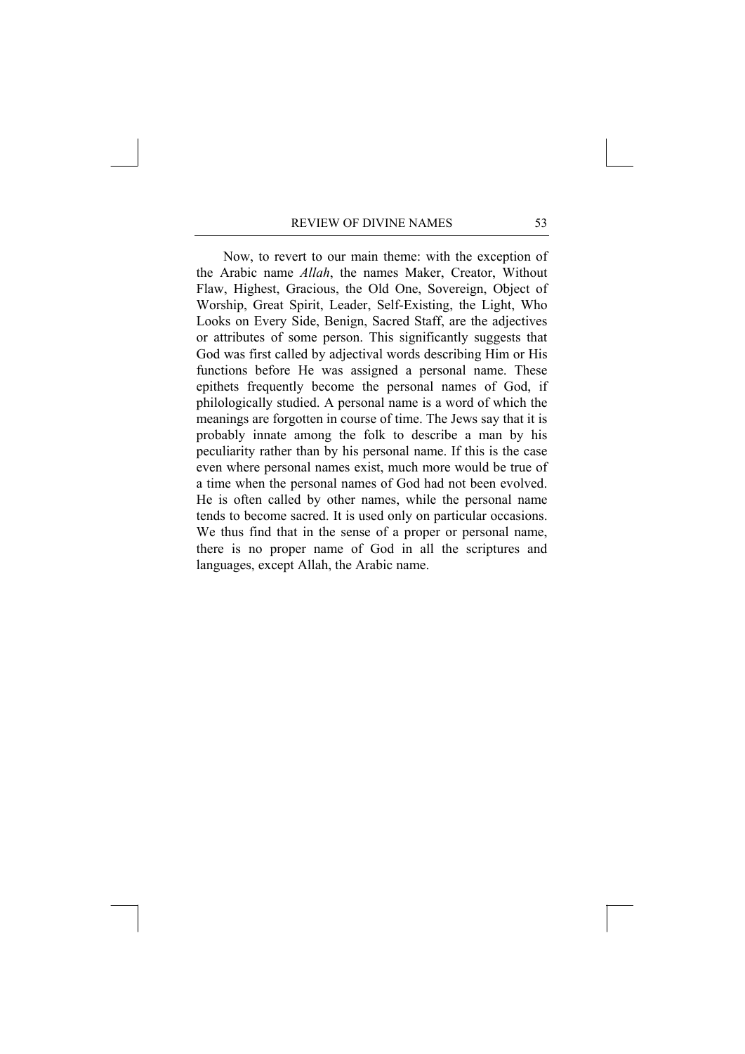Now, to revert to our main theme: with the exception of the Arabic name *Allah*, the names Maker, Creator, Without Flaw, Highest, Gracious, the Old One, Sovereign, Object of Worship, Great Spirit, Leader, Self-Existing, the Light, Who Looks on Every Side, Benign, Sacred Staff, are the adjectives or attributes of some person. This significantly suggests that God was first called by adjectival words describing Him or His functions before He was assigned a personal name. These epithets frequently become the personal names of God, if philologically studied. A personal name is a word of which the meanings are forgotten in course of time. The Jews say that it is probably innate among the folk to describe a man by his peculiarity rather than by his personal name. If this is the case even where personal names exist, much more would be true of a time when the personal names of God had not been evolved. He is often called by other names, while the personal name tends to become sacred. It is used only on particular occasions. We thus find that in the sense of a proper or personal name, there is no proper name of God in all the scriptures and languages, except Allah, the Arabic name.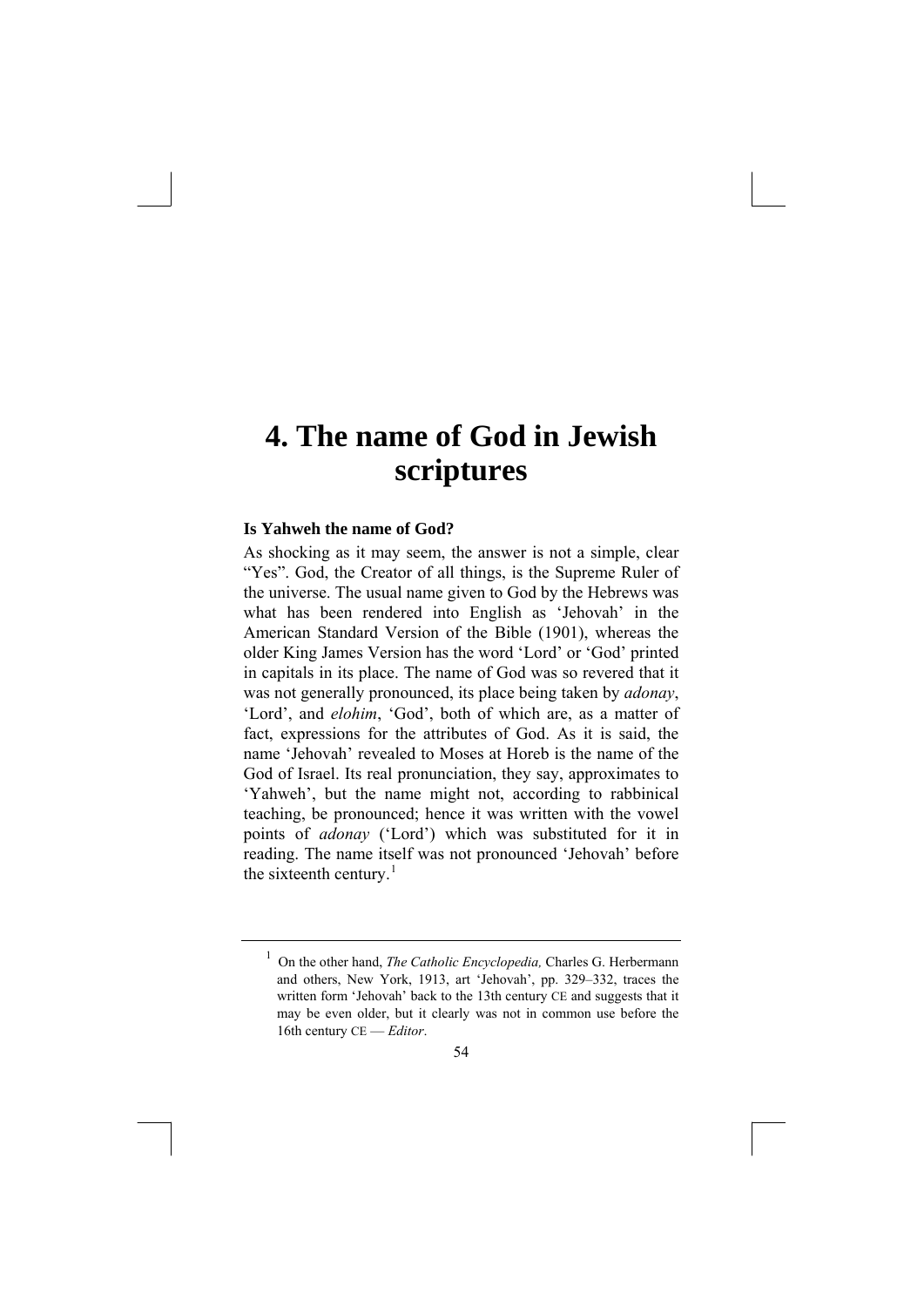# 4. The name of God in Jewish scriptures

### Is Yahweh the name of God?

As shocking as it may seem, the answer is not a simple, clear "Yes". God, the Creator of all things, is the Supreme Ruler of the universe. The usual name given to God by the Hebrews was what has been rendered into English as 'Jehovah' in the American Standard Version of the Bible (1901), whereas the older King James Version has the word 'Lord' or 'God' printed in capitals in its place. The name of God was so revered that it was not generally pronounced, its place being taken by *adonay*, 'Lord', and *elohim*, 'God', both of which are, as a matter of fact, expressions for the attributes of God. As it is said, the name 'Jehovah' revealed to Moses at Horeb is the name of the God of Israel. Its real pronunciation, they say, approximates to 'Yahweh', but the name might not, according to rabbinical teaching, be pronounced; hence it was written with the vowel points of *adonay* ('Lord') which was substituted for it in reading. The name itself was not pronounced 'Jehovah' before the sixteenth century.[1]

---

[1] On the other hand, *The Catholic Encyclopedia,* Charles G. Herbermann and others, New York, 1913, art 'Jehovah', pp. 329–332, traces the written form 'Jehovah' back to the 13th century CE and suggests that it may be even older, but it clearly was not in common use before the 16th century CE — *Editor*.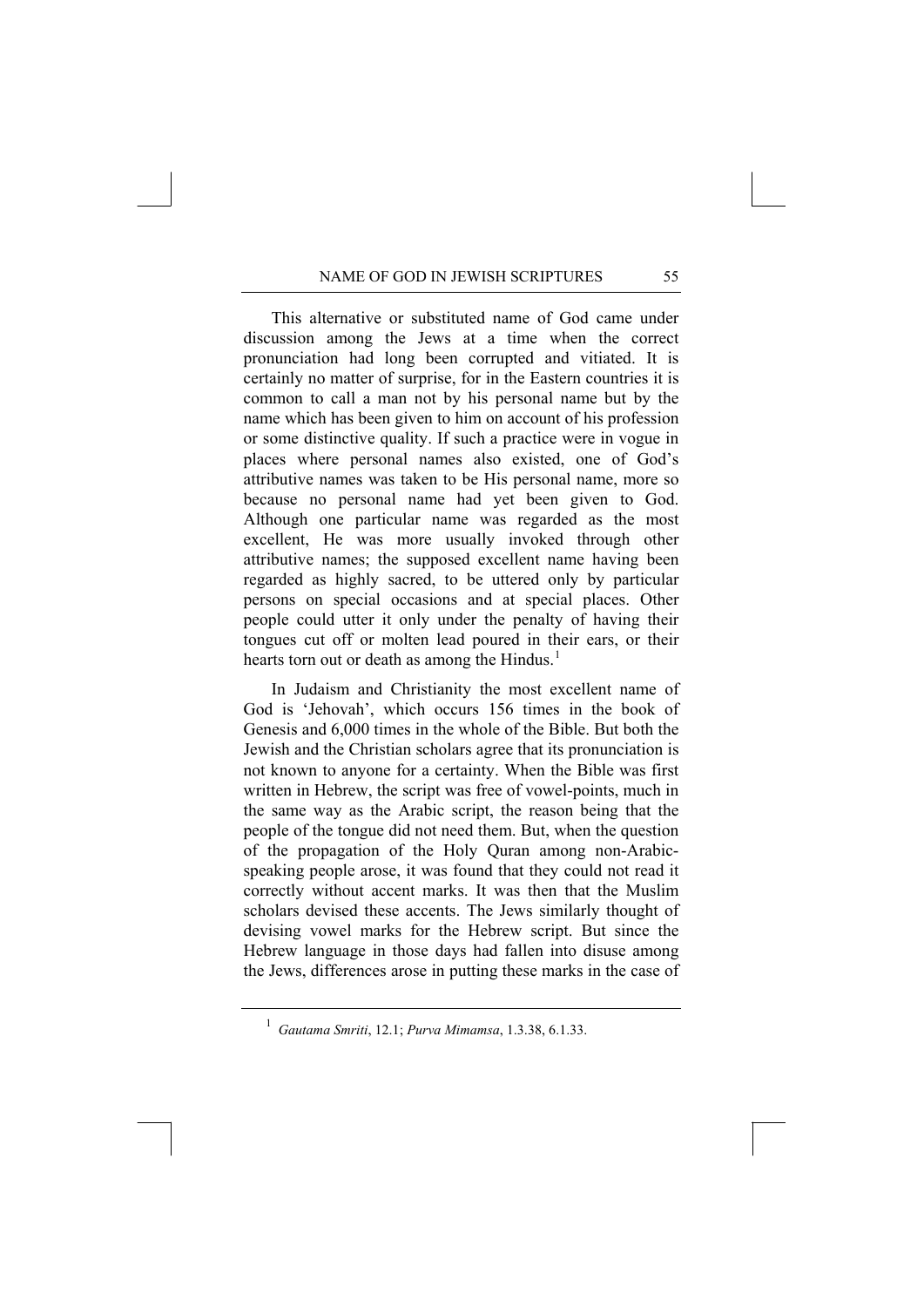This alternative or substituted name of God came under discussion among the Jews at a time when the correct pronunciation had long been corrupted and vitiated. It is certainly no matter of surprise, for in the Eastern countries it is common to call a man not by his personal name but by the name which has been given to him on account of his profession or some distinctive quality. If such a practice were in vogue in places where personal names also existed, one of God's attributive names was taken to be His personal name, more so because no personal name had yet been given to God. Although one particular name was regarded as the most excellent, He was more usually invoked through other attributive names; the supposed excellent name having been regarded as highly sacred, to be uttered only by particular persons on special occasions and at special places. Other people could utter it only under the penalty of having their tongues cut off or molten lead poured in their ears, or their hearts torn out or death as among the Hindus.[1]

In Judaism and Christianity the most excellent name of God is 'Jehovah', which occurs 156 times in the book of Genesis and 6,000 times in the whole of the Bible. But both the Jewish and the Christian scholars agree that its pronunciation is not known to anyone for a certainty. When the Bible was first written in Hebrew, the script was free of vowel-points, much in the same way as the Arabic script, the reason being that the people of the tongue did not need them. But, when the question of the propagation of the Holy Quran among non-Arabic-speaking people arose, it was found that they could not read it correctly without accent marks. It was then that the Muslim scholars devised these accents. The Jews similarly thought of devising vowel marks for the Hebrew script. But since the Hebrew language in those days had fallen into disuse among the Jews, differences arose in putting these marks in the case of

---

[1] *Gautama Smriti*, 12.1; *Purva Mimamsa*, 1.3.38, 6.1.33.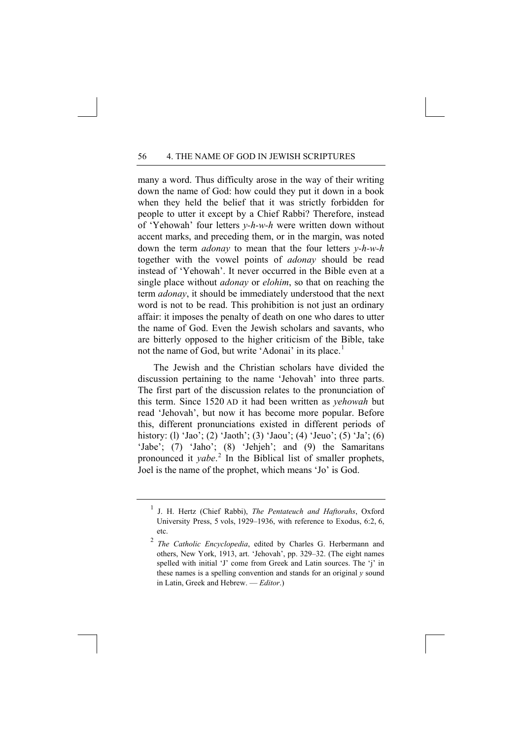many a word. Thus difficulty arose in the way of their writing down the name of God: how could they put it down in a book when they held the belief that it was strictly forbidden for people to utter it except by a Chief Rabbi? Therefore, instead of 'Yehowah' four letters *y-h-w-h* were written down without accent marks, and preceding them, or in the margin, was noted down the term *adonay* to mean that the four letters *y-h-w-h* together with the vowel points of *adonay* should be read instead of 'Yehowah'. It never occurred in the Bible even at a single place without *adonay* or *elohim*, so that on reaching the term *adonay*, it should be immediately understood that the next word is not to be read. This prohibition is not just an ordinary affair: it imposes the penalty of death on one who dares to utter the name of God. Even the Jewish scholars and savants, who are bitterly opposed to the higher criticism of the Bible, take not the name of God, but write 'Adonai' in its place.[1]

The Jewish and the Christian scholars have divided the discussion pertaining to the name 'Jehovah' into three parts. The first part of the discussion relates to the pronunciation of this term. Since 1520 AD it had been written as *yehowah* but read 'Jehovah', but now it has become more popular. Before this, different pronunciations existed in different periods of history: (l) 'Jao'; (2) 'Jaoth'; (3) 'Jaou'; (4) 'Jeuo'; (5) 'Ja'; (6) 'Jabe'; (7) 'Jaho'; (8) 'Jehjeh'; and (9) the Samaritans pronounced it *yabe*.[2] In the Biblical list of smaller prophets, Joel is the name of the prophet, which means 'Jo' is God.

---

[1] J. H. Hertz (Chief Rabbi), *The Pentateuch and Haftorahs*, Oxford University Press, 5 vols, 1929–1936, with reference to Exodus, 6:2, 6, etc.

[2] *The Catholic Encyclopedia*, edited by Charles G. Herbermann and others, New York, 1913, art. 'Jehovah', pp. 329–32. (The eight names spelled with initial 'J' come from Greek and Latin sources. The 'j' in these names is a spelling convention and stands for an original *y* sound in Latin, Greek and Hebrew. — *Editor*.)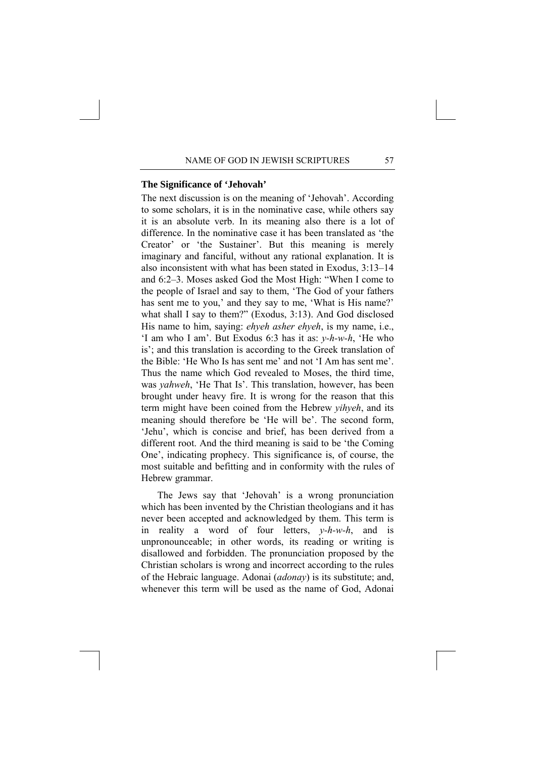### The Significance of 'Jehovah'

The next discussion is on the meaning of 'Jehovah'. According to some scholars, it is in the nominative case, while others say it is an absolute verb. In its meaning also there is a lot of difference. In the nominative case it has been translated as 'the Creator' or 'the Sustainer'. But this meaning is merely imaginary and fanciful, without any rational explanation. It is also inconsistent with what has been stated in Exodus, 3:13–14 and 6:2–3. Moses asked God the Most High: "When I come to the people of Israel and say to them, 'The God of your fathers has sent me to you,' and they say to me, 'What is His name?' what shall I say to them?" (Exodus, 3:13). And God disclosed His name to him, saying: *ehyeh asher ehyeh*, is my name, i.e., 'I am who I am'. But Exodus 6:3 has it as: *y-h-w-h*, 'He who is'; and this translation is according to the Greek translation of the Bible: 'He Who Is has sent me' and not 'I Am has sent me'. Thus the name which God revealed to Moses, the third time, was *yahweh*, 'He That Is'. This translation, however, has been brought under heavy fire. It is wrong for the reason that this term might have been coined from the Hebrew *yihyeh*, and its meaning should therefore be 'He will be'. The second form, 'Jehu', which is concise and brief, has been derived from a different root. And the third meaning is said to be 'the Coming One', indicating prophecy. This significance is, of course, the most suitable and befitting and in conformity with the rules of Hebrew grammar.

The Jews say that 'Jehovah' is a wrong pronunciation which has been invented by the Christian theologians and it has never been accepted and acknowledged by them. This term is in reality a word of four letters, *y-h-w-h*, and is unpronounceable; in other words, its reading or writing is disallowed and forbidden. The pronunciation proposed by the Christian scholars is wrong and incorrect according to the rules of the Hebraic language. Adonai (*adonay*) is its substitute; and, whenever this term will be used as the name of God, Adonai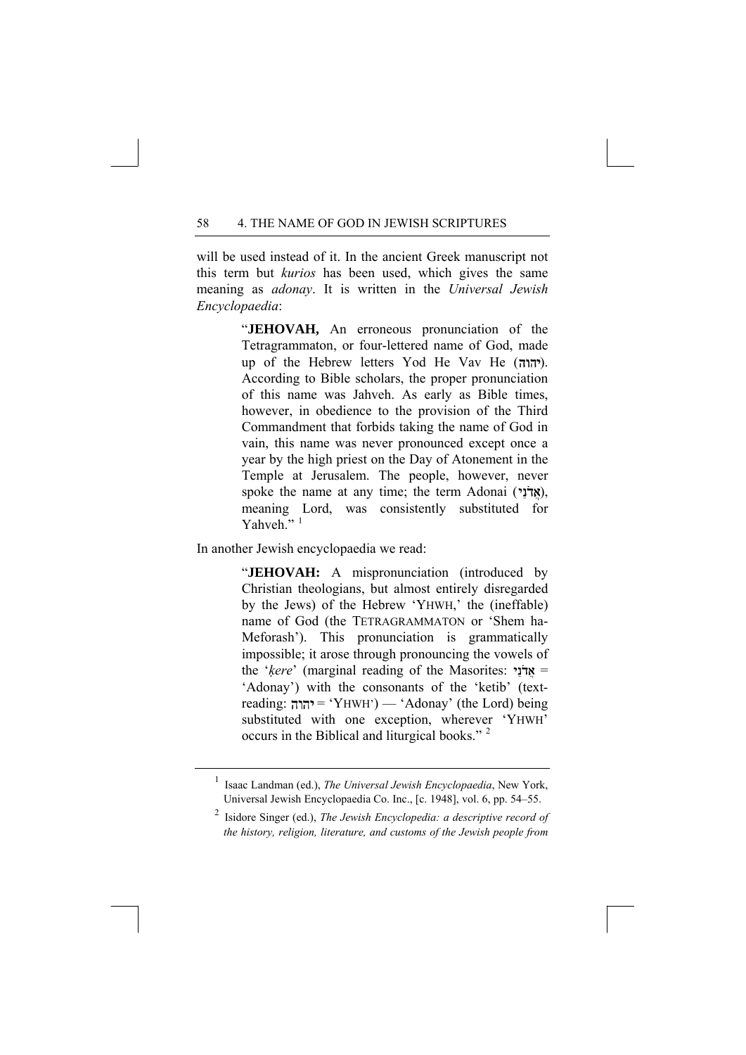will be used instead of it. In the ancient Greek manuscript not this term but *kurios* has been used, which gives the same meaning as *adonay*. It is written in the *Universal Jewish Encyclopaedia*:

> "**JEHOVAH,** An erroneous pronunciation of the Tetragrammaton, or four-lettered name of God, made up of the Hebrew letters Yod He Vav He (**יהוה**). According to Bible scholars, the proper pronunciation of this name was Jahveh. As early as Bible times, however, in obedience to the provision of the Third Commandment that forbids taking the name of God in vain, this name was never pronounced except once a year by the high priest on the Day of Atonement in the Temple at Jerusalem. The people, however, never spoke the name at any time; the term Adonai (**אֲדֹנָי**), meaning Lord, was consistently substituted for Yahveh." [1]

In another Jewish encyclopaedia we read:

> "**JEHOVAH:** A mispronunciation (introduced by Christian theologians, but almost entirely disregarded by the Jews) of the Hebrew 'YHWH,' the (ineffable) name of God (the TETRAGRAMMATON or 'Shem ha-Meforash'). This pronunciation is grammatically impossible; it arose through pronouncing the vowels of the '*ḳere*' (marginal reading of the Masorites: **אֲדֹנָי** = 'Adonay') with the consonants of the 'ketib' (text-reading: **יהוה** = 'YHWH') — 'Adonay' (the Lord) being substituted with one exception, wherever 'YHWH' occurs in the Biblical and liturgical books." [2]

---

[1] Isaac Landman (ed.), *The Universal Jewish Encyclopaedia*, New York, Universal Jewish Encyclopaedia Co. Inc., [c. 1948], vol. 6, pp. 54–55.

[2] Isidore Singer (ed.), *The Jewish Encyclopedia: a descriptive record of the history, religion, literature, and customs of the Jewish people from*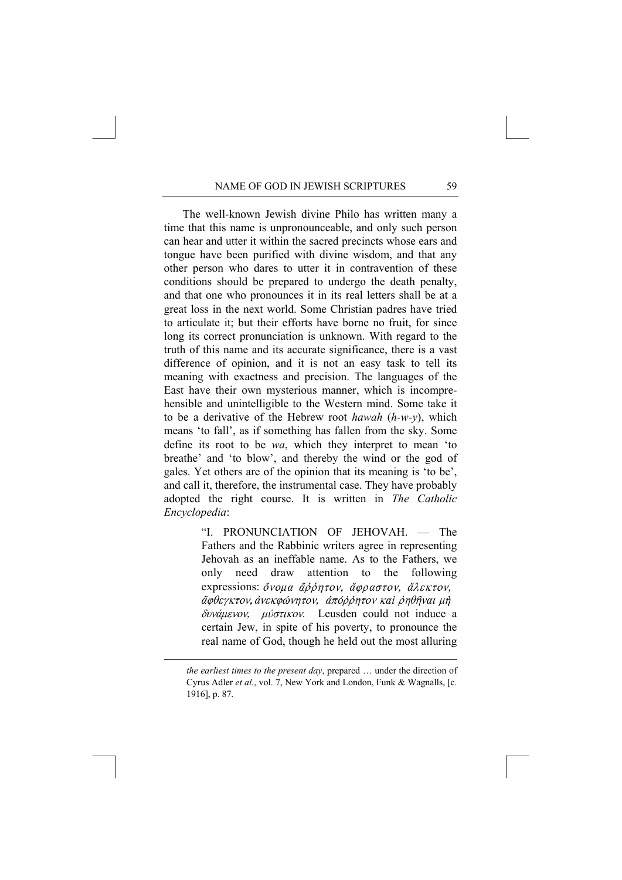The well-known Jewish divine Philo has written many a time that this name is unpronounceable, and only such person can hear and utter it within the sacred precincts whose ears and tongue have been purified with divine wisdom, and that any other person who dares to utter it in contravention of these conditions should be prepared to undergo the death penalty, and that one who pronounces it in its real letters shall be at a great loss in the next world. Some Christian padres have tried to articulate it; but their efforts have borne no fruit, for since long its correct pronunciation is unknown. With regard to the truth of this name and its accurate significance, there is a vast difference of opinion, and it is not an easy task to tell its meaning with exactness and precision. The languages of the East have their own mysterious manner, which is incomprehensible and unintelligible to the Western mind. Some take it to be a derivative of the Hebrew root *hawah* (*h-w-y*), which means 'to fall', as if something has fallen from the sky. Some define its root to be *wa*, which they interpret to mean 'to breathe' and 'to blow', and thereby the wind or the god of gales. Yet others are of the opinion that its meaning is 'to be', and call it, therefore, the instrumental case. They have probably adopted the right course. It is written in *The Catholic Encyclopedia*:

> "I. PRONUNCIATION OF JEHOVAH. — The Fathers and the Rabbinic writers agree in representing Jehovah as an ineffable name. As to the Fathers, we only need draw attention to the following expressions: *ὄνομα ἄῤῥητον, ἄφραστον, ἄλεκτον, ἄφθεγκτον, ἀνεκφώνητον, ἀπόῤῥητον καὶ ῥηθῆναι μὴ δυνάμενον, μύστικον.* Leusden could not induce a certain Jew, in spite of his poverty, to pronounce the real name of God, though he held out the most alluring

*the earliest times to the present day*, prepared … under the direction of Cyrus Adler *et al.*, vol. 7, New York and London, Funk & Wagnalls, [c. 1916], p. 87.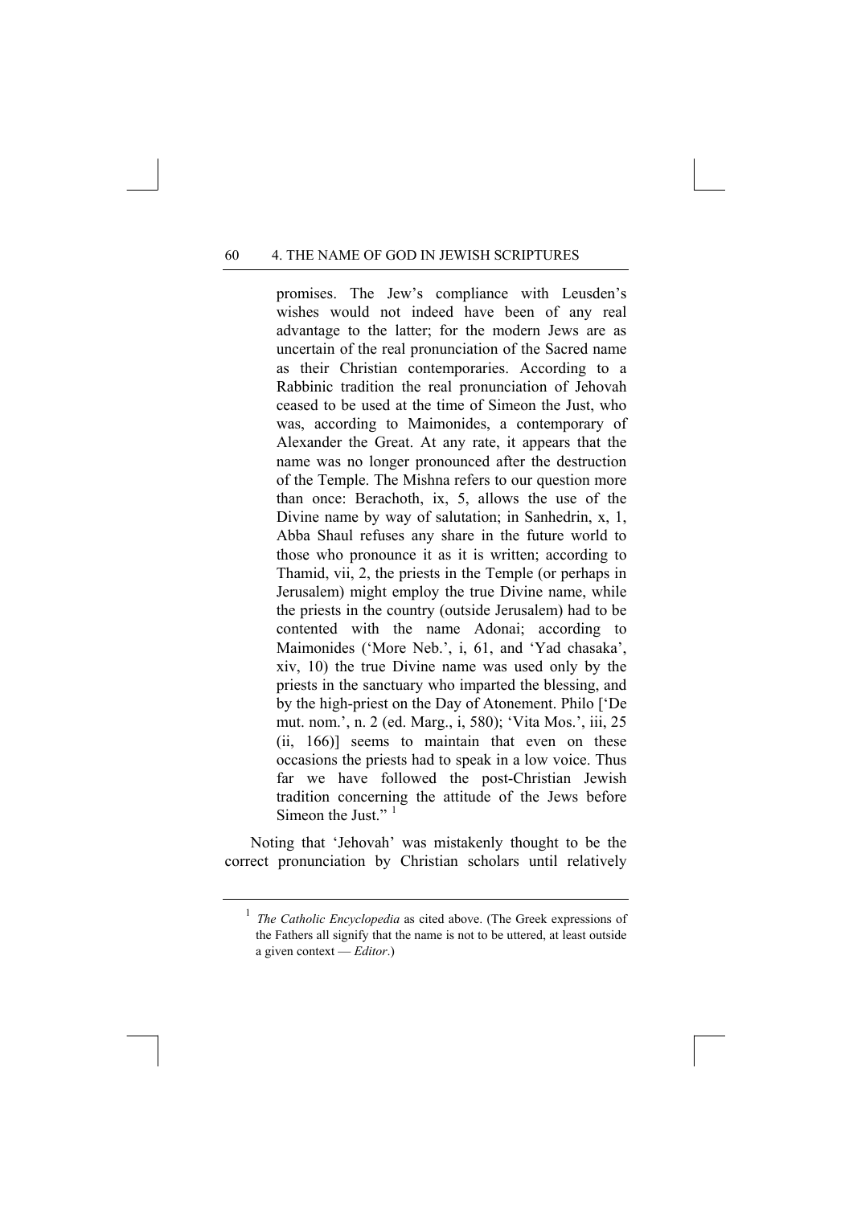> promises. The Jew's compliance with Leusden's wishes would not indeed have been of any real advantage to the latter; for the modern Jews are as uncertain of the real pronunciation of the Sacred name as their Christian contemporaries. According to a Rabbinic tradition the real pronunciation of Jehovah ceased to be used at the time of Simeon the Just, who was, according to Maimonides, a contemporary of Alexander the Great. At any rate, it appears that the name was no longer pronounced after the destruction of the Temple. The Mishna refers to our question more than once: Berachoth, ix, 5, allows the use of the Divine name by way of salutation; in Sanhedrin, x, 1, Abba Shaul refuses any share in the future world to those who pronounce it as it is written; according to Thamid, vii, 2, the priests in the Temple (or perhaps in Jerusalem) might employ the true Divine name, while the priests in the country (outside Jerusalem) had to be contented with the name Adonai; according to Maimonides ('More Neb.', i, 61, and 'Yad chasaka', xiv, 10) the true Divine name was used only by the priests in the sanctuary who imparted the blessing, and by the high-priest on the Day of Atonement. Philo ['De mut. nom.', n. 2 (ed. Marg., i, 580); 'Vita Mos.', iii, 25 (ii, 166)] seems to maintain that even on these occasions the priests had to speak in a low voice. Thus far we have followed the post-Christian Jewish tradition concerning the attitude of the Jews before Simeon the Just."[1]

Noting that 'Jehovah' was mistakenly thought to be the correct pronunciation by Christian scholars until relatively

---

[1] *The Catholic Encyclopedia* as cited above. (The Greek expressions of the Fathers all signify that the name is not to be uttered, at least outside a given context — *Editor*.)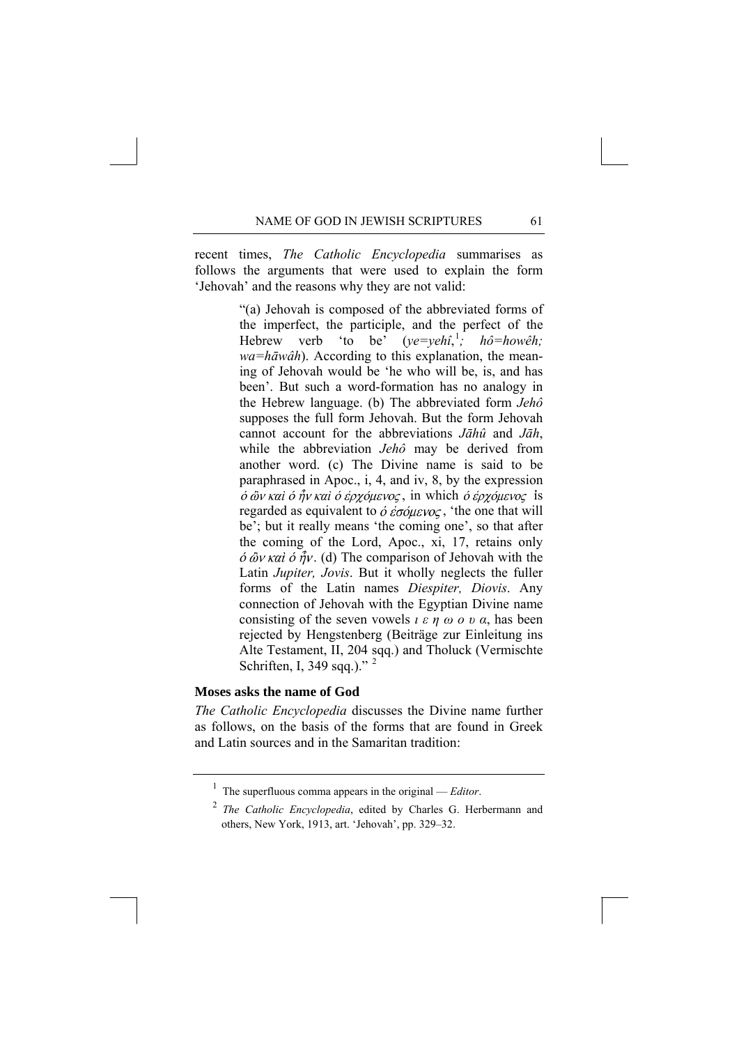recent times, *The Catholic Encyclopedia* summarises as follows the arguments that were used to explain the form 'Jehovah' and the reasons why they are not valid:

> "(a) Jehovah is composed of the abbreviated forms of the imperfect, the participle, and the perfect of the Hebrew verb 'to be' (*ye=yehî,*[1]*; hô=howêh; wa=hāwâh*). According to this explanation, the meaning of Jehovah would be 'he who will be, is, and has been'. But such a word-formation has no analogy in the Hebrew language. (b) The abbreviated form *Jehô* supposes the full form Jehovah. But the form Jehovah cannot account for the abbreviations *Jāhû* and *Jāh*, while the abbreviation *Jehô* may be derived from another word. (c) The Divine name is said to be paraphrased in Apoc., i, 4, and iv, 8, by the expression *ὁ ὢν καὶ ὁ ἦν καὶ ὁ ἐρχόμενος*, in which *ὁ ἐρχόμενος* is regarded as equivalent to *ὁ ἐσόμενος*, 'the one that will be'; but it really means 'the coming one', so that after the coming of the Lord, Apoc., xi, 17, retains only *ὁ ὢν καὶ ὁ ἦν*. (d) The comparison of Jehovah with the Latin *Jupiter, Jovis*. But it wholly neglects the fuller forms of the Latin names *Diespiter, Diovis*. Any connection of Jehovah with the Egyptian Divine name consisting of the seven vowels *ι ε η ω ο υ α*, has been rejected by Hengstenberg (Beiträge zur Einleitung ins Alte Testament, II, 204 sqq.) and Tholuck (Vermischte Schriften, I, 349 sqq.)." [2]

**Moses asks the name of God**

*The Catholic Encyclopedia* discusses the Divine name further as follows, on the basis of the forms that are found in Greek and Latin sources and in the Samaritan tradition:

---

[1] The superfluous comma appears in the original — *Editor*.

[2] *The Catholic Encyclopedia*, edited by Charles G. Herbermann and others, New York, 1913, art. 'Jehovah', pp. 329–32.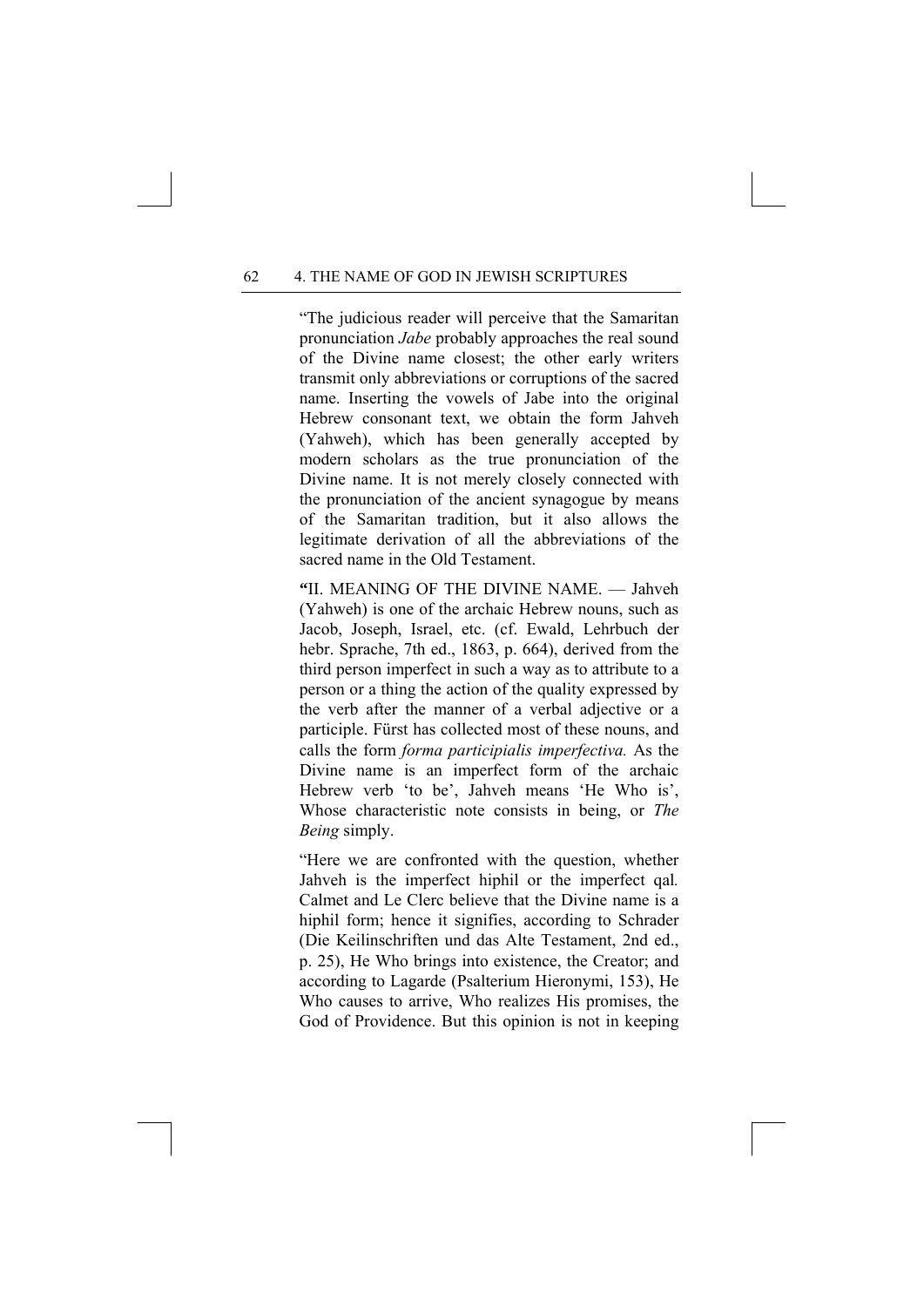"The judicious reader will perceive that the Samaritan pronunciation *Jabe* probably approaches the real sound of the Divine name closest; the other early writers transmit only abbreviations or corruptions of the sacred name. Inserting the vowels of Jabe into the original Hebrew consonant text, we obtain the form Jahveh (Yahweh), which has been generally accepted by modern scholars as the true pronunciation of the Divine name. It is not merely closely connected with the pronunciation of the ancient synagogue by means of the Samaritan tradition, but it also allows the legitimate derivation of all the abbreviations of the sacred name in the Old Testament.

**"**II. MEANING OF THE DIVINE NAME. — Jahveh (Yahweh) is one of the archaic Hebrew nouns, such as Jacob, Joseph, Israel, etc. (cf. Ewald, Lehrbuch der hebr. Sprache, 7th ed., 1863, p. 664), derived from the third person imperfect in such a way as to attribute to a person or a thing the action of the quality expressed by the verb after the manner of a verbal adjective or a participle. Fürst has collected most of these nouns, and calls the form *forma participialis imperfectiva.* As the Divine name is an imperfect form of the archaic Hebrew verb 'to be', Jahveh means 'He Who is', Whose characteristic note consists in being, or *The Being* simply.

"Here we are confronted with the question, whether Jahveh is the imperfect hiphil or the imperfect qal*.* Calmet and Le Clerc believe that the Divine name is a hiphil form; hence it signifies, according to Schrader (Die Keilinschriften und das Alte Testament, 2nd ed., p. 25), He Who brings into existence, the Creator; and according to Lagarde (Psalterium Hieronymi, 153), He Who causes to arrive, Who realizes His promises, the God of Providence. But this opinion is not in keeping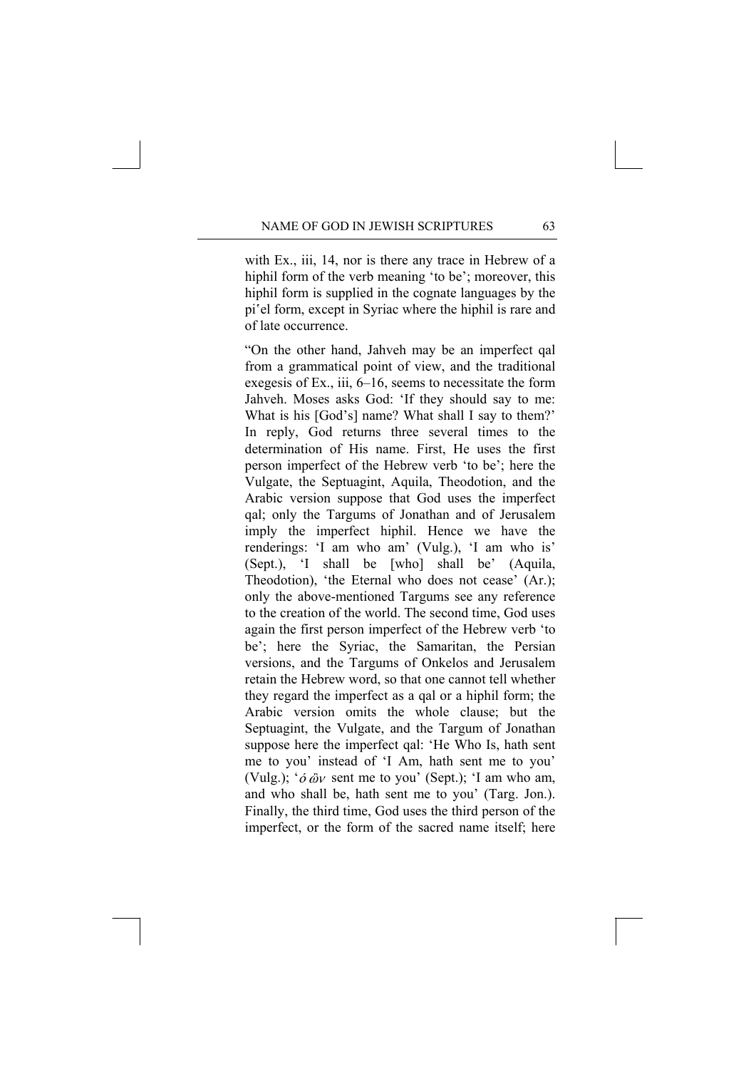with Ex., iii, 14, nor is there any trace in Hebrew of a hiphil form of the verb meaning 'to be'; moreover, this hiphil form is supplied in the cognate languages by the pi'el form, except in Syriac where the hiphil is rare and of late occurrence.

"On the other hand, Jahveh may be an imperfect qal from a grammatical point of view, and the traditional exegesis of Ex., iii, 6–16, seems to necessitate the form Jahveh. Moses asks God: 'If they should say to me: What is his [God's] name? What shall I say to them?' In reply, God returns three several times to the determination of His name. First, He uses the first person imperfect of the Hebrew verb 'to be'; here the Vulgate, the Septuagint, Aquila, Theodotion, and the Arabic version suppose that God uses the imperfect qal; only the Targums of Jonathan and of Jerusalem imply the imperfect hiphil. Hence we have the renderings: 'I am who am' (Vulg.), 'I am who is' (Sept.), 'I shall be [who] shall be' (Aquila, Theodotion), 'the Eternal who does not cease' (Ar.); only the above-mentioned Targums see any reference to the creation of the world. The second time, God uses again the first person imperfect of the Hebrew verb 'to be'; here the Syriac, the Samaritan, the Persian versions, and the Targums of Onkelos and Jerusalem retain the Hebrew word, so that one cannot tell whether they regard the imperfect as a qal or a hiphil form; the Arabic version omits the whole clause; but the Septuagint, the Vulgate, and the Targum of Jonathan suppose here the imperfect qal: 'He Who Is, hath sent me to you' instead of 'I Am, hath sent me to you' (Vulg.); '*ὁ ὤν* sent me to you' (Sept.); 'I am who am, and who shall be, hath sent me to you' (Targ. Jon.). Finally, the third time, God uses the third person of the imperfect, or the form of the sacred name itself; here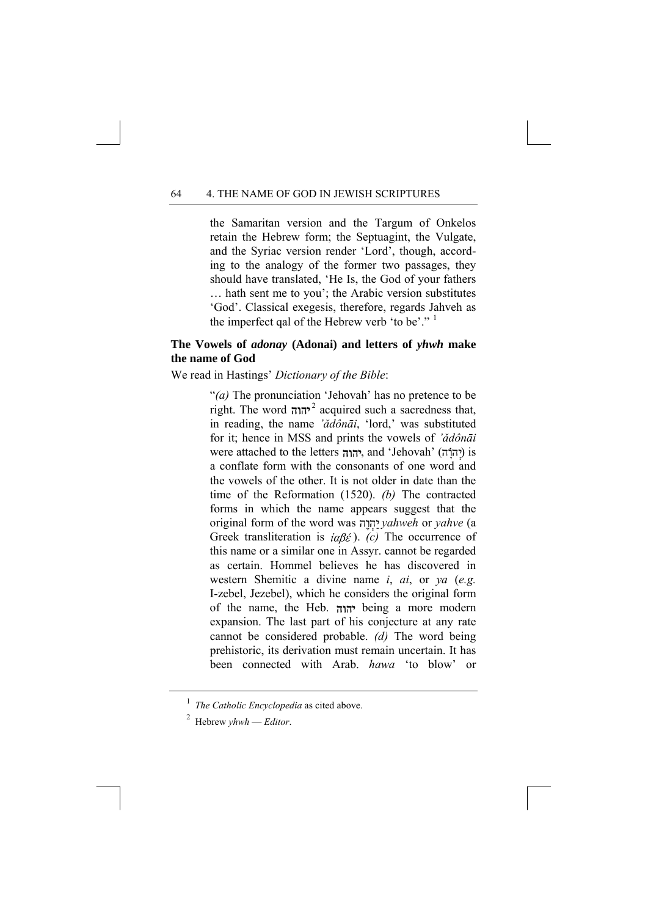the Samaritan version and the Targum of Onkelos retain the Hebrew form; the Septuagint, the Vulgate, and the Syriac version render 'Lord', though, according to the analogy of the former two passages, they should have translated, 'He Is, the God of your fathers … hath sent me to you'; the Arabic version substitutes 'God'. Classical exegesis, therefore, regards Jahveh as the imperfect qal of the Hebrew verb 'to be'." [1]

### The Vowels of *adonay* (Adonai) and letters of *yhwh* make the name of God

We read in Hastings' *Dictionary of the Bible*:

> "*(a)* The pronunciation 'Jehovah' has no pretence to be right. The word **יהוה**[2] acquired such a sacredness that, in reading, the name *'ădônāi*, 'lord,' was substituted for it; hence in MSS and prints the vowels of *'ădônāi* were attached to the letters **יהוה**, and 'Jehovah' (יְהֹוָה) is a conflate form with the consonants of one word and the vowels of the other. It is not older in date than the time of the Reformation (1520). *(b)* The contracted forms in which the name appears suggest that the original form of the word was יַהְוֶה *yahweh* or *yahve* (a Greek transliteration is *ἰαβέ*). *(c)* The occurrence of this name or a similar one in Assyr. cannot be regarded as certain. Hommel believes he has discovered in western Shemitic a divine name *i*, *ai*, or *ya* (*e.g.* I-zebel, Jezebel), which he considers the original form of the name, the Heb. **יהוה** being a more modern expansion. The last part of his conjecture at any rate cannot be considered probable. *(d)* The word being prehistoric, its derivation must remain uncertain. It has been connected with Arab. *hawa* 'to blow' or

---

[1] *The Catholic Encyclopedia* as cited above.

[2] Hebrew *yhwh* — *Editor*.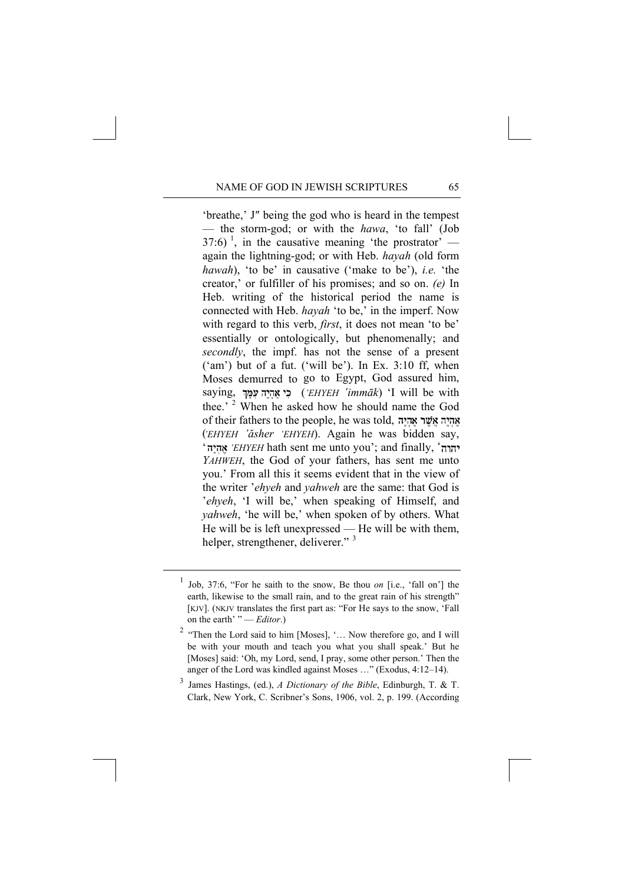'breathe,' J″ being the god who is heard in the tempest — the storm-god; or with the *hawa*, 'to fall' (Job 37:6) [1], in the causative meaning 'the prostrator' — again the lightning-god; or with Heb. *hayah* (old form *hawah*), 'to be' in causative ('make to be'), *i.e.* 'the creator,' or fulfiller of his promises; and so on. *(e)* In Heb. writing of the historical period the name is connected with Heb. *hayah* 'to be,' in the imperf. Now with regard to this verb, *first*, it does not mean 'to be' essentially or ontologically, but phenomenally; and *secondly*, the impf. has not the sense of a present ('am') but of a fut. ('will be'). In Ex. 3:10 ff, when Moses demurred to go to Egypt, God assured him, saying, כִּי אֶהְיֶה עִמָּךְ (*'EHYEH 'immāk*) 'I will be with thee.' [2] When he asked how he should name the God of their fathers to the people, he was told, אֶהְיֶה אֲשֶׁר אֶהְיֶה (*'EHYEH 'ăsher 'EHYEH*). Again he was bidden say, 'אֶהְיֶה *'EHYEH* hath sent me unto you'; and finally, 'יהוה *YAHWEH*, the God of your fathers, has sent me unto you.' From all this it seems evident that in the view of the writer '*ehyeh* and *yahweh* are the same: that God is '*ehyeh*, 'I will be,' when speaking of Himself, and *yahweh*, 'he will be,' when spoken of by others. What He will be is left unexpressed — He will be with them, helper, strengthener, deliverer." [3]

---

[1] Job, 37:6, "For he saith to the snow, Be thou *on* [i.e., 'fall on'] the earth, likewise to the small rain, and to the great rain of his strength" [KJV]. (NKJV translates the first part as: "For He says to the snow, 'Fall on the earth' " — *Editor*.)

[2] "Then the Lord said to him [Moses], '… Now therefore go, and I will be with your mouth and teach you what you shall speak.' But he [Moses] said: 'Oh, my Lord, send, I pray, some other person.' Then the anger of the Lord was kindled against Moses …" (Exodus, 4:12–14).

[3] James Hastings, (ed.), *A Dictionary of the Bible*, Edinburgh, T. & T. Clark, New York, C. Scribner's Sons, 1906, vol. 2, p. 199. (According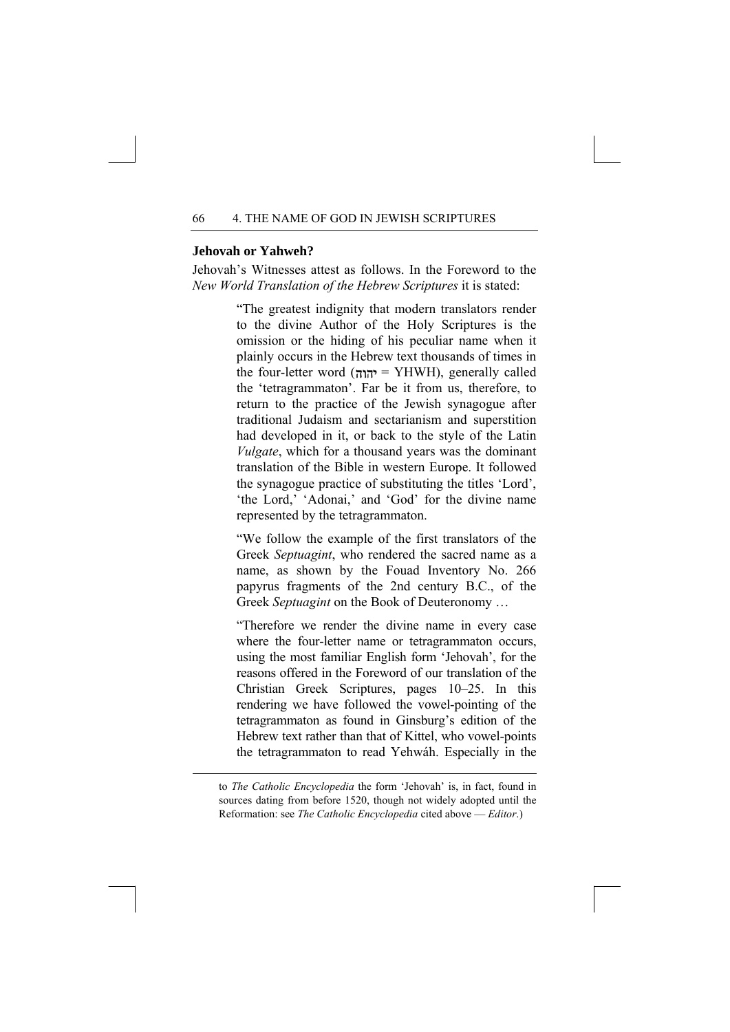**Jehovah or Yahweh?**

Jehovah's Witnesses attest as follows. In the Foreword to the *New World Translation of the Hebrew Scriptures* it is stated:

> "The greatest indignity that modern translators render to the divine Author of the Holy Scriptures is the omission or the hiding of his peculiar name when it plainly occurs in the Hebrew text thousands of times in the four-letter word (יהוה = YHWH), generally called the 'tetragrammaton'. Far be it from us, therefore, to return to the practice of the Jewish synagogue after traditional Judaism and sectarianism and superstition had developed in it, or back to the style of the Latin *Vulgate*, which for a thousand years was the dominant translation of the Bible in western Europe. It followed the synagogue practice of substituting the titles 'Lord', 'the Lord,' 'Adonai,' and 'God' for the divine name represented by the tetragrammaton.
>
> "We follow the example of the first translators of the Greek *Septuagint*, who rendered the sacred name as a name, as shown by the Fouad Inventory No. 266 papyrus fragments of the 2nd century B.C., of the Greek *Septuagint* on the Book of Deuteronomy …
>
> "Therefore we render the divine name in every case where the four-letter name or tetragrammaton occurs, using the most familiar English form 'Jehovah', for the reasons offered in the Foreword of our translation of the Christian Greek Scriptures, pages 10–25. In this rendering we have followed the vowel-pointing of the tetragrammaton as found in Ginsburg's edition of the Hebrew text rather than that of Kittel, who vowel-points the tetragrammaton to read Yehwáh. Especially in the

---

to *The Catholic Encyclopedia* the form 'Jehovah' is, in fact, found in sources dating from before 1520, though not widely adopted until the Reformation: see *The Catholic Encyclopedia* cited above — *Editor*.)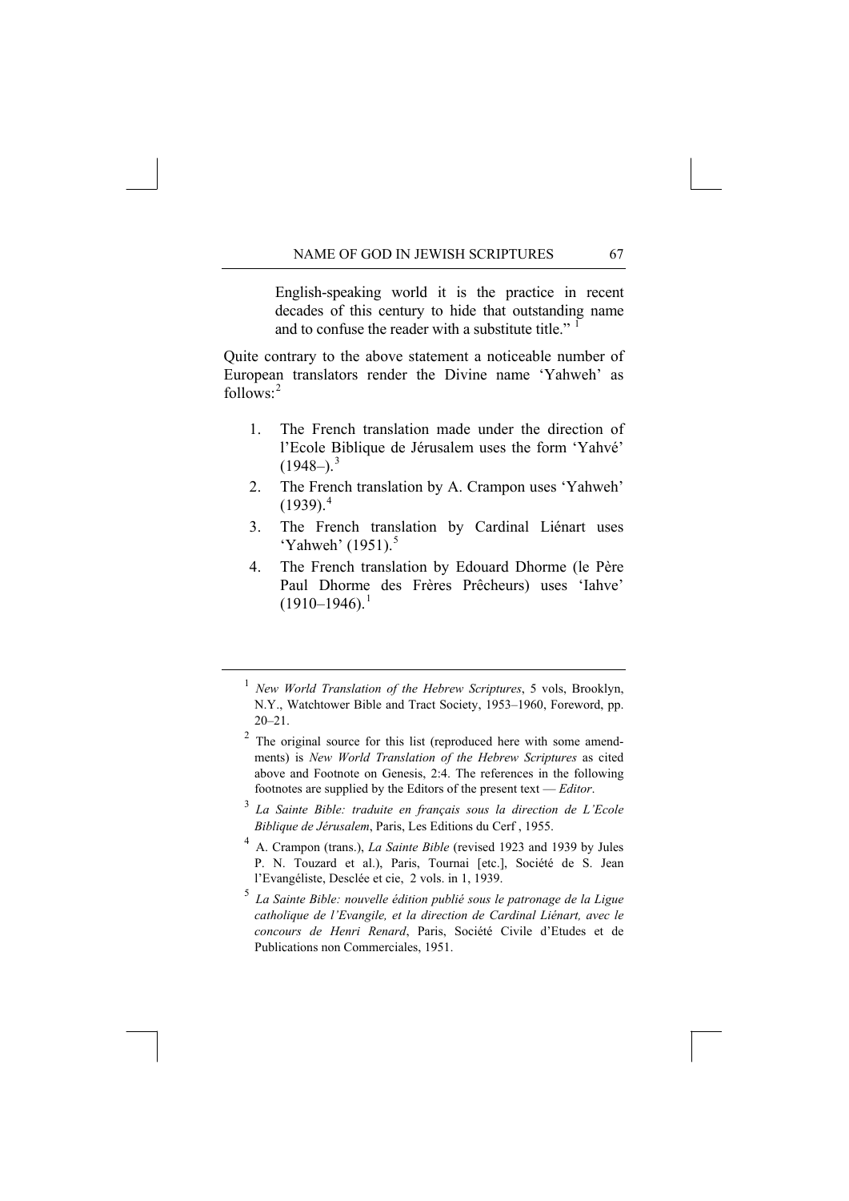> English-speaking world it is the practice in recent decades of this century to hide that outstanding name and to confuse the reader with a substitute title." [1]

Quite contrary to the above statement a noticeable number of European translators render the Divine name 'Yahweh' as follows:[2]

1. The French translation made under the direction of l'Ecole Biblique de Jérusalem uses the form 'Yahvé' (1948–).[3]
2. The French translation by A. Crampon uses 'Yahweh' (1939).[4]
3. The French translation by Cardinal Liénart uses 'Yahweh' (1951).[5]
4. The French translation by Edouard Dhorme (le Père Paul Dhorme des Frères Prêcheurs) uses 'Iahve' (1910–1946).[1]

---

[1] *New World Translation of the Hebrew Scriptures*, 5 vols, Brooklyn, N.Y., Watchtower Bible and Tract Society, 1953–1960, Foreword, pp. 20–21.

[2] The original source for this list (reproduced here with some amendments) is *New World Translation of the Hebrew Scriptures* as cited above and Footnote on Genesis, 2:4. The references in the following footnotes are supplied by the Editors of the present text — *Editor*.

[3] *La Sainte Bible: traduite en français sous la direction de L'Ecole Biblique de Jérusalem*, Paris, Les Editions du Cerf , 1955.

[4] A. Crampon (trans.), *La Sainte Bible* (revised 1923 and 1939 by Jules P. N. Touzard et al.), Paris, Tournai [etc.], Société de S. Jean l'Evangéliste, Desclée et cie, 2 vols. in 1, 1939.

[5] *La Sainte Bible: nouvelle édition publié sous le patronage de la Ligue catholique de l'Evangile, et la direction de Cardinal Liénart, avec le concours de Henri Renard*, Paris, Société Civile d'Etudes et de Publications non Commerciales, 1951.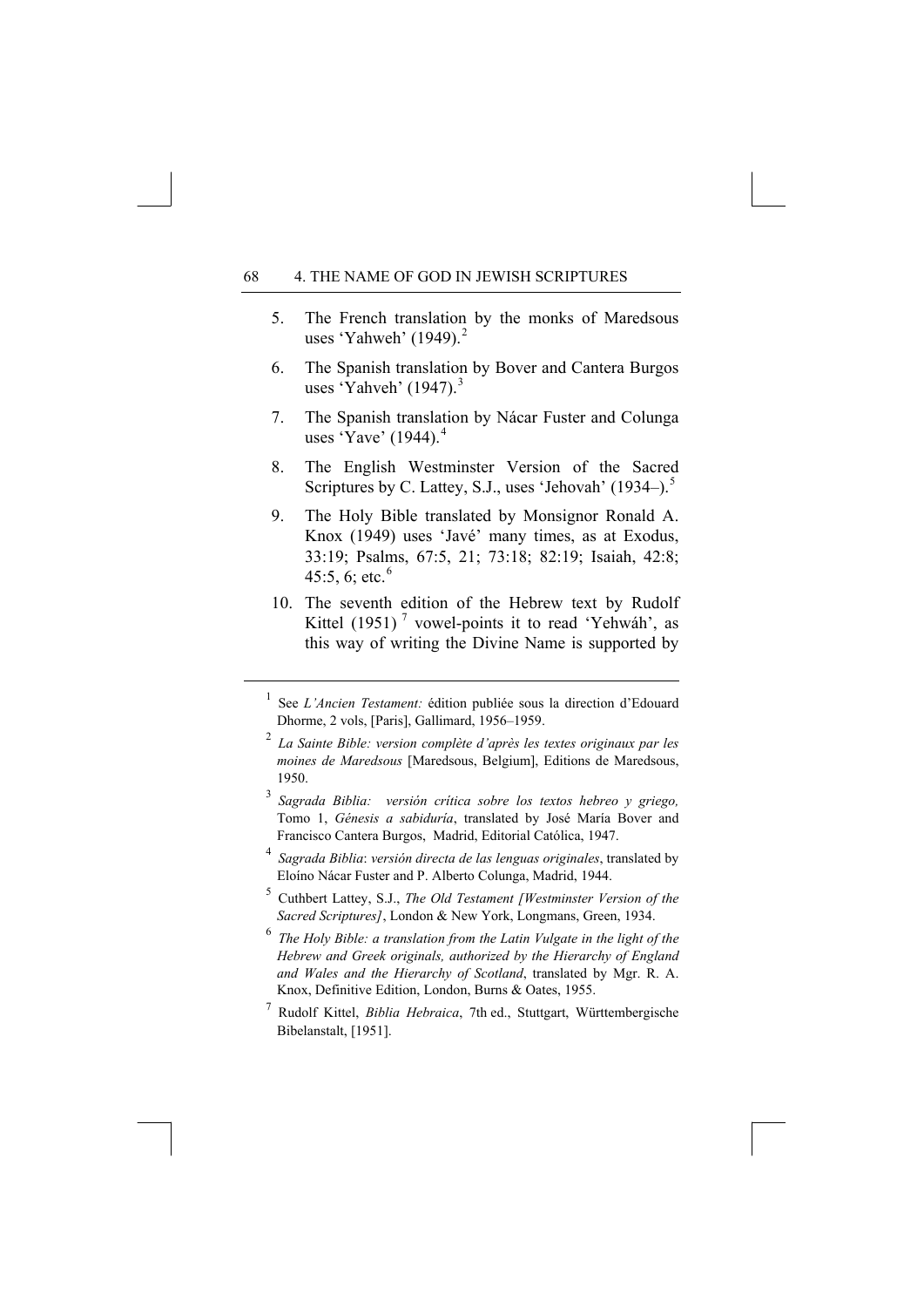5. The French translation by the monks of Maredsous uses 'Yahweh' (1949).[2]

6. The Spanish translation by Bover and Cantera Burgos uses 'Yahveh' (1947).[3]

7. The Spanish translation by Nácar Fuster and Colunga uses 'Yave' (1944).[4]

8. The English Westminster Version of the Sacred Scriptures by C. Lattey, S.J., uses 'Jehovah' (1934–).[5]

9. The Holy Bible translated by Monsignor Ronald A. Knox (1949) uses 'Javé' many times, as at Exodus, 33:19; Psalms, 67:5, 21; 73:18; 82:19; Isaiah, 42:8; 45:5, 6; etc.[6]

10. The seventh edition of the Hebrew text by Rudolf Kittel (1951)[7] vowel-points it to read 'Yehwáh', as this way of writing the Divine Name is supported by

---

[1] See *L'Ancien Testament:* édition publiée sous la direction d'Edouard Dhorme, 2 vols, [Paris], Gallimard, 1956–1959.

[2] *La Sainte Bible: version complète d'après les textes originaux par les moines de Maredsous* [Maredsous, Belgium], Editions de Maredsous, 1950.

[3] *Sagrada Biblia: versión crítica sobre los textos hebreo y griego,* Tomo 1, *Génesis a sabiduría*, translated by José María Bover and Francisco Cantera Burgos, Madrid, Editorial Católica, 1947.

[4] *Sagrada Biblia*: *versión directa de las lenguas originales*, translated by Eloíno Nácar Fuster and P. Alberto Colunga, Madrid, 1944.

[5] Cuthbert Lattey, S.J., *The Old Testament [Westminster Version of the Sacred Scriptures]*, London & New York, Longmans, Green, 1934.

[6] *The Holy Bible: a translation from the Latin Vulgate in the light of the Hebrew and Greek originals, authorized by the Hierarchy of England and Wales and the Hierarchy of Scotland*, translated by Mgr. R. A. Knox, Definitive Edition, London, Burns & Oates, 1955.

[7] Rudolf Kittel, *Biblia Hebraica*, 7th ed., Stuttgart, Württembergische Bibelanstalt, [1951].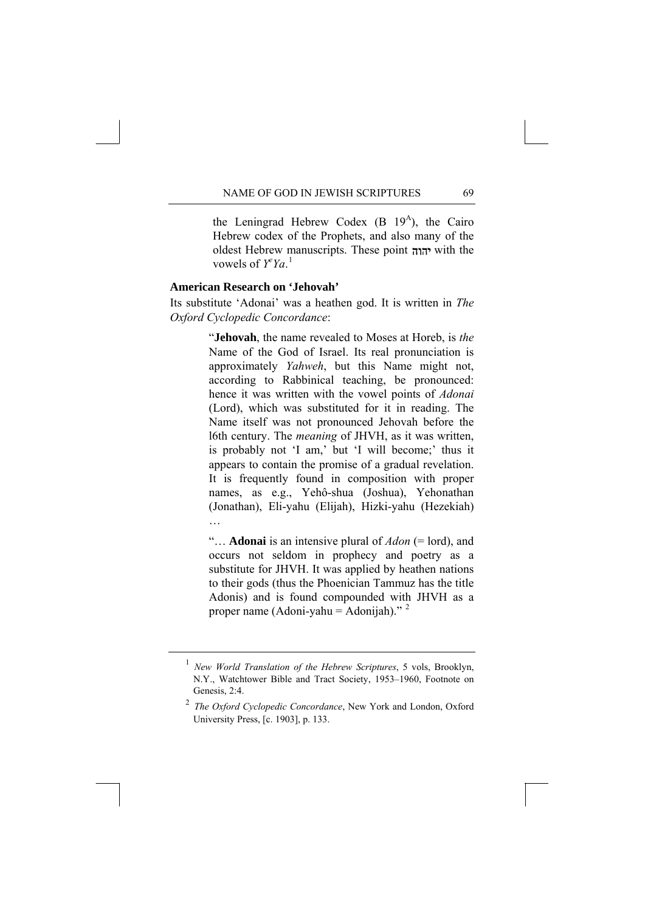the Leningrad Hebrew Codex (B 19A), the Cairo Hebrew codex of the Prophets, and also many of the oldest Hebrew manuscripts. These point יהוה with the vowels of *YᵉYa*.[1]

### American Research on 'Jehovah'

Its substitute 'Adonai' was a heathen god. It is written in *The Oxford Cyclopedic Concordance*:

> "**Jehovah**, the name revealed to Moses at Horeb, is *the* Name of the God of Israel. Its real pronunciation is approximately *Yahweh*, but this Name might not, according to Rabbinical teaching, be pronounced: hence it was written with the vowel points of *Adonai* (Lord), which was substituted for it in reading. The Name itself was not pronounced Jehovah before the l6th century. The *meaning* of JHVH, as it was written, is probably not 'I am,' but 'I will become;' thus it appears to contain the promise of a gradual revelation. It is frequently found in composition with proper names, as e.g., Yehô-shua (Joshua), Yehonathan (Jonathan), Eli-yahu (Elijah), Hizki-yahu (Hezekiah) …
>
> "… **Adonai** is an intensive plural of *Adon* (= lord), and occurs not seldom in prophecy and poetry as a substitute for JHVH. It was applied by heathen nations to their gods (thus the Phoenician Tammuz has the title Adonis) and is found compounded with JHVH as a proper name (Adoni-yahu = Adonijah)." [2]

---

[1] *New World Translation of the Hebrew Scriptures*, 5 vols, Brooklyn, N.Y., Watchtower Bible and Tract Society, 1953–1960, Footnote on Genesis, 2:4.

[2] *The Oxford Cyclopedic Concordance*, New York and London, Oxford University Press, [c. 1903], p. 133.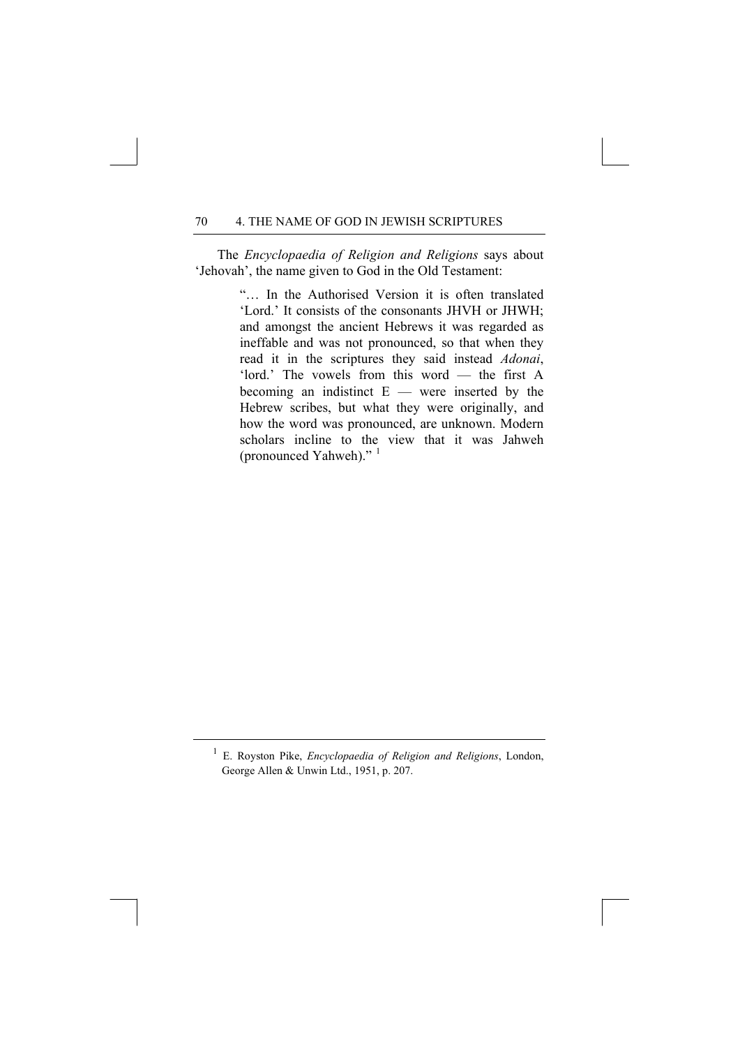The *Encyclopaedia of Religion and Religions* says about 'Jehovah', the name given to God in the Old Testament:

> "… In the Authorised Version it is often translated 'Lord.' It consists of the consonants JHVH or JHWH; and amongst the ancient Hebrews it was regarded as ineffable and was not pronounced, so that when they read it in the scriptures they said instead *Adonai*, 'lord.' The vowels from this word — the first A becoming an indistinct E — were inserted by the Hebrew scribes, but what they were originally, and how the word was pronounced, are unknown. Modern scholars incline to the view that it was Jahweh (pronounced Yahweh)." [1]

---

[1] E. Royston Pike, *Encyclopaedia of Religion and Religions*, London, George Allen & Unwin Ltd., 1951, p. 207.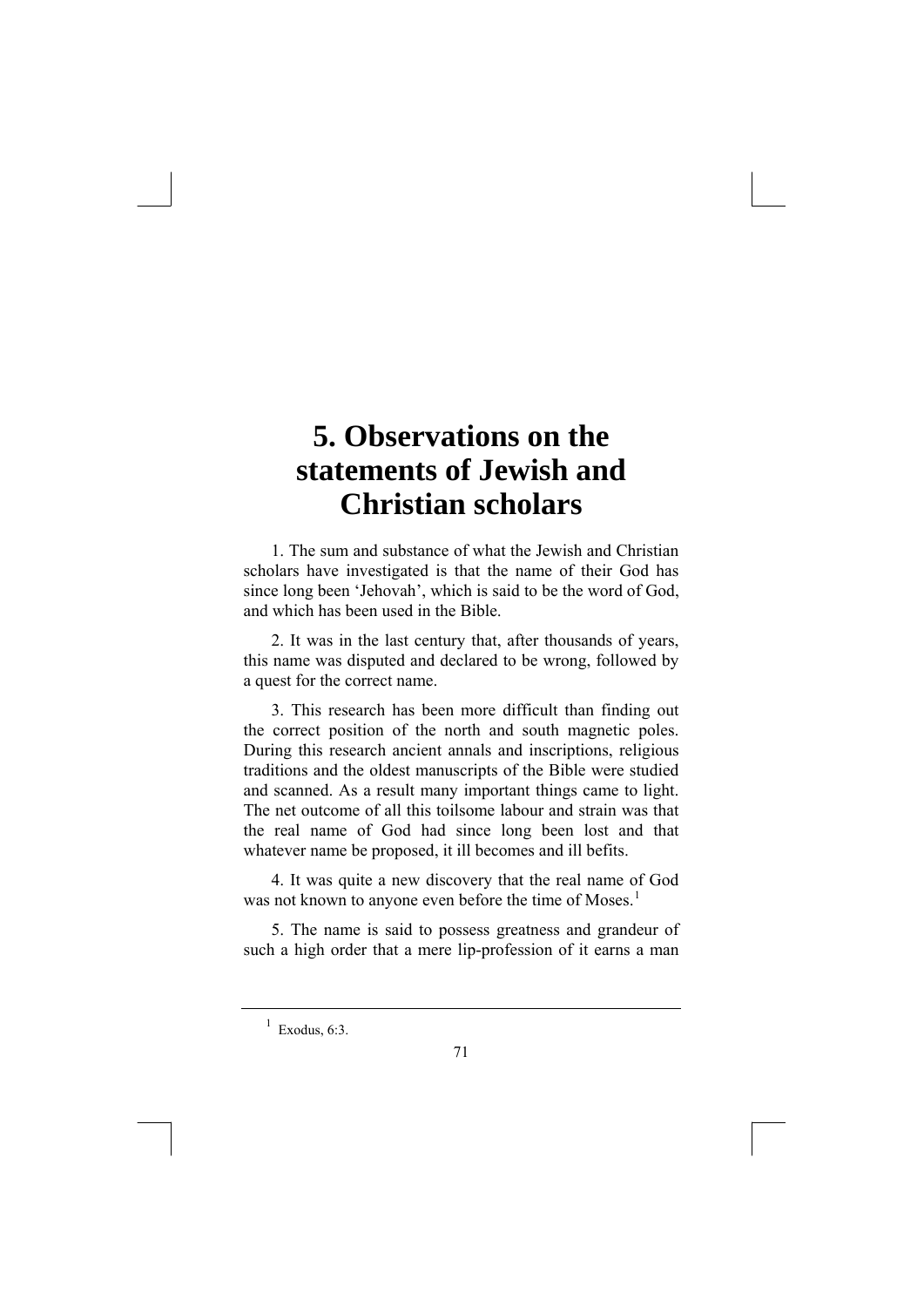# 5. Observations on the statements of Jewish and Christian scholars

1. The sum and substance of what the Jewish and Christian scholars have investigated is that the name of their God has since long been 'Jehovah', which is said to be the word of God, and which has been used in the Bible.

2. It was in the last century that, after thousands of years, this name was disputed and declared to be wrong, followed by a quest for the correct name.

3. This research has been more difficult than finding out the correct position of the north and south magnetic poles. During this research ancient annals and inscriptions, religious traditions and the oldest manuscripts of the Bible were studied and scanned. As a result many important things came to light. The net outcome of all this toilsome labour and strain was that the real name of God had since long been lost and that whatever name be proposed, it ill becomes and ill befits.

4. It was quite a new discovery that the real name of God was not known to anyone even before the time of Moses.[1]

5. The name is said to possess greatness and grandeur of such a high order that a mere lip-profession of it earns a man

---

[1] Exodus, 6:3.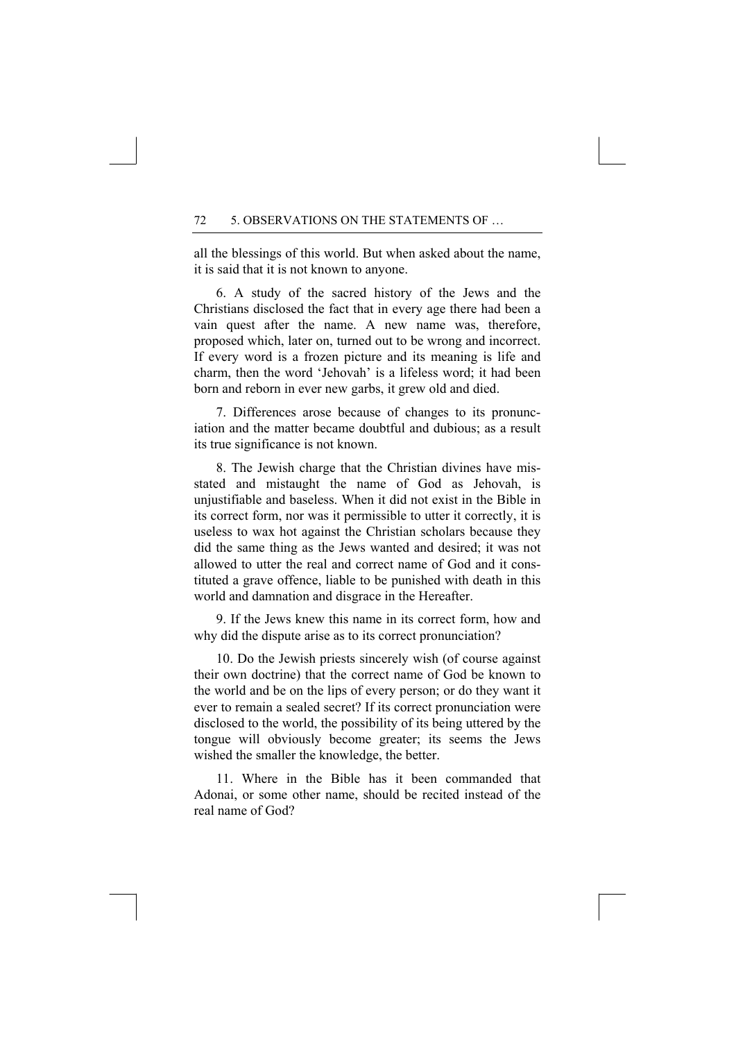all the blessings of this world. But when asked about the name, it is said that it is not known to anyone.

6. A study of the sacred history of the Jews and the Christians disclosed the fact that in every age there had been a vain quest after the name. A new name was, therefore, proposed which, later on, turned out to be wrong and incorrect. If every word is a frozen picture and its meaning is life and charm, then the word 'Jehovah' is a lifeless word; it had been born and reborn in ever new garbs, it grew old and died.

7. Differences arose because of changes to its pronunciation and the matter became doubtful and dubious; as a result its true significance is not known.

8. The Jewish charge that the Christian divines have misstated and mistaught the name of God as Jehovah, is unjustifiable and baseless. When it did not exist in the Bible in its correct form, nor was it permissible to utter it correctly, it is useless to wax hot against the Christian scholars because they did the same thing as the Jews wanted and desired; it was not allowed to utter the real and correct name of God and it constituted a grave offence, liable to be punished with death in this world and damnation and disgrace in the Hereafter.

9. If the Jews knew this name in its correct form, how and why did the dispute arise as to its correct pronunciation?

10. Do the Jewish priests sincerely wish (of course against their own doctrine) that the correct name of God be known to the world and be on the lips of every person; or do they want it ever to remain a sealed secret? If its correct pronunciation were disclosed to the world, the possibility of its being uttered by the tongue will obviously become greater; its seems the Jews wished the smaller the knowledge, the better.

11. Where in the Bible has it been commanded that Adonai, or some other name, should be recited instead of the real name of God?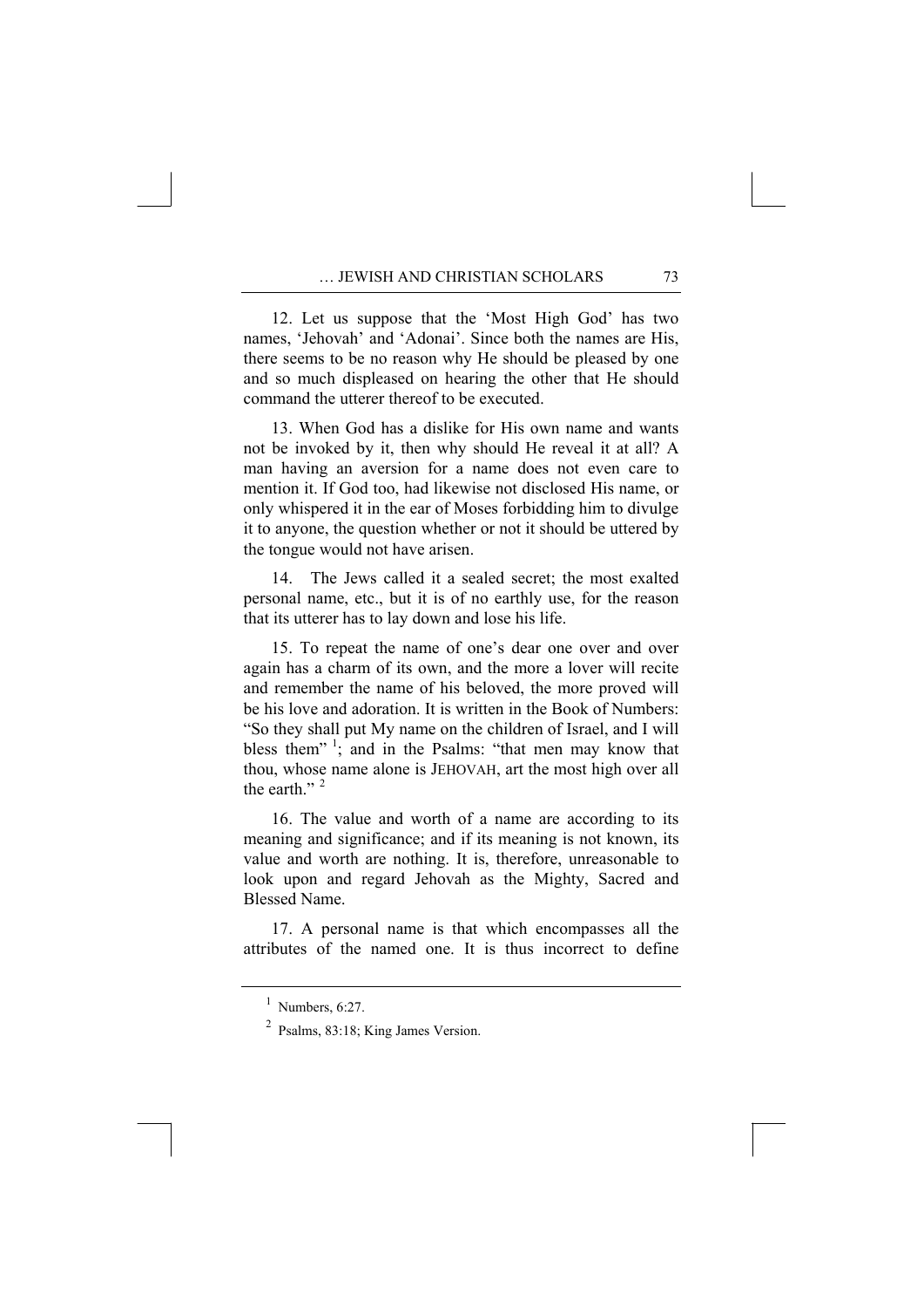12. Let us suppose that the 'Most High God' has two names, 'Jehovah' and 'Adonai'. Since both the names are His, there seems to be no reason why He should be pleased by one and so much displeased on hearing the other that He should command the utterer thereof to be executed.

13. When God has a dislike for His own name and wants not be invoked by it, then why should He reveal it at all? A man having an aversion for a name does not even care to mention it. If God too, had likewise not disclosed His name, or only whispered it in the ear of Moses forbidding him to divulge it to anyone, the question whether or not it should be uttered by the tongue would not have arisen.

14. The Jews called it a sealed secret; the most exalted personal name, etc., but it is of no earthly use, for the reason that its utterer has to lay down and lose his life.

15. To repeat the name of one's dear one over and over again has a charm of its own, and the more a lover will recite and remember the name of his beloved, the more proved will be his love and adoration. It is written in the Book of Numbers: "So they shall put My name on the children of Israel, and I will bless them" [1]; and in the Psalms: "that men may know that thou, whose name alone is JEHOVAH, art the most high over all the earth." [2]

16. The value and worth of a name are according to its meaning and significance; and if its meaning is not known, its value and worth are nothing. It is, therefore, unreasonable to look upon and regard Jehovah as the Mighty, Sacred and Blessed Name.

17. A personal name is that which encompasses all the attributes of the named one. It is thus incorrect to define

---

[1] Numbers, 6:27.

[2] Psalms, 83:18; King James Version.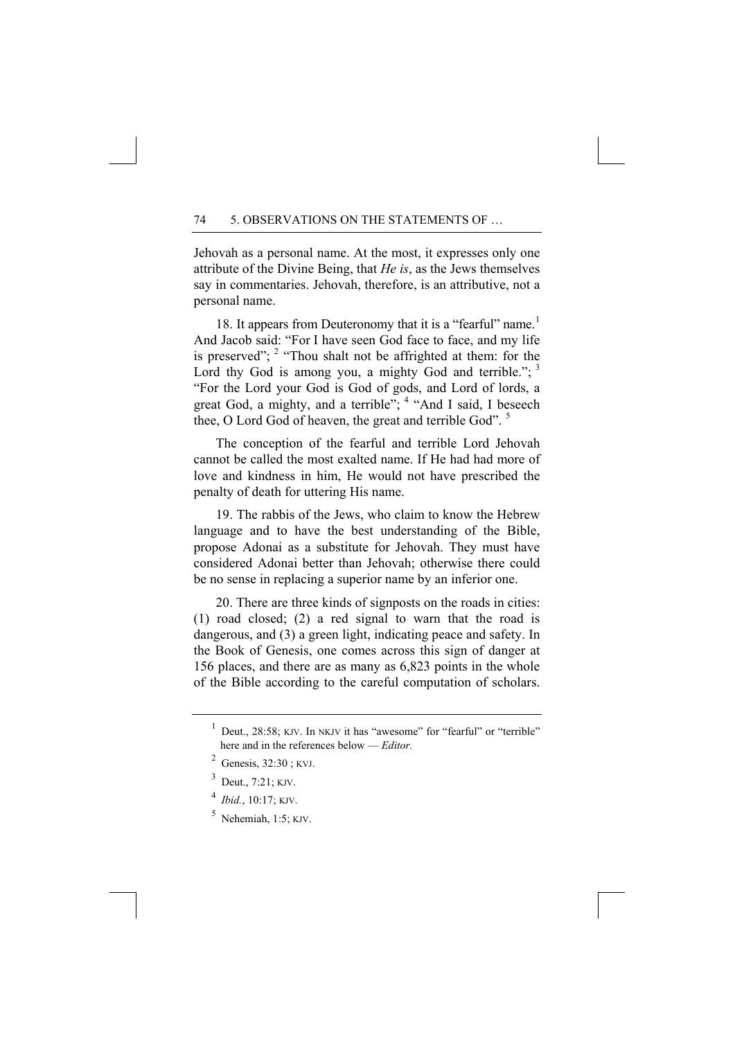Jehovah as a personal name. At the most, it expresses only one attribute of the Divine Being, that *He is*, as the Jews themselves say in commentaries. Jehovah, therefore, is an attributive, not a personal name.

18. It appears from Deuteronomy that it is a "fearful" name.[1] And Jacob said: "For I have seen God face to face, and my life is preserved";[2] "Thou shalt not be affrighted at them: for the Lord thy God is among you, a mighty God and terrible.";[3] "For the Lord your God is God of gods, and Lord of lords, a great God, a mighty, and a terrible";[4] "And I said, I beseech thee, O Lord God of heaven, the great and terrible God".[5]

The conception of the fearful and terrible Lord Jehovah cannot be called the most exalted name. If He had had more of love and kindness in him, He would not have prescribed the penalty of death for uttering His name.

19. The rabbis of the Jews, who claim to know the Hebrew language and to have the best understanding of the Bible, propose Adonai as a substitute for Jehovah. They must have considered Adonai better than Jehovah; otherwise there could be no sense in replacing a superior name by an inferior one.

20. There are three kinds of signposts on the roads in cities: (1) road closed; (2) a red signal to warn that the road is dangerous, and (3) a green light, indicating peace and safety. In the Book of Genesis, one comes across this sign of danger at 156 places, and there are as many as 6,823 points in the whole of the Bible according to the careful computation of scholars.

---

[1] Deut., 28:58; KJV. In NKJV it has "awesome" for "fearful" or "terrible" here and in the references below — *Editor.*

[2] Genesis, 32:30 ; KVJ.

[3] Deut., 7:21; KJV.

[4] *Ibid.*, 10:17; KJV.

[5] Nehemiah, 1:5; KJV.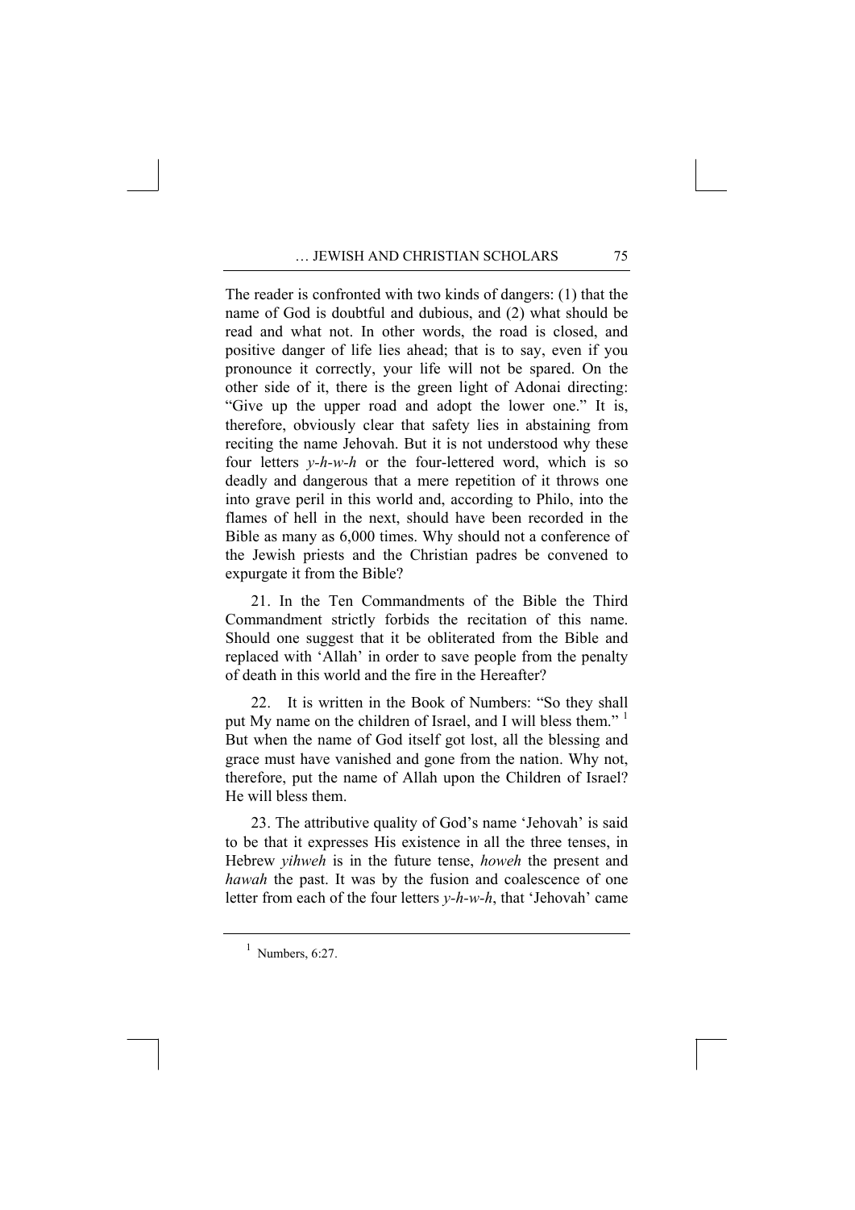The reader is confronted with two kinds of dangers: (1) that the name of God is doubtful and dubious, and (2) what should be read and what not. In other words, the road is closed, and positive danger of life lies ahead; that is to say, even if you pronounce it correctly, your life will not be spared. On the other side of it, there is the green light of Adonai directing: "Give up the upper road and adopt the lower one." It is, therefore, obviously clear that safety lies in abstaining from reciting the name Jehovah. But it is not understood why these four letters *y-h-w-h* or the four-lettered word, which is so deadly and dangerous that a mere repetition of it throws one into grave peril in this world and, according to Philo, into the flames of hell in the next, should have been recorded in the Bible as many as 6,000 times. Why should not a conference of the Jewish priests and the Christian padres be convened to expurgate it from the Bible?

21. In the Ten Commandments of the Bible the Third Commandment strictly forbids the recitation of this name. Should one suggest that it be obliterated from the Bible and replaced with 'Allah' in order to save people from the penalty of death in this world and the fire in the Hereafter?

22. It is written in the Book of Numbers: "So they shall put My name on the children of Israel, and I will bless them." [1] But when the name of God itself got lost, all the blessing and grace must have vanished and gone from the nation. Why not, therefore, put the name of Allah upon the Children of Israel? He will bless them.

23. The attributive quality of God's name 'Jehovah' is said to be that it expresses His existence in all the three tenses, in Hebrew *yihweh* is in the future tense, *howeh* the present and *hawah* the past. It was by the fusion and coalescence of one letter from each of the four letters *y-h-w-h*, that 'Jehovah' came

---

[1] Numbers, 6:27.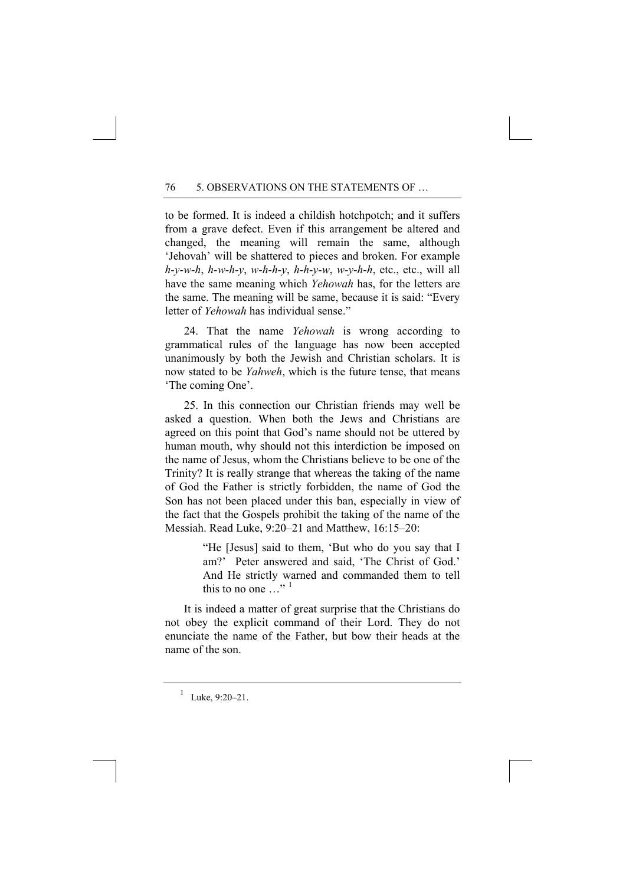to be formed. It is indeed a childish hotchpotch; and it suffers from a grave defect. Even if this arrangement be altered and changed, the meaning will remain the same, although 'Jehovah' will be shattered to pieces and broken. For example *h-y-w-h*, *h-w-h-y*, *w-h-h-y*, *h-h-y-w*, *w-y-h-h*, etc., etc., will all have the same meaning which *Yehowah* has, for the letters are the same. The meaning will be same, because it is said: "Every letter of *Yehowah* has individual sense."

24. That the name *Yehowah* is wrong according to grammatical rules of the language has now been accepted unanimously by both the Jewish and Christian scholars. It is now stated to be *Yahweh*, which is the future tense, that means 'The coming One'.

25. In this connection our Christian friends may well be asked a question. When both the Jews and Christians are agreed on this point that God's name should not be uttered by human mouth, why should not this interdiction be imposed on the name of Jesus, whom the Christians believe to be one of the Trinity? It is really strange that whereas the taking of the name of God the Father is strictly forbidden, the name of God the Son has not been placed under this ban, especially in view of the fact that the Gospels prohibit the taking of the name of the Messiah. Read Luke, 9:20–21 and Matthew, 16:15–20:

> "He [Jesus] said to them, 'But who do you say that I am?' Peter answered and said, 'The Christ of God.' And He strictly warned and commanded them to tell this to no one …" [1]

It is indeed a matter of great surprise that the Christians do not obey the explicit command of their Lord. They do not enunciate the name of the Father, but bow their heads at the name of the son.

---

[1] Luke, 9:20–21.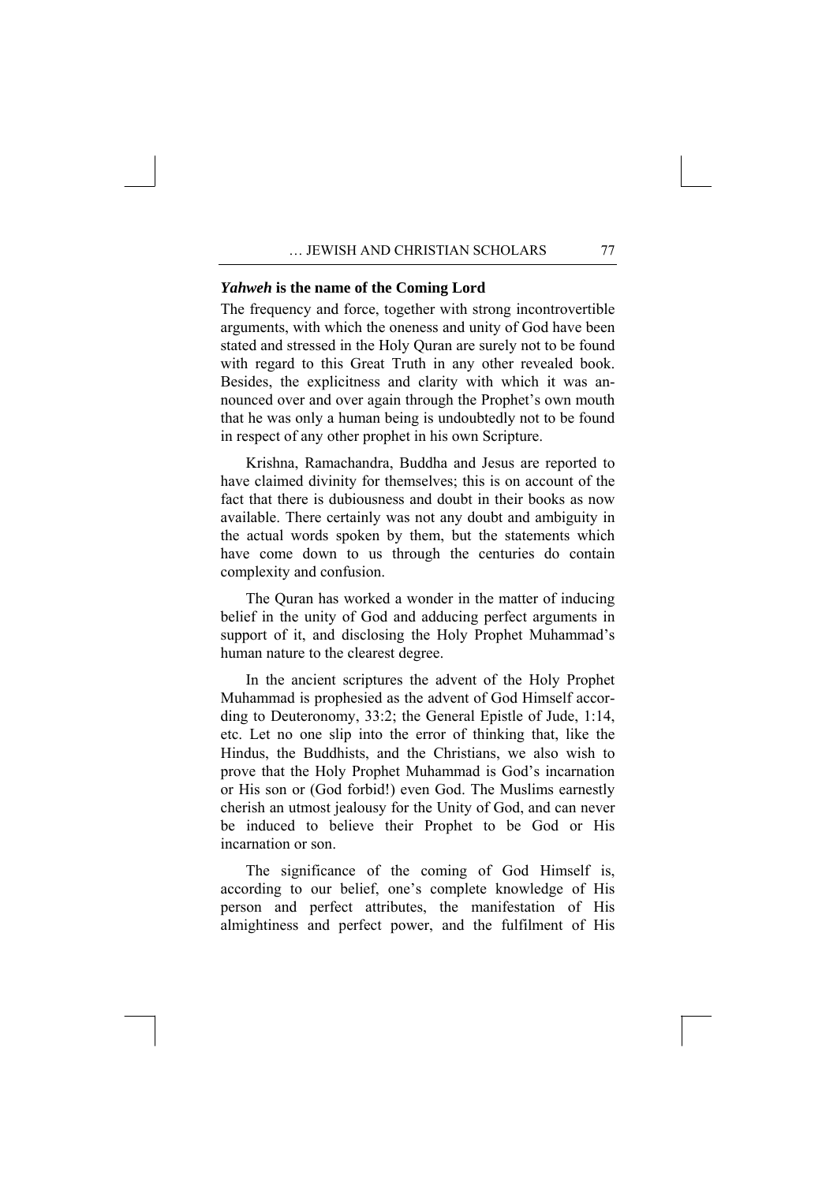### *Yahweh* is the name of the Coming Lord

The frequency and force, together with strong incontrovertible arguments, with which the oneness and unity of God have been stated and stressed in the Holy Quran are surely not to be found with regard to this Great Truth in any other revealed book. Besides, the explicitness and clarity with which it was announced over and over again through the Prophet's own mouth that he was only a human being is undoubtedly not to be found in respect of any other prophet in his own Scripture.

Krishna, Ramachandra, Buddha and Jesus are reported to have claimed divinity for themselves; this is on account of the fact that there is dubiousness and doubt in their books as now available. There certainly was not any doubt and ambiguity in the actual words spoken by them, but the statements which have come down to us through the centuries do contain complexity and confusion.

The Quran has worked a wonder in the matter of inducing belief in the unity of God and adducing perfect arguments in support of it, and disclosing the Holy Prophet Muhammad's human nature to the clearest degree.

In the ancient scriptures the advent of the Holy Prophet Muhammad is prophesied as the advent of God Himself according to Deuteronomy, 33:2; the General Epistle of Jude, 1:14, etc. Let no one slip into the error of thinking that, like the Hindus, the Buddhists, and the Christians, we also wish to prove that the Holy Prophet Muhammad is God's incarnation or His son or (God forbid!) even God. The Muslims earnestly cherish an utmost jealousy for the Unity of God, and can never be induced to believe their Prophet to be God or His incarnation or son.

The significance of the coming of God Himself is, according to our belief, one's complete knowledge of His person and perfect attributes, the manifestation of His almightiness and perfect power, and the fulfilment of His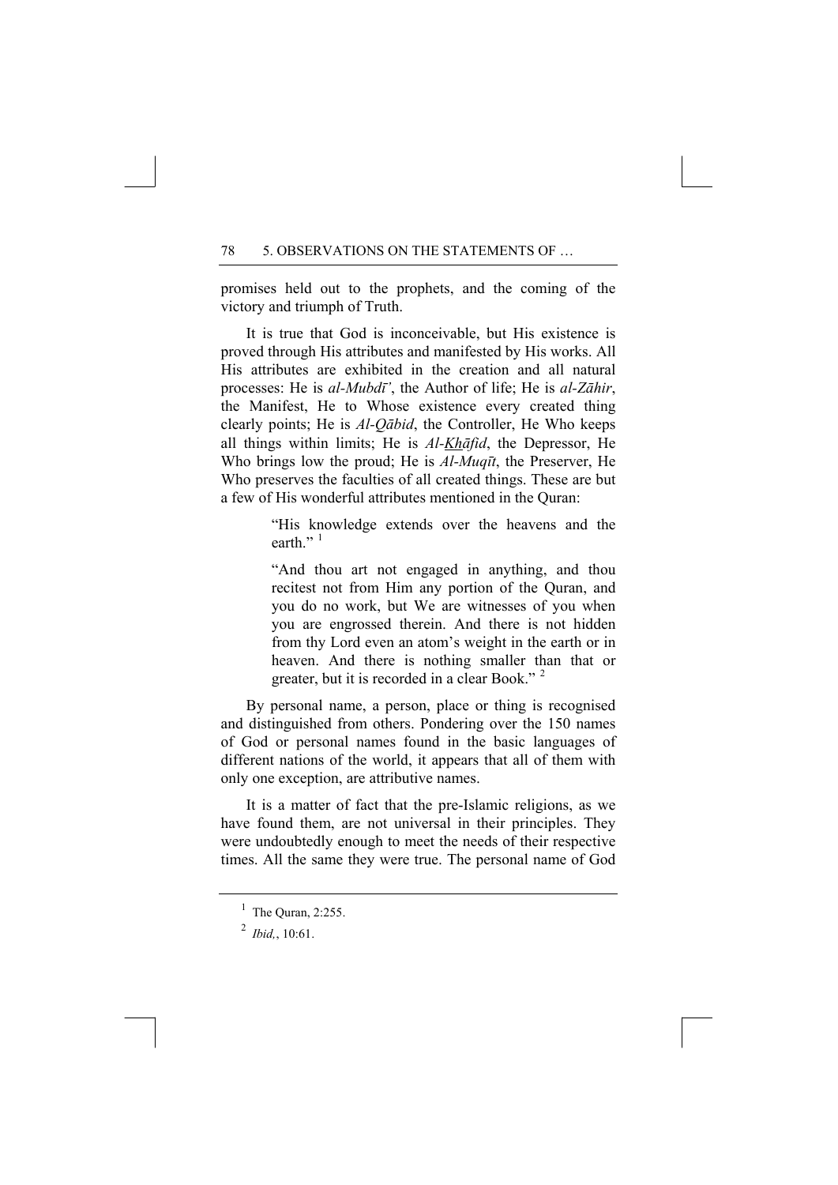promises held out to the prophets, and the coming of the victory and triumph of Truth.

It is true that God is inconceivable, but His existence is proved through His attributes and manifested by His works. All His attributes are exhibited in the creation and all natural processes: He is *al-Mubdī'*, the Author of life; He is *al-Zāhir*, the Manifest, He to Whose existence every created thing clearly points; He is *Al-Qābid*, the Controller, He Who keeps all things within limits; He is *Al-Khāfid*, the Depressor, He Who brings low the proud; He is *Al-Muqīt*, the Preserver, He Who preserves the faculties of all created things. These are but a few of His wonderful attributes mentioned in the Quran:

> "His knowledge extends over the heavens and the earth." [1]
>
> "And thou art not engaged in anything, and thou recitest not from Him any portion of the Quran, and you do no work, but We are witnesses of you when you are engrossed therein. And there is not hidden from thy Lord even an atom's weight in the earth or in heaven. And there is nothing smaller than that or greater, but it is recorded in a clear Book." [2]

By personal name, a person, place or thing is recognised and distinguished from others. Pondering over the 150 names of God or personal names found in the basic languages of different nations of the world, it appears that all of them with only one exception, are attributive names.

It is a matter of fact that the pre-Islamic religions, as we have found them, are not universal in their principles. They were undoubtedly enough to meet the needs of their respective times. All the same they were true. The personal name of God

---

[1] The Quran, 2:255.

[2] *Ibid,*, 10:61.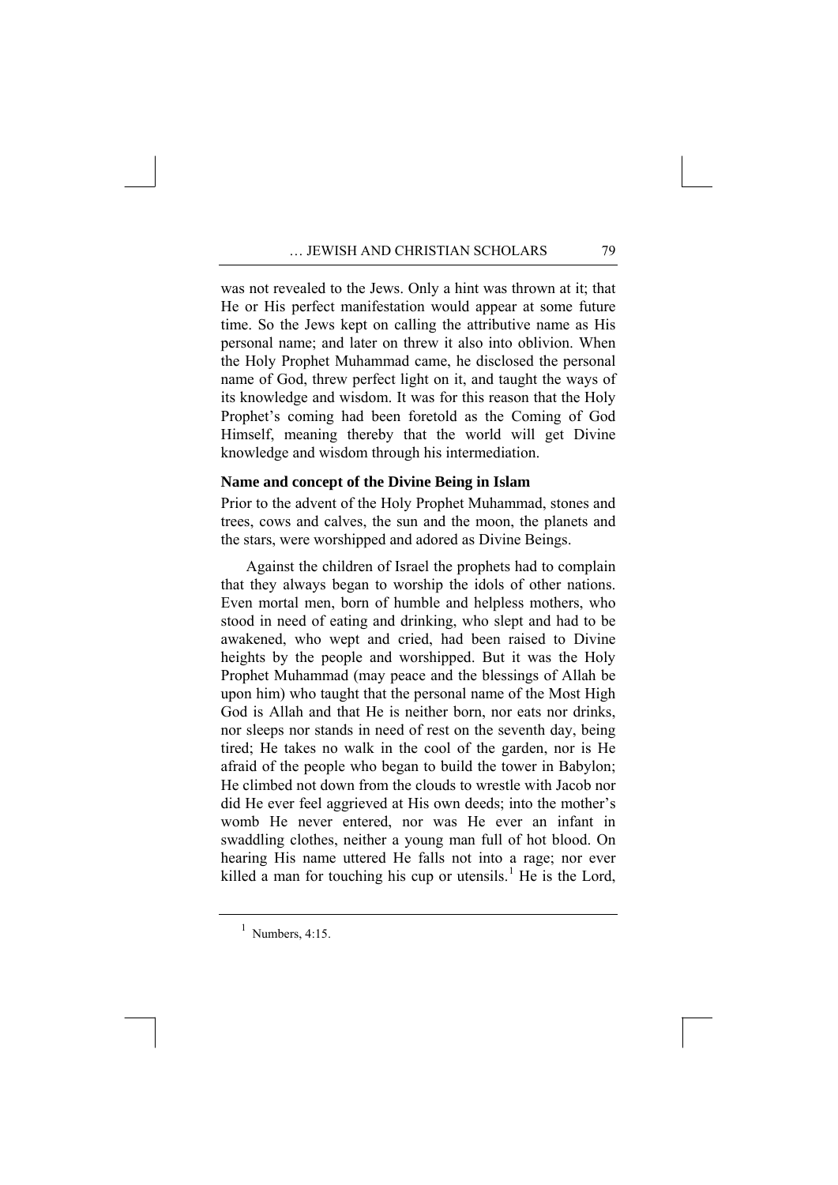was not revealed to the Jews. Only a hint was thrown at it; that He or His perfect manifestation would appear at some future time. So the Jews kept on calling the attributive name as His personal name; and later on threw it also into oblivion. When the Holy Prophet Muhammad came, he disclosed the personal name of God, threw perfect light on it, and taught the ways of its knowledge and wisdom. It was for this reason that the Holy Prophet's coming had been foretold as the Coming of God Himself, meaning thereby that the world will get Divine knowledge and wisdom through his intermediation.

### Name and concept of the Divine Being in Islam

Prior to the advent of the Holy Prophet Muhammad, stones and trees, cows and calves, the sun and the moon, the planets and the stars, were worshipped and adored as Divine Beings.

Against the children of Israel the prophets had to complain that they always began to worship the idols of other nations. Even mortal men, born of humble and helpless mothers, who stood in need of eating and drinking, who slept and had to be awakened, who wept and cried, had been raised to Divine heights by the people and worshipped. But it was the Holy Prophet Muhammad (may peace and the blessings of Allah be upon him) who taught that the personal name of the Most High God is Allah and that He is neither born, nor eats nor drinks, nor sleeps nor stands in need of rest on the seventh day, being tired; He takes no walk in the cool of the garden, nor is He afraid of the people who began to build the tower in Babylon; He climbed not down from the clouds to wrestle with Jacob nor did He ever feel aggrieved at His own deeds; into the mother's womb He never entered, nor was He ever an infant in swaddling clothes, neither a young man full of hot blood. On hearing His name uttered He falls not into a rage; nor ever killed a man for touching his cup or utensils.[1] He is the Lord,

---

[1] Numbers, 4:15.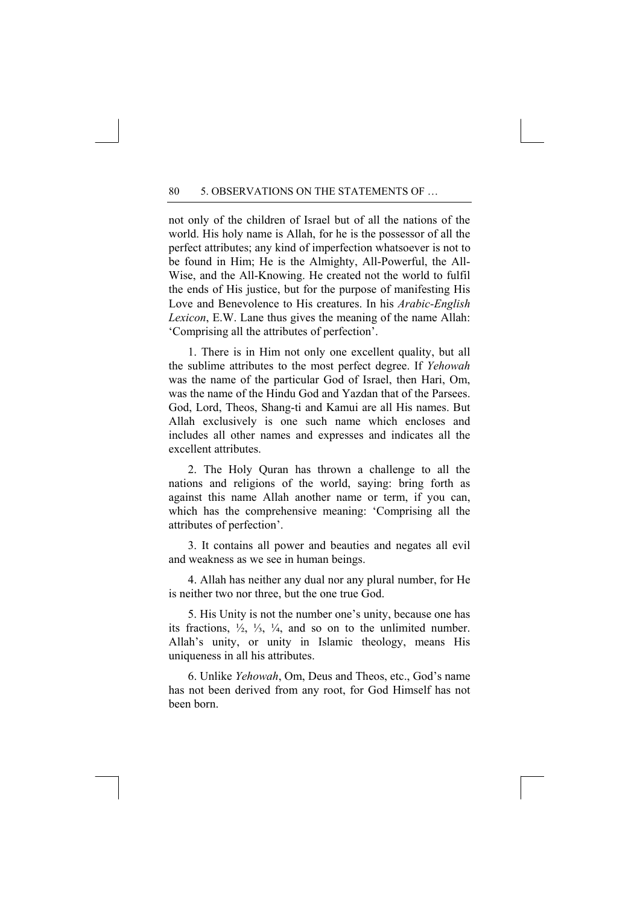not only of the children of Israel but of all the nations of the world. His holy name is Allah, for he is the possessor of all the perfect attributes; any kind of imperfection whatsoever is not to be found in Him; He is the Almighty, All-Powerful, the All-Wise, and the All-Knowing. He created not the world to fulfil the ends of His justice, but for the purpose of manifesting His Love and Benevolence to His creatures. In his *Arabic-English Lexicon*, E.W. Lane thus gives the meaning of the name Allah: 'Comprising all the attributes of perfection'.

1. There is in Him not only one excellent quality, but all the sublime attributes to the most perfect degree. If *Yehowah* was the name of the particular God of Israel, then Hari, Om, was the name of the Hindu God and Yazdan that of the Parsees. God, Lord, Theos, Shang-ti and Kamui are all His names. But Allah exclusively is one such name which encloses and includes all other names and expresses and indicates all the excellent attributes.

2. The Holy Quran has thrown a challenge to all the nations and religions of the world, saying: bring forth as against this name Allah another name or term, if you can, which has the comprehensive meaning: 'Comprising all the attributes of perfection'.

3. It contains all power and beauties and negates all evil and weakness as we see in human beings.

4. Allah has neither any dual nor any plural number, for He is neither two nor three, but the one true God.

5. His Unity is not the number one's unity, because one has its fractions, ½, ⅓, ¼, and so on to the unlimited number. Allah's unity, or unity in Islamic theology, means His uniqueness in all his attributes.

6. Unlike *Yehowah*, Om, Deus and Theos, etc., God's name has not been derived from any root, for God Himself has not been born.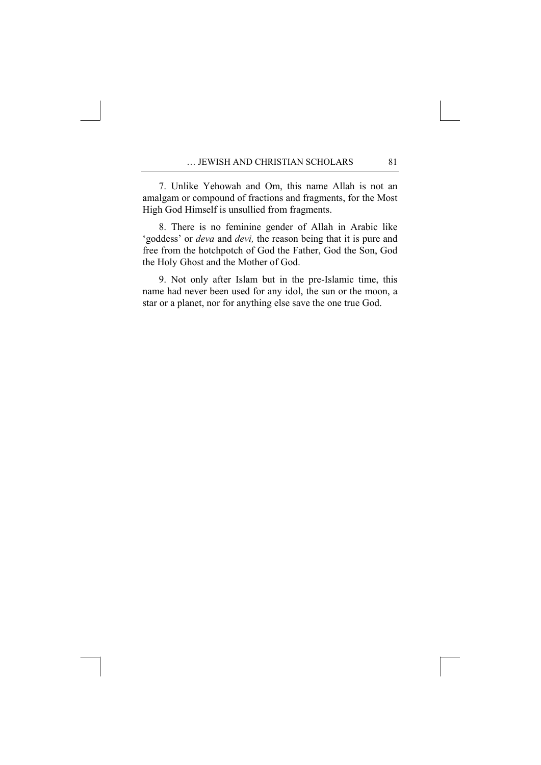7. Unlike Yehowah and Om, this name Allah is not an amalgam or compound of fractions and fragments, for the Most High God Himself is unsullied from fragments.

8. There is no feminine gender of Allah in Arabic like 'goddess' or *deva* and *devi,* the reason being that it is pure and free from the hotchpotch of God the Father, God the Son, God the Holy Ghost and the Mother of God.

9. Not only after Islam but in the pre-Islamic time, this name had never been used for any idol, the sun or the moon, a star or a planet, nor for anything else save the one true God.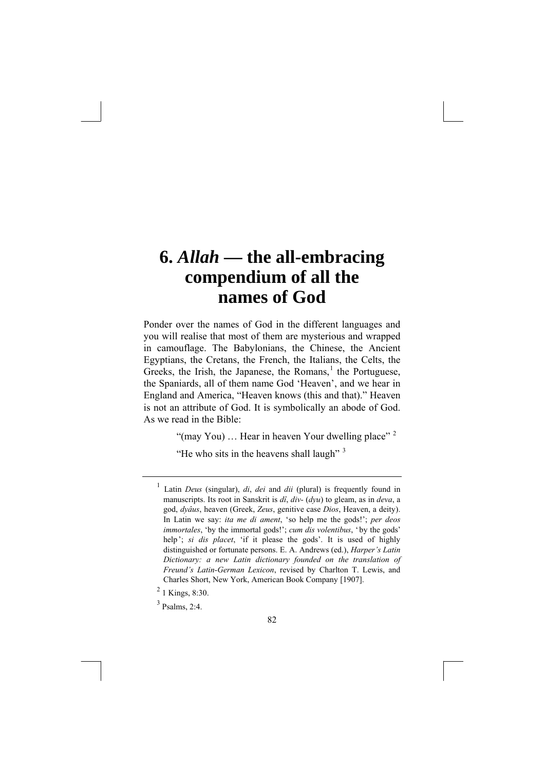# 6. *Allah* — the all-embracing compendium of all the names of God

Ponder over the names of God in the different languages and you will realise that most of them are mysterious and wrapped in camouflage. The Babylonians, the Chinese, the Ancient Egyptians, the Cretans, the French, the Italians, the Celts, the Greeks, the Irish, the Japanese, the Romans,[1] the Portuguese, the Spaniards, all of them name God 'Heaven', and we hear in England and America, "Heaven knows (this and that)." Heaven is not an attribute of God. It is symbolically an abode of God. As we read in the Bible:

> "(may You) … Hear in heaven Your dwelling place" [2]
>
> "He who sits in the heavens shall laugh" [3]

---

[1] Latin *Deus* (singular), *di*, *dei* and *dii* (plural) is frequently found in manuscripts. Its root in Sanskrit is *dî*, *div-* (*dyu*) to gleam, as in *deva*, a god, *dyâus*, heaven (Greek, *Zeus*, genitive case *Dios*, Heaven, a deity). In Latin we say: *ita me di ament*, 'so help me the gods!'; *per deos immortales*, 'by the immortal gods!'; *cum dis volentibus*, 'by the gods' help'; *si dis placet*, 'if it please the gods'. It is used of highly distinguished or fortunate persons. E. A. Andrews (ed.), *Harper's Latin Dictionary: a new Latin dictionary founded on the translation of Freund's Latin-German Lexicon*, revised by Charlton T. Lewis, and Charles Short, New York, American Book Company [1907].

[2] 1 Kings, 8:30.

[3] Psalms, 2:4.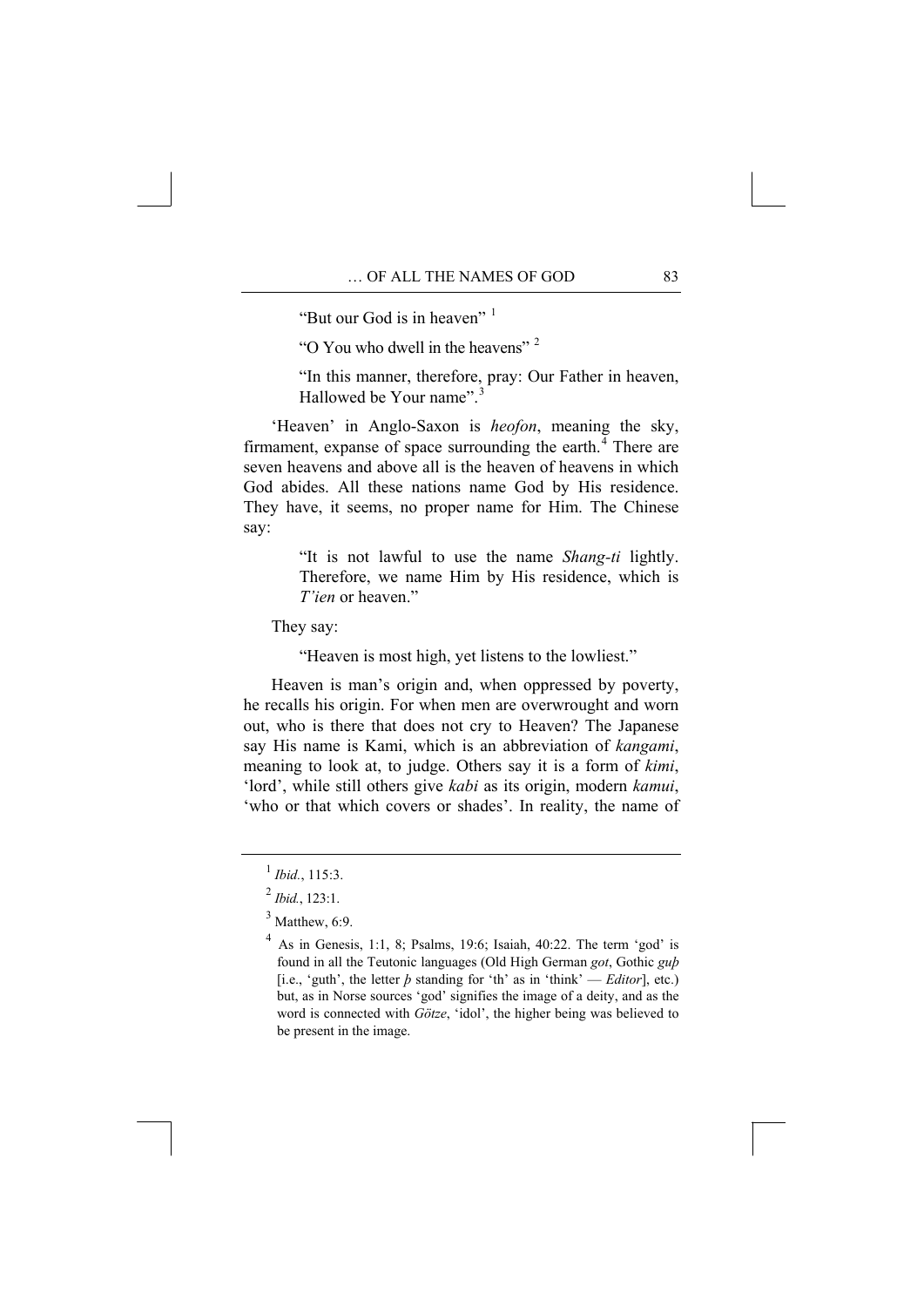> "But our God is in heaven" [1]
>
> "O You who dwell in the heavens" [2]
>
> "In this manner, therefore, pray: Our Father in heaven, Hallowed be Your name".[3]

'Heaven' in Anglo-Saxon is *heofon*, meaning the sky, firmament, expanse of space surrounding the earth.[4] There are seven heavens and above all is the heaven of heavens in which God abides. All these nations name God by His residence. They have, it seems, no proper name for Him. The Chinese say:

> "It is not lawful to use the name *Shang-ti* lightly. Therefore, we name Him by His residence, which is *T'ien* or heaven."

They say:

> "Heaven is most high, yet listens to the lowliest."

Heaven is man's origin and, when oppressed by poverty, he recalls his origin. For when men are overwrought and worn out, who is there that does not cry to Heaven? The Japanese say His name is Kami, which is an abbreviation of *kangami*, meaning to look at, to judge. Others say it is a form of *kimi*, 'lord', while still others give *kabi* as its origin, modern *kamui*, 'who or that which covers or shades'. In reality, the name of

---

[1] *Ibid.*, 115:3.

[2] *Ibid.*, 123:1.

[3] Matthew, 6:9.

[4] As in Genesis, 1:1, 8; Psalms, 19:6; Isaiah, 40:22. The term 'god' is found in all the Teutonic languages (Old High German *got*, Gothic *guþ* [i.e., 'guth', the letter *þ* standing for 'th' as in 'think' — *Editor*], etc.) but, as in Norse sources 'god' signifies the image of a deity, and as the word is connected with *Götze*, 'idol', the higher being was believed to be present in the image.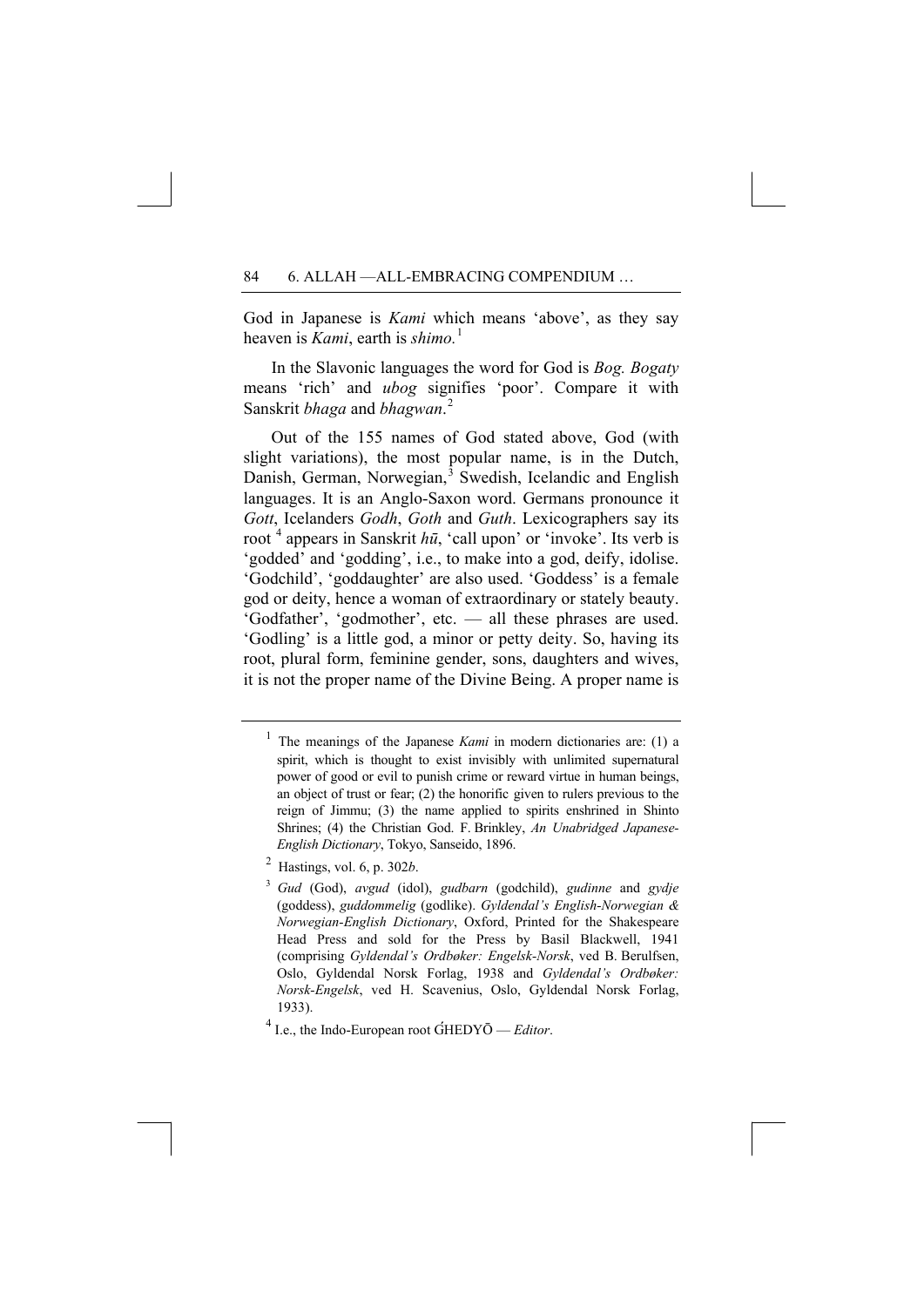God in Japanese is *Kami* which means 'above', as they say heaven is *Kami*, earth is *shimo.*[1]

In the Slavonic languages the word for God is *Bog. Bogaty* means 'rich' and *ubog* signifies 'poor'. Compare it with Sanskrit *bhaga* and *bhagwan*.[2]

Out of the 155 names of God stated above, God (with slight variations), the most popular name, is in the Dutch, Danish, German, Norwegian,[3] Swedish, Icelandic and English languages. It is an Anglo-Saxon word. Germans pronounce it *Gott*, Icelanders *Godh*, *Goth* and *Guth*. Lexicographers say its root [4] appears in Sanskrit *hū*, 'call upon' or 'invoke'. Its verb is 'godded' and 'godding', i.e., to make into a god, deify, idolise. 'Godchild', 'goddaughter' are also used. 'Goddess' is a female god or deity, hence a woman of extraordinary or stately beauty. 'Godfather', 'godmother', etc. — all these phrases are used. 'Godling' is a little god, a minor or petty deity. So, having its root, plural form, feminine gender, sons, daughters and wives, it is not the proper name of the Divine Being. A proper name is

---

[1] The meanings of the Japanese *Kami* in modern dictionaries are: (1) a spirit, which is thought to exist invisibly with unlimited supernatural power of good or evil to punish crime or reward virtue in human beings, an object of trust or fear; (2) the honorific given to rulers previous to the reign of Jimmu; (3) the name applied to spirits enshrined in Shinto Shrines; (4) the Christian God. F. Brinkley, *An Unabridged Japanese-English Dictionary*, Tokyo, Sanseido, 1896.

[2] Hastings, vol. 6, p. 302*b*.

[3] *Gud* (God), *avgud* (idol), *gudbarn* (godchild), *gudinne* and *gydje* (goddess), *guddommelig* (godlike). *Gyldendal's English-Norwegian & Norwegian-English Dictionary*, Oxford, Printed for the Shakespeare Head Press and sold for the Press by Basil Blackwell, 1941 (comprising *Gyldendal's Ordbøker: Engelsk-Norsk*, ved B. Berulfsen, Oslo, Gyldendal Norsk Forlag, 1938 and *Gyldendal's Ordbøker: Norsk-Engelsk*, ved H. Scavenius, Oslo, Gyldendal Norsk Forlag, 1933).

[4] I.e., the Indo-European root ǴHEDYŌ — *Editor*.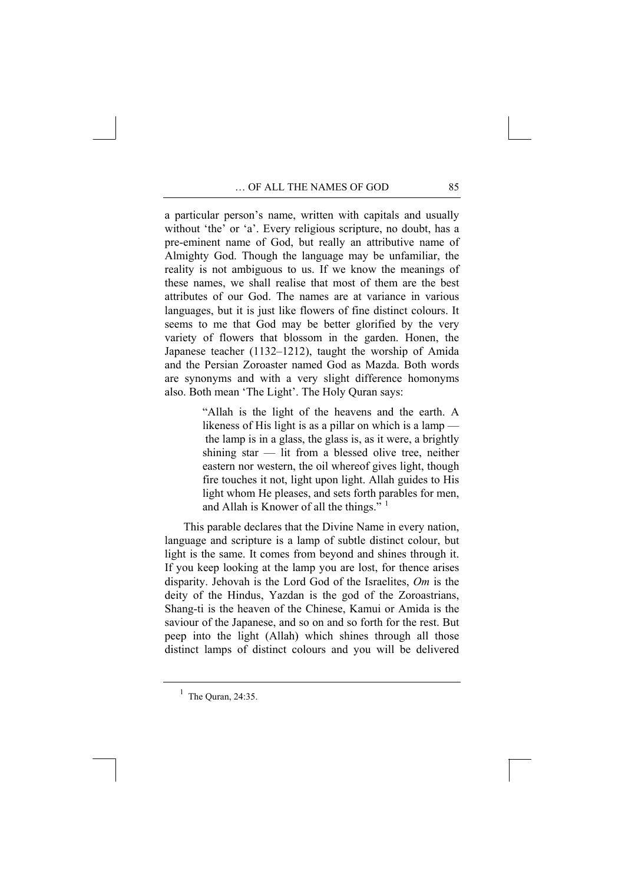a particular person's name, written with capitals and usually without 'the' or 'a'. Every religious scripture, no doubt, has a pre-eminent name of God, but really an attributive name of Almighty God. Though the language may be unfamiliar, the reality is not ambiguous to us. If we know the meanings of these names, we shall realise that most of them are the best attributes of our God. The names are at variance in various languages, but it is just like flowers of fine distinct colours. It seems to me that God may be better glorified by the very variety of flowers that blossom in the garden. Honen, the Japanese teacher (1132–1212), taught the worship of Amida and the Persian Zoroaster named God as Mazda. Both words are synonyms and with a very slight difference homonyms also. Both mean 'The Light'. The Holy Quran says:

> "Allah is the light of the heavens and the earth. A likeness of His light is as a pillar on which is a lamp — the lamp is in a glass, the glass is, as it were, a brightly shining star — lit from a blessed olive tree, neither eastern nor western, the oil whereof gives light, though fire touches it not, light upon light. Allah guides to His light whom He pleases, and sets forth parables for men, and Allah is Knower of all the things." [1]

This parable declares that the Divine Name in every nation, language and scripture is a lamp of subtle distinct colour, but light is the same. It comes from beyond and shines through it. If you keep looking at the lamp you are lost, for thence arises disparity. Jehovah is the Lord God of the Israelites, *Om* is the deity of the Hindus, Yazdan is the god of the Zoroastrians, Shang-ti is the heaven of the Chinese, Kamui or Amida is the saviour of the Japanese, and so on and so forth for the rest. But peep into the light (Allah) which shines through all those distinct lamps of distinct colours and you will be delivered

---

[1] The Quran, 24:35.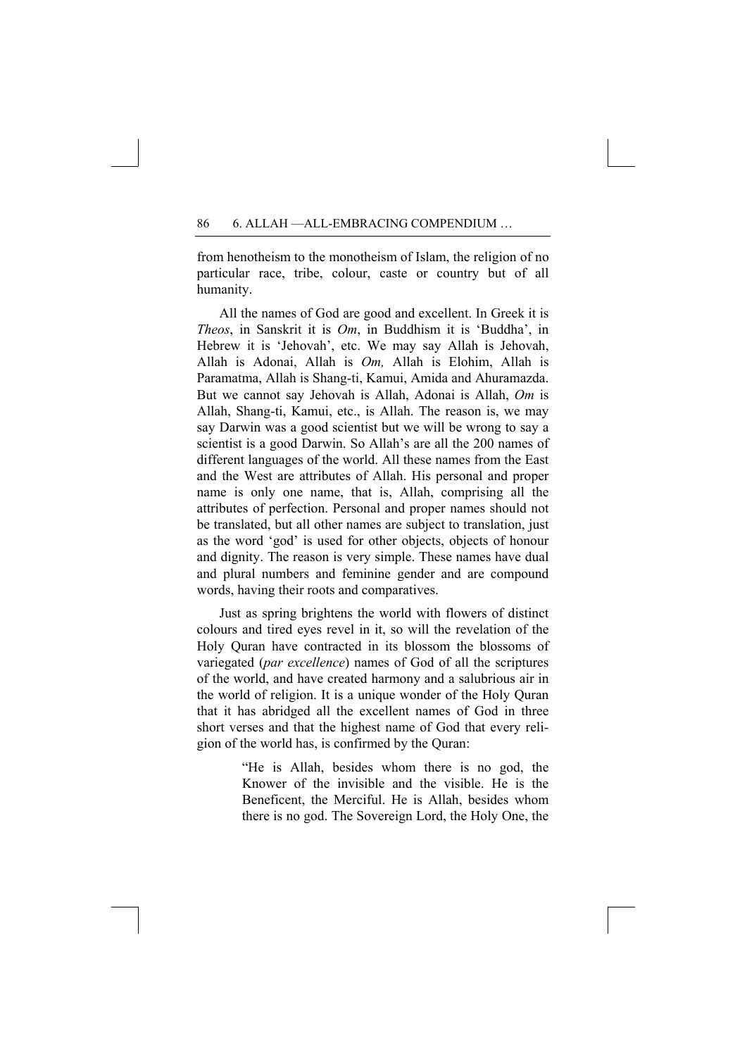from henotheism to the monotheism of Islam, the religion of no particular race, tribe, colour, caste or country but of all humanity.

All the names of God are good and excellent. In Greek it is *Theos*, in Sanskrit it is *Om*, in Buddhism it is 'Buddha', in Hebrew it is 'Jehovah', etc. We may say Allah is Jehovah, Allah is Adonai, Allah is *Om,* Allah is Elohim, Allah is Paramatma, Allah is Shang-ti, Kamui, Amida and Ahuramazda. But we cannot say Jehovah is Allah, Adonai is Allah, *Om* is Allah, Shang-ti, Kamui, etc., is Allah. The reason is, we may say Darwin was a good scientist but we will be wrong to say a scientist is a good Darwin. So Allah's are all the 200 names of different languages of the world. All these names from the East and the West are attributes of Allah. His personal and proper name is only one name, that is, Allah, comprising all the attributes of perfection. Personal and proper names should not be translated, but all other names are subject to translation, just as the word 'god' is used for other objects, objects of honour and dignity. The reason is very simple. These names have dual and plural numbers and feminine gender and are compound words, having their roots and comparatives.

Just as spring brightens the world with flowers of distinct colours and tired eyes revel in it, so will the revelation of the Holy Quran have contracted in its blossom the blossoms of variegated (*par excellence*) names of God of all the scriptures of the world, and have created harmony and a salubrious air in the world of religion. It is a unique wonder of the Holy Quran that it has abridged all the excellent names of God in three short verses and that the highest name of God that every religion of the world has, is confirmed by the Quran:

> "He is Allah, besides whom there is no god, the Knower of the invisible and the visible. He is the Beneficent, the Merciful. He is Allah, besides whom there is no god. The Sovereign Lord, the Holy One, the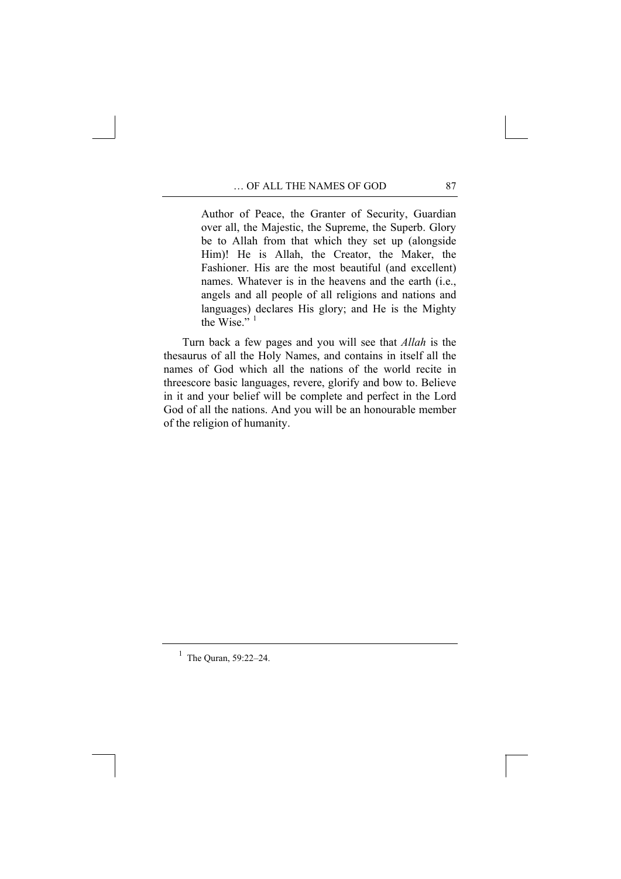> Author of Peace, the Granter of Security, Guardian over all, the Majestic, the Supreme, the Superb. Glory be to Allah from that which they set up (alongside Him)! He is Allah, the Creator, the Maker, the Fashioner. His are the most beautiful (and excellent) names. Whatever is in the heavens and the earth (i.e., angels and all people of all religions and nations and languages) declares His glory; and He is the Mighty the Wise."[1]

Turn back a few pages and you will see that *Allah* is the thesaurus of all the Holy Names, and contains in itself all the names of God which all the nations of the world recite in threescore basic languages, revere, glorify and bow to. Believe in it and your belief will be complete and perfect in the Lord God of all the nations. And you will be an honourable member of the religion of humanity.

---

[1] The Quran, 59:22–24.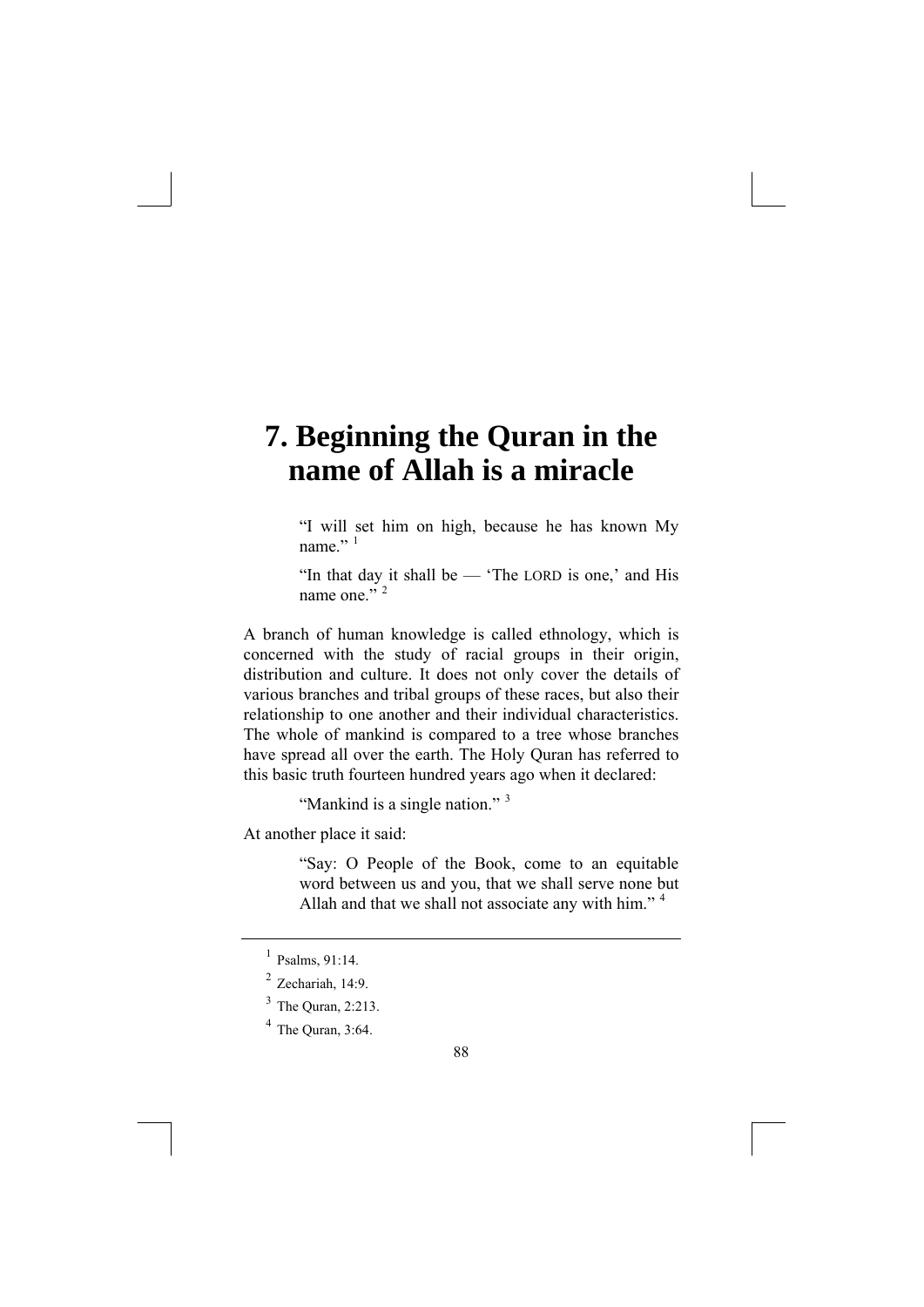# 7. Beginning the Quran in the name of Allah is a miracle

> "I will set him on high, because he has known My name." [1]
>
> "In that day it shall be — 'The LORD is one,' and His name one." [2]

A branch of human knowledge is called ethnology, which is concerned with the study of racial groups in their origin, distribution and culture. It does not only cover the details of various branches and tribal groups of these races, but also their relationship to one another and their individual characteristics. The whole of mankind is compared to a tree whose branches have spread all over the earth. The Holy Quran has referred to this basic truth fourteen hundred years ago when it declared:

> "Mankind is a single nation." [3]

At another place it said:

> "Say: O People of the Book, come to an equitable word between us and you, that we shall serve none but Allah and that we shall not associate any with him." [4]

---

[1] Psalms, 91:14.

[2] Zechariah, 14:9.

[3] The Quran, 2:213.

[4] The Quran, 3:64.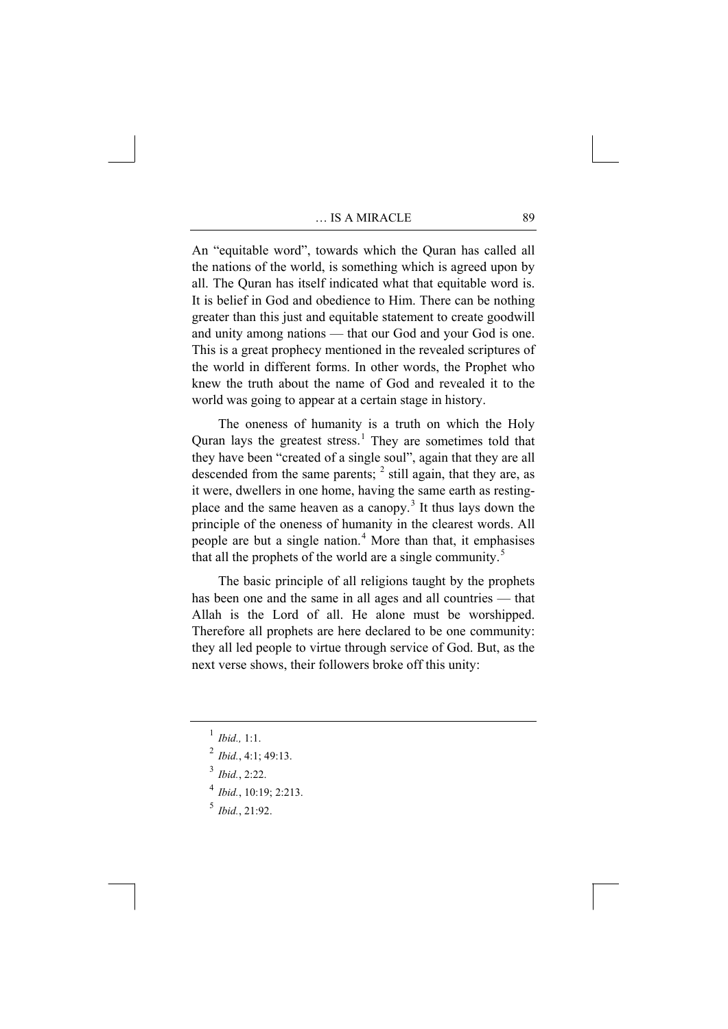An "equitable word", towards which the Quran has called all the nations of the world, is something which is agreed upon by all. The Quran has itself indicated what that equitable word is. It is belief in God and obedience to Him. There can be nothing greater than this just and equitable statement to create goodwill and unity among nations — that our God and your God is one. This is a great prophecy mentioned in the revealed scriptures of the world in different forms. In other words, the Prophet who knew the truth about the name of God and revealed it to the world was going to appear at a certain stage in history.

The oneness of humanity is a truth on which the Holy Quran lays the greatest stress.[1] They are sometimes told that they have been "created of a single soul", again that they are all descended from the same parents; [2] still again, that they are, as it were, dwellers in one home, having the same earth as resting-place and the same heaven as a canopy.[3] It thus lays down the principle of the oneness of humanity in the clearest words. All people are but a single nation.[4] More than that, it emphasises that all the prophets of the world are a single community.[5]

The basic principle of all religions taught by the prophets has been one and the same in all ages and all countries — that Allah is the Lord of all. He alone must be worshipped. Therefore all prophets are here declared to be one community: they all led people to virtue through service of God. But, as the next verse shows, their followers broke off this unity:

---

[1] *Ibid.,* 1:1.

[2] *Ibid.*, 4:1; 49:13.

[3] *Ibid.*, 2:22.

[4] *Ibid.*, 10:19; 2:213.

[5] *Ibid.*, 21:92.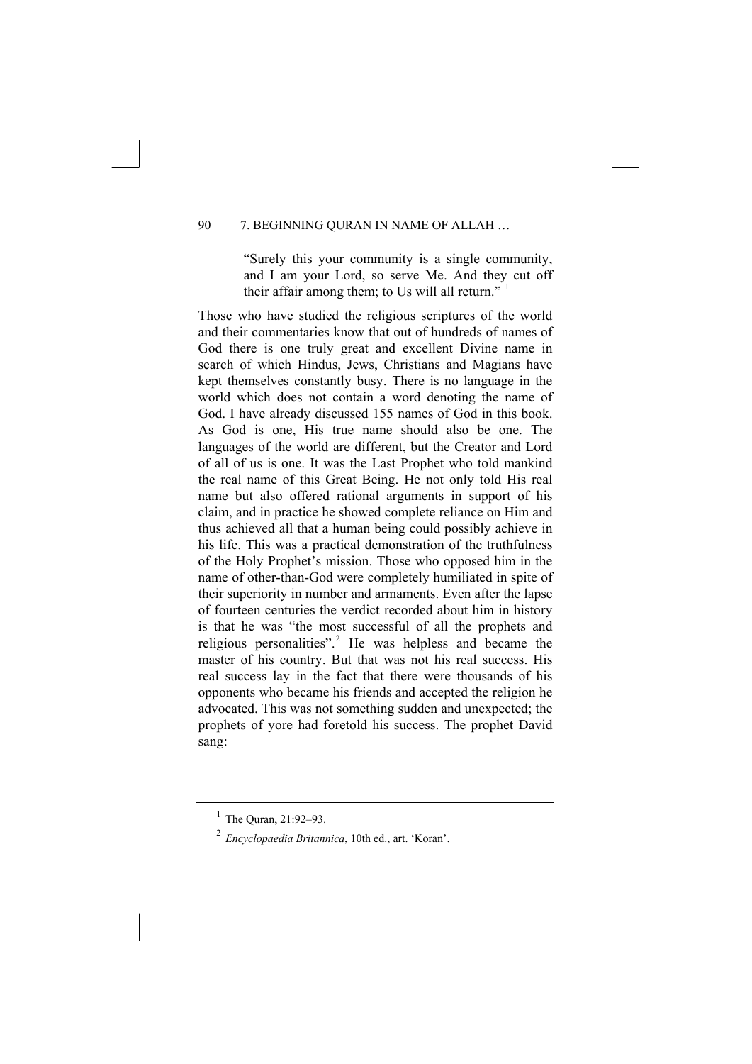> "Surely this your community is a single community, and I am your Lord, so serve Me. And they cut off their affair among them; to Us will all return." [1]

Those who have studied the religious scriptures of the world and their commentaries know that out of hundreds of names of God there is one truly great and excellent Divine name in search of which Hindus, Jews, Christians and Magians have kept themselves constantly busy. There is no language in the world which does not contain a word denoting the name of God. I have already discussed 155 names of God in this book. As God is one, His true name should also be one. The languages of the world are different, but the Creator and Lord of all of us is one. It was the Last Prophet who told mankind the real name of this Great Being. He not only told His real name but also offered rational arguments in support of his claim, and in practice he showed complete reliance on Him and thus achieved all that a human being could possibly achieve in his life. This was a practical demonstration of the truthfulness of the Holy Prophet's mission. Those who opposed him in the name of other-than-God were completely humiliated in spite of their superiority in number and armaments. Even after the lapse of fourteen centuries the verdict recorded about him in history is that he was "the most successful of all the prophets and religious personalities".[2] He was helpless and became the master of his country. But that was not his real success. His real success lay in the fact that there were thousands of his opponents who became his friends and accepted the religion he advocated. This was not something sudden and unexpected; the prophets of yore had foretold his success. The prophet David sang:

---

[1] The Quran, 21:92–93.

[2] *Encyclopaedia Britannica*, 10th ed., art. 'Koran'.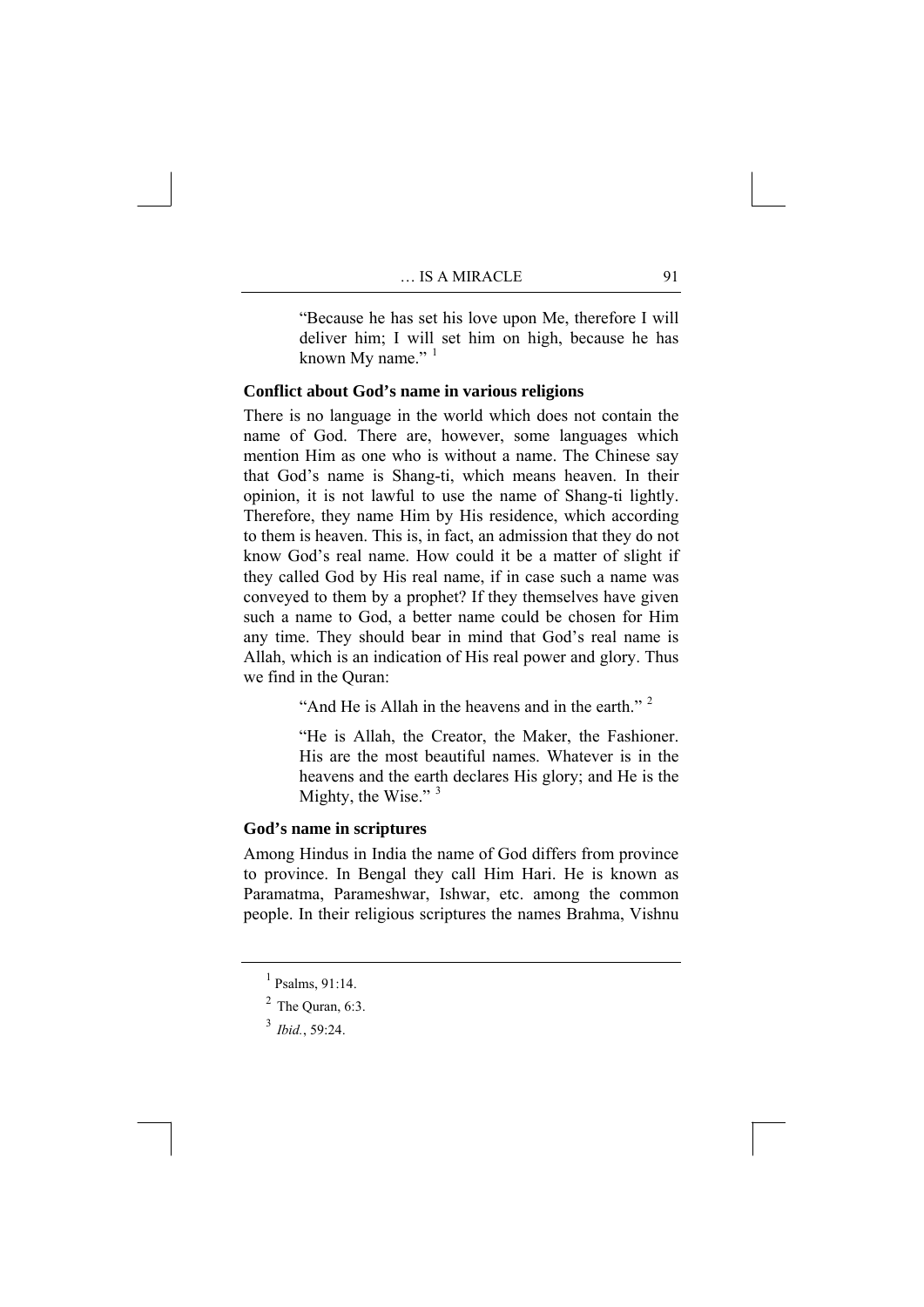> "Because he has set his love upon Me, therefore I will deliver him; I will set him on high, because he has known My name." [1]

### Conflict about God's name in various religions

There is no language in the world which does not contain the name of God. There are, however, some languages which mention Him as one who is without a name. The Chinese say that God's name is Shang-ti, which means heaven. In their opinion, it is not lawful to use the name of Shang-ti lightly. Therefore, they name Him by His residence, which according to them is heaven. This is, in fact, an admission that they do not know God's real name. How could it be a matter of slight if they called God by His real name, if in case such a name was conveyed to them by a prophet? If they themselves have given such a name to God, a better name could be chosen for Him any time. They should bear in mind that God's real name is Allah, which is an indication of His real power and glory. Thus we find in the Quran:

> "And He is Allah in the heavens and in the earth." [2]

> "He is Allah, the Creator, the Maker, the Fashioner. His are the most beautiful names. Whatever is in the heavens and the earth declares His glory; and He is the Mighty, the Wise." [3]

### God's name in scriptures

Among Hindus in India the name of God differs from province to province. In Bengal they call Him Hari. He is known as Paramatma, Parameshwar, Ishwar, etc. among the common people. In their religious scriptures the names Brahma, Vishnu

---

[1] Psalms, 91:14.

[2] The Quran, 6:3.

[3] *Ibid.*, 59:24.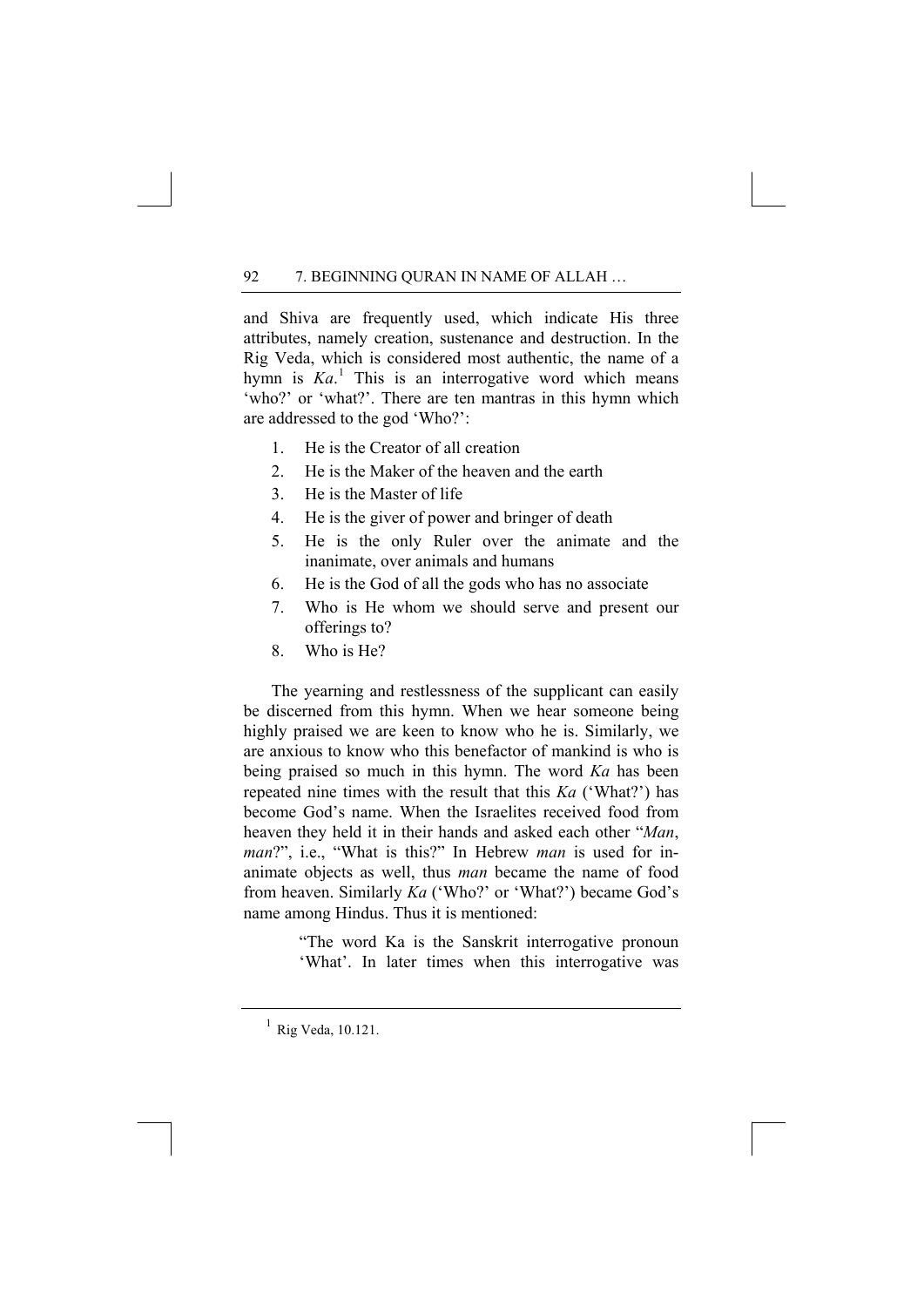and Shiva are frequently used, which indicate His three attributes, namely creation, sustenance and destruction. In the Rig Veda, which is considered most authentic, the name of a hymn is *Ka*.[1] This is an interrogative word which means 'who?' or 'what?'. There are ten mantras in this hymn which are addressed to the god 'Who?':

1. He is the Creator of all creation
2. He is the Maker of the heaven and the earth
3. He is the Master of life
4. He is the giver of power and bringer of death
5. He is the only Ruler over the animate and the inanimate, over animals and humans
6. He is the God of all the gods who has no associate
7. Who is He whom we should serve and present our offerings to?
8. Who is He?

The yearning and restlessness of the supplicant can easily be discerned from this hymn. When we hear someone being highly praised we are keen to know who he is. Similarly, we are anxious to know who this benefactor of mankind is who is being praised so much in this hymn. The word *Ka* has been repeated nine times with the result that this *Ka* ('What?') has become God's name. When the Israelites received food from heaven they held it in their hands and asked each other "*Man*, *man*?", i.e., "What is this?" In Hebrew *man* is used for inanimate objects as well, thus *man* became the name of food from heaven. Similarly *Ka* ('Who?' or 'What?') became God's name among Hindus. Thus it is mentioned:

> "The word Ka is the Sanskrit interrogative pronoun 'What'. In later times when this interrogative was

---

[1] Rig Veda, 10.121.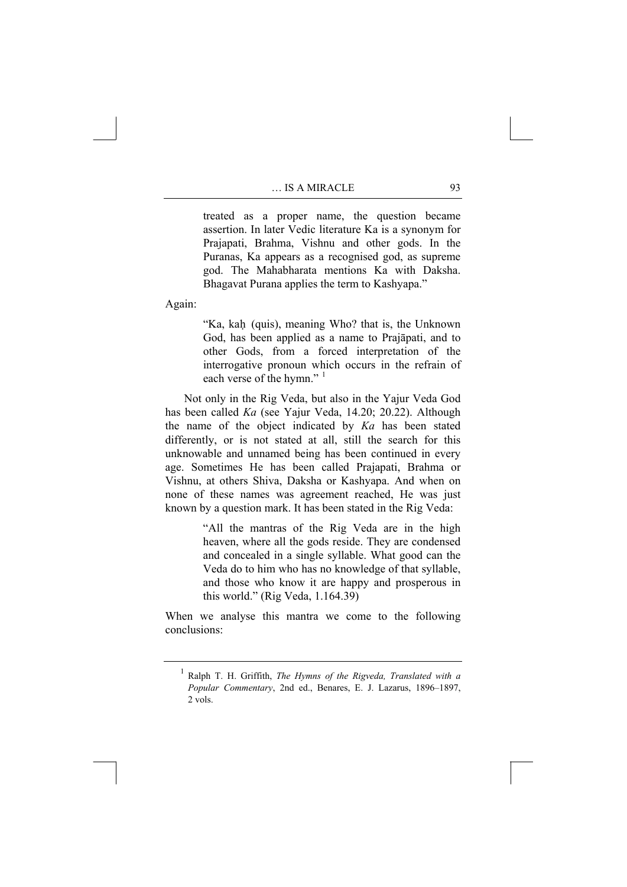> treated as a proper name, the question became assertion. In later Vedic literature Ka is a synonym for Prajapati, Brahma, Vishnu and other gods. In the Puranas, Ka appears as a recognised god, as supreme god. The Mahabharata mentions Ka with Daksha. Bhagavat Purana applies the term to Kashyapa."

Again:

> "Ka, kaḥ (quis), meaning Who? that is, the Unknown God, has been applied as a name to Prajāpati, and to other Gods, from a forced interpretation of the interrogative pronoun which occurs in the refrain of each verse of the hymn." [1]

Not only in the Rig Veda, but also in the Yajur Veda God has been called *Ka* (see Yajur Veda, 14.20; 20.22). Although the name of the object indicated by *Ka* has been stated differently, or is not stated at all, still the search for this unknowable and unnamed being has been continued in every age. Sometimes He has been called Prajapati, Brahma or Vishnu, at others Shiva, Daksha or Kashyapa. And when on none of these names was agreement reached, He was just known by a question mark. It has been stated in the Rig Veda:

> "All the mantras of the Rig Veda are in the high heaven, where all the gods reside. They are condensed and concealed in a single syllable. What good can the Veda do to him who has no knowledge of that syllable, and those who know it are happy and prosperous in this world." (Rig Veda, 1.164.39)

When we analyse this mantra we come to the following conclusions:

---

[1] Ralph T. H. Griffith, *The Hymns of the Rigveda, Translated with a Popular Commentary*, 2nd ed., Benares, E. J. Lazarus, 1896–1897, 2 vols.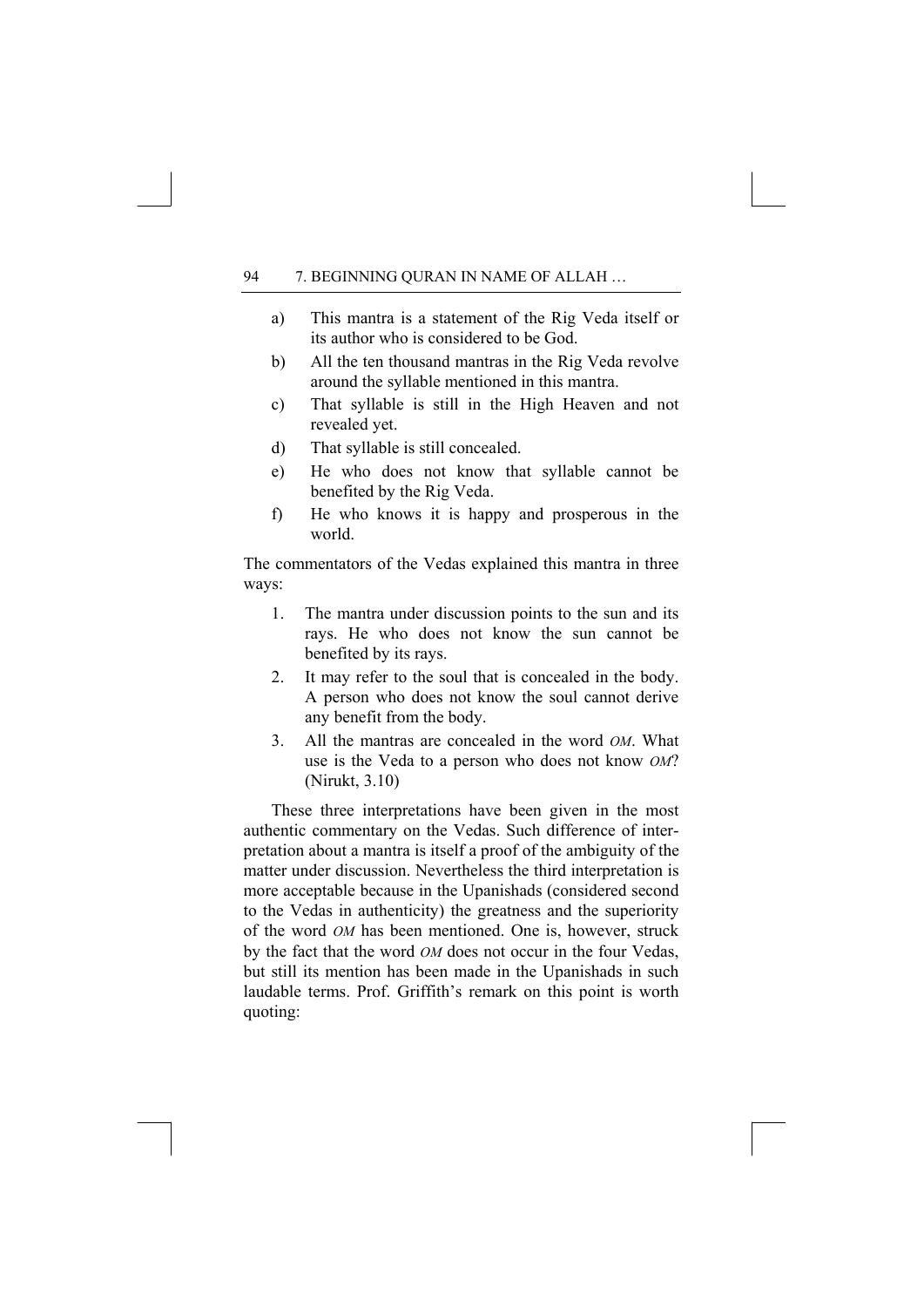a) This mantra is a statement of the Rig Veda itself or its author who is considered to be God.

b) All the ten thousand mantras in the Rig Veda revolve around the syllable mentioned in this mantra.

c) That syllable is still in the High Heaven and not revealed yet.

d) That syllable is still concealed.

e) He who does not know that syllable cannot be benefited by the Rig Veda.

f) He who knows it is happy and prosperous in the world.

The commentators of the Vedas explained this mantra in three ways:

1. The mantra under discussion points to the sun and its rays. He who does not know the sun cannot be benefited by its rays.
2. It may refer to the soul that is concealed in the body. A person who does not know the soul cannot derive any benefit from the body.
3. All the mantras are concealed in the word *OM*. What use is the Veda to a person who does not know *OM*? (Nirukt, 3.10)

These three interpretations have been given in the most authentic commentary on the Vedas. Such difference of interpretation about a mantra is itself a proof of the ambiguity of the matter under discussion. Nevertheless the third interpretation is more acceptable because in the Upanishads (considered second to the Vedas in authenticity) the greatness and the superiority of the word *OM* has been mentioned. One is, however, struck by the fact that the word *OM* does not occur in the four Vedas, but still its mention has been made in the Upanishads in such laudable terms. Prof. Griffith's remark on this point is worth quoting: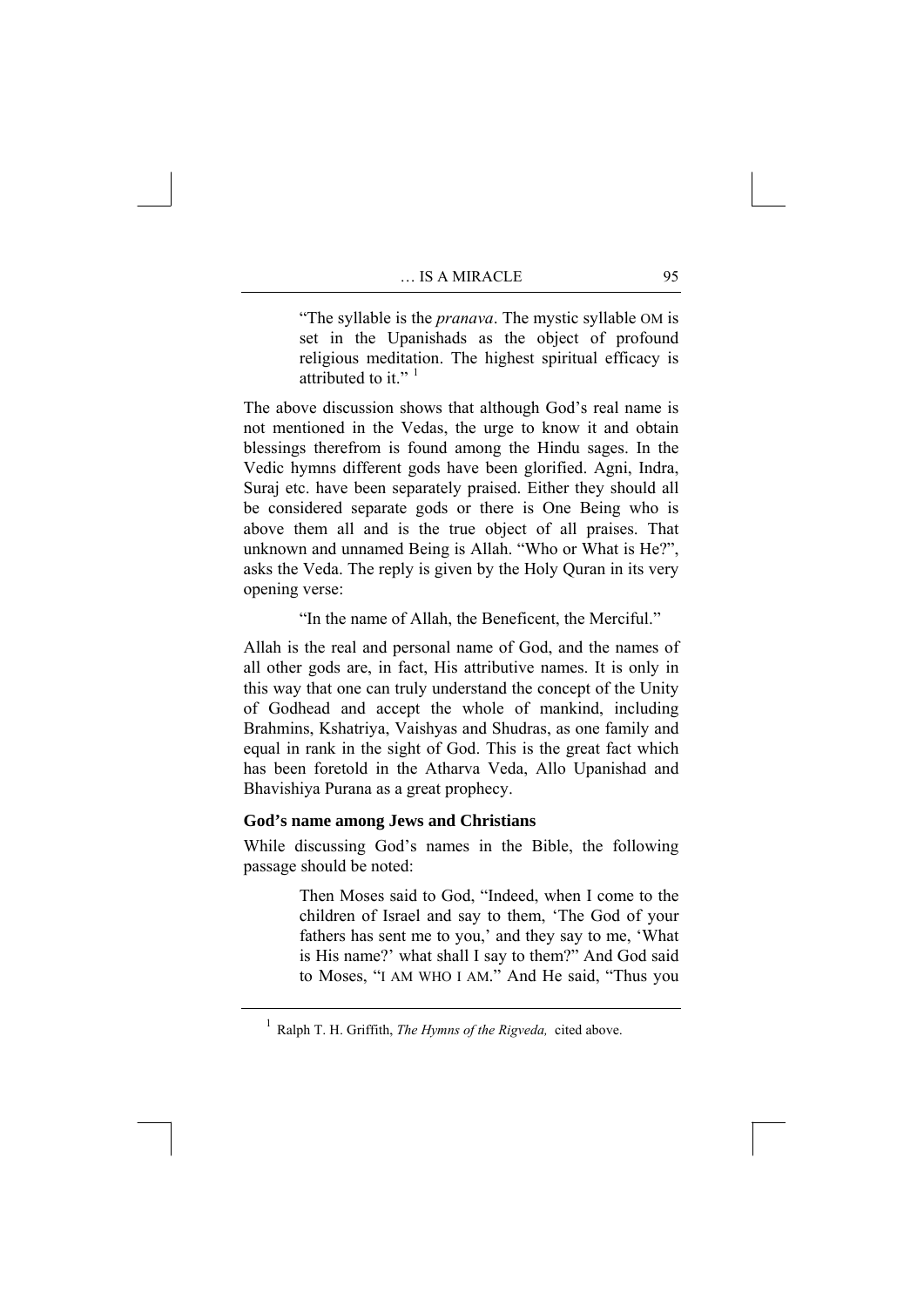> "The syllable is the *pranava*. The mystic syllable OM is set in the Upanishads as the object of profound religious meditation. The highest spiritual efficacy is attributed to it." [1]

The above discussion shows that although God's real name is not mentioned in the Vedas, the urge to know it and obtain blessings therefrom is found among the Hindu sages. In the Vedic hymns different gods have been glorified. Agni, Indra, Suraj etc. have been separately praised. Either they should all be considered separate gods or there is One Being who is above them all and is the true object of all praises. That unknown and unnamed Being is Allah. "Who or What is He?", asks the Veda. The reply is given by the Holy Quran in its very opening verse:

> "In the name of Allah, the Beneficent, the Merciful."

Allah is the real and personal name of God, and the names of all other gods are, in fact, His attributive names. It is only in this way that one can truly understand the concept of the Unity of Godhead and accept the whole of mankind, including Brahmins, Kshatriya, Vaishyas and Shudras, as one family and equal in rank in the sight of God. This is the great fact which has been foretold in the Atharva Veda, Allo Upanishad and Bhavishiya Purana as a great prophecy.

### God's name among Jews and Christians

While discussing God's names in the Bible, the following passage should be noted:

> Then Moses said to God, "Indeed, when I come to the children of Israel and say to them, 'The God of your fathers has sent me to you,' and they say to me, 'What is His name?' what shall I say to them?" And God said to Moses, "I AM WHO I AM." And He said, "Thus you

---

[1] Ralph T. H. Griffith, *The Hymns of the Rigveda,* cited above.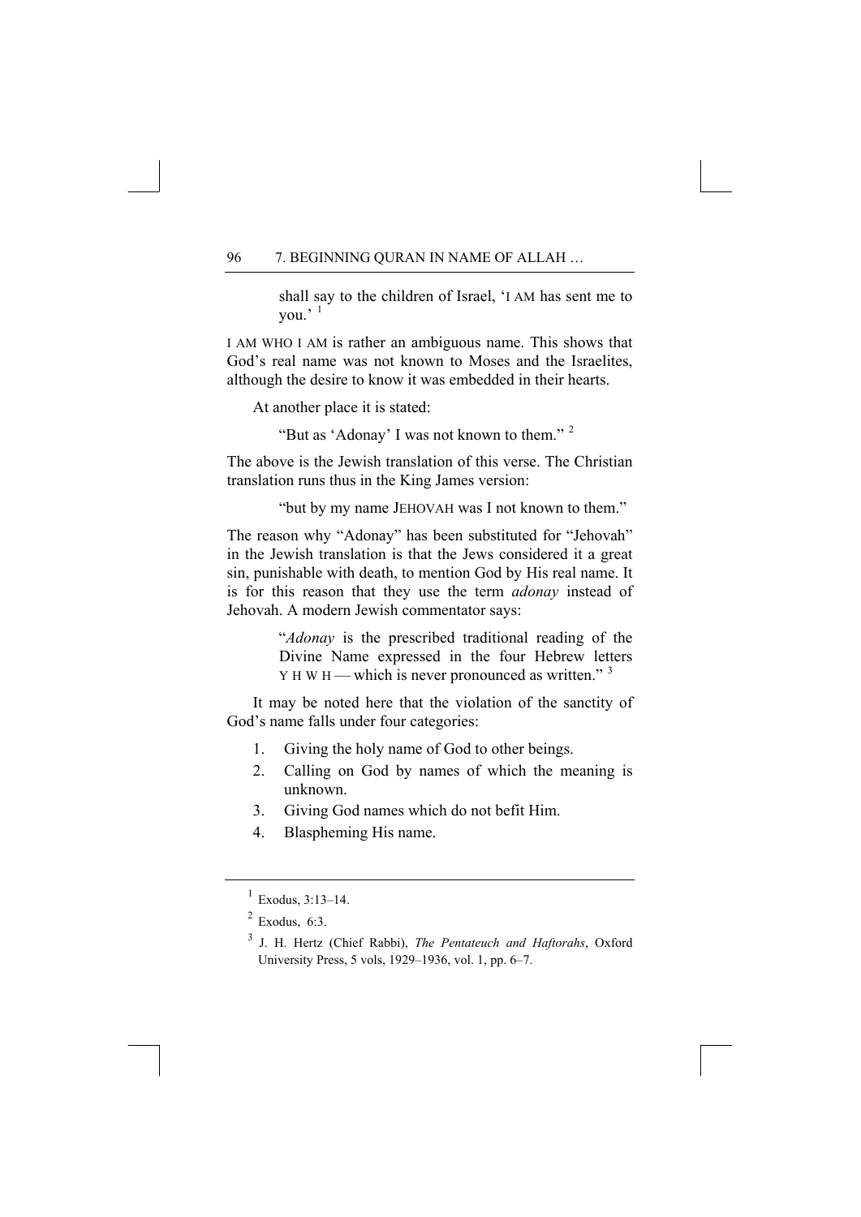> shall say to the children of Israel, 'I AM has sent me to you.' [1]

I AM WHO I AM is rather an ambiguous name. This shows that God's real name was not known to Moses and the Israelites, although the desire to know it was embedded in their hearts.

At another place it is stated:

> "But as 'Adonay' I was not known to them." [2]

The above is the Jewish translation of this verse. The Christian translation runs thus in the King James version:

> "but by my name JEHOVAH was I not known to them."

The reason why "Adonay" has been substituted for "Jehovah" in the Jewish translation is that the Jews considered it a great sin, punishable with death, to mention God by His real name. It is for this reason that they use the term *adonay* instead of Jehovah. A modern Jewish commentator says:

> "*Adonay* is the prescribed traditional reading of the Divine Name expressed in the four Hebrew letters Y H W H — which is never pronounced as written." [3]

It may be noted here that the violation of the sanctity of God's name falls under four categories:

1. Giving the holy name of God to other beings.
2. Calling on God by names of which the meaning is unknown.
3. Giving God names which do not befit Him.
4. Blaspheming His name.

---

[1] Exodus, 3:13–14.

[2] Exodus, 6:3.

[3] J. H. Hertz (Chief Rabbi), *The Pentateuch and Haftorahs*, Oxford University Press, 5 vols, 1929–1936, vol. 1, pp. 6–7.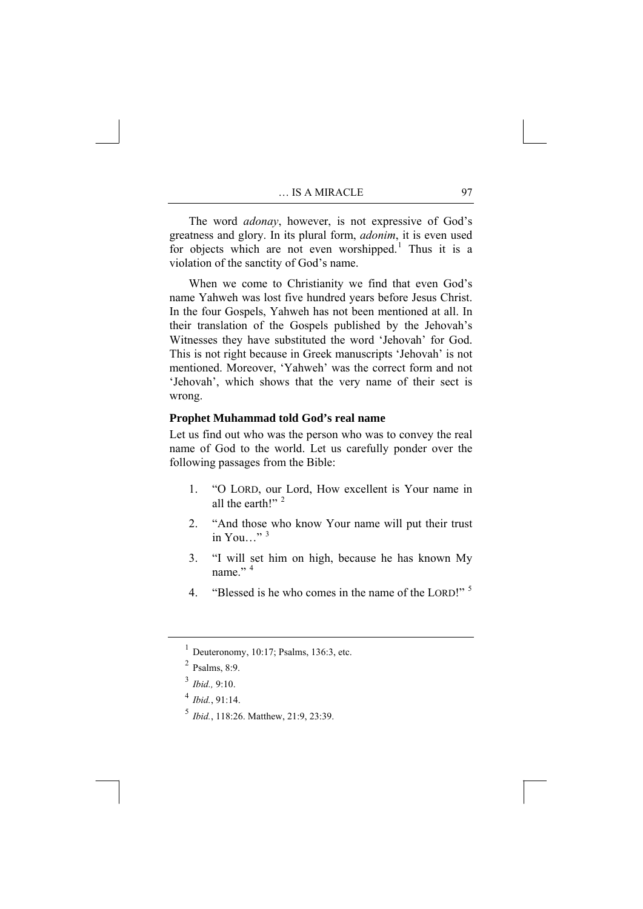The word *adonay*, however, is not expressive of God's greatness and glory. In its plural form, *adonim*, it is even used for objects which are not even worshipped.[1] Thus it is a violation of the sanctity of God's name.

When we come to Christianity we find that even God's name Yahweh was lost five hundred years before Jesus Christ. In the four Gospels, Yahweh has not been mentioned at all. In their translation of the Gospels published by the Jehovah's Witnesses they have substituted the word 'Jehovah' for God. This is not right because in Greek manuscripts 'Jehovah' is not mentioned. Moreover, 'Yahweh' was the correct form and not 'Jehovah', which shows that the very name of their sect is wrong.

### Prophet Muhammad told God's real name

Let us find out who was the person who was to convey the real name of God to the world. Let us carefully ponder over the following passages from the Bible:

1. "O LORD, our Lord, How excellent is Your name in all the earth!" [2]
2. "And those who know Your name will put their trust in You…" [3]
3. "I will set him on high, because he has known My name." [4]
4. "Blessed is he who comes in the name of the LORD!" [5]

---

[1] Deuteronomy, 10:17; Psalms, 136:3, etc.

[2] Psalms, 8:9.

[3] *Ibid.,* 9:10.

[4] *Ibid.*, 91:14.

[5] *Ibid.*, 118:26. Matthew, 21:9, 23:39.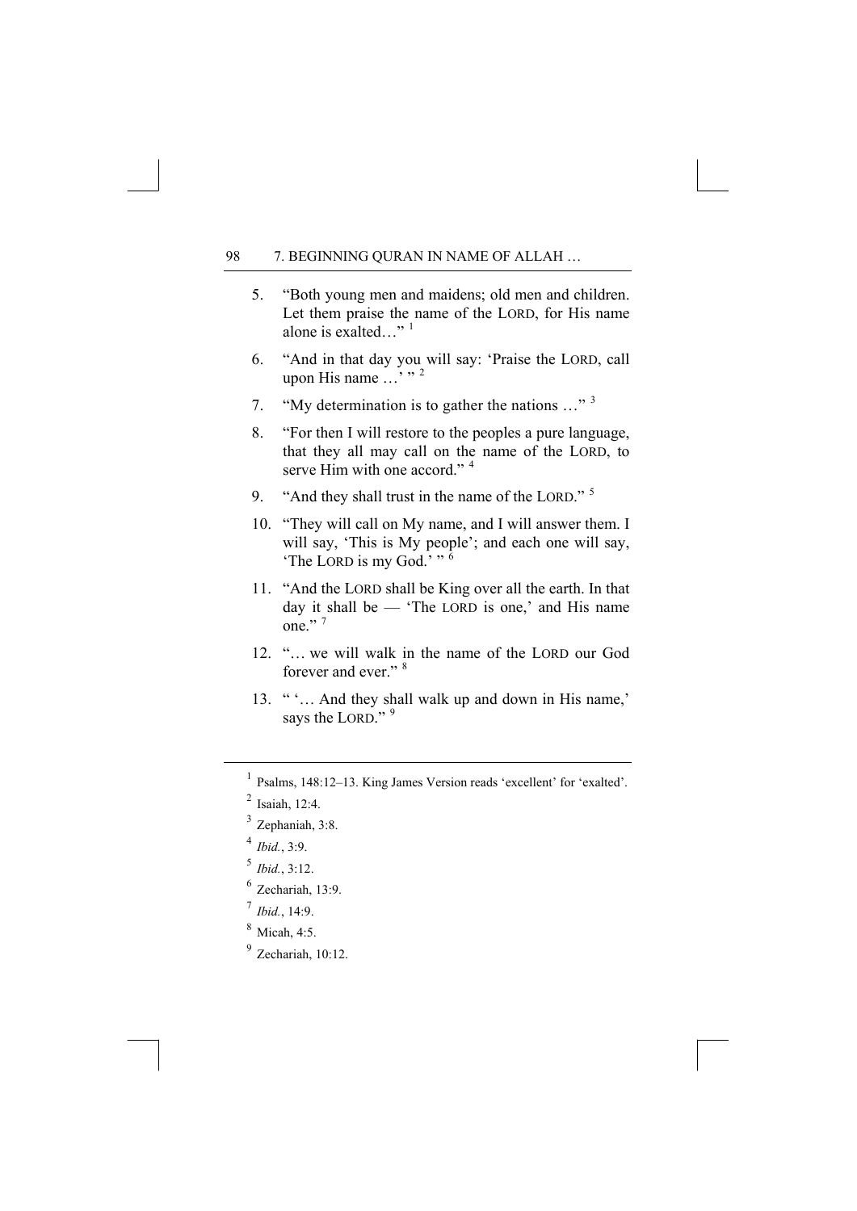5. "Both young men and maidens; old men and children. Let them praise the name of the LORD, for His name alone is exalted…" [1]

6. "And in that day you will say: 'Praise the LORD, call upon His name …' " [2]

7. "My determination is to gather the nations …" [3]

8. "For then I will restore to the peoples a pure language, that they all may call on the name of the LORD, to serve Him with one accord." [4]

9. "And they shall trust in the name of the LORD." [5]

10. "They will call on My name, and I will answer them. I will say, 'This is My people'; and each one will say, 'The LORD is my God.' " [6]

11. "And the LORD shall be King over all the earth. In that day it shall be — 'The LORD is one,' and His name one." [7]

12. "… we will walk in the name of the LORD our God forever and ever." [8]

13. " '… And they shall walk up and down in His name,' says the LORD." [9]

---

[1] Psalms, 148:12–13. King James Version reads 'excellent' for 'exalted'.

[2] Isaiah, 12:4.

[3] Zephaniah, 3:8.

[4] *Ibid.*, 3:9.

[5] *Ibid.*, 3:12.

[6] Zechariah, 13:9.

[7] *Ibid.*, 14:9.

[8] Micah, 4:5.

[9] Zechariah, 10:12.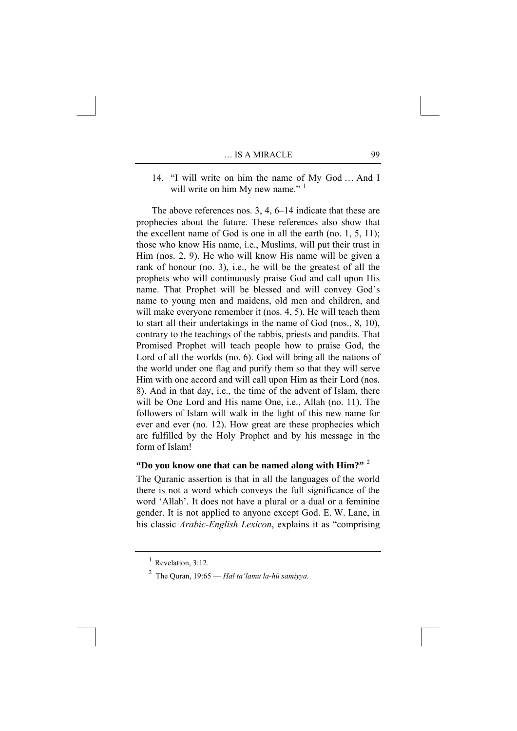14. "I will write on him the name of My God … And I will write on him My new name." [1]

The above references nos. 3, 4, 6–14 indicate that these are prophecies about the future. These references also show that the excellent name of God is one in all the earth (no. 1, 5, 11); those who know His name, i.e., Muslims, will put their trust in Him (nos. 2, 9). He who will know His name will be given a rank of honour (no. 3), i.e., he will be the greatest of all the prophets who will continuously praise God and call upon His name. That Prophet will be blessed and will convey God's name to young men and maidens, old men and children, and will make everyone remember it (nos. 4, 5). He will teach them to start all their undertakings in the name of God (nos., 8, 10), contrary to the teachings of the rabbis, priests and pandits. That Promised Prophet will teach people how to praise God, the Lord of all the worlds (no. 6). God will bring all the nations of the world under one flag and purify them so that they will serve Him with one accord and will call upon Him as their Lord (nos. 8). And in that day, i.e., the time of the advent of Islam, there will be One Lord and His name One, i.e., Allah (no. 11). The followers of Islam will walk in the light of this new name for ever and ever (no. 12). How great are these prophecies which are fulfilled by the Holy Prophet and by his message in the form of Islam!

**"Do you know one that can be named along with Him?"** [2]

The Quranic assertion is that in all the languages of the world there is not a word which conveys the full significance of the word 'Allah'. It does not have a plural or a dual or a feminine gender. It is not applied to anyone except God. E. W. Lane, in his classic *Arabic-English Lexicon*, explains it as "comprising

---

[1] Revelation, 3:12.

[2] The Quran, 19:65 — *Hal ta'lamu la-hū samiyya.*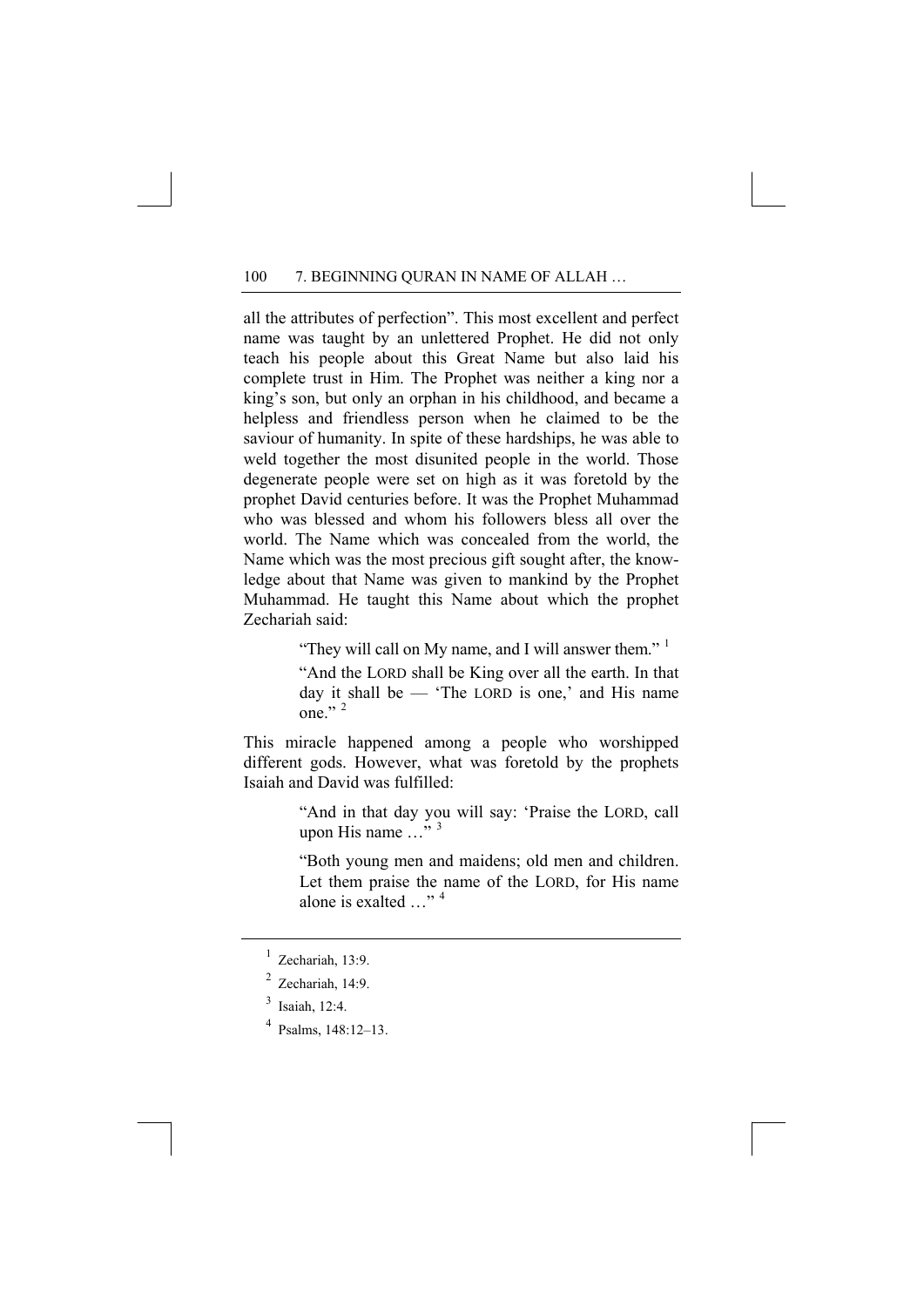all the attributes of perfection". This most excellent and perfect name was taught by an unlettered Prophet. He did not only teach his people about this Great Name but also laid his complete trust in Him. The Prophet was neither a king nor a king's son, but only an orphan in his childhood, and became a helpless and friendless person when he claimed to be the saviour of humanity. In spite of these hardships, he was able to weld together the most disunited people in the world. Those degenerate people were set on high as it was foretold by the prophet David centuries before. It was the Prophet Muhammad who was blessed and whom his followers bless all over the world. The Name which was concealed from the world, the Name which was the most precious gift sought after, the knowledge about that Name was given to mankind by the Prophet Muhammad. He taught this Name about which the prophet Zechariah said:

> "They will call on My name, and I will answer them." [1]
>
> "And the LORD shall be King over all the earth. In that day it shall be — 'The LORD is one,' and His name one." [2]

This miracle happened among a people who worshipped different gods. However, what was foretold by the prophets Isaiah and David was fulfilled:

> "And in that day you will say: 'Praise the LORD, call upon His name …" [3]
>
> "Both young men and maidens; old men and children. Let them praise the name of the LORD, for His name alone is exalted …" [4]

---

[1] Zechariah, 13:9.

[2] Zechariah, 14:9.

[3] Isaiah, 12:4.

[4] Psalms, 148:12–13.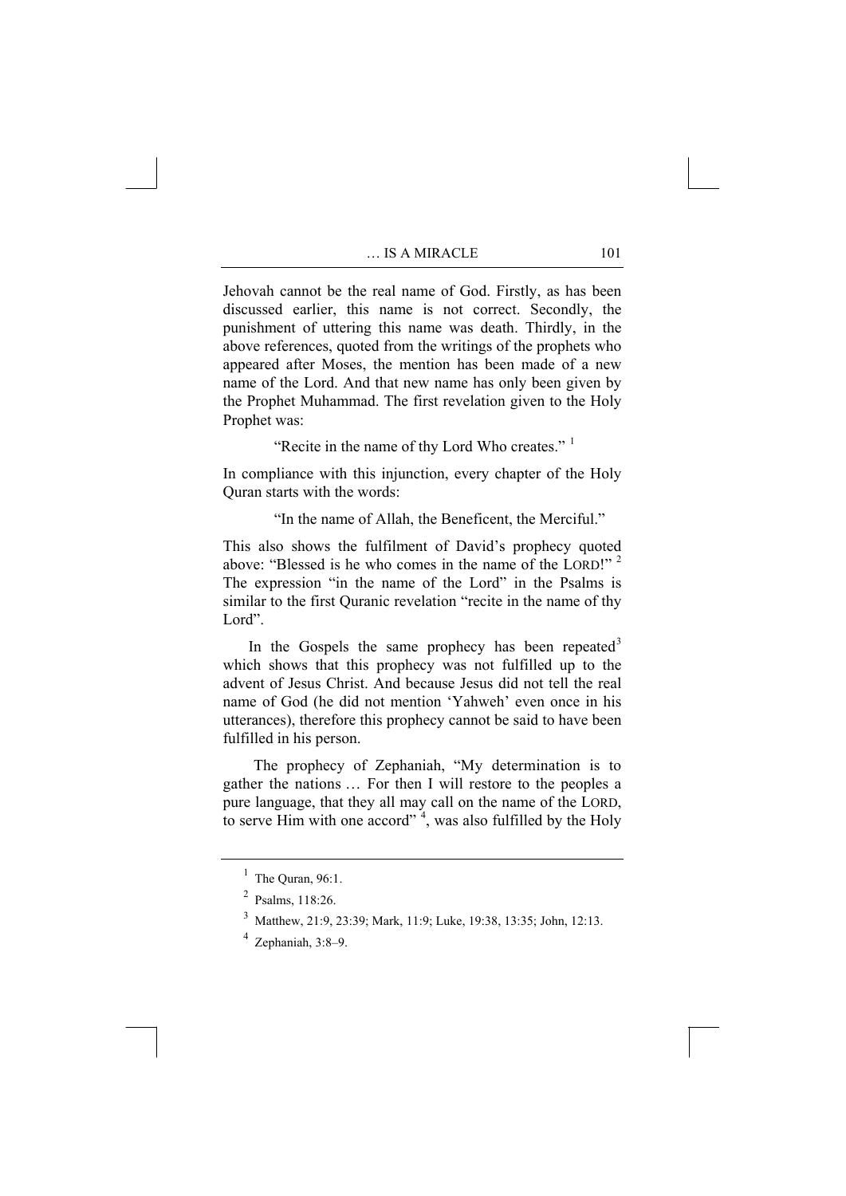Jehovah cannot be the real name of God. Firstly, as has been discussed earlier, this name is not correct. Secondly, the punishment of uttering this name was death. Thirdly, in the above references, quoted from the writings of the prophets who appeared after Moses, the mention has been made of a new name of the Lord. And that new name has only been given by the Prophet Muhammad. The first revelation given to the Holy Prophet was:

> "Recite in the name of thy Lord Who creates." [1]

In compliance with this injunction, every chapter of the Holy Quran starts with the words:

> "In the name of Allah, the Beneficent, the Merciful."

This also shows the fulfilment of David's prophecy quoted above: "Blessed is he who comes in the name of the LORD!" [2] The expression "in the name of the Lord" in the Psalms is similar to the first Quranic revelation "recite in the name of thy Lord".

In the Gospels the same prophecy has been repeated[3] which shows that this prophecy was not fulfilled up to the advent of Jesus Christ. And because Jesus did not tell the real name of God (he did not mention 'Yahweh' even once in his utterances), therefore this prophecy cannot be said to have been fulfilled in his person.

The prophecy of Zephaniah, "My determination is to gather the nations … For then I will restore to the peoples a pure language, that they all may call on the name of the LORD, to serve Him with one accord" [4], was also fulfilled by the Holy

---

[1] The Quran, 96:1.

[2] Psalms, 118:26.

[3] Matthew, 21:9, 23:39; Mark, 11:9; Luke, 19:38, 13:35; John, 12:13.

[4] Zephaniah, 3:8–9.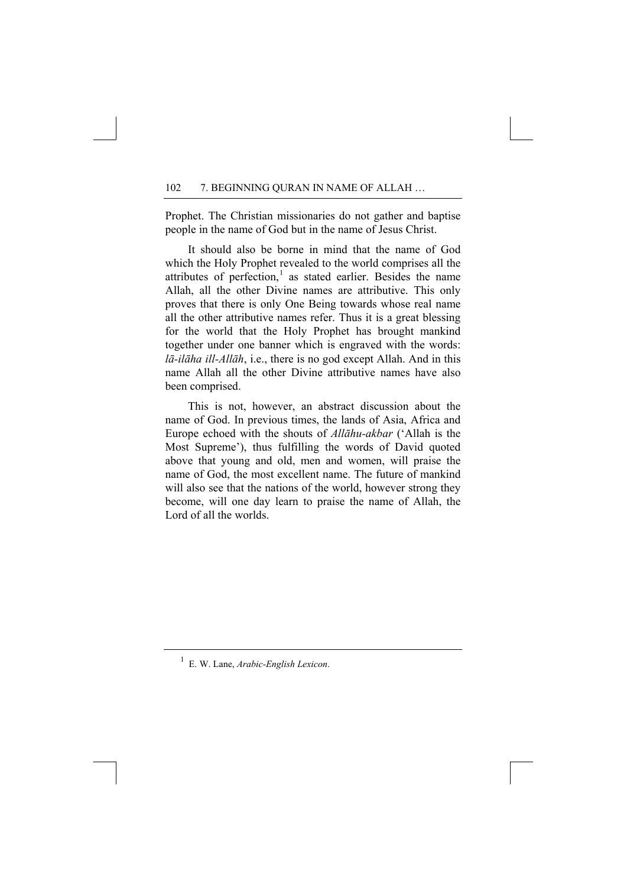Prophet. The Christian missionaries do not gather and baptise people in the name of God but in the name of Jesus Christ.

It should also be borne in mind that the name of God which the Holy Prophet revealed to the world comprises all the attributes of perfection,[1] as stated earlier. Besides the name Allah, all the other Divine names are attributive. This only proves that there is only One Being towards whose real name all the other attributive names refer. Thus it is a great blessing for the world that the Holy Prophet has brought mankind together under one banner which is engraved with the words: *lā-ilāha ill-Allāh*, i.e., there is no god except Allah. And in this name Allah all the other Divine attributive names have also been comprised.

This is not, however, an abstract discussion about the name of God. In previous times, the lands of Asia, Africa and Europe echoed with the shouts of *Allāhu-akbar* ('Allah is the Most Supreme'), thus fulfilling the words of David quoted above that young and old, men and women, will praise the name of God, the most excellent name. The future of mankind will also see that the nations of the world, however strong they become, will one day learn to praise the name of Allah, the Lord of all the worlds.

---

[1] E. W. Lane, *Arabic-English Lexicon*.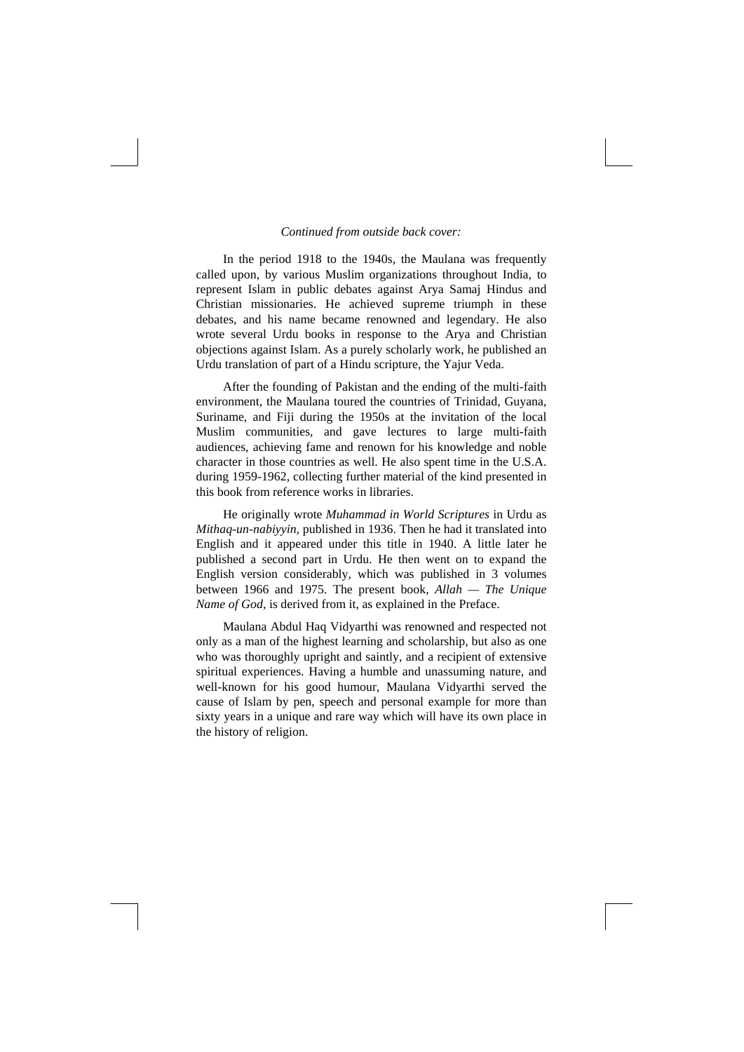*Continued from outside back cover:*

In the period 1918 to the 1940s, the Maulana was frequently called upon, by various Muslim organizations throughout India, to represent Islam in public debates against Arya Samaj Hindus and Christian missionaries. He achieved supreme triumph in these debates, and his name became renowned and legendary. He also wrote several Urdu books in response to the Arya and Christian objections against Islam. As a purely scholarly work, he published an Urdu translation of part of a Hindu scripture, the Yajur Veda.

After the founding of Pakistan and the ending of the multi-faith environment, the Maulana toured the countries of Trinidad, Guyana, Suriname, and Fiji during the 1950s at the invitation of the local Muslim communities, and gave lectures to large multi-faith audiences, achieving fame and renown for his knowledge and noble character in those countries as well. He also spent time in the U.S.A. during 1959-1962, collecting further material of the kind presented in this book from reference works in libraries.

He originally wrote *Muhammad in World Scriptures* in Urdu as *Mithaq-un-nabiyyin,* published in 1936. Then he had it translated into English and it appeared under this title in 1940. A little later he published a second part in Urdu. He then went on to expand the English version considerably, which was published in 3 volumes between 1966 and 1975. The present book, *Allah — The Unique Name of God,* is derived from it, as explained in the Preface.

Maulana Abdul Haq Vidyarthi was renowned and respected not only as a man of the highest learning and scholarship, but also as one who was thoroughly upright and saintly, and a recipient of extensive spiritual experiences. Having a humble and unassuming nature, and well-known for his good humour, Maulana Vidyarthi served the cause of Islam by pen, speech and personal example for more than sixty years in a unique and rare way which will have its own place in the history of religion.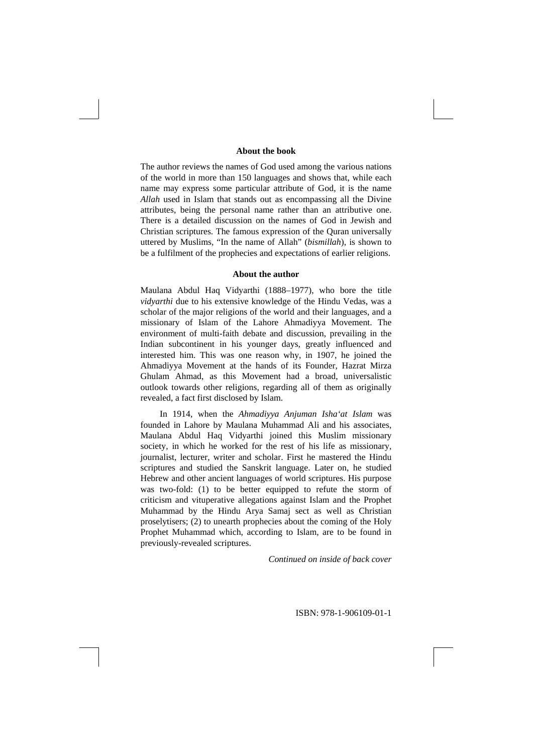### About the book

The author reviews the names of God used among the various nations of the world in more than 150 languages and shows that, while each name may express some particular attribute of God, it is the name *Allah* used in Islam that stands out as encompassing all the Divine attributes, being the personal name rather than an attributive one. There is a detailed discussion on the names of God in Jewish and Christian scriptures. The famous expression of the Quran universally uttered by Muslims, "In the name of Allah" (*bismillah*), is shown to be a fulfilment of the prophecies and expectations of earlier religions.

### About the author

Maulana Abdul Haq Vidyarthi (1888–1977), who bore the title *vidyarthi* due to his extensive knowledge of the Hindu Vedas, was a scholar of the major religions of the world and their languages, and a missionary of Islam of the Lahore Ahmadiyya Movement. The environment of multi-faith debate and discussion, prevailing in the Indian subcontinent in his younger days, greatly influenced and interested him. This was one reason why, in 1907, he joined the Ahmadiyya Movement at the hands of its Founder, Hazrat Mirza Ghulam Ahmad, as this Movement had a broad, universalistic outlook towards other religions, regarding all of them as originally revealed, a fact first disclosed by Islam.

In 1914, when the *Ahmadiyya Anjuman Isha'at Islam* was founded in Lahore by Maulana Muhammad Ali and his associates, Maulana Abdul Haq Vidyarthi joined this Muslim missionary society, in which he worked for the rest of his life as missionary, journalist, lecturer, writer and scholar. First he mastered the Hindu scriptures and studied the Sanskrit language. Later on, he studied Hebrew and other ancient languages of world scriptures. His purpose was two-fold: (1) to be better equipped to refute the storm of criticism and vituperative allegations against Islam and the Prophet Muhammad by the Hindu Arya Samaj sect as well as Christian proselytisers; (2) to unearth prophecies about the coming of the Holy Prophet Muhammad which, according to Islam, are to be found in previously-revealed scriptures.

*Continued on inside of back cover*

ISBN: 978-1-906109-01-1